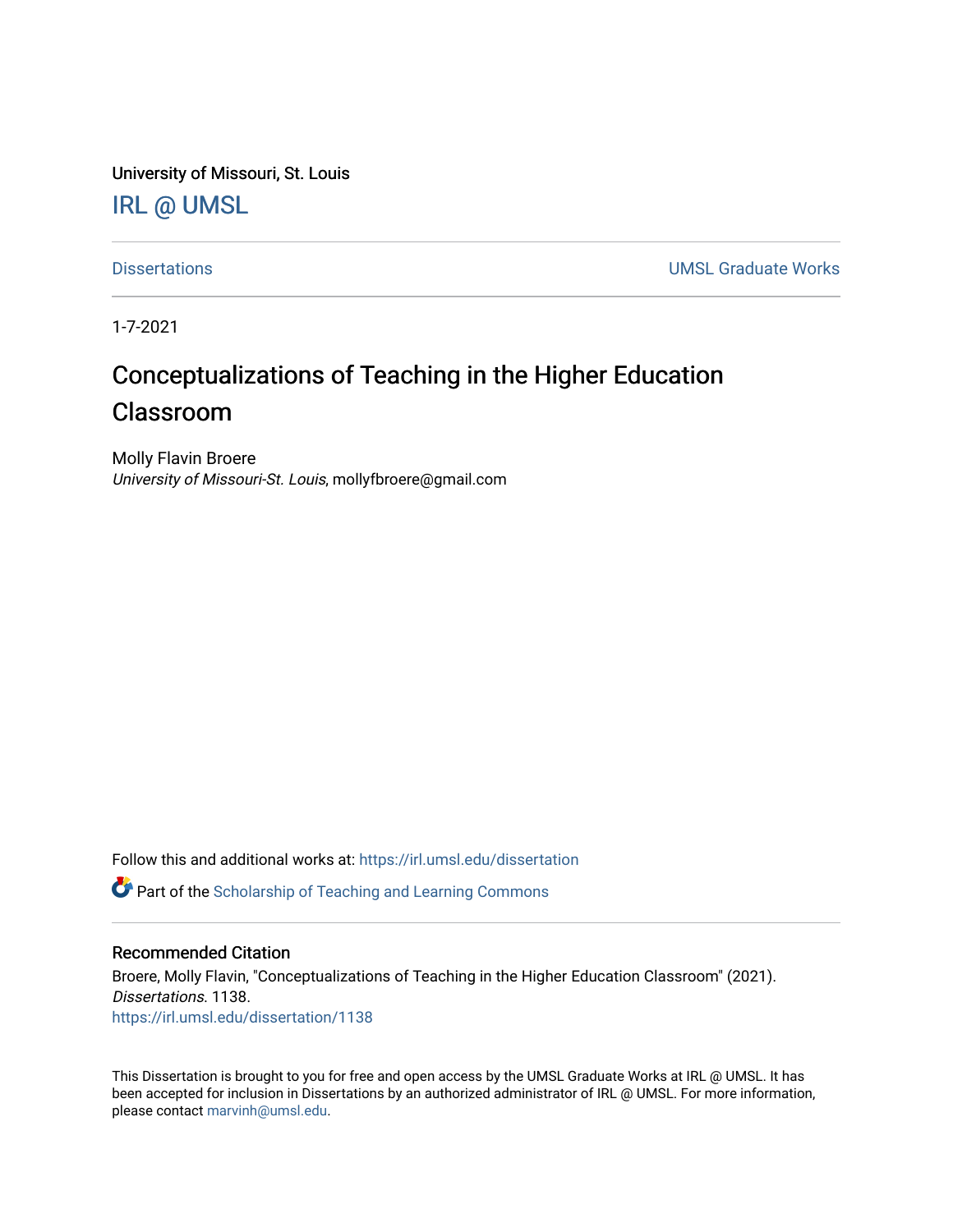University of Missouri, St. Louis

IRL @ UMSL

Dissertations | UMSL Graduate Works

1-7-2021

# Conceptualizations of Teaching in the Higher Education Classroom

Molly Flavin Broere
*University of Missouri-St. Louis*, mollyfbroere@gmail.com

Follow this and additional works at: https://irl.umsl.edu/dissertation

Part of the Scholarship of Teaching and Learning Commons

## Recommended Citation

Broere, Molly Flavin, "Conceptualizations of Teaching in the Higher Education Classroom" (2021). *Dissertations*. 1138.
https://irl.umsl.edu/dissertation/1138

This Dissertation is brought to you for free and open access by the UMSL Graduate Works at IRL @ UMSL. It has been accepted for inclusion in Dissertations by an authorized administrator of IRL @ UMSL. For more information, please contact marvinh@umsl.edu.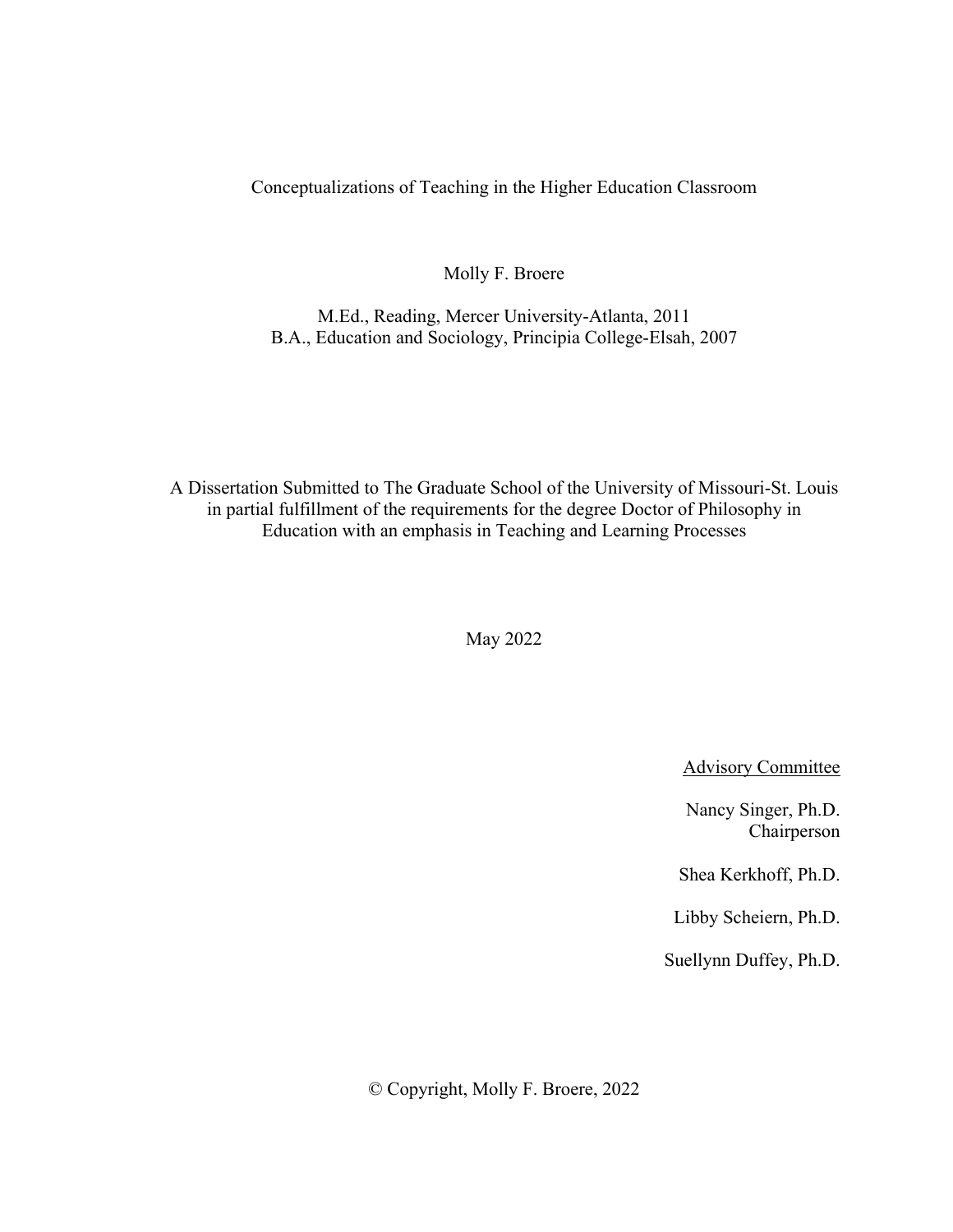# Conceptualizations of Teaching in the Higher Education Classroom

Molly F. Broere

M.Ed., Reading, Mercer University-Atlanta, 2011
B.A., Education and Sociology, Principia College-Elsah, 2007

A Dissertation Submitted to The Graduate School of the University of Missouri-St. Louis in partial fulfillment of the requirements for the degree Doctor of Philosophy in Education with an emphasis in Teaching and Learning Processes

May 2022

Advisory Committee

Nancy Singer, Ph.D.
Chairperson

Shea Kerkhoff, Ph.D.

Libby Scheiern, Ph.D.

Suellynn Duffey, Ph.D.

© Copyright, Molly F. Broere, 2022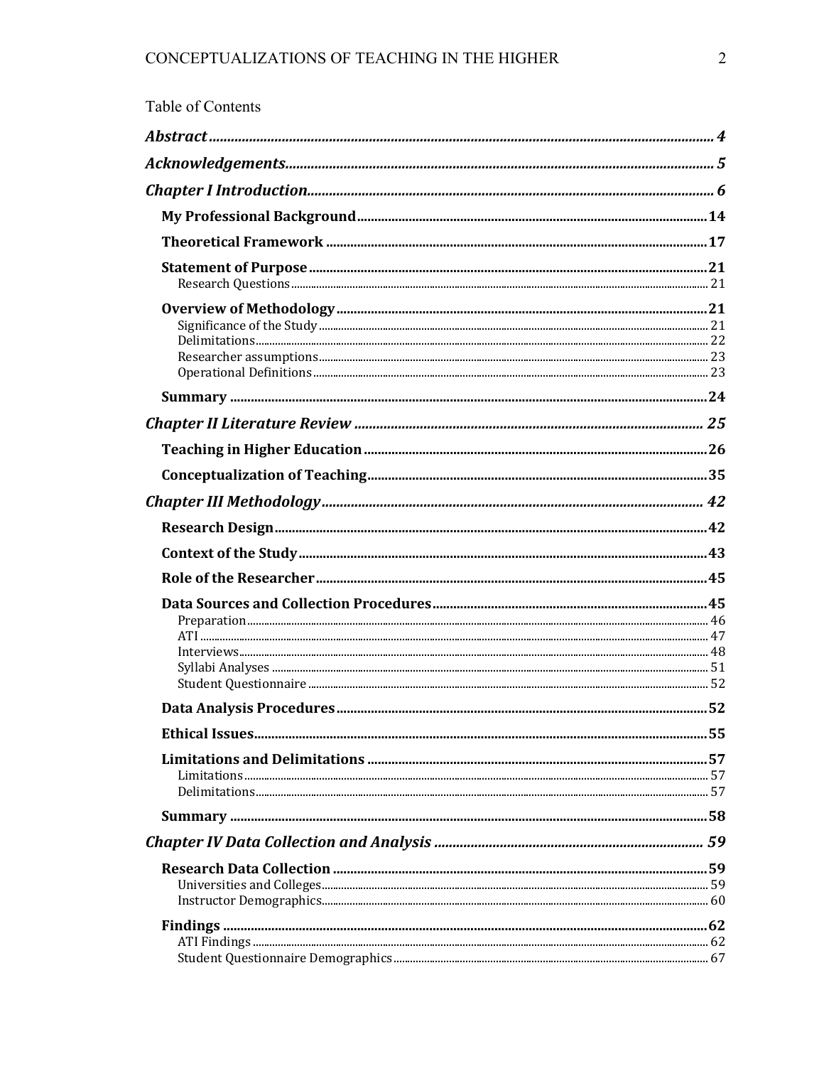Table of Contents

*Abstract* .... 4

*Acknowledgements* .... 5

*Chapter I Introduction* .... 6

- **My Professional Background** .... 14
- **Theoretical Framework** .... 17
- **Statement of Purpose** .... 21
  - Research Questions .... 21
- **Overview of Methodology** .... 21
  - Significance of the Study .... 21
  - Delimitations .... 22
  - Researcher assumptions .... 23
  - Operational Definitions .... 23
- **Summary** .... 24

*Chapter II Literature Review* .... 25

- **Teaching in Higher Education** .... 26
- **Conceptualization of Teaching** .... 35

*Chapter III Methodology* .... 42

- **Research Design** .... 42
- **Context of the Study** .... 43
- **Role of the Researcher** .... 45
- **Data Sources and Collection Procedures** .... 45
  - Preparation .... 46
  - ATI .... 47
  - Interviews .... 48
  - Syllabi Analyses .... 51
  - Student Questionnaire .... 52
- **Data Analysis Procedures** .... 52
- **Ethical Issues** .... 55
- **Limitations and Delimitations** .... 57
  - Limitations .... 57
  - Delimitations .... 57
- **Summary** .... 58

*Chapter IV Data Collection and Analysis* .... 59

- **Research Data Collection** .... 59
  - Universities and Colleges .... 59
  - Instructor Demographics .... 60
- **Findings** .... 62
  - ATI Findings .... 62
  - Student Questionnaire Demographics .... 67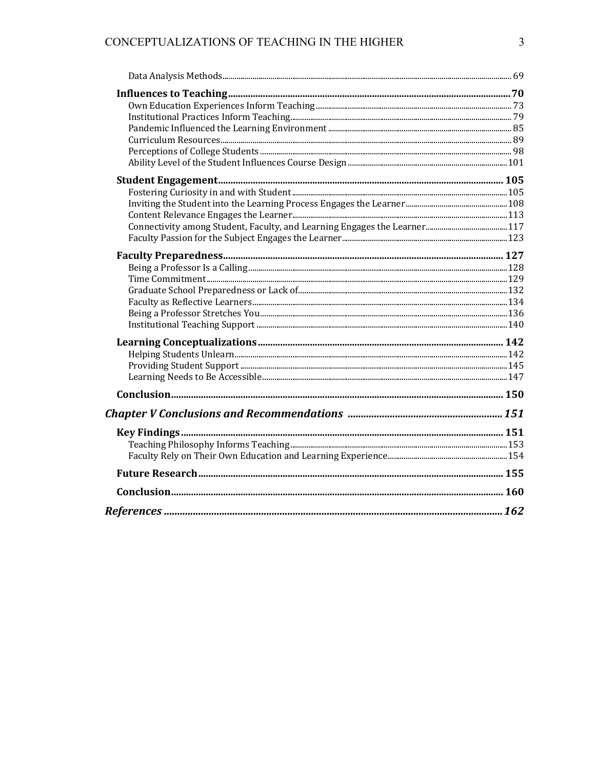Data Analysis Methods ........ 69

**Influences to Teaching** ........ **70**

Own Education Experiences Inform Teaching ........ 73

Institutional Practices Inform Teaching ........ 79

Pandemic Influenced the Learning Environment ........ 85

Curriculum Resources ........ 89

Perceptions of College Students ........ 98

Ability Level of the Student Influences Course Design ........ 101

**Student Engagement** ........ **105**

Fostering Curiosity in and with Student ........ 105

Inviting the Student into the Learning Process Engages the Learner ........ 108

Content Relevance Engages the Learner ........ 113

Connectivity among Student, Faculty, and Learning Engages the Learner ........ 117

Faculty Passion for the Subject Engages the Learner ........ 123

**Faculty Preparedness** ........ **127**

Being a Professor Is a Calling ........ 128

Time Commitment ........ 129

Graduate School Preparedness or Lack of ........ 132

Faculty as Reflective Learners ........ 134

Being a Professor Stretches You ........ 136

Institutional Teaching Support ........ 140

**Learning Conceptualizations** ........ **142**

Helping Students Unlearn ........ 142

Providing Student Support ........ 145

Learning Needs to Be Accessible ........ 147

**Conclusion** ........ **150**

***Chapter V Conclusions and Recommendations*** ........ ***151***

**Key Findings** ........ **151**

Teaching Philosophy Informs Teaching ........ 153

Faculty Rely on Their Own Education and Learning Experience ........ 154

**Future Research** ........ **155**

**Conclusion** ........ **160**

***References*** ........ ***162***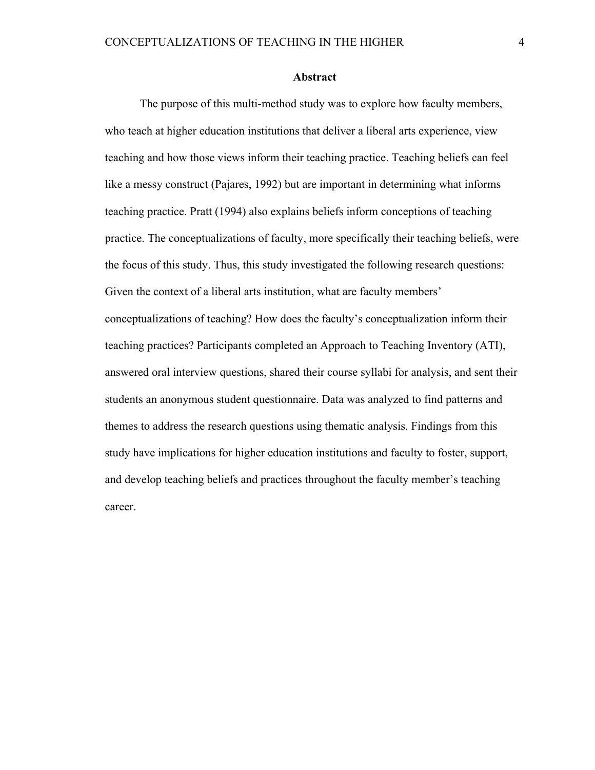## Abstract

The purpose of this multi-method study was to explore how faculty members, who teach at higher education institutions that deliver a liberal arts experience, view teaching and how those views inform their teaching practice. Teaching beliefs can feel like a messy construct (Pajares, 1992) but are important in determining what informs teaching practice. Pratt (1994) also explains beliefs inform conceptions of teaching practice. The conceptualizations of faculty, more specifically their teaching beliefs, were the focus of this study. Thus, this study investigated the following research questions: Given the context of a liberal arts institution, what are faculty members' conceptualizations of teaching? How does the faculty's conceptualization inform their teaching practices? Participants completed an Approach to Teaching Inventory (ATI), answered oral interview questions, shared their course syllabi for analysis, and sent their students an anonymous student questionnaire. Data was analyzed to find patterns and themes to address the research questions using thematic analysis. Findings from this study have implications for higher education institutions and faculty to foster, support, and develop teaching beliefs and practices throughout the faculty member's teaching career.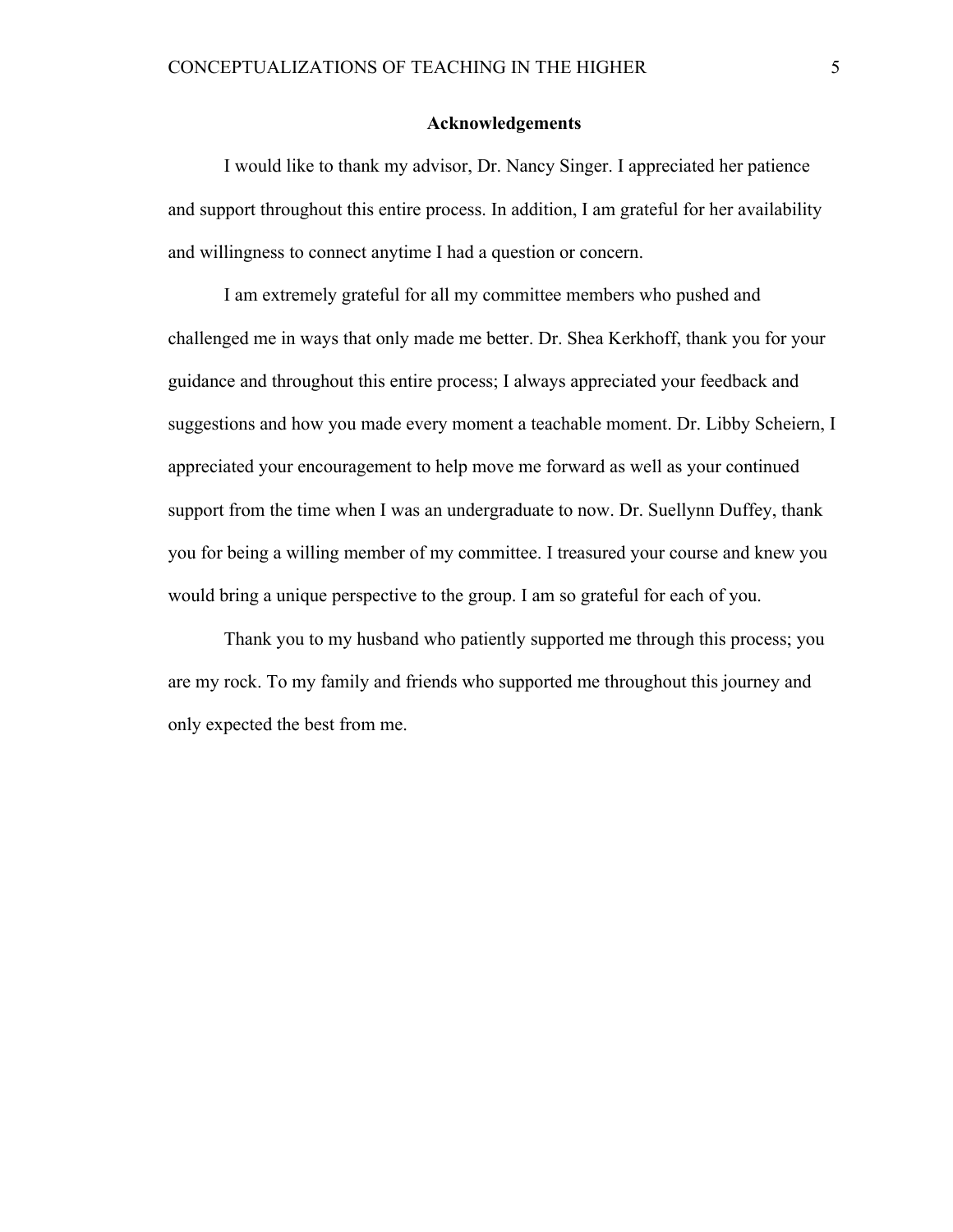## Acknowledgements

I would like to thank my advisor, Dr. Nancy Singer. I appreciated her patience and support throughout this entire process. In addition, I am grateful for her availability and willingness to connect anytime I had a question or concern.

I am extremely grateful for all my committee members who pushed and challenged me in ways that only made me better. Dr. Shea Kerkhoff, thank you for your guidance and throughout this entire process; I always appreciated your feedback and suggestions and how you made every moment a teachable moment. Dr. Libby Scheiern, I appreciated your encouragement to help move me forward as well as your continued support from the time when I was an undergraduate to now. Dr. Suellynn Duffey, thank you for being a willing member of my committee. I treasured your course and knew you would bring a unique perspective to the group. I am so grateful for each of you.

Thank you to my husband who patiently supported me through this process; you are my rock. To my family and friends who supported me throughout this journey and only expected the best from me.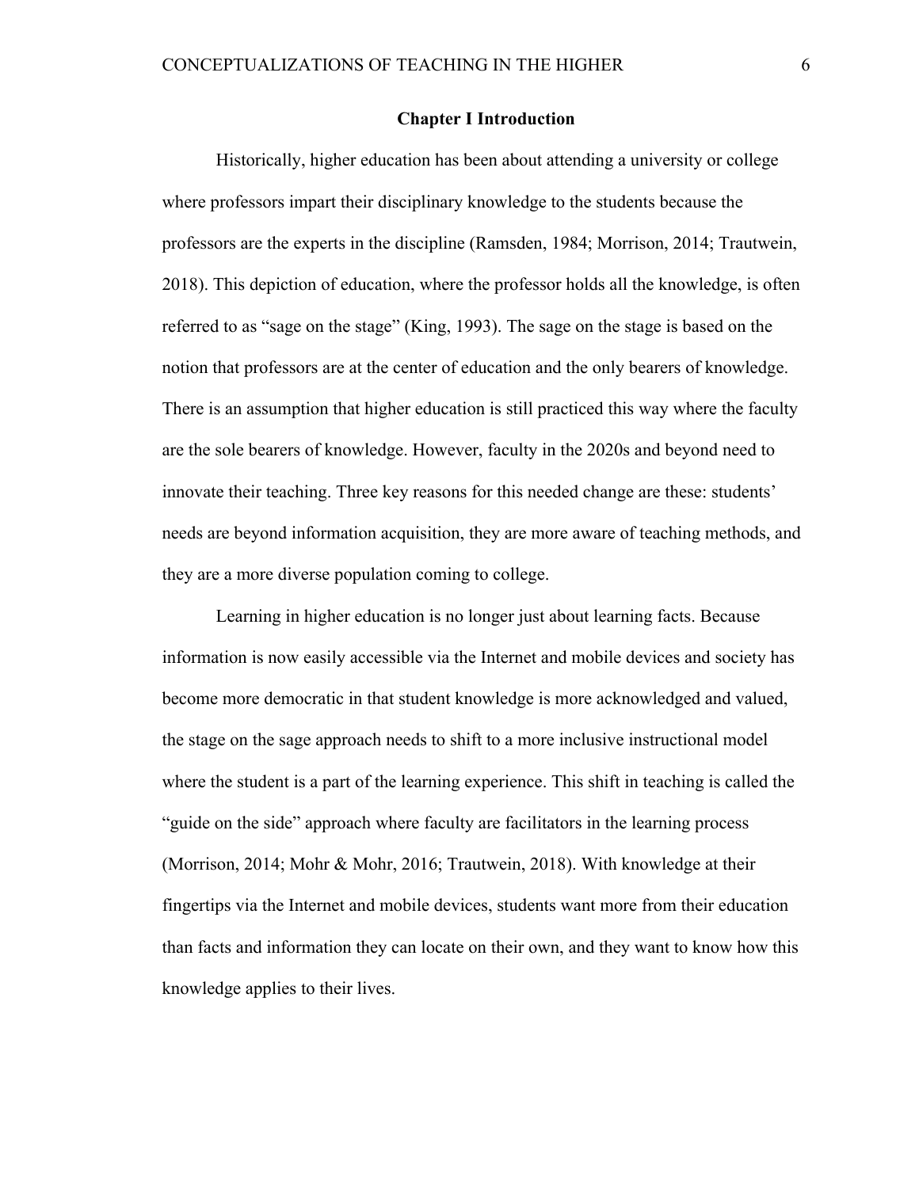# Chapter I Introduction

Historically, higher education has been about attending a university or college where professors impart their disciplinary knowledge to the students because the professors are the experts in the discipline (Ramsden, 1984; Morrison, 2014; Trautwein, 2018). This depiction of education, where the professor holds all the knowledge, is often referred to as "sage on the stage" (King, 1993). The sage on the stage is based on the notion that professors are at the center of education and the only bearers of knowledge. There is an assumption that higher education is still practiced this way where the faculty are the sole bearers of knowledge. However, faculty in the 2020s and beyond need to innovate their teaching. Three key reasons for this needed change are these: students' needs are beyond information acquisition, they are more aware of teaching methods, and they are a more diverse population coming to college.

Learning in higher education is no longer just about learning facts. Because information is now easily accessible via the Internet and mobile devices and society has become more democratic in that student knowledge is more acknowledged and valued, the stage on the sage approach needs to shift to a more inclusive instructional model where the student is a part of the learning experience. This shift in teaching is called the "guide on the side" approach where faculty are facilitators in the learning process (Morrison, 2014; Mohr & Mohr, 2016; Trautwein, 2018). With knowledge at their fingertips via the Internet and mobile devices, students want more from their education than facts and information they can locate on their own, and they want to know how this knowledge applies to their lives.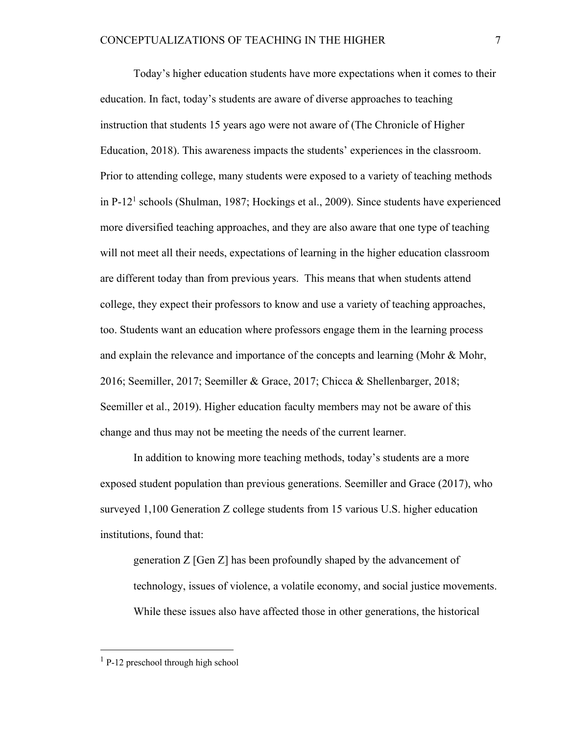Today's higher education students have more expectations when it comes to their education. In fact, today's students are aware of diverse approaches to teaching instruction that students 15 years ago were not aware of (The Chronicle of Higher Education, 2018). This awareness impacts the students' experiences in the classroom. Prior to attending college, many students were exposed to a variety of teaching methods in P-12[1] schools (Shulman, 1987; Hockings et al., 2009). Since students have experienced more diversified teaching approaches, and they are also aware that one type of teaching will not meet all their needs, expectations of learning in the higher education classroom are different today than from previous years. This means that when students attend college, they expect their professors to know and use a variety of teaching approaches, too. Students want an education where professors engage them in the learning process and explain the relevance and importance of the concepts and learning (Mohr & Mohr, 2016; Seemiller, 2017; Seemiller & Grace, 2017; Chicca & Shellenbarger, 2018; Seemiller et al., 2019). Higher education faculty members may not be aware of this change and thus may not be meeting the needs of the current learner.

In addition to knowing more teaching methods, today's students are a more exposed student population than previous generations. Seemiller and Grace (2017), who surveyed 1,100 Generation Z college students from 15 various U.S. higher education institutions, found that:

> generation Z [Gen Z] has been profoundly shaped by the advancement of technology, issues of violence, a volatile economy, and social justice movements. While these issues also have affected those in other generations, the historical

---

[1] P-12 preschool through high school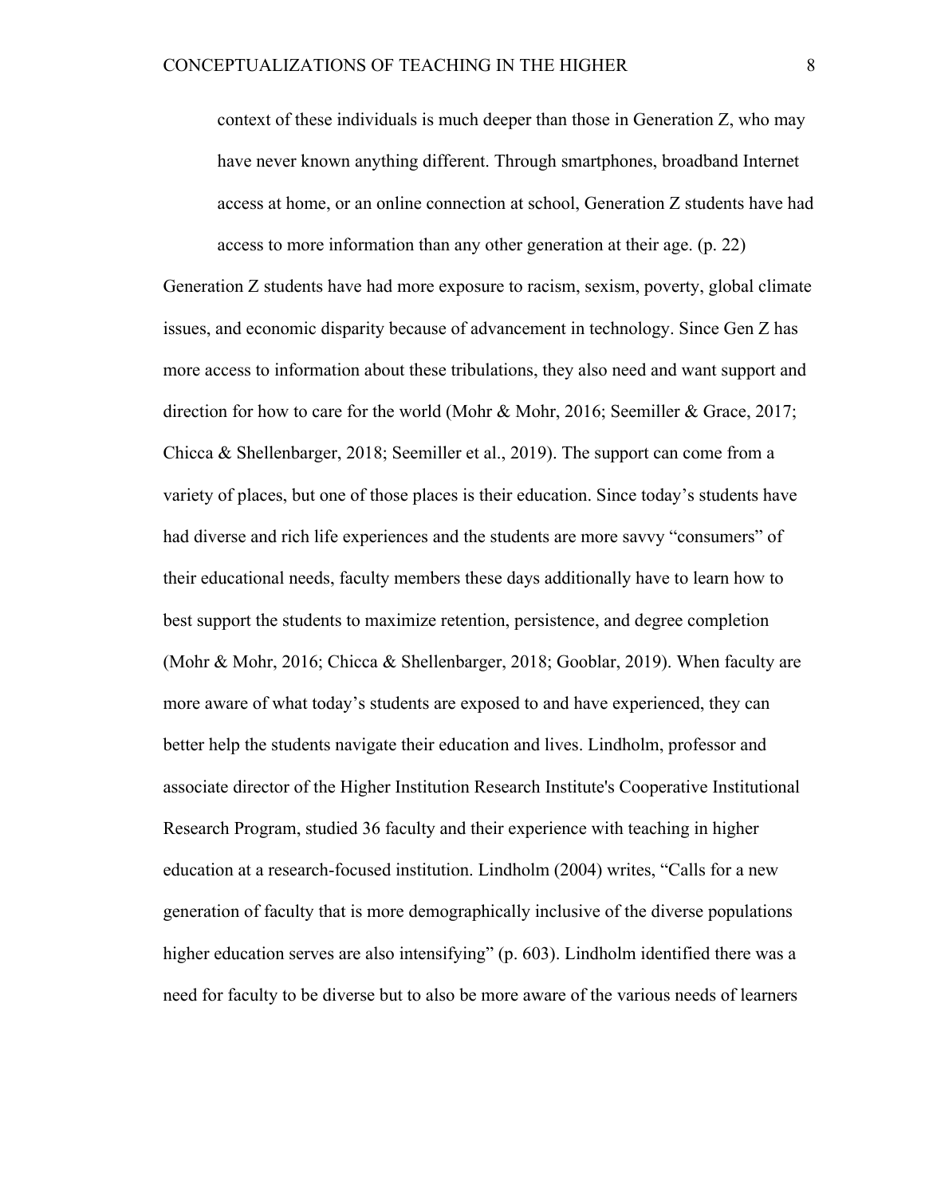> context of these individuals is much deeper than those in Generation Z, who may have never known anything different. Through smartphones, broadband Internet access at home, or an online connection at school, Generation Z students have had access to more information than any other generation at their age. (p. 22)

Generation Z students have had more exposure to racism, sexism, poverty, global climate issues, and economic disparity because of advancement in technology. Since Gen Z has more access to information about these tribulations, they also need and want support and direction for how to care for the world (Mohr & Mohr, 2016; Seemiller & Grace, 2017; Chicca & Shellenbarger, 2018; Seemiller et al., 2019). The support can come from a variety of places, but one of those places is their education. Since today's students have had diverse and rich life experiences and the students are more savvy "consumers" of their educational needs, faculty members these days additionally have to learn how to best support the students to maximize retention, persistence, and degree completion (Mohr & Mohr, 2016; Chicca & Shellenbarger, 2018; Gooblar, 2019). When faculty are more aware of what today's students are exposed to and have experienced, they can better help the students navigate their education and lives. Lindholm, professor and associate director of the Higher Institution Research Institute's Cooperative Institutional Research Program, studied 36 faculty and their experience with teaching in higher education at a research-focused institution. Lindholm (2004) writes, "Calls for a new generation of faculty that is more demographically inclusive of the diverse populations higher education serves are also intensifying" (p. 603). Lindholm identified there was a need for faculty to be diverse but to also be more aware of the various needs of learners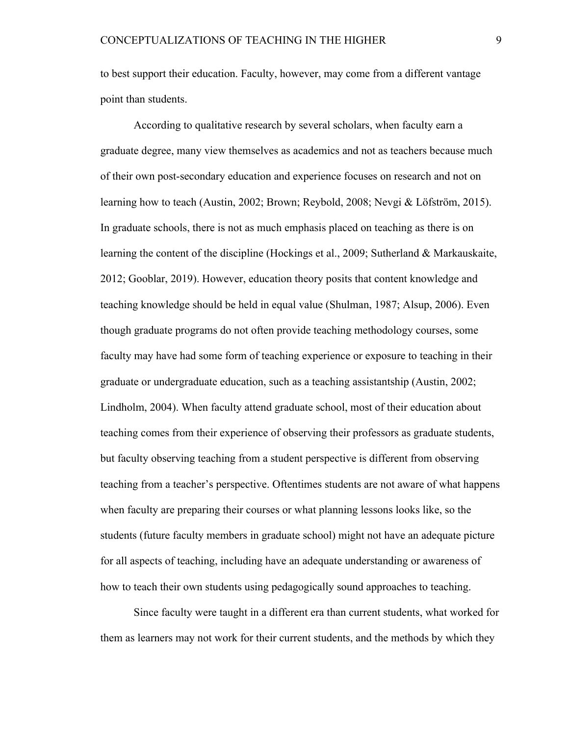to best support their education. Faculty, however, may come from a different vantage point than students.

According to qualitative research by several scholars, when faculty earn a graduate degree, many view themselves as academics and not as teachers because much of their own post-secondary education and experience focuses on research and not on learning how to teach (Austin, 2002; Brown; Reybold, 2008; Nevgi & Löfström, 2015). In graduate schools, there is not as much emphasis placed on teaching as there is on learning the content of the discipline (Hockings et al., 2009; Sutherland & Markauskaite, 2012; Gooblar, 2019). However, education theory posits that content knowledge and teaching knowledge should be held in equal value (Shulman, 1987; Alsup, 2006). Even though graduate programs do not often provide teaching methodology courses, some faculty may have had some form of teaching experience or exposure to teaching in their graduate or undergraduate education, such as a teaching assistantship (Austin, 2002; Lindholm, 2004). When faculty attend graduate school, most of their education about teaching comes from their experience of observing their professors as graduate students, but faculty observing teaching from a student perspective is different from observing teaching from a teacher's perspective. Oftentimes students are not aware of what happens when faculty are preparing their courses or what planning lessons looks like, so the students (future faculty members in graduate school) might not have an adequate picture for all aspects of teaching, including have an adequate understanding or awareness of how to teach their own students using pedagogically sound approaches to teaching.

Since faculty were taught in a different era than current students, what worked for them as learners may not work for their current students, and the methods by which they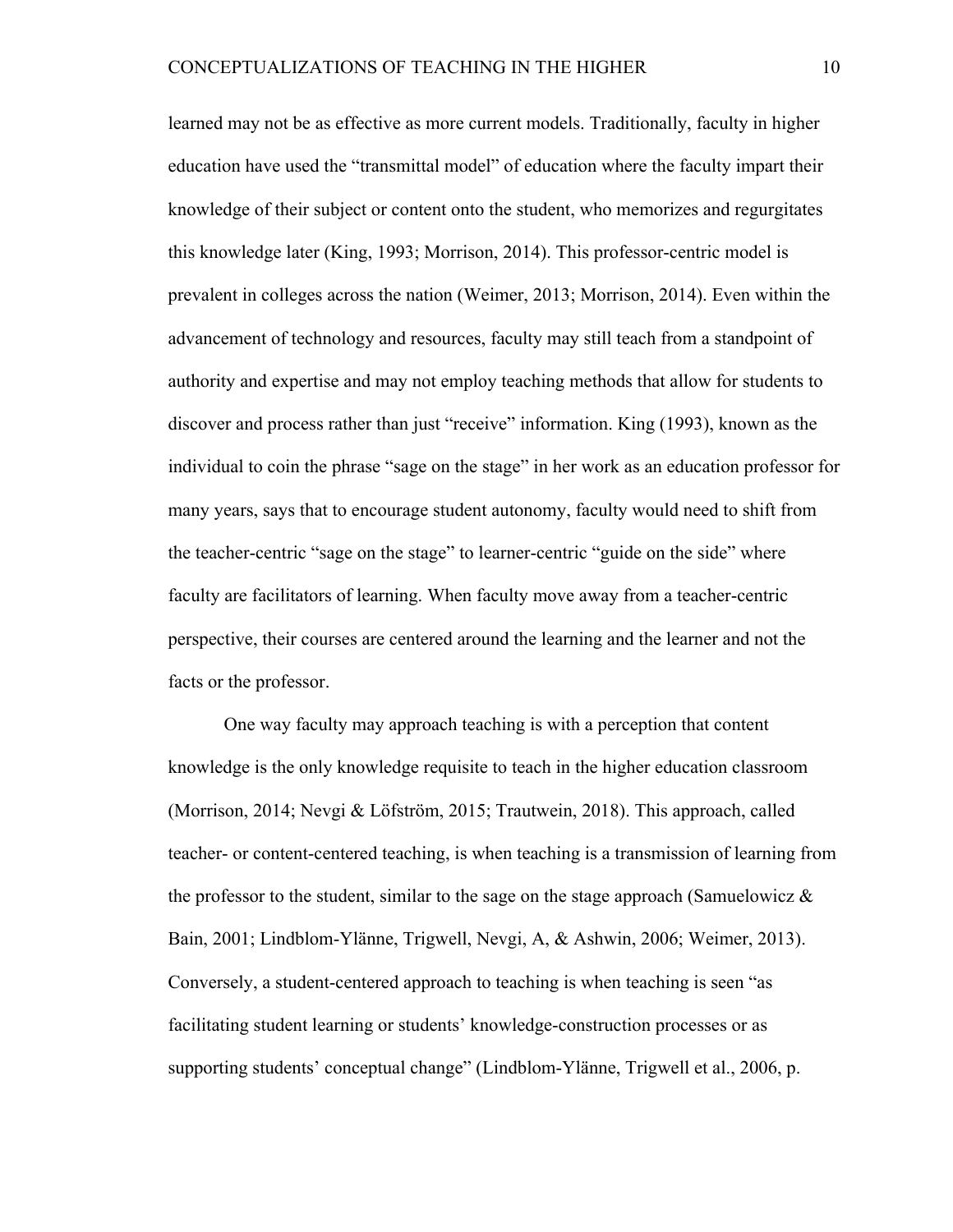learned may not be as effective as more current models. Traditionally, faculty in higher education have used the "transmittal model" of education where the faculty impart their knowledge of their subject or content onto the student, who memorizes and regurgitates this knowledge later (King, 1993; Morrison, 2014). This professor-centric model is prevalent in colleges across the nation (Weimer, 2013; Morrison, 2014). Even within the advancement of technology and resources, faculty may still teach from a standpoint of authority and expertise and may not employ teaching methods that allow for students to discover and process rather than just "receive" information. King (1993), known as the individual to coin the phrase "sage on the stage" in her work as an education professor for many years, says that to encourage student autonomy, faculty would need to shift from the teacher-centric "sage on the stage" to learner-centric "guide on the side" where faculty are facilitators of learning. When faculty move away from a teacher-centric perspective, their courses are centered around the learning and the learner and not the facts or the professor.

One way faculty may approach teaching is with a perception that content knowledge is the only knowledge requisite to teach in the higher education classroom (Morrison, 2014; Nevgi & Löfström, 2015; Trautwein, 2018). This approach, called teacher- or content-centered teaching, is when teaching is a transmission of learning from the professor to the student, similar to the sage on the stage approach (Samuelowicz & Bain, 2001; Lindblom-Ylänne, Trigwell, Nevgi, A, & Ashwin, 2006; Weimer, 2013). Conversely, a student-centered approach to teaching is when teaching is seen "as facilitating student learning or students' knowledge-construction processes or as supporting students' conceptual change" (Lindblom-Ylänne, Trigwell et al., 2006, p.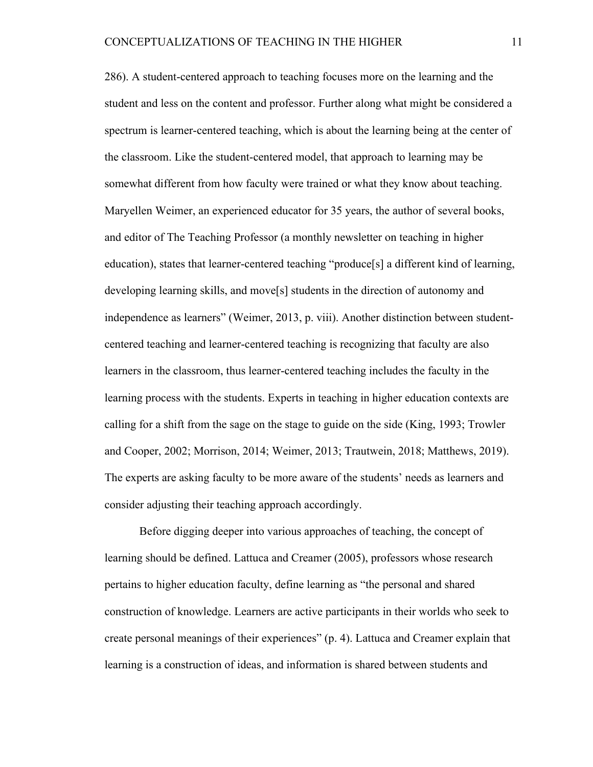286). A student-centered approach to teaching focuses more on the learning and the student and less on the content and professor. Further along what might be considered a spectrum is learner-centered teaching, which is about the learning being at the center of the classroom. Like the student-centered model, that approach to learning may be somewhat different from how faculty were trained or what they know about teaching. Maryellen Weimer, an experienced educator for 35 years, the author of several books, and editor of The Teaching Professor (a monthly newsletter on teaching in higher education), states that learner-centered teaching "produce[s] a different kind of learning, developing learning skills, and move[s] students in the direction of autonomy and independence as learners" (Weimer, 2013, p. viii). Another distinction between student-centered teaching and learner-centered teaching is recognizing that faculty are also learners in the classroom, thus learner-centered teaching includes the faculty in the learning process with the students. Experts in teaching in higher education contexts are calling for a shift from the sage on the stage to guide on the side (King, 1993; Trowler and Cooper, 2002; Morrison, 2014; Weimer, 2013; Trautwein, 2018; Matthews, 2019). The experts are asking faculty to be more aware of the students' needs as learners and consider adjusting their teaching approach accordingly.

Before digging deeper into various approaches of teaching, the concept of learning should be defined. Lattuca and Creamer (2005), professors whose research pertains to higher education faculty, define learning as "the personal and shared construction of knowledge. Learners are active participants in their worlds who seek to create personal meanings of their experiences" (p. 4). Lattuca and Creamer explain that learning is a construction of ideas, and information is shared between students and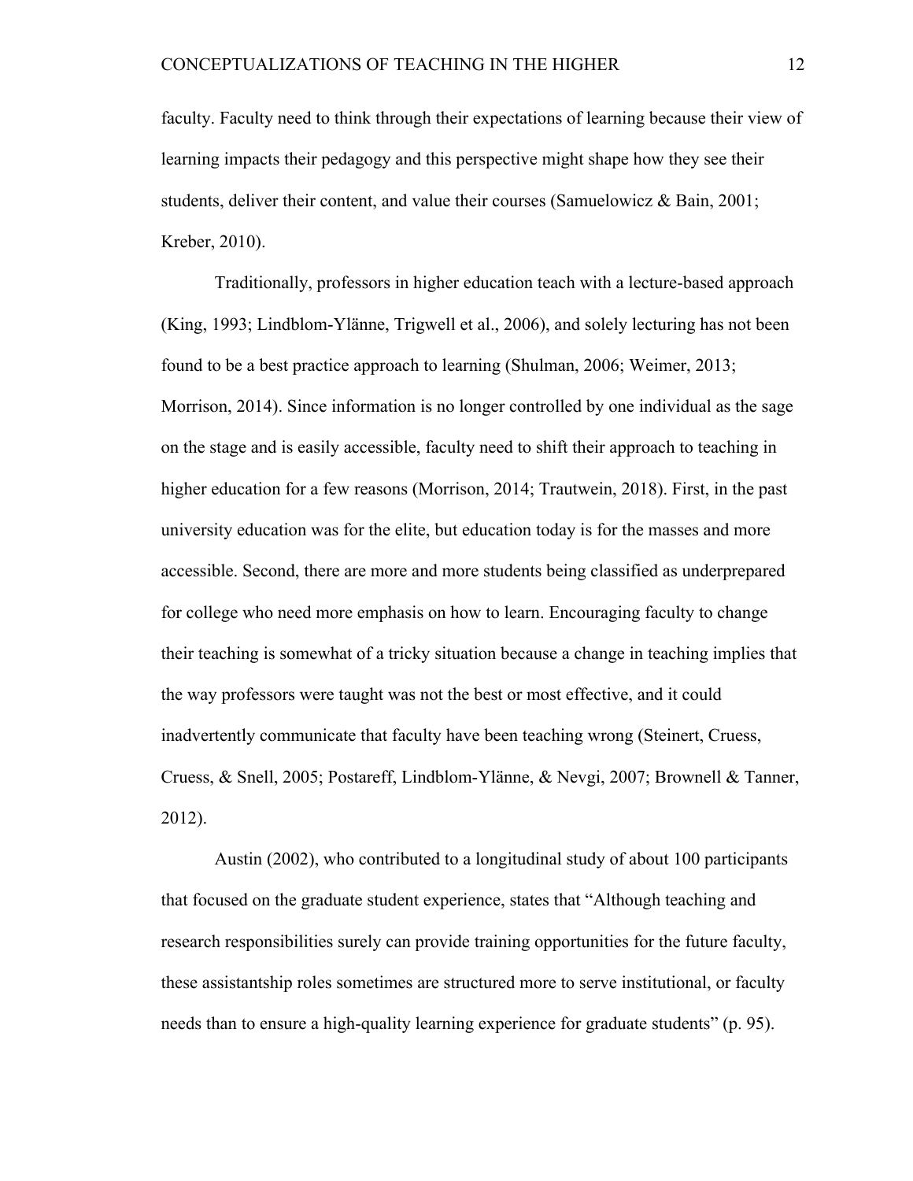faculty. Faculty need to think through their expectations of learning because their view of learning impacts their pedagogy and this perspective might shape how they see their students, deliver their content, and value their courses (Samuelowicz & Bain, 2001; Kreber, 2010).

Traditionally, professors in higher education teach with a lecture-based approach (King, 1993; Lindblom-Ylänne, Trigwell et al., 2006), and solely lecturing has not been found to be a best practice approach to learning (Shulman, 2006; Weimer, 2013; Morrison, 2014). Since information is no longer controlled by one individual as the sage on the stage and is easily accessible, faculty need to shift their approach to teaching in higher education for a few reasons (Morrison, 2014; Trautwein, 2018). First, in the past university education was for the elite, but education today is for the masses and more accessible. Second, there are more and more students being classified as underprepared for college who need more emphasis on how to learn. Encouraging faculty to change their teaching is somewhat of a tricky situation because a change in teaching implies that the way professors were taught was not the best or most effective, and it could inadvertently communicate that faculty have been teaching wrong (Steinert, Cruess, Cruess, & Snell, 2005; Postareff, Lindblom-Ylänne, & Nevgi, 2007; Brownell & Tanner, 2012).

Austin (2002), who contributed to a longitudinal study of about 100 participants that focused on the graduate student experience, states that "Although teaching and research responsibilities surely can provide training opportunities for the future faculty, these assistantship roles sometimes are structured more to serve institutional, or faculty needs than to ensure a high-quality learning experience for graduate students" (p. 95).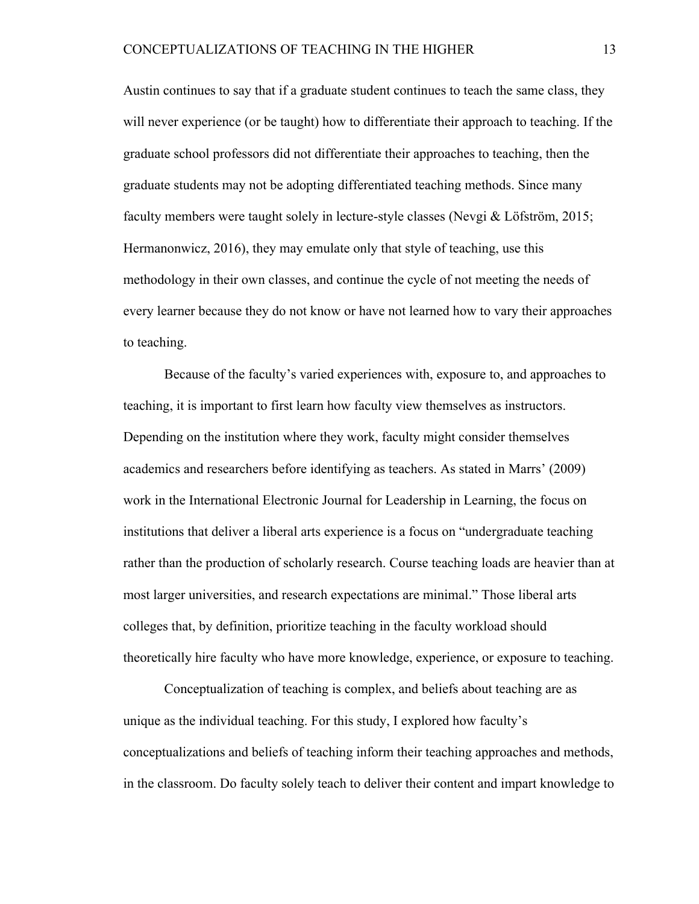Austin continues to say that if a graduate student continues to teach the same class, they will never experience (or be taught) how to differentiate their approach to teaching. If the graduate school professors did not differentiate their approaches to teaching, then the graduate students may not be adopting differentiated teaching methods. Since many faculty members were taught solely in lecture-style classes (Nevgi & Löfström, 2015; Hermanonwicz, 2016), they may emulate only that style of teaching, use this methodology in their own classes, and continue the cycle of not meeting the needs of every learner because they do not know or have not learned how to vary their approaches to teaching.

Because of the faculty's varied experiences with, exposure to, and approaches to teaching, it is important to first learn how faculty view themselves as instructors. Depending on the institution where they work, faculty might consider themselves academics and researchers before identifying as teachers. As stated in Marrs' (2009) work in the International Electronic Journal for Leadership in Learning, the focus on institutions that deliver a liberal arts experience is a focus on "undergraduate teaching rather than the production of scholarly research. Course teaching loads are heavier than at most larger universities, and research expectations are minimal." Those liberal arts colleges that, by definition, prioritize teaching in the faculty workload should theoretically hire faculty who have more knowledge, experience, or exposure to teaching.

Conceptualization of teaching is complex, and beliefs about teaching are as unique as the individual teaching. For this study, I explored how faculty's conceptualizations and beliefs of teaching inform their teaching approaches and methods, in the classroom. Do faculty solely teach to deliver their content and impart knowledge to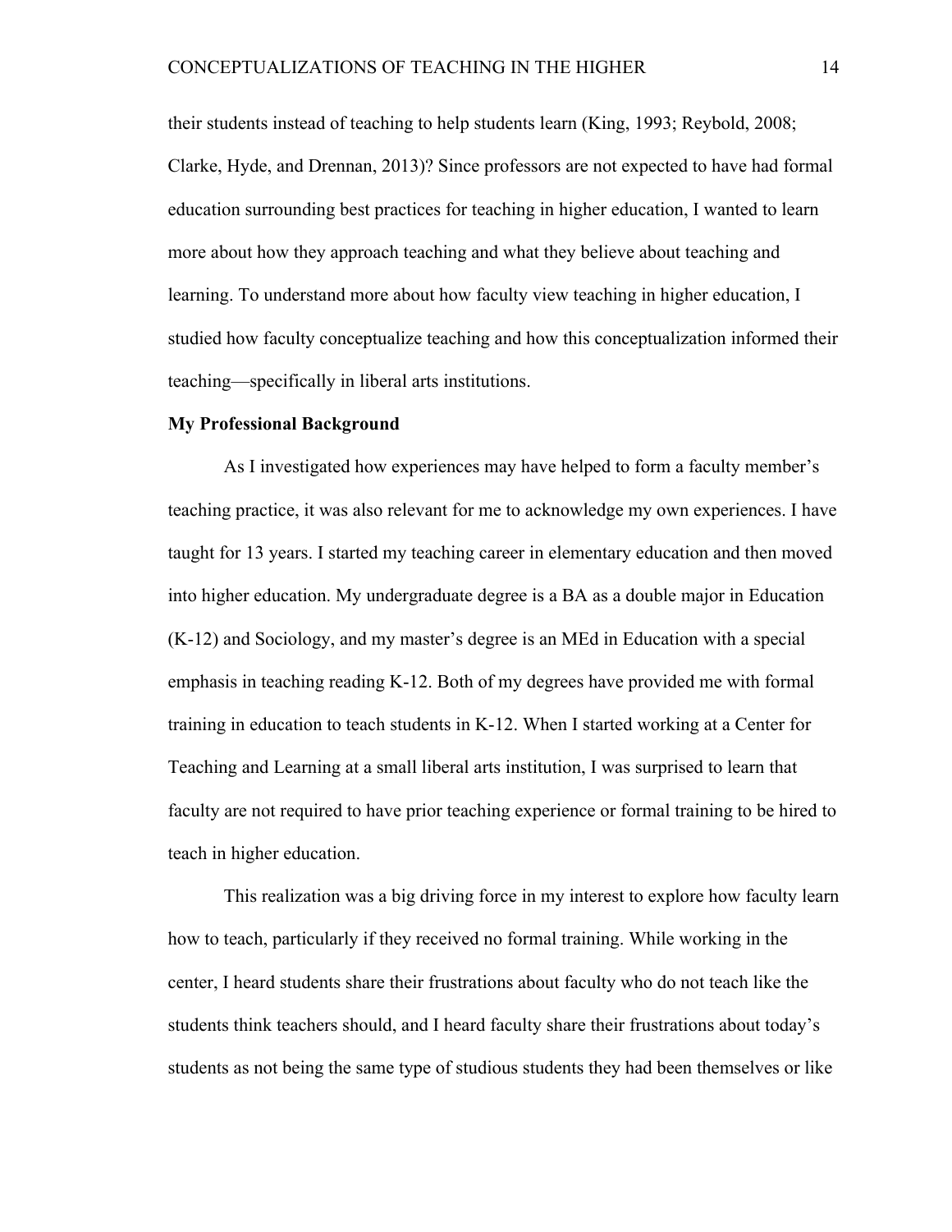their students instead of teaching to help students learn (King, 1993; Reybold, 2008; Clarke, Hyde, and Drennan, 2013)? Since professors are not expected to have had formal education surrounding best practices for teaching in higher education, I wanted to learn more about how they approach teaching and what they believe about teaching and learning. To understand more about how faculty view teaching in higher education, I studied how faculty conceptualize teaching and how this conceptualization informed their teaching—specifically in liberal arts institutions.

**My Professional Background**

As I investigated how experiences may have helped to form a faculty member's teaching practice, it was also relevant for me to acknowledge my own experiences. I have taught for 13 years. I started my teaching career in elementary education and then moved into higher education. My undergraduate degree is a BA as a double major in Education (K-12) and Sociology, and my master's degree is an MEd in Education with a special emphasis in teaching reading K-12. Both of my degrees have provided me with formal training in education to teach students in K-12. When I started working at a Center for Teaching and Learning at a small liberal arts institution, I was surprised to learn that faculty are not required to have prior teaching experience or formal training to be hired to teach in higher education.

This realization was a big driving force in my interest to explore how faculty learn how to teach, particularly if they received no formal training. While working in the center, I heard students share their frustrations about faculty who do not teach like the students think teachers should, and I heard faculty share their frustrations about today's students as not being the same type of studious students they had been themselves or like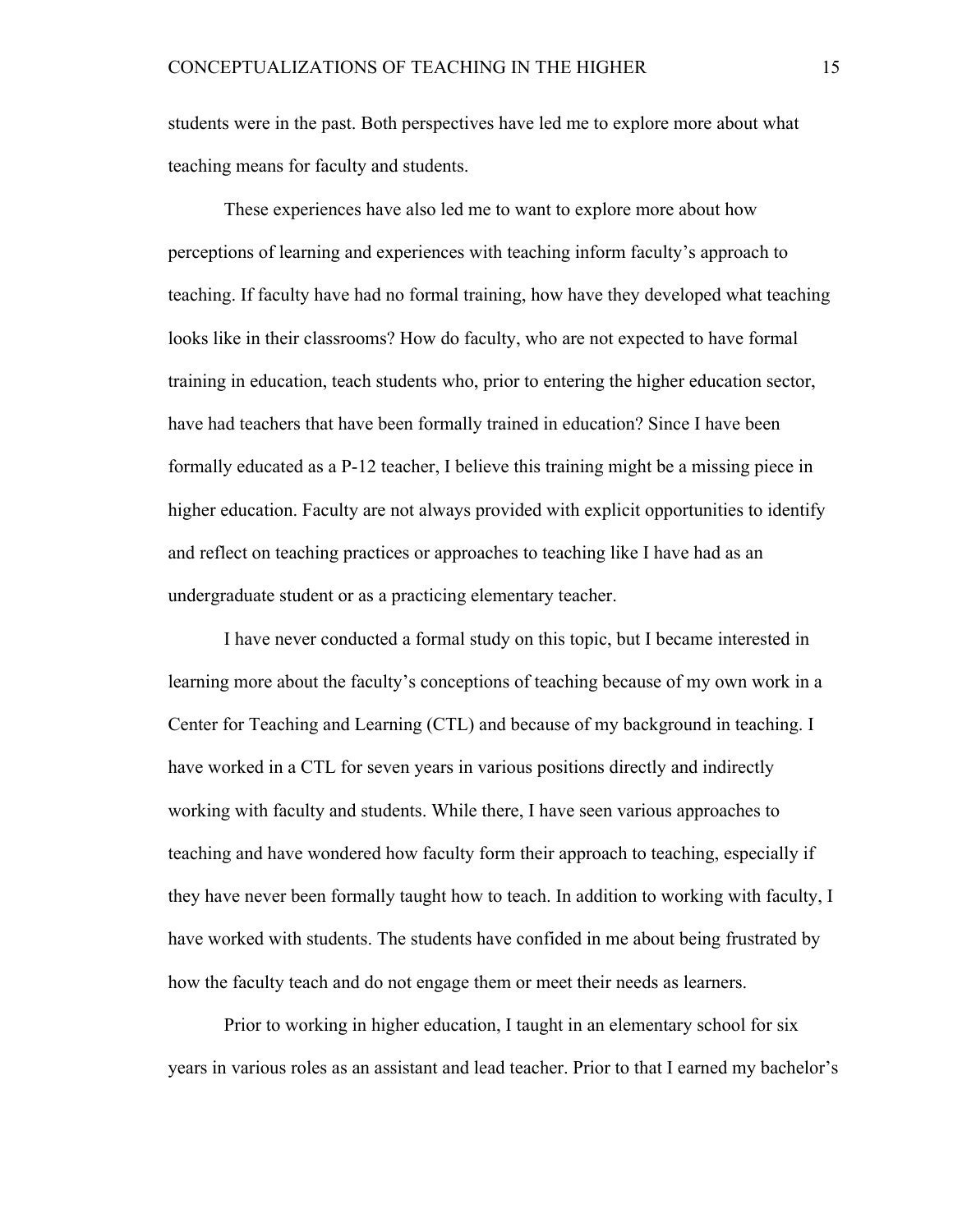students were in the past. Both perspectives have led me to explore more about what teaching means for faculty and students.

These experiences have also led me to want to explore more about how perceptions of learning and experiences with teaching inform faculty's approach to teaching. If faculty have had no formal training, how have they developed what teaching looks like in their classrooms? How do faculty, who are not expected to have formal training in education, teach students who, prior to entering the higher education sector, have had teachers that have been formally trained in education? Since I have been formally educated as a P-12 teacher, I believe this training might be a missing piece in higher education. Faculty are not always provided with explicit opportunities to identify and reflect on teaching practices or approaches to teaching like I have had as an undergraduate student or as a practicing elementary teacher.

I have never conducted a formal study on this topic, but I became interested in learning more about the faculty's conceptions of teaching because of my own work in a Center for Teaching and Learning (CTL) and because of my background in teaching. I have worked in a CTL for seven years in various positions directly and indirectly working with faculty and students. While there, I have seen various approaches to teaching and have wondered how faculty form their approach to teaching, especially if they have never been formally taught how to teach. In addition to working with faculty, I have worked with students. The students have confided in me about being frustrated by how the faculty teach and do not engage them or meet their needs as learners.

Prior to working in higher education, I taught in an elementary school for six years in various roles as an assistant and lead teacher. Prior to that I earned my bachelor's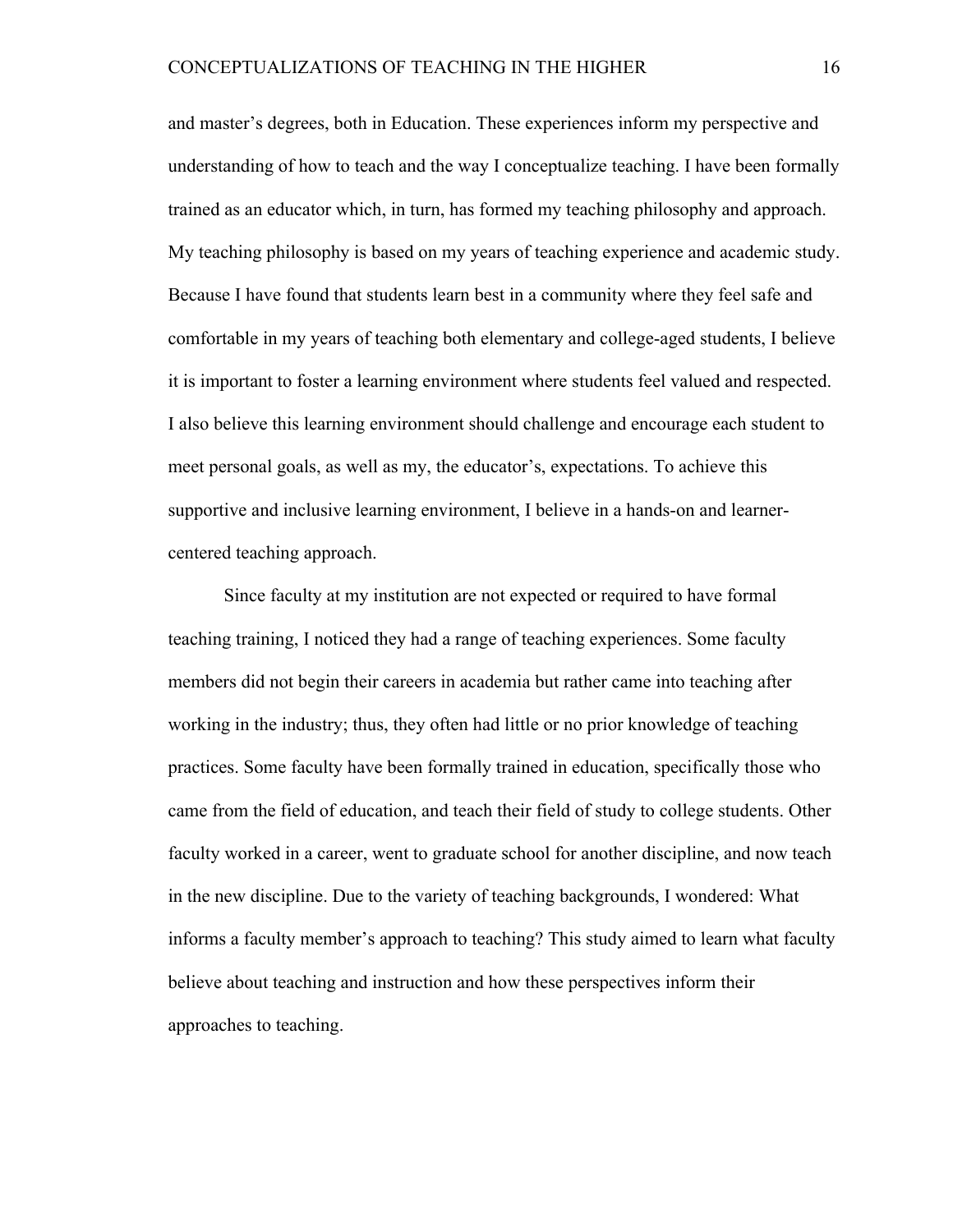and master's degrees, both in Education. These experiences inform my perspective and understanding of how to teach and the way I conceptualize teaching. I have been formally trained as an educator which, in turn, has formed my teaching philosophy and approach. My teaching philosophy is based on my years of teaching experience and academic study. Because I have found that students learn best in a community where they feel safe and comfortable in my years of teaching both elementary and college-aged students, I believe it is important to foster a learning environment where students feel valued and respected. I also believe this learning environment should challenge and encourage each student to meet personal goals, as well as my, the educator's, expectations. To achieve this supportive and inclusive learning environment, I believe in a hands-on and learner-centered teaching approach.

Since faculty at my institution are not expected or required to have formal teaching training, I noticed they had a range of teaching experiences. Some faculty members did not begin their careers in academia but rather came into teaching after working in the industry; thus, they often had little or no prior knowledge of teaching practices. Some faculty have been formally trained in education, specifically those who came from the field of education, and teach their field of study to college students. Other faculty worked in a career, went to graduate school for another discipline, and now teach in the new discipline. Due to the variety of teaching backgrounds, I wondered: What informs a faculty member's approach to teaching? This study aimed to learn what faculty believe about teaching and instruction and how these perspectives inform their approaches to teaching.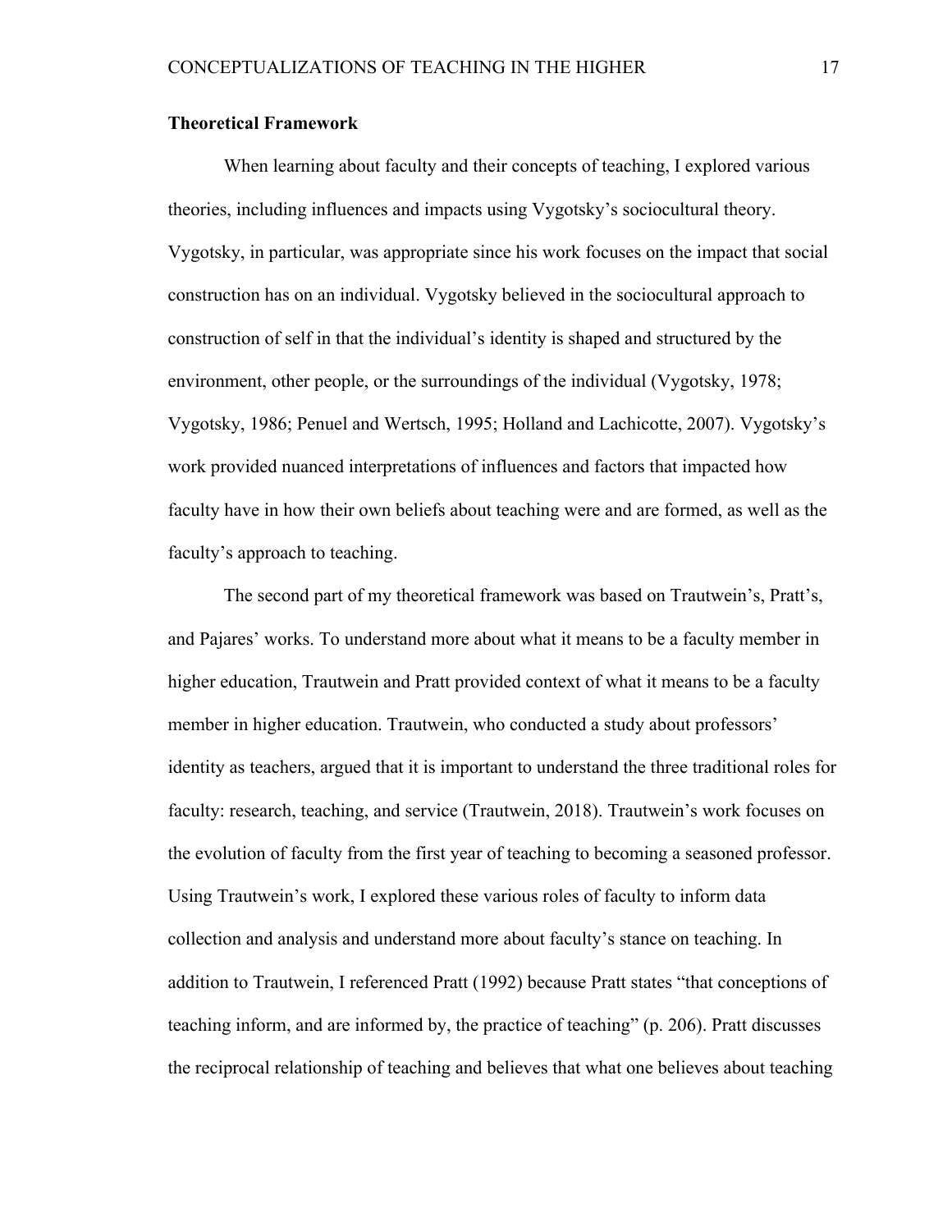**Theoretical Framework**

When learning about faculty and their concepts of teaching, I explored various theories, including influences and impacts using Vygotsky's sociocultural theory. Vygotsky, in particular, was appropriate since his work focuses on the impact that social construction has on an individual. Vygotsky believed in the sociocultural approach to construction of self in that the individual's identity is shaped and structured by the environment, other people, or the surroundings of the individual (Vygotsky, 1978; Vygotsky, 1986; Penuel and Wertsch, 1995; Holland and Lachicotte, 2007). Vygotsky's work provided nuanced interpretations of influences and factors that impacted how faculty have in how their own beliefs about teaching were and are formed, as well as the faculty's approach to teaching.

The second part of my theoretical framework was based on Trautwein's, Pratt's, and Pajares' works. To understand more about what it means to be a faculty member in higher education, Trautwein and Pratt provided context of what it means to be a faculty member in higher education. Trautwein, who conducted a study about professors' identity as teachers, argued that it is important to understand the three traditional roles for faculty: research, teaching, and service (Trautwein, 2018). Trautwein's work focuses on the evolution of faculty from the first year of teaching to becoming a seasoned professor. Using Trautwein's work, I explored these various roles of faculty to inform data collection and analysis and understand more about faculty's stance on teaching. In addition to Trautwein, I referenced Pratt (1992) because Pratt states "that conceptions of teaching inform, and are informed by, the practice of teaching" (p. 206). Pratt discusses the reciprocal relationship of teaching and believes that what one believes about teaching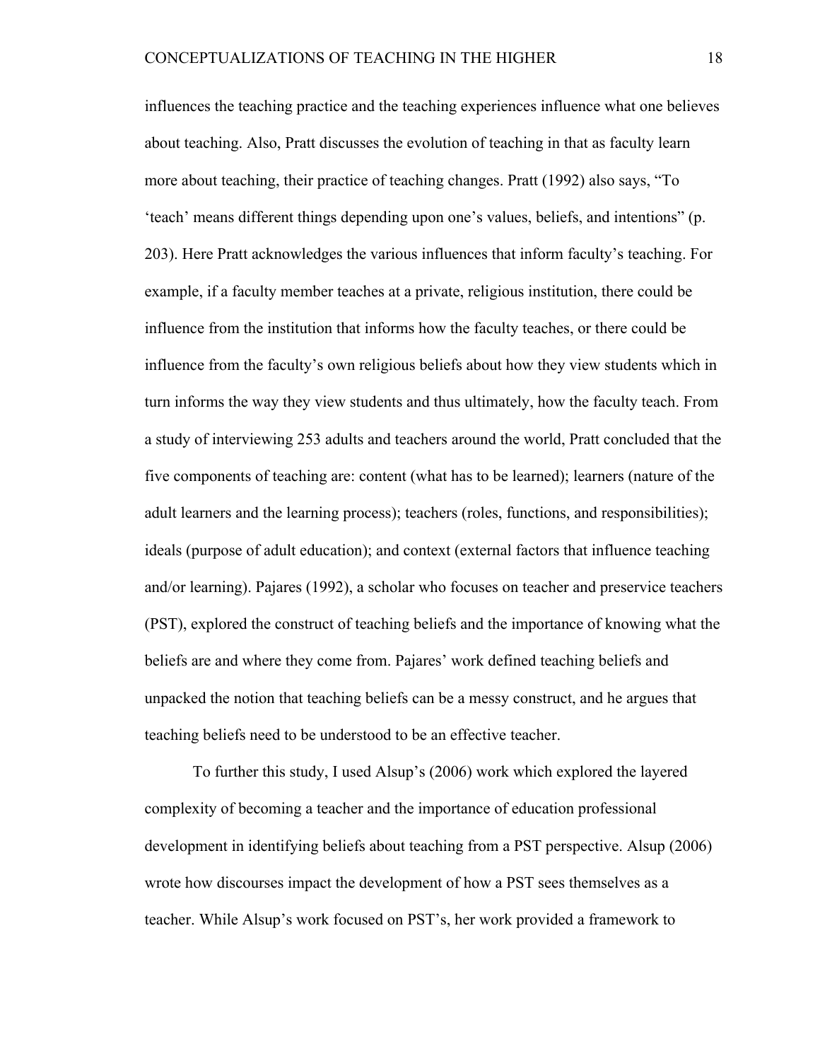influences the teaching practice and the teaching experiences influence what one believes about teaching. Also, Pratt discusses the evolution of teaching in that as faculty learn more about teaching, their practice of teaching changes. Pratt (1992) also says, "To 'teach' means different things depending upon one's values, beliefs, and intentions" (p. 203). Here Pratt acknowledges the various influences that inform faculty's teaching. For example, if a faculty member teaches at a private, religious institution, there could be influence from the institution that informs how the faculty teaches, or there could be influence from the faculty's own religious beliefs about how they view students which in turn informs the way they view students and thus ultimately, how the faculty teach. From a study of interviewing 253 adults and teachers around the world, Pratt concluded that the five components of teaching are: content (what has to be learned); learners (nature of the adult learners and the learning process); teachers (roles, functions, and responsibilities); ideals (purpose of adult education); and context (external factors that influence teaching and/or learning). Pajares (1992), a scholar who focuses on teacher and preservice teachers (PST), explored the construct of teaching beliefs and the importance of knowing what the beliefs are and where they come from. Pajares' work defined teaching beliefs and unpacked the notion that teaching beliefs can be a messy construct, and he argues that teaching beliefs need to be understood to be an effective teacher.

To further this study, I used Alsup's (2006) work which explored the layered complexity of becoming a teacher and the importance of education professional development in identifying beliefs about teaching from a PST perspective. Alsup (2006) wrote how discourses impact the development of how a PST sees themselves as a teacher. While Alsup's work focused on PST's, her work provided a framework to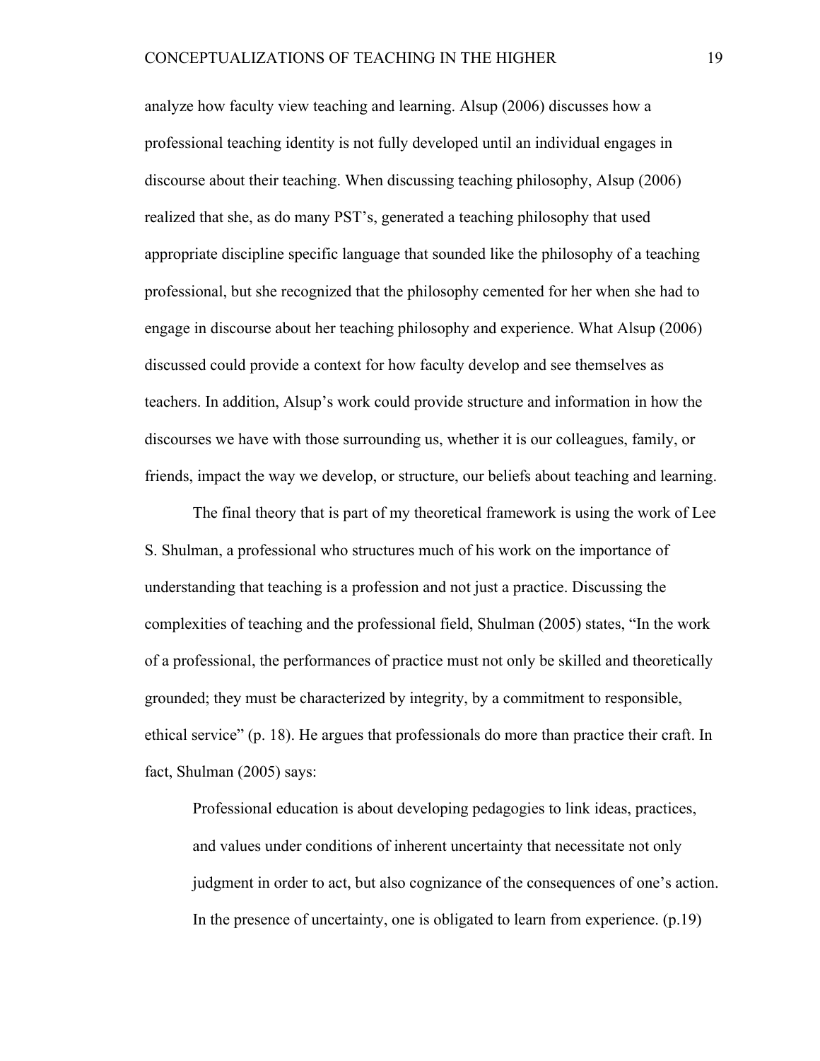analyze how faculty view teaching and learning. Alsup (2006) discusses how a professional teaching identity is not fully developed until an individual engages in discourse about their teaching. When discussing teaching philosophy, Alsup (2006) realized that she, as do many PST's, generated a teaching philosophy that used appropriate discipline specific language that sounded like the philosophy of a teaching professional, but she recognized that the philosophy cemented for her when she had to engage in discourse about her teaching philosophy and experience. What Alsup (2006) discussed could provide a context for how faculty develop and see themselves as teachers. In addition, Alsup's work could provide structure and information in how the discourses we have with those surrounding us, whether it is our colleagues, family, or friends, impact the way we develop, or structure, our beliefs about teaching and learning.

The final theory that is part of my theoretical framework is using the work of Lee S. Shulman, a professional who structures much of his work on the importance of understanding that teaching is a profession and not just a practice. Discussing the complexities of teaching and the professional field, Shulman (2005) states, "In the work of a professional, the performances of practice must not only be skilled and theoretically grounded; they must be characterized by integrity, by a commitment to responsible, ethical service" (p. 18). He argues that professionals do more than practice their craft. In fact, Shulman (2005) says:

> Professional education is about developing pedagogies to link ideas, practices, and values under conditions of inherent uncertainty that necessitate not only judgment in order to act, but also cognizance of the consequences of one's action. In the presence of uncertainty, one is obligated to learn from experience. (p.19)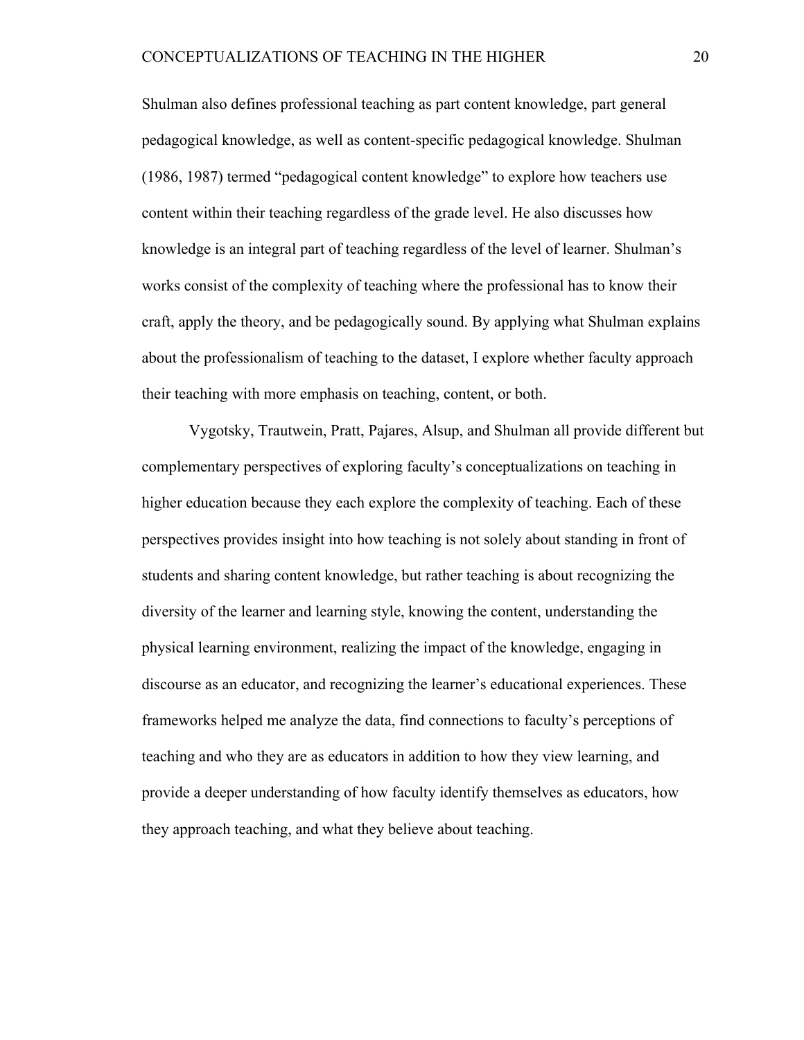Shulman also defines professional teaching as part content knowledge, part general pedagogical knowledge, as well as content-specific pedagogical knowledge. Shulman (1986, 1987) termed "pedagogical content knowledge" to explore how teachers use content within their teaching regardless of the grade level. He also discusses how knowledge is an integral part of teaching regardless of the level of learner. Shulman's works consist of the complexity of teaching where the professional has to know their craft, apply the theory, and be pedagogically sound. By applying what Shulman explains about the professionalism of teaching to the dataset, I explore whether faculty approach their teaching with more emphasis on teaching, content, or both.

Vygotsky, Trautwein, Pratt, Pajares, Alsup, and Shulman all provide different but complementary perspectives of exploring faculty's conceptualizations on teaching in higher education because they each explore the complexity of teaching. Each of these perspectives provides insight into how teaching is not solely about standing in front of students and sharing content knowledge, but rather teaching is about recognizing the diversity of the learner and learning style, knowing the content, understanding the physical learning environment, realizing the impact of the knowledge, engaging in discourse as an educator, and recognizing the learner's educational experiences. These frameworks helped me analyze the data, find connections to faculty's perceptions of teaching and who they are as educators in addition to how they view learning, and provide a deeper understanding of how faculty identify themselves as educators, how they approach teaching, and what they believe about teaching.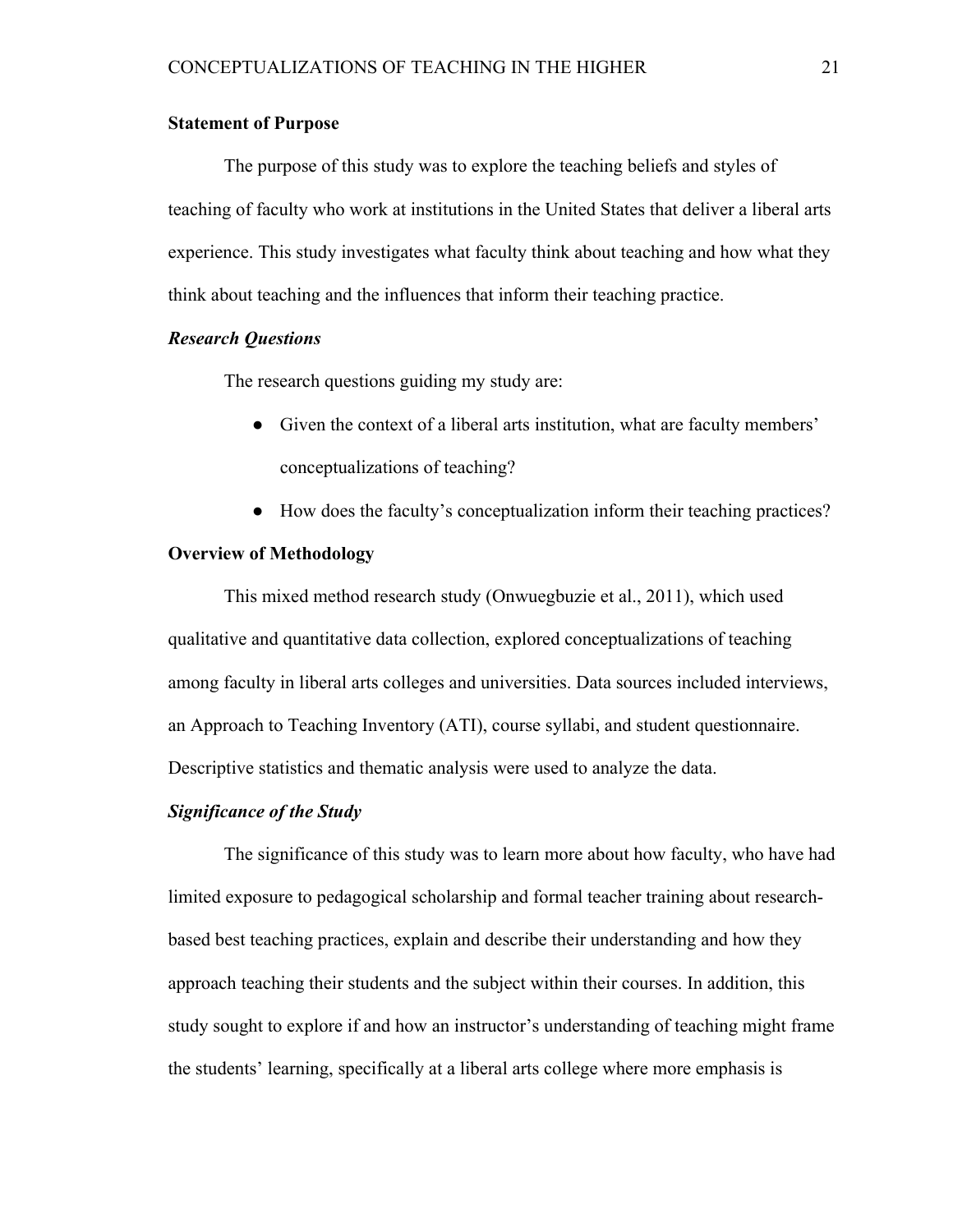## Statement of Purpose

The purpose of this study was to explore the teaching beliefs and styles of teaching of faculty who work at institutions in the United States that deliver a liberal arts experience. This study investigates what faculty think about teaching and how what they think about teaching and the influences that inform their teaching practice.

### *Research Questions*

The research questions guiding my study are:

- Given the context of a liberal arts institution, what are faculty members' conceptualizations of teaching?
- How does the faculty's conceptualization inform their teaching practices?

## Overview of Methodology

This mixed method research study (Onwuegbuzie et al., 2011), which used qualitative and quantitative data collection, explored conceptualizations of teaching among faculty in liberal arts colleges and universities. Data sources included interviews, an Approach to Teaching Inventory (ATI), course syllabi, and student questionnaire. Descriptive statistics and thematic analysis were used to analyze the data.

### *Significance of the Study*

The significance of this study was to learn more about how faculty, who have had limited exposure to pedagogical scholarship and formal teacher training about research-based best teaching practices, explain and describe their understanding and how they approach teaching their students and the subject within their courses. In addition, this study sought to explore if and how an instructor's understanding of teaching might frame the students' learning, specifically at a liberal arts college where more emphasis is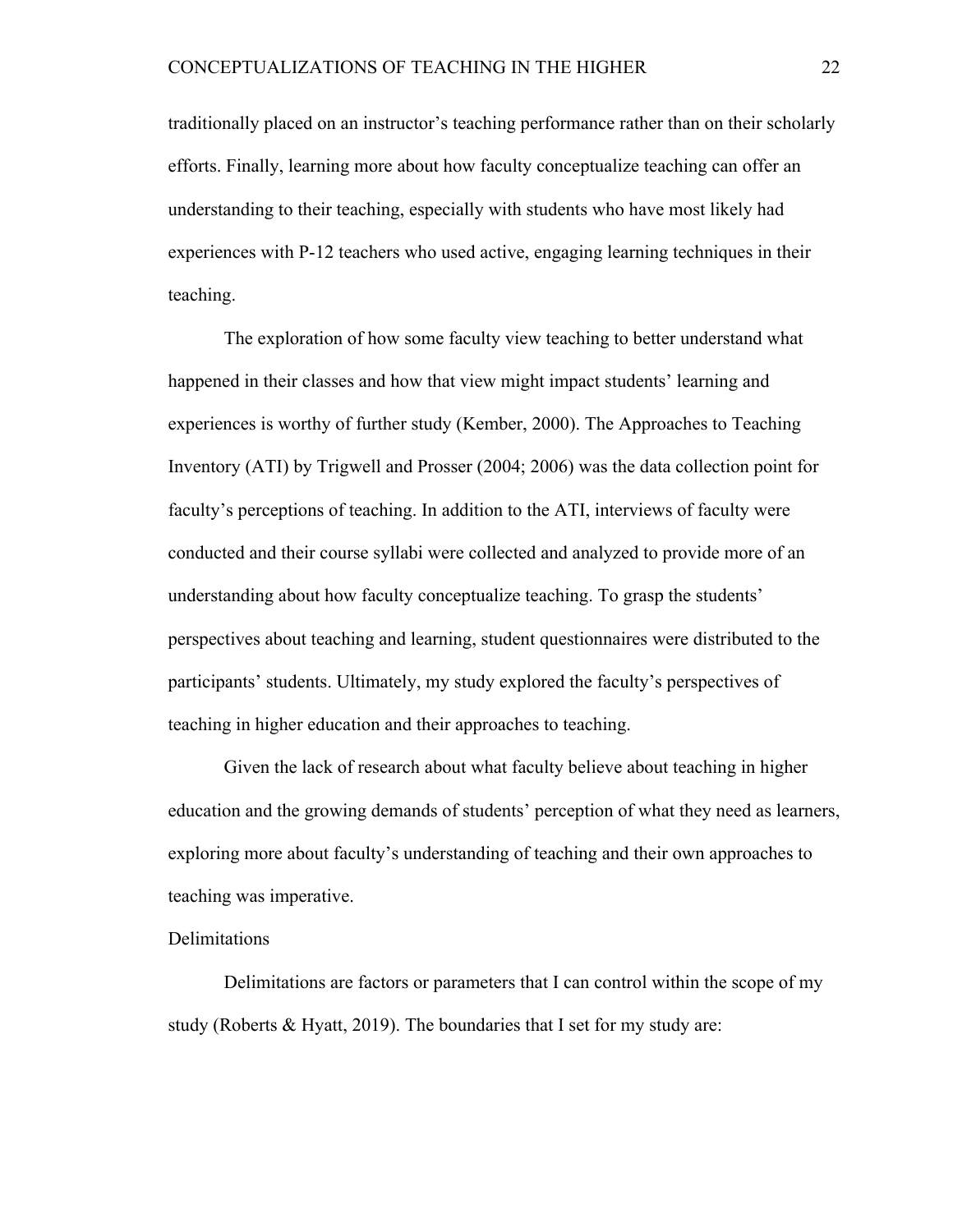traditionally placed on an instructor's teaching performance rather than on their scholarly efforts. Finally, learning more about how faculty conceptualize teaching can offer an understanding to their teaching, especially with students who have most likely had experiences with P-12 teachers who used active, engaging learning techniques in their teaching.

The exploration of how some faculty view teaching to better understand what happened in their classes and how that view might impact students' learning and experiences is worthy of further study (Kember, 2000). The Approaches to Teaching Inventory (ATI) by Trigwell and Prosser (2004; 2006) was the data collection point for faculty's perceptions of teaching. In addition to the ATI, interviews of faculty were conducted and their course syllabi were collected and analyzed to provide more of an understanding about how faculty conceptualize teaching. To grasp the students' perspectives about teaching and learning, student questionnaires were distributed to the participants' students. Ultimately, my study explored the faculty's perspectives of teaching in higher education and their approaches to teaching.

Given the lack of research about what faculty believe about teaching in higher education and the growing demands of students' perception of what they need as learners, exploring more about faculty's understanding of teaching and their own approaches to teaching was imperative.

## Delimitations

Delimitations are factors or parameters that I can control within the scope of my study (Roberts & Hyatt, 2019). The boundaries that I set for my study are: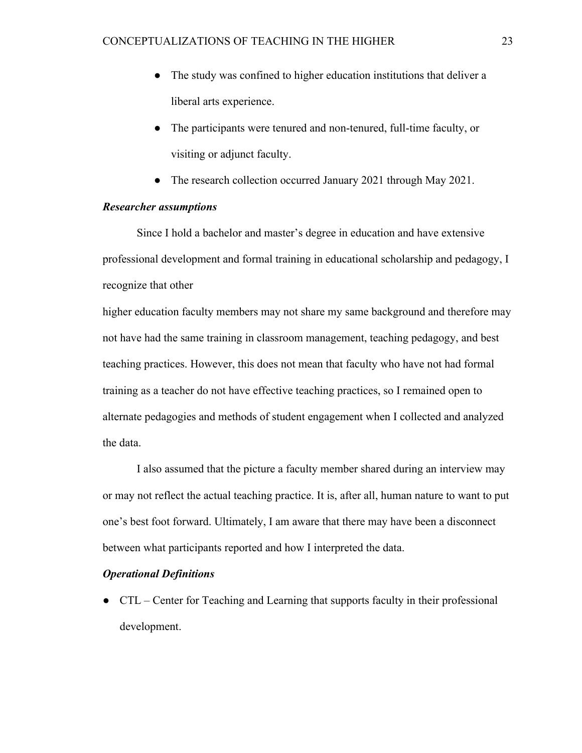- The study was confined to higher education institutions that deliver a liberal arts experience.
- The participants were tenured and non-tenured, full-time faculty, or visiting or adjunct faculty.
- The research collection occurred January 2021 through May 2021.

***Researcher assumptions***

Since I hold a bachelor and master's degree in education and have extensive professional development and formal training in educational scholarship and pedagogy, I recognize that other higher education faculty members may not share my same background and therefore may not have had the same training in classroom management, teaching pedagogy, and best teaching practices. However, this does not mean that faculty who have not had formal training as a teacher do not have effective teaching practices, so I remained open to alternate pedagogies and methods of student engagement when I collected and analyzed the data.

I also assumed that the picture a faculty member shared during an interview may or may not reflect the actual teaching practice. It is, after all, human nature to want to put one's best foot forward. Ultimately, I am aware that there may have been a disconnect between what participants reported and how I interpreted the data.

***Operational Definitions***

- CTL – Center for Teaching and Learning that supports faculty in their professional development.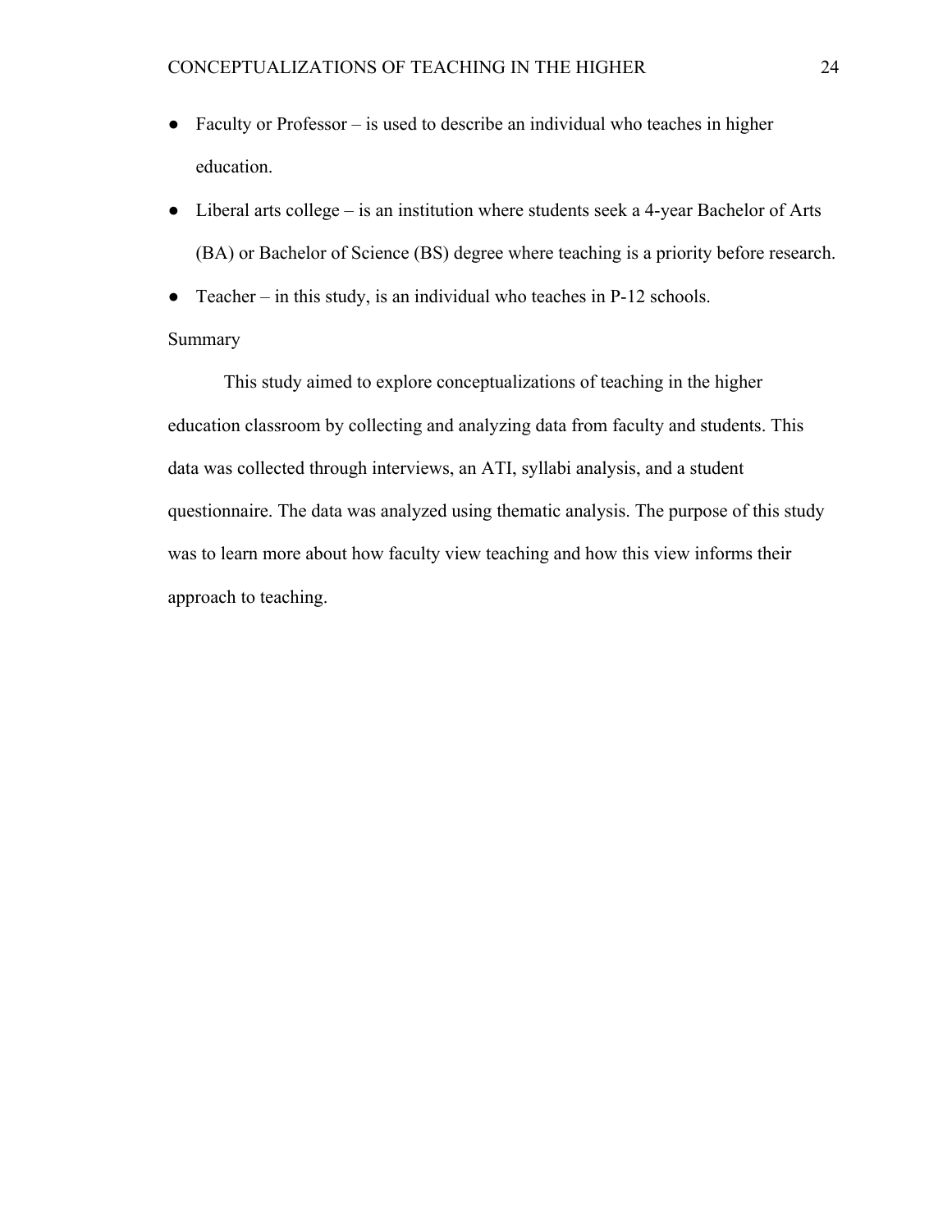- Faculty or Professor – is used to describe an individual who teaches in higher education.
- Liberal arts college – is an institution where students seek a 4-year Bachelor of Arts (BA) or Bachelor of Science (BS) degree where teaching is a priority before research.
- Teacher – in this study, is an individual who teaches in P-12 schools.

## Summary

This study aimed to explore conceptualizations of teaching in the higher education classroom by collecting and analyzing data from faculty and students. This data was collected through interviews, an ATI, syllabi analysis, and a student questionnaire. The data was analyzed using thematic analysis. The purpose of this study was to learn more about how faculty view teaching and how this view informs their approach to teaching.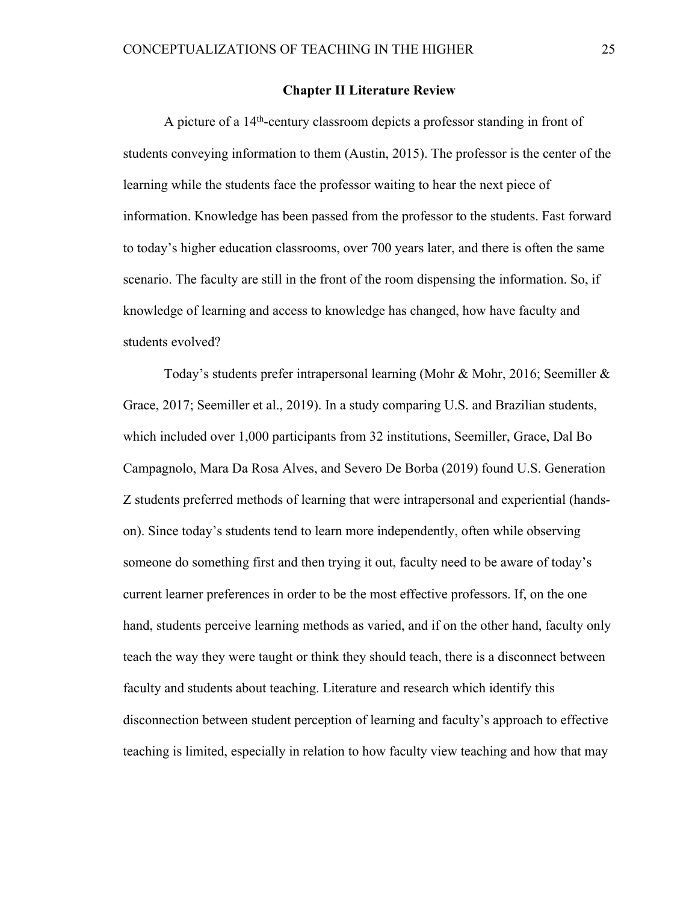## Chapter II Literature Review

A picture of a 14th-century classroom depicts a professor standing in front of students conveying information to them (Austin, 2015). The professor is the center of the learning while the students face the professor waiting to hear the next piece of information. Knowledge has been passed from the professor to the students. Fast forward to today's higher education classrooms, over 700 years later, and there is often the same scenario. The faculty are still in the front of the room dispensing the information. So, if knowledge of learning and access to knowledge has changed, how have faculty and students evolved?

Today's students prefer intrapersonal learning (Mohr & Mohr, 2016; Seemiller & Grace, 2017; Seemiller et al., 2019). In a study comparing U.S. and Brazilian students, which included over 1,000 participants from 32 institutions, Seemiller, Grace, Dal Bo Campagnolo, Mara Da Rosa Alves, and Severo De Borba (2019) found U.S. Generation Z students preferred methods of learning that were intrapersonal and experiential (hands-on). Since today's students tend to learn more independently, often while observing someone do something first and then trying it out, faculty need to be aware of today's current learner preferences in order to be the most effective professors. If, on the one hand, students perceive learning methods as varied, and if on the other hand, faculty only teach the way they were taught or think they should teach, there is a disconnect between faculty and students about teaching. Literature and research which identify this disconnection between student perception of learning and faculty's approach to effective teaching is limited, especially in relation to how faculty view teaching and how that may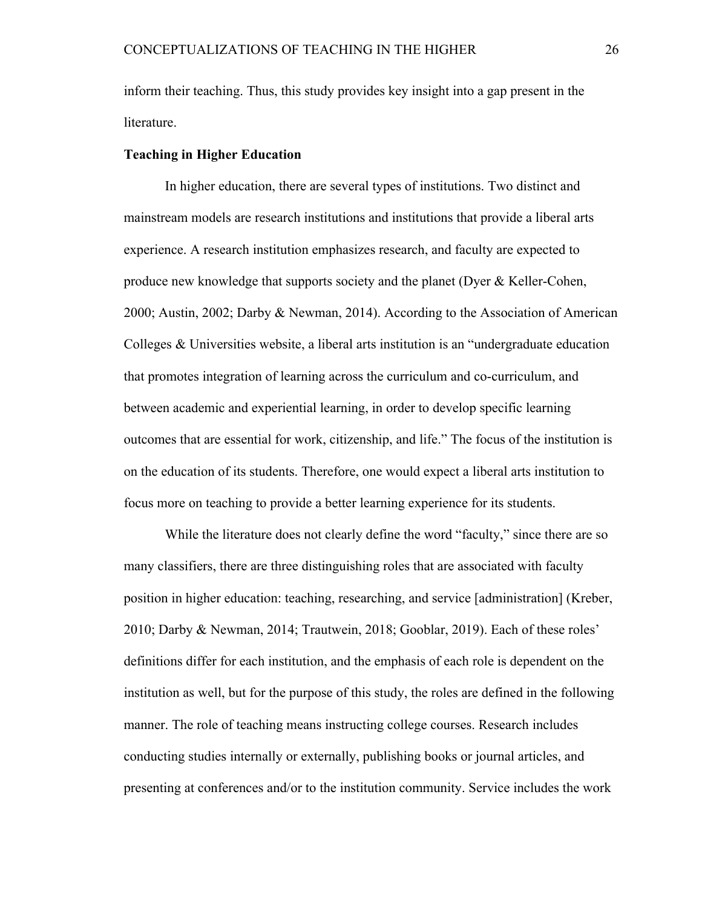inform their teaching. Thus, this study provides key insight into a gap present in the literature.

## Teaching in Higher Education

In higher education, there are several types of institutions. Two distinct and mainstream models are research institutions and institutions that provide a liberal arts experience. A research institution emphasizes research, and faculty are expected to produce new knowledge that supports society and the planet (Dyer & Keller-Cohen, 2000; Austin, 2002; Darby & Newman, 2014). According to the Association of American Colleges & Universities website, a liberal arts institution is an "undergraduate education that promotes integration of learning across the curriculum and co-curriculum, and between academic and experiential learning, in order to develop specific learning outcomes that are essential for work, citizenship, and life." The focus of the institution is on the education of its students. Therefore, one would expect a liberal arts institution to focus more on teaching to provide a better learning experience for its students.

While the literature does not clearly define the word "faculty," since there are so many classifiers, there are three distinguishing roles that are associated with faculty position in higher education: teaching, researching, and service [administration] (Kreber, 2010; Darby & Newman, 2014; Trautwein, 2018; Gooblar, 2019). Each of these roles' definitions differ for each institution, and the emphasis of each role is dependent on the institution as well, but for the purpose of this study, the roles are defined in the following manner. The role of teaching means instructing college courses. Research includes conducting studies internally or externally, publishing books or journal articles, and presenting at conferences and/or to the institution community. Service includes the work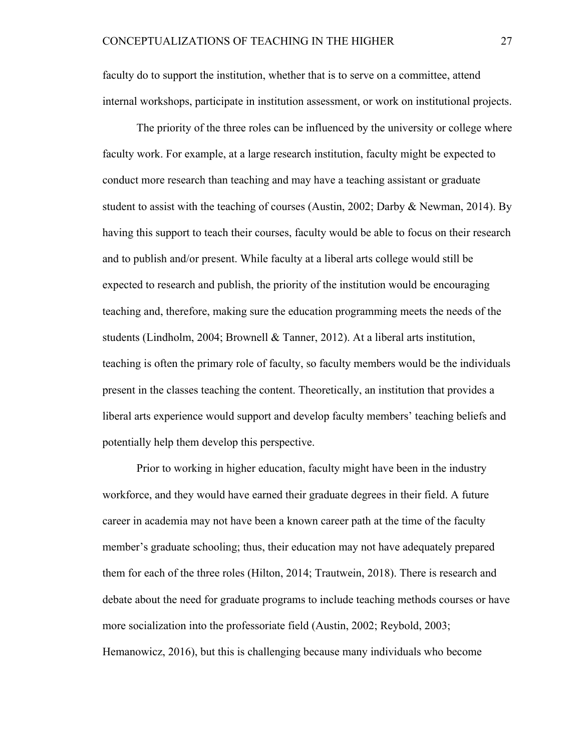faculty do to support the institution, whether that is to serve on a committee, attend internal workshops, participate in institution assessment, or work on institutional projects.

The priority of the three roles can be influenced by the university or college where faculty work. For example, at a large research institution, faculty might be expected to conduct more research than teaching and may have a teaching assistant or graduate student to assist with the teaching of courses (Austin, 2002; Darby & Newman, 2014). By having this support to teach their courses, faculty would be able to focus on their research and to publish and/or present. While faculty at a liberal arts college would still be expected to research and publish, the priority of the institution would be encouraging teaching and, therefore, making sure the education programming meets the needs of the students (Lindholm, 2004; Brownell & Tanner, 2012). At a liberal arts institution, teaching is often the primary role of faculty, so faculty members would be the individuals present in the classes teaching the content. Theoretically, an institution that provides a liberal arts experience would support and develop faculty members' teaching beliefs and potentially help them develop this perspective.

Prior to working in higher education, faculty might have been in the industry workforce, and they would have earned their graduate degrees in their field. A future career in academia may not have been a known career path at the time of the faculty member's graduate schooling; thus, their education may not have adequately prepared them for each of the three roles (Hilton, 2014; Trautwein, 2018). There is research and debate about the need for graduate programs to include teaching methods courses or have more socialization into the professoriate field (Austin, 2002; Reybold, 2003; Hemanowicz, 2016), but this is challenging because many individuals who become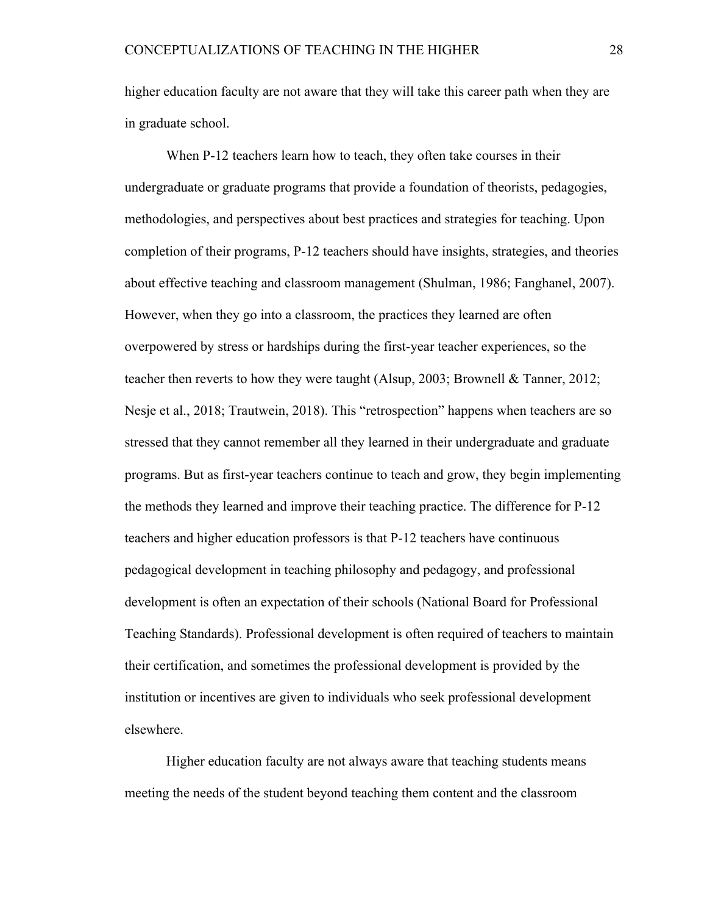higher education faculty are not aware that they will take this career path when they are in graduate school.

When P-12 teachers learn how to teach, they often take courses in their undergraduate or graduate programs that provide a foundation of theorists, pedagogies, methodologies, and perspectives about best practices and strategies for teaching. Upon completion of their programs, P-12 teachers should have insights, strategies, and theories about effective teaching and classroom management (Shulman, 1986; Fanghanel, 2007). However, when they go into a classroom, the practices they learned are often overpowered by stress or hardships during the first-year teacher experiences, so the teacher then reverts to how they were taught (Alsup, 2003; Brownell & Tanner, 2012; Nesje et al., 2018; Trautwein, 2018). This "retrospection" happens when teachers are so stressed that they cannot remember all they learned in their undergraduate and graduate programs. But as first-year teachers continue to teach and grow, they begin implementing the methods they learned and improve their teaching practice. The difference for P-12 teachers and higher education professors is that P-12 teachers have continuous pedagogical development in teaching philosophy and pedagogy, and professional development is often an expectation of their schools (National Board for Professional Teaching Standards). Professional development is often required of teachers to maintain their certification, and sometimes the professional development is provided by the institution or incentives are given to individuals who seek professional development elsewhere.

Higher education faculty are not always aware that teaching students means meeting the needs of the student beyond teaching them content and the classroom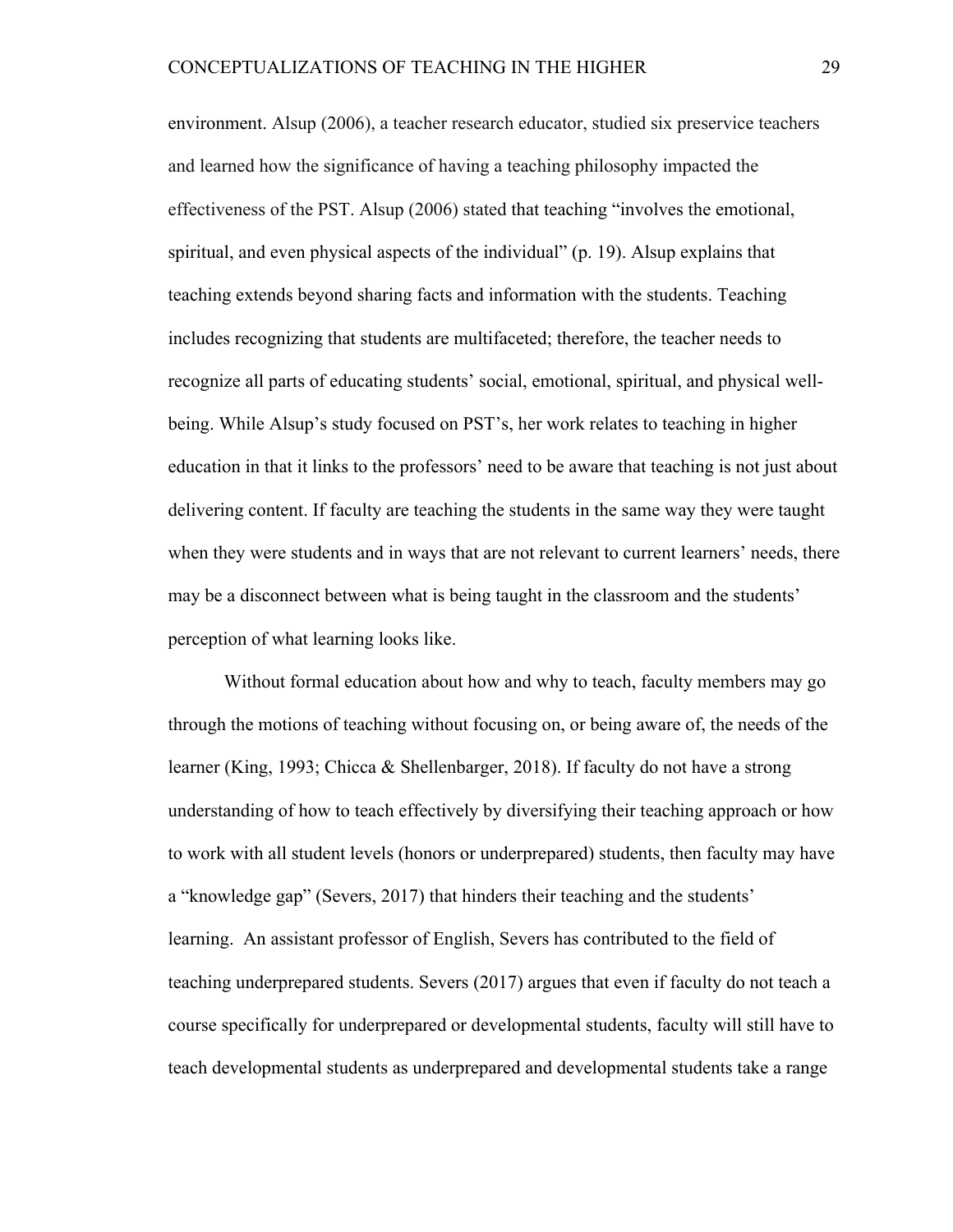environment. Alsup (2006), a teacher research educator, studied six preservice teachers and learned how the significance of having a teaching philosophy impacted the effectiveness of the PST. Alsup (2006) stated that teaching "involves the emotional, spiritual, and even physical aspects of the individual" (p. 19). Alsup explains that teaching extends beyond sharing facts and information with the students. Teaching includes recognizing that students are multifaceted; therefore, the teacher needs to recognize all parts of educating students' social, emotional, spiritual, and physical well-being. While Alsup's study focused on PST's, her work relates to teaching in higher education in that it links to the professors' need to be aware that teaching is not just about delivering content. If faculty are teaching the students in the same way they were taught when they were students and in ways that are not relevant to current learners' needs, there may be a disconnect between what is being taught in the classroom and the students' perception of what learning looks like.

Without formal education about how and why to teach, faculty members may go through the motions of teaching without focusing on, or being aware of, the needs of the learner (King, 1993; Chicca & Shellenbarger, 2018). If faculty do not have a strong understanding of how to teach effectively by diversifying their teaching approach or how to work with all student levels (honors or underprepared) students, then faculty may have a "knowledge gap" (Severs, 2017) that hinders their teaching and the students' learning. An assistant professor of English, Severs has contributed to the field of teaching underprepared students. Severs (2017) argues that even if faculty do not teach a course specifically for underprepared or developmental students, faculty will still have to teach developmental students as underprepared and developmental students take a range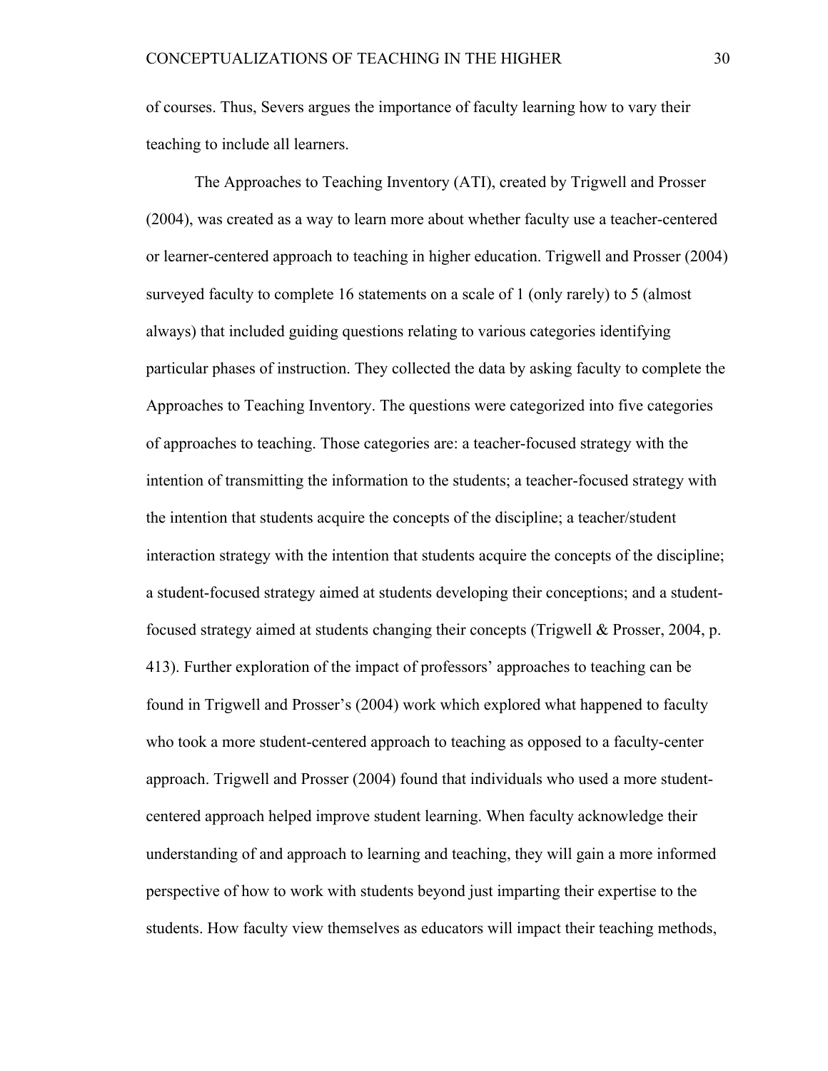of courses. Thus, Severs argues the importance of faculty learning how to vary their teaching to include all learners.

The Approaches to Teaching Inventory (ATI), created by Trigwell and Prosser (2004), was created as a way to learn more about whether faculty use a teacher-centered or learner-centered approach to teaching in higher education. Trigwell and Prosser (2004) surveyed faculty to complete 16 statements on a scale of 1 (only rarely) to 5 (almost always) that included guiding questions relating to various categories identifying particular phases of instruction. They collected the data by asking faculty to complete the Approaches to Teaching Inventory. The questions were categorized into five categories of approaches to teaching. Those categories are: a teacher-focused strategy with the intention of transmitting the information to the students; a teacher-focused strategy with the intention that students acquire the concepts of the discipline; a teacher/student interaction strategy with the intention that students acquire the concepts of the discipline; a student-focused strategy aimed at students developing their conceptions; and a student-focused strategy aimed at students changing their concepts (Trigwell & Prosser, 2004, p. 413). Further exploration of the impact of professors' approaches to teaching can be found in Trigwell and Prosser's (2004) work which explored what happened to faculty who took a more student-centered approach to teaching as opposed to a faculty-center approach. Trigwell and Prosser (2004) found that individuals who used a more student-centered approach helped improve student learning. When faculty acknowledge their understanding of and approach to learning and teaching, they will gain a more informed perspective of how to work with students beyond just imparting their expertise to the students. How faculty view themselves as educators will impact their teaching methods,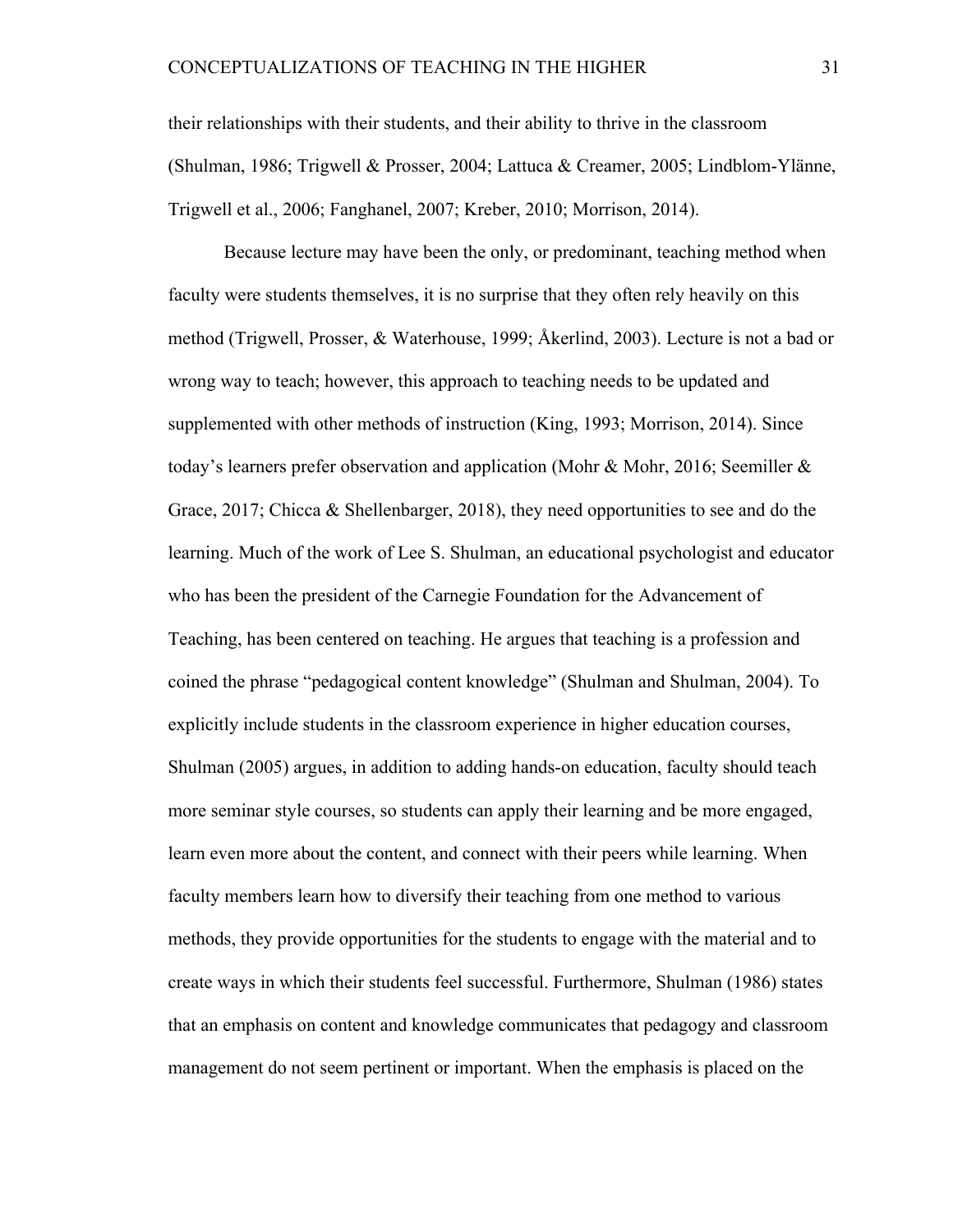their relationships with their students, and their ability to thrive in the classroom (Shulman, 1986; Trigwell & Prosser, 2004; Lattuca & Creamer, 2005; Lindblom-Ylänne, Trigwell et al., 2006; Fanghanel, 2007; Kreber, 2010; Morrison, 2014).

Because lecture may have been the only, or predominant, teaching method when faculty were students themselves, it is no surprise that they often rely heavily on this method (Trigwell, Prosser, & Waterhouse, 1999; Åkerlind, 2003). Lecture is not a bad or wrong way to teach; however, this approach to teaching needs to be updated and supplemented with other methods of instruction (King, 1993; Morrison, 2014). Since today's learners prefer observation and application (Mohr & Mohr, 2016; Seemiller & Grace, 2017; Chicca & Shellenbarger, 2018), they need opportunities to see and do the learning. Much of the work of Lee S. Shulman, an educational psychologist and educator who has been the president of the Carnegie Foundation for the Advancement of Teaching, has been centered on teaching. He argues that teaching is a profession and coined the phrase "pedagogical content knowledge" (Shulman and Shulman, 2004). To explicitly include students in the classroom experience in higher education courses, Shulman (2005) argues, in addition to adding hands-on education, faculty should teach more seminar style courses, so students can apply their learning and be more engaged, learn even more about the content, and connect with their peers while learning. When faculty members learn how to diversify their teaching from one method to various methods, they provide opportunities for the students to engage with the material and to create ways in which their students feel successful. Furthermore, Shulman (1986) states that an emphasis on content and knowledge communicates that pedagogy and classroom management do not seem pertinent or important. When the emphasis is placed on the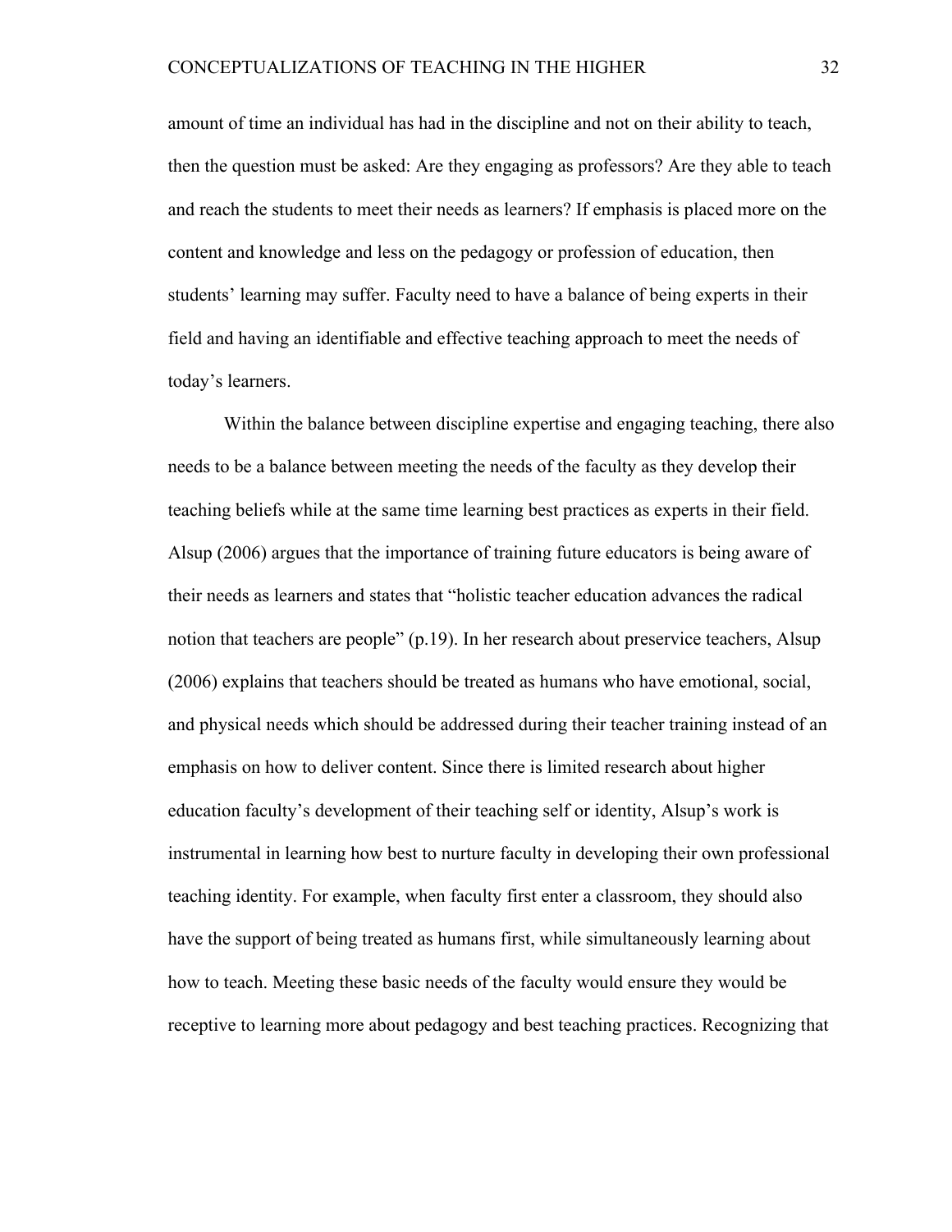amount of time an individual has had in the discipline and not on their ability to teach, then the question must be asked: Are they engaging as professors? Are they able to teach and reach the students to meet their needs as learners? If emphasis is placed more on the content and knowledge and less on the pedagogy or profession of education, then students' learning may suffer. Faculty need to have a balance of being experts in their field and having an identifiable and effective teaching approach to meet the needs of today's learners.

Within the balance between discipline expertise and engaging teaching, there also needs to be a balance between meeting the needs of the faculty as they develop their teaching beliefs while at the same time learning best practices as experts in their field. Alsup (2006) argues that the importance of training future educators is being aware of their needs as learners and states that "holistic teacher education advances the radical notion that teachers are people" (p.19). In her research about preservice teachers, Alsup (2006) explains that teachers should be treated as humans who have emotional, social, and physical needs which should be addressed during their teacher training instead of an emphasis on how to deliver content. Since there is limited research about higher education faculty's development of their teaching self or identity, Alsup's work is instrumental in learning how best to nurture faculty in developing their own professional teaching identity. For example, when faculty first enter a classroom, they should also have the support of being treated as humans first, while simultaneously learning about how to teach. Meeting these basic needs of the faculty would ensure they would be receptive to learning more about pedagogy and best teaching practices. Recognizing that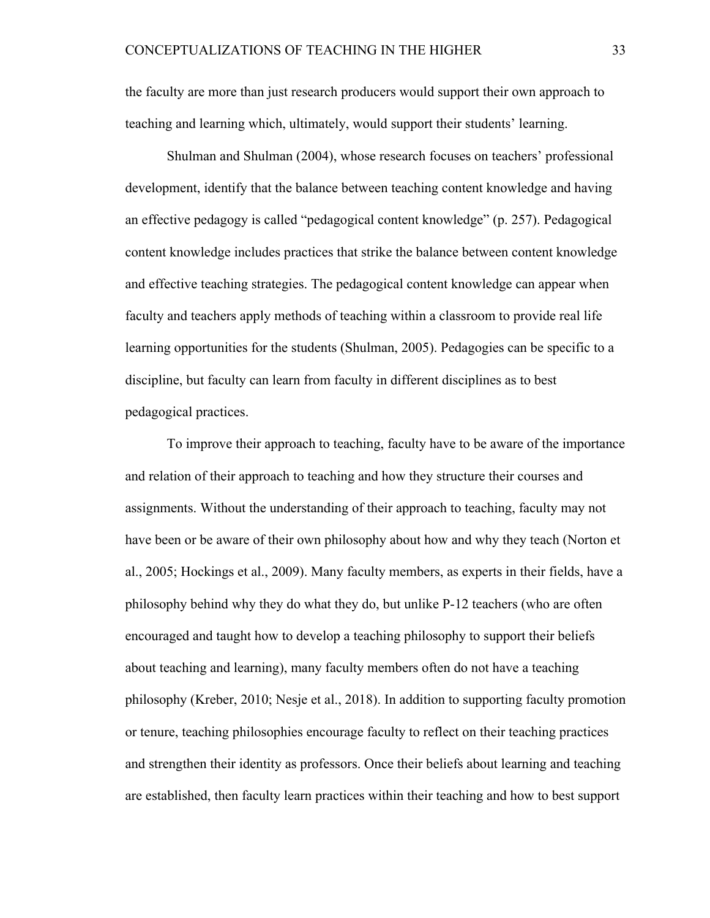the faculty are more than just research producers would support their own approach to teaching and learning which, ultimately, would support their students' learning.

Shulman and Shulman (2004), whose research focuses on teachers' professional development, identify that the balance between teaching content knowledge and having an effective pedagogy is called "pedagogical content knowledge" (p. 257). Pedagogical content knowledge includes practices that strike the balance between content knowledge and effective teaching strategies. The pedagogical content knowledge can appear when faculty and teachers apply methods of teaching within a classroom to provide real life learning opportunities for the students (Shulman, 2005). Pedagogies can be specific to a discipline, but faculty can learn from faculty in different disciplines as to best pedagogical practices.

To improve their approach to teaching, faculty have to be aware of the importance and relation of their approach to teaching and how they structure their courses and assignments. Without the understanding of their approach to teaching, faculty may not have been or be aware of their own philosophy about how and why they teach (Norton et al., 2005; Hockings et al., 2009). Many faculty members, as experts in their fields, have a philosophy behind why they do what they do, but unlike P-12 teachers (who are often encouraged and taught how to develop a teaching philosophy to support their beliefs about teaching and learning), many faculty members often do not have a teaching philosophy (Kreber, 2010; Nesje et al., 2018). In addition to supporting faculty promotion or tenure, teaching philosophies encourage faculty to reflect on their teaching practices and strengthen their identity as professors. Once their beliefs about learning and teaching are established, then faculty learn practices within their teaching and how to best support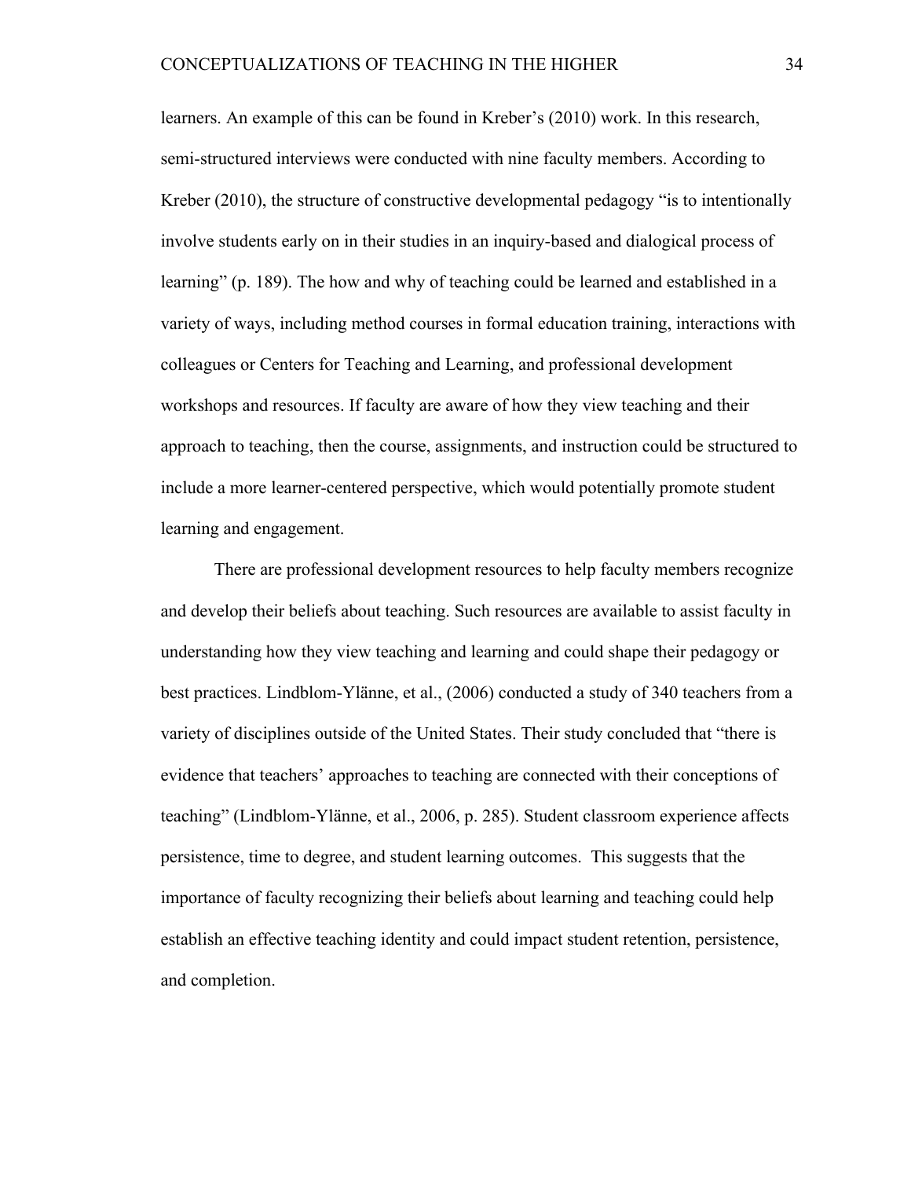learners. An example of this can be found in Kreber’s (2010) work. In this research, semi-structured interviews were conducted with nine faculty members. According to Kreber (2010), the structure of constructive developmental pedagogy “is to intentionally involve students early on in their studies in an inquiry-based and dialogical process of learning” (p. 189). The how and why of teaching could be learned and established in a variety of ways, including method courses in formal education training, interactions with colleagues or Centers for Teaching and Learning, and professional development workshops and resources. If faculty are aware of how they view teaching and their approach to teaching, then the course, assignments, and instruction could be structured to include a more learner-centered perspective, which would potentially promote student learning and engagement.

There are professional development resources to help faculty members recognize and develop their beliefs about teaching. Such resources are available to assist faculty in understanding how they view teaching and learning and could shape their pedagogy or best practices. Lindblom-Ylänne, et al., (2006) conducted a study of 340 teachers from a variety of disciplines outside of the United States. Their study concluded that “there is evidence that teachers’ approaches to teaching are connected with their conceptions of teaching” (Lindblom-Ylänne, et al., 2006, p. 285). Student classroom experience affects persistence, time to degree, and student learning outcomes. This suggests that the importance of faculty recognizing their beliefs about learning and teaching could help establish an effective teaching identity and could impact student retention, persistence, and completion.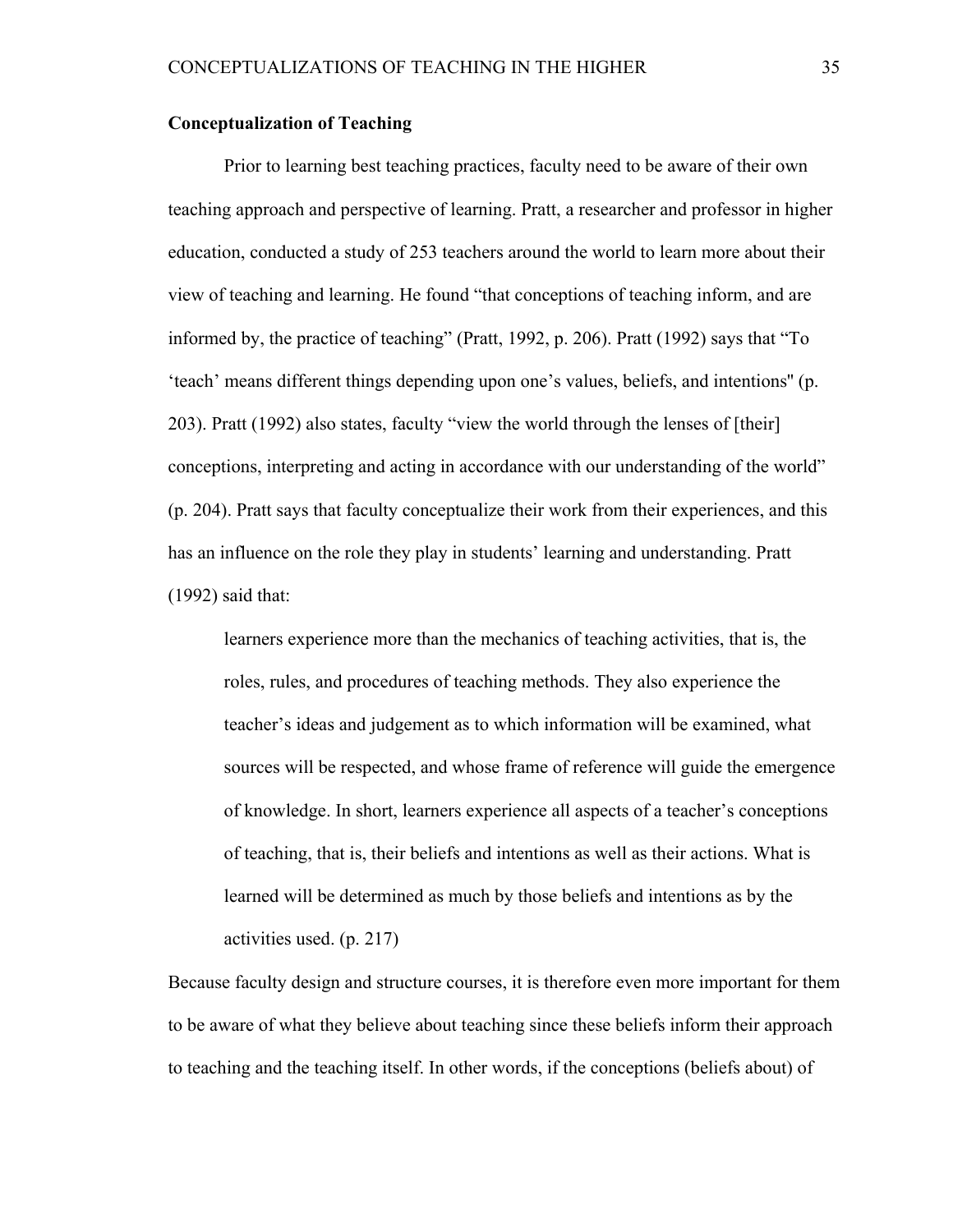**Conceptualization of Teaching**

Prior to learning best teaching practices, faculty need to be aware of their own teaching approach and perspective of learning. Pratt, a researcher and professor in higher education, conducted a study of 253 teachers around the world to learn more about their view of teaching and learning. He found "that conceptions of teaching inform, and are informed by, the practice of teaching" (Pratt, 1992, p. 206). Pratt (1992) says that "To 'teach' means different things depending upon one's values, beliefs, and intentions" (p. 203). Pratt (1992) also states, faculty "view the world through the lenses of [their] conceptions, interpreting and acting in accordance with our understanding of the world" (p. 204). Pratt says that faculty conceptualize their work from their experiences, and this has an influence on the role they play in students' learning and understanding. Pratt (1992) said that:

> learners experience more than the mechanics of teaching activities, that is, the roles, rules, and procedures of teaching methods. They also experience the teacher's ideas and judgement as to which information will be examined, what sources will be respected, and whose frame of reference will guide the emergence of knowledge. In short, learners experience all aspects of a teacher's conceptions of teaching, that is, their beliefs and intentions as well as their actions. What is learned will be determined as much by those beliefs and intentions as by the activities used. (p. 217)

Because faculty design and structure courses, it is therefore even more important for them to be aware of what they believe about teaching since these beliefs inform their approach to teaching and the teaching itself. In other words, if the conceptions (beliefs about) of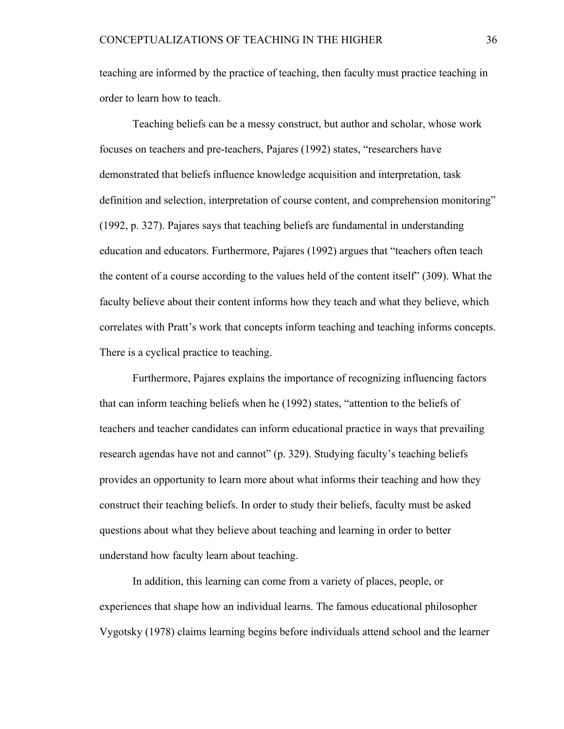teaching are informed by the practice of teaching, then faculty must practice teaching in order to learn how to teach.

Teaching beliefs can be a messy construct, but author and scholar, whose work focuses on teachers and pre-teachers, Pajares (1992) states, "researchers have demonstrated that beliefs influence knowledge acquisition and interpretation, task definition and selection, interpretation of course content, and comprehension monitoring" (1992, p. 327). Pajares says that teaching beliefs are fundamental in understanding education and educators. Furthermore, Pajares (1992) argues that "teachers often teach the content of a course according to the values held of the content itself" (309). What the faculty believe about their content informs how they teach and what they believe, which correlates with Pratt's work that concepts inform teaching and teaching informs concepts. There is a cyclical practice to teaching.

Furthermore, Pajares explains the importance of recognizing influencing factors that can inform teaching beliefs when he (1992) states, "attention to the beliefs of teachers and teacher candidates can inform educational practice in ways that prevailing research agendas have not and cannot" (p. 329). Studying faculty's teaching beliefs provides an opportunity to learn more about what informs their teaching and how they construct their teaching beliefs. In order to study their beliefs, faculty must be asked questions about what they believe about teaching and learning in order to better understand how faculty learn about teaching.

In addition, this learning can come from a variety of places, people, or experiences that shape how an individual learns. The famous educational philosopher Vygotsky (1978) claims learning begins before individuals attend school and the learner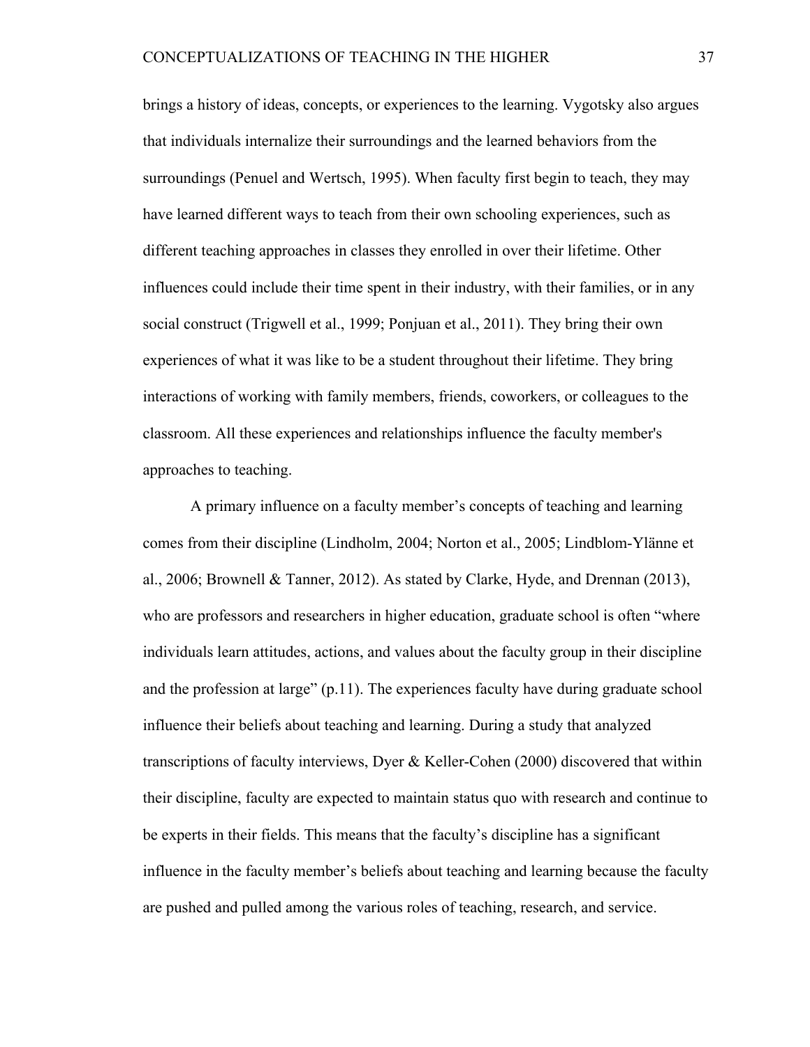brings a history of ideas, concepts, or experiences to the learning. Vygotsky also argues that individuals internalize their surroundings and the learned behaviors from the surroundings (Penuel and Wertsch, 1995). When faculty first begin to teach, they may have learned different ways to teach from their own schooling experiences, such as different teaching approaches in classes they enrolled in over their lifetime. Other influences could include their time spent in their industry, with their families, or in any social construct (Trigwell et al., 1999; Ponjuan et al., 2011). They bring their own experiences of what it was like to be a student throughout their lifetime. They bring interactions of working with family members, friends, coworkers, or colleagues to the classroom. All these experiences and relationships influence the faculty member's approaches to teaching.

A primary influence on a faculty member's concepts of teaching and learning comes from their discipline (Lindholm, 2004; Norton et al., 2005; Lindblom-Ylänne et al., 2006; Brownell & Tanner, 2012). As stated by Clarke, Hyde, and Drennan (2013), who are professors and researchers in higher education, graduate school is often "where individuals learn attitudes, actions, and values about the faculty group in their discipline and the profession at large" (p.11). The experiences faculty have during graduate school influence their beliefs about teaching and learning. During a study that analyzed transcriptions of faculty interviews, Dyer & Keller-Cohen (2000) discovered that within their discipline, faculty are expected to maintain status quo with research and continue to be experts in their fields. This means that the faculty's discipline has a significant influence in the faculty member's beliefs about teaching and learning because the faculty are pushed and pulled among the various roles of teaching, research, and service.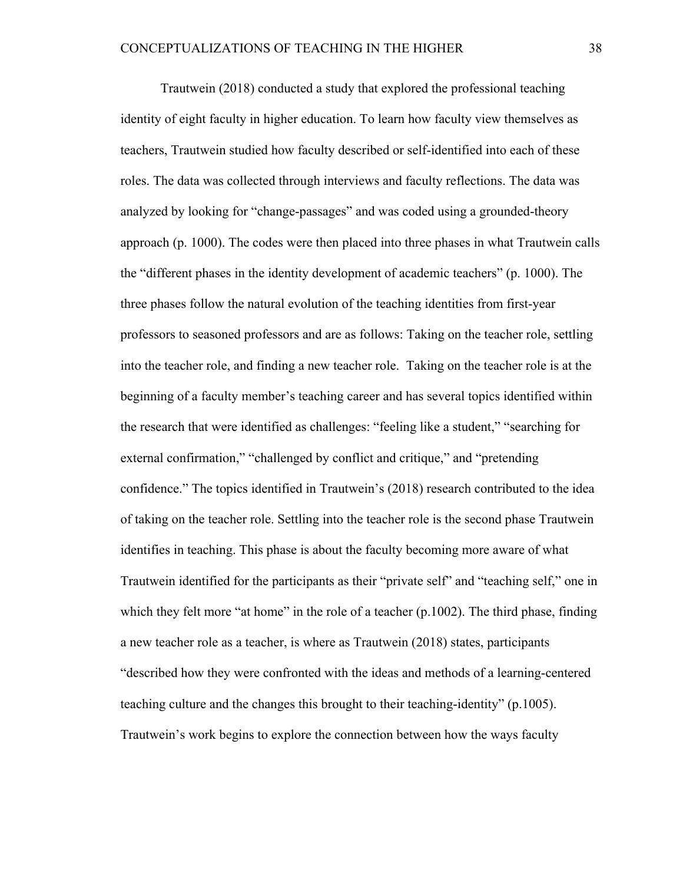Trautwein (2018) conducted a study that explored the professional teaching identity of eight faculty in higher education. To learn how faculty view themselves as teachers, Trautwein studied how faculty described or self-identified into each of these roles. The data was collected through interviews and faculty reflections. The data was analyzed by looking for "change-passages" and was coded using a grounded-theory approach (p. 1000). The codes were then placed into three phases in what Trautwein calls the "different phases in the identity development of academic teachers" (p. 1000). The three phases follow the natural evolution of the teaching identities from first-year professors to seasoned professors and are as follows: Taking on the teacher role, settling into the teacher role, and finding a new teacher role. Taking on the teacher role is at the beginning of a faculty member's teaching career and has several topics identified within the research that were identified as challenges: "feeling like a student," "searching for external confirmation," "challenged by conflict and critique," and "pretending confidence." The topics identified in Trautwein's (2018) research contributed to the idea of taking on the teacher role. Settling into the teacher role is the second phase Trautwein identifies in teaching. This phase is about the faculty becoming more aware of what Trautwein identified for the participants as their "private self" and "teaching self," one in which they felt more "at home" in the role of a teacher (p.1002). The third phase, finding a new teacher role as a teacher, is where as Trautwein (2018) states, participants "described how they were confronted with the ideas and methods of a learning-centered teaching culture and the changes this brought to their teaching-identity" (p.1005). Trautwein's work begins to explore the connection between how the ways faculty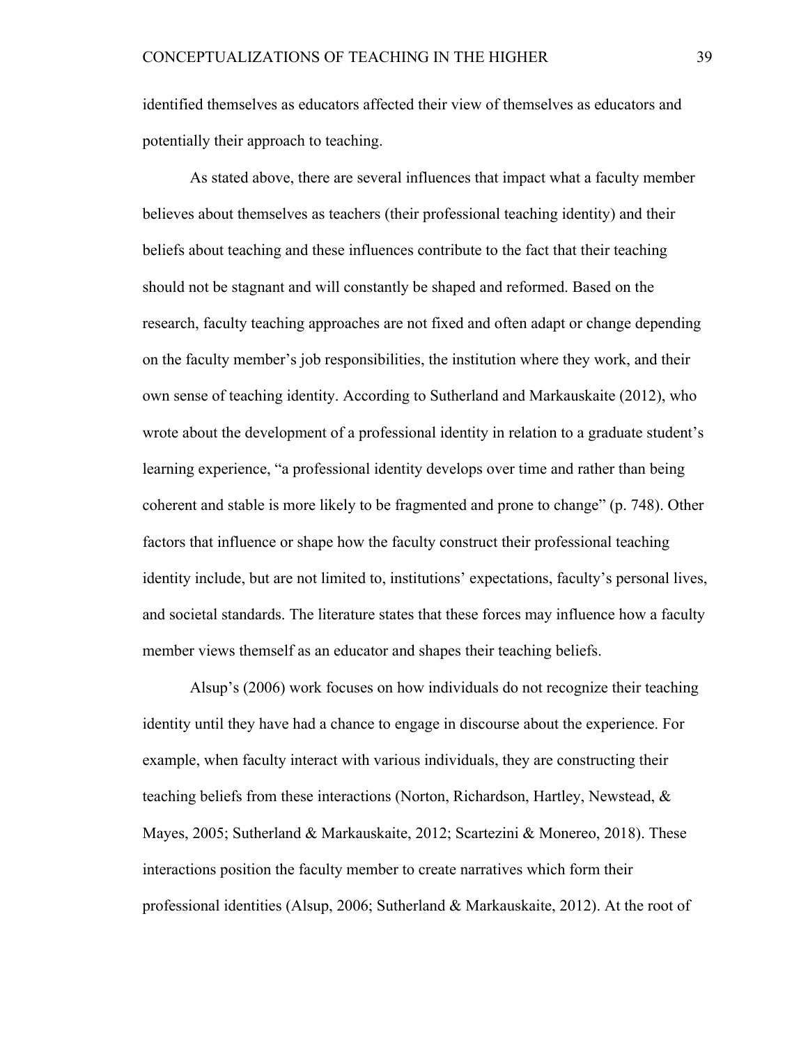identified themselves as educators affected their view of themselves as educators and potentially their approach to teaching.

As stated above, there are several influences that impact what a faculty member believes about themselves as teachers (their professional teaching identity) and their beliefs about teaching and these influences contribute to the fact that their teaching should not be stagnant and will constantly be shaped and reformed. Based on the research, faculty teaching approaches are not fixed and often adapt or change depending on the faculty member's job responsibilities, the institution where they work, and their own sense of teaching identity. According to Sutherland and Markauskaite (2012), who wrote about the development of a professional identity in relation to a graduate student's learning experience, "a professional identity develops over time and rather than being coherent and stable is more likely to be fragmented and prone to change" (p. 748). Other factors that influence or shape how the faculty construct their professional teaching identity include, but are not limited to, institutions' expectations, faculty's personal lives, and societal standards. The literature states that these forces may influence how a faculty member views themself as an educator and shapes their teaching beliefs.

Alsup's (2006) work focuses on how individuals do not recognize their teaching identity until they have had a chance to engage in discourse about the experience. For example, when faculty interact with various individuals, they are constructing their teaching beliefs from these interactions (Norton, Richardson, Hartley, Newstead, & Mayes, 2005; Sutherland & Markauskaite, 2012; Scartezini & Monereo, 2018). These interactions position the faculty member to create narratives which form their professional identities (Alsup, 2006; Sutherland & Markauskaite, 2012). At the root of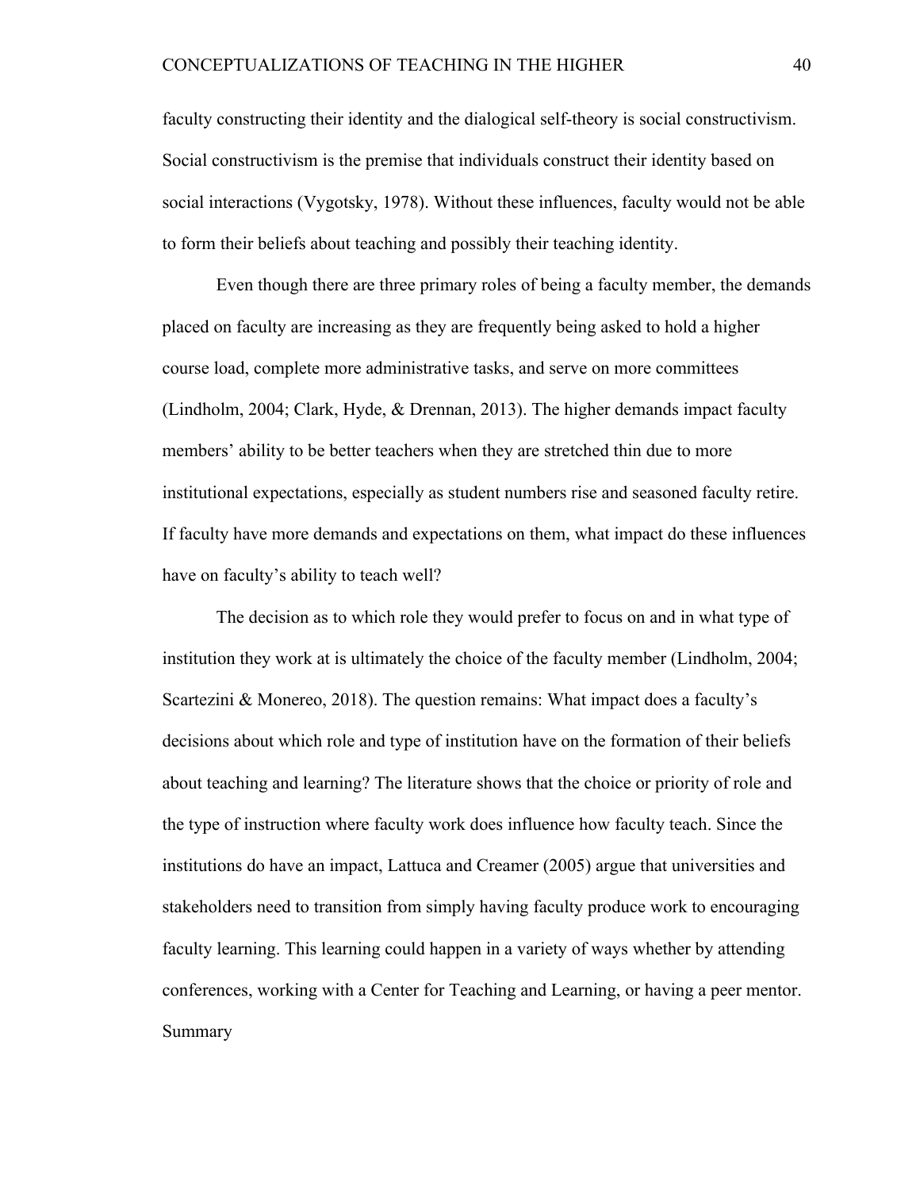faculty constructing their identity and the dialogical self-theory is social constructivism. Social constructivism is the premise that individuals construct their identity based on social interactions (Vygotsky, 1978). Without these influences, faculty would not be able to form their beliefs about teaching and possibly their teaching identity.

Even though there are three primary roles of being a faculty member, the demands placed on faculty are increasing as they are frequently being asked to hold a higher course load, complete more administrative tasks, and serve on more committees (Lindholm, 2004; Clark, Hyde, & Drennan, 2013). The higher demands impact faculty members' ability to be better teachers when they are stretched thin due to more institutional expectations, especially as student numbers rise and seasoned faculty retire. If faculty have more demands and expectations on them, what impact do these influences have on faculty's ability to teach well?

The decision as to which role they would prefer to focus on and in what type of institution they work at is ultimately the choice of the faculty member (Lindholm, 2004; Scartezini & Monereo, 2018). The question remains: What impact does a faculty's decisions about which role and type of institution have on the formation of their beliefs about teaching and learning? The literature shows that the choice or priority of role and the type of instruction where faculty work does influence how faculty teach. Since the institutions do have an impact, Lattuca and Creamer (2005) argue that universities and stakeholders need to transition from simply having faculty produce work to encouraging faculty learning. This learning could happen in a variety of ways whether by attending conferences, working with a Center for Teaching and Learning, or having a peer mentor.

## Summary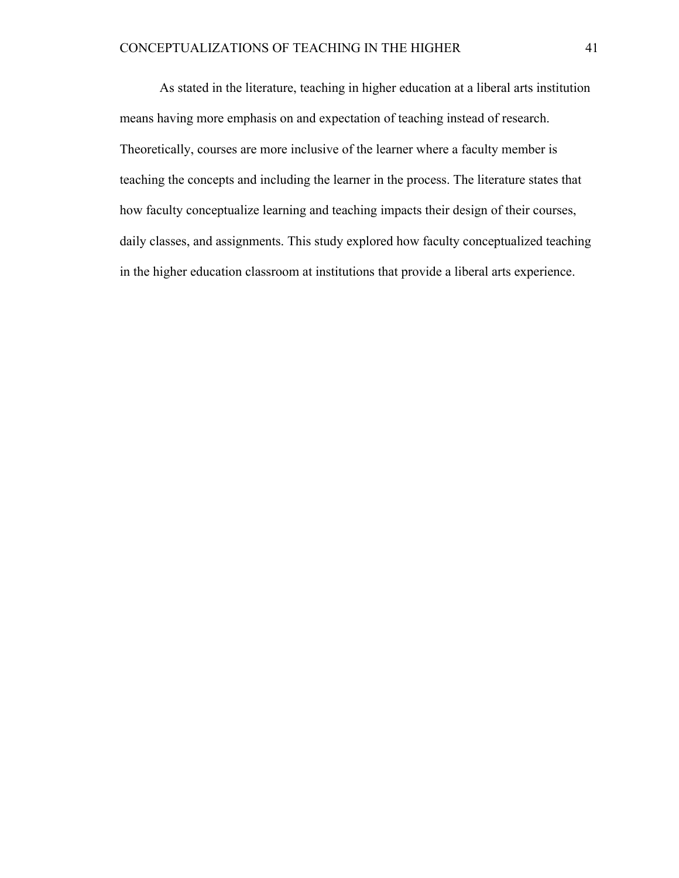As stated in the literature, teaching in higher education at a liberal arts institution means having more emphasis on and expectation of teaching instead of research. Theoretically, courses are more inclusive of the learner where a faculty member is teaching the concepts and including the learner in the process. The literature states that how faculty conceptualize learning and teaching impacts their design of their courses, daily classes, and assignments. This study explored how faculty conceptualized teaching in the higher education classroom at institutions that provide a liberal arts experience.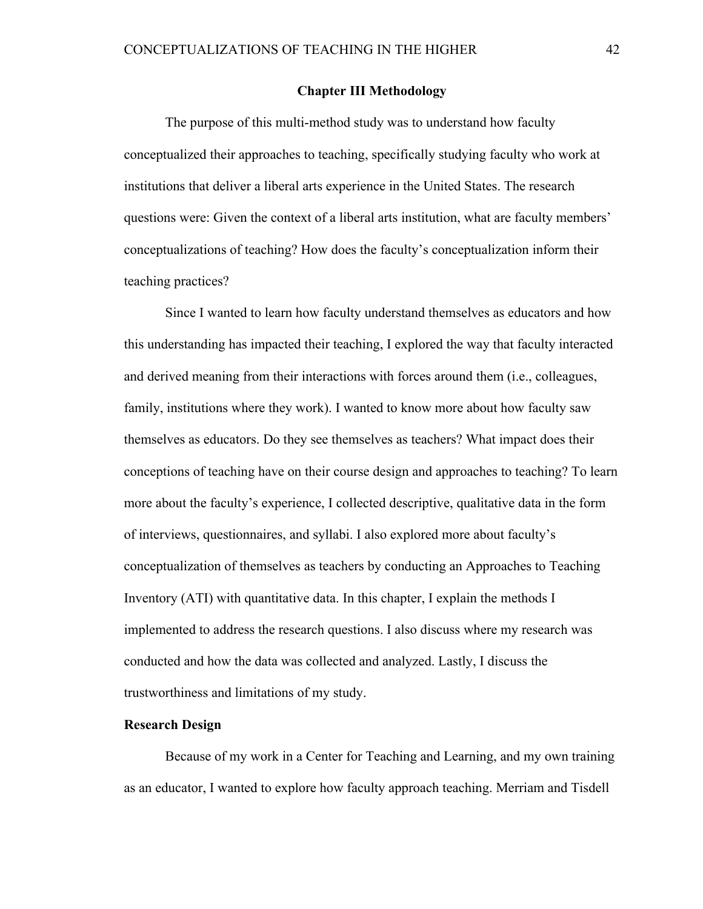## Chapter III Methodology

The purpose of this multi-method study was to understand how faculty conceptualized their approaches to teaching, specifically studying faculty who work at institutions that deliver a liberal arts experience in the United States. The research questions were: Given the context of a liberal arts institution, what are faculty members' conceptualizations of teaching? How does the faculty's conceptualization inform their teaching practices?

Since I wanted to learn how faculty understand themselves as educators and how this understanding has impacted their teaching, I explored the way that faculty interacted and derived meaning from their interactions with forces around them (i.e., colleagues, family, institutions where they work). I wanted to know more about how faculty saw themselves as educators. Do they see themselves as teachers? What impact does their conceptions of teaching have on their course design and approaches to teaching? To learn more about the faculty's experience, I collected descriptive, qualitative data in the form of interviews, questionnaires, and syllabi. I also explored more about faculty's conceptualization of themselves as teachers by conducting an Approaches to Teaching Inventory (ATI) with quantitative data. In this chapter, I explain the methods I implemented to address the research questions. I also discuss where my research was conducted and how the data was collected and analyzed. Lastly, I discuss the trustworthiness and limitations of my study.

### Research Design

Because of my work in a Center for Teaching and Learning, and my own training as an educator, I wanted to explore how faculty approach teaching. Merriam and Tisdell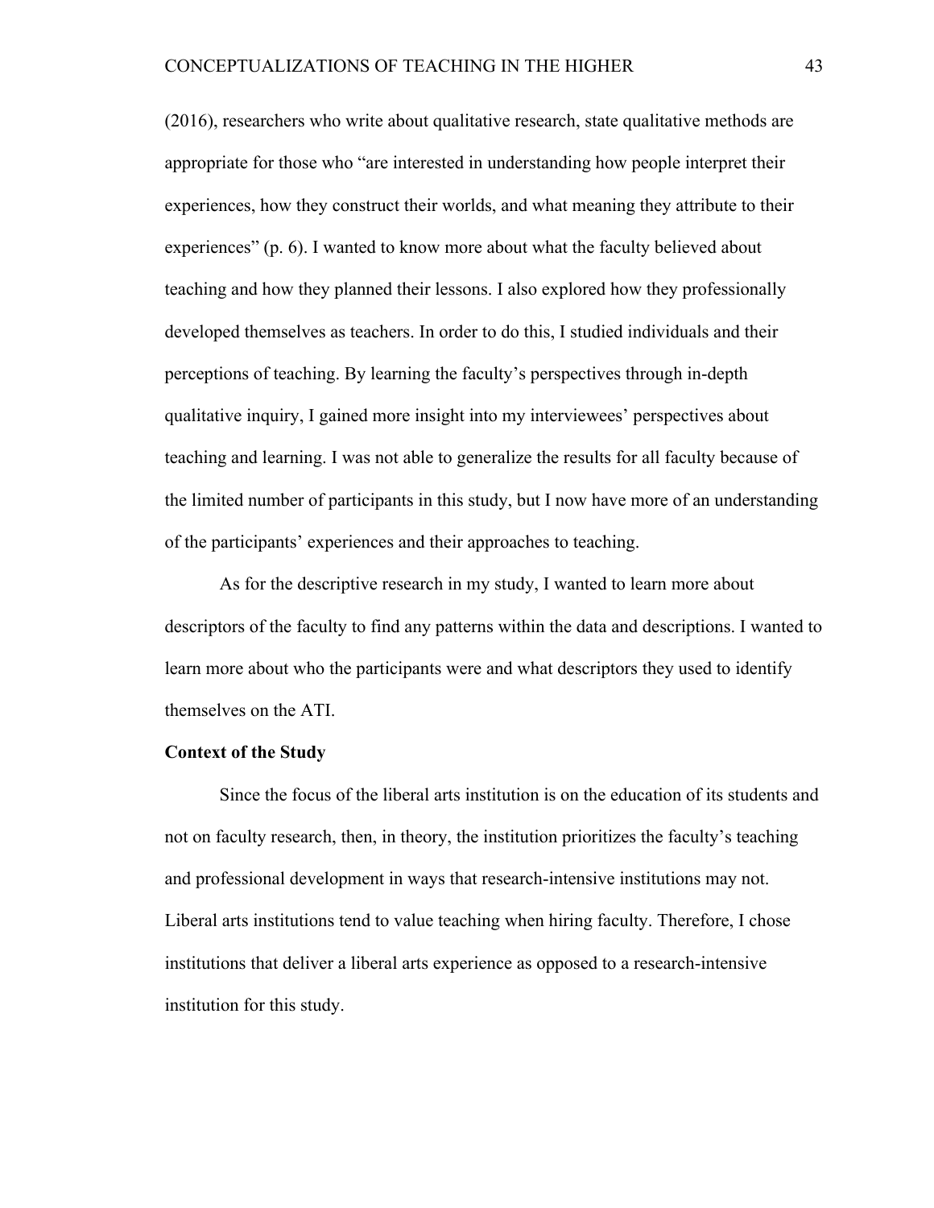(2016), researchers who write about qualitative research, state qualitative methods are appropriate for those who "are interested in understanding how people interpret their experiences, how they construct their worlds, and what meaning they attribute to their experiences" (p. 6). I wanted to know more about what the faculty believed about teaching and how they planned their lessons. I also explored how they professionally developed themselves as teachers. In order to do this, I studied individuals and their perceptions of teaching. By learning the faculty's perspectives through in-depth qualitative inquiry, I gained more insight into my interviewees' perspectives about teaching and learning. I was not able to generalize the results for all faculty because of the limited number of participants in this study, but I now have more of an understanding of the participants' experiences and their approaches to teaching.

As for the descriptive research in my study, I wanted to learn more about descriptors of the faculty to find any patterns within the data and descriptions. I wanted to learn more about who the participants were and what descriptors they used to identify themselves on the ATI.

**Context of the Study**

Since the focus of the liberal arts institution is on the education of its students and not on faculty research, then, in theory, the institution prioritizes the faculty's teaching and professional development in ways that research-intensive institutions may not. Liberal arts institutions tend to value teaching when hiring faculty. Therefore, I chose institutions that deliver a liberal arts experience as opposed to a research-intensive institution for this study.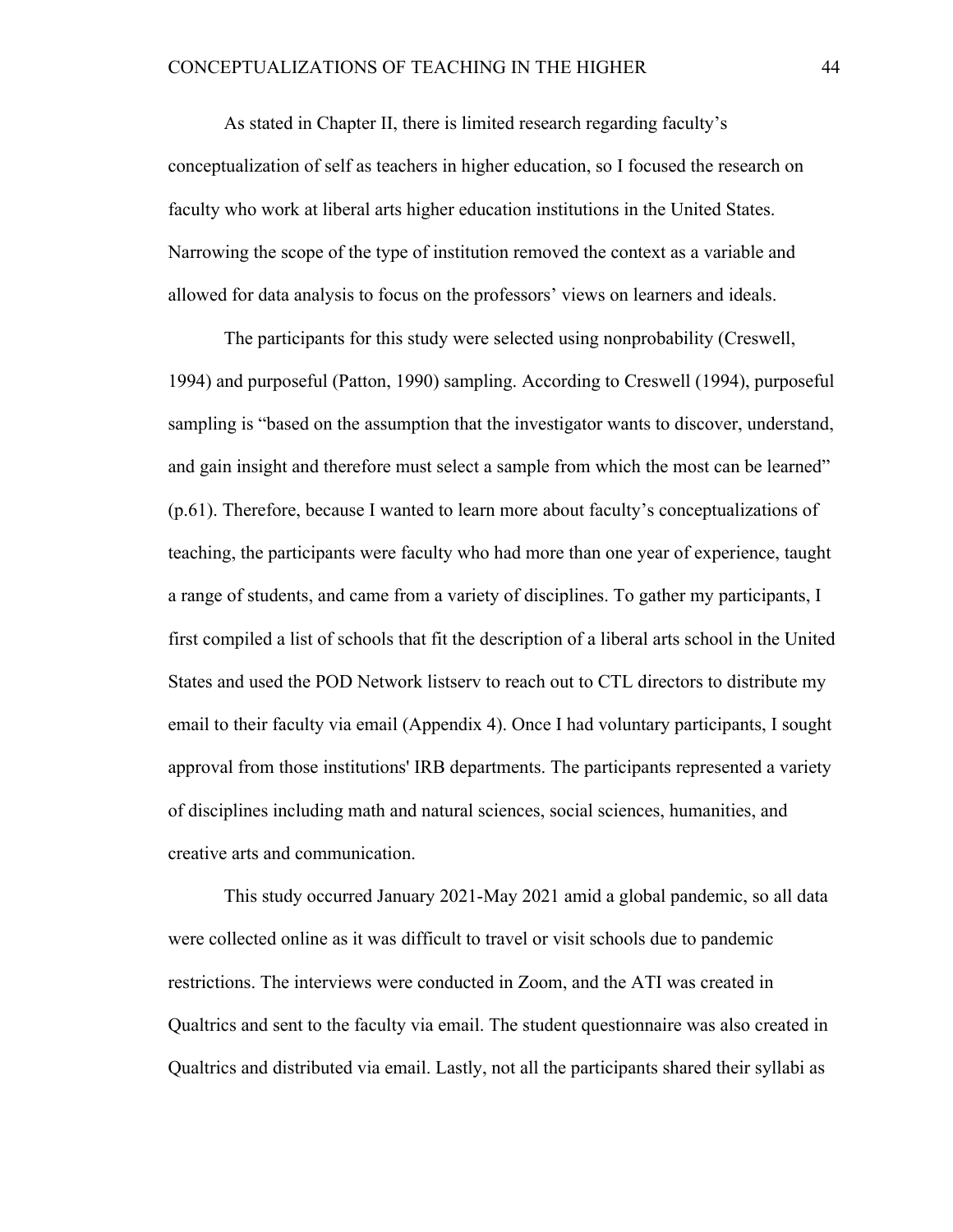As stated in Chapter II, there is limited research regarding faculty's conceptualization of self as teachers in higher education, so I focused the research on faculty who work at liberal arts higher education institutions in the United States. Narrowing the scope of the type of institution removed the context as a variable and allowed for data analysis to focus on the professors' views on learners and ideals.

The participants for this study were selected using nonprobability (Creswell, 1994) and purposeful (Patton, 1990) sampling. According to Creswell (1994), purposeful sampling is "based on the assumption that the investigator wants to discover, understand, and gain insight and therefore must select a sample from which the most can be learned" (p.61). Therefore, because I wanted to learn more about faculty's conceptualizations of teaching, the participants were faculty who had more than one year of experience, taught a range of students, and came from a variety of disciplines. To gather my participants, I first compiled a list of schools that fit the description of a liberal arts school in the United States and used the POD Network listserv to reach out to CTL directors to distribute my email to their faculty via email (Appendix 4). Once I had voluntary participants, I sought approval from those institutions' IRB departments. The participants represented a variety of disciplines including math and natural sciences, social sciences, humanities, and creative arts and communication.

This study occurred January 2021-May 2021 amid a global pandemic, so all data were collected online as it was difficult to travel or visit schools due to pandemic restrictions. The interviews were conducted in Zoom, and the ATI was created in Qualtrics and sent to the faculty via email. The student questionnaire was also created in Qualtrics and distributed via email. Lastly, not all the participants shared their syllabi as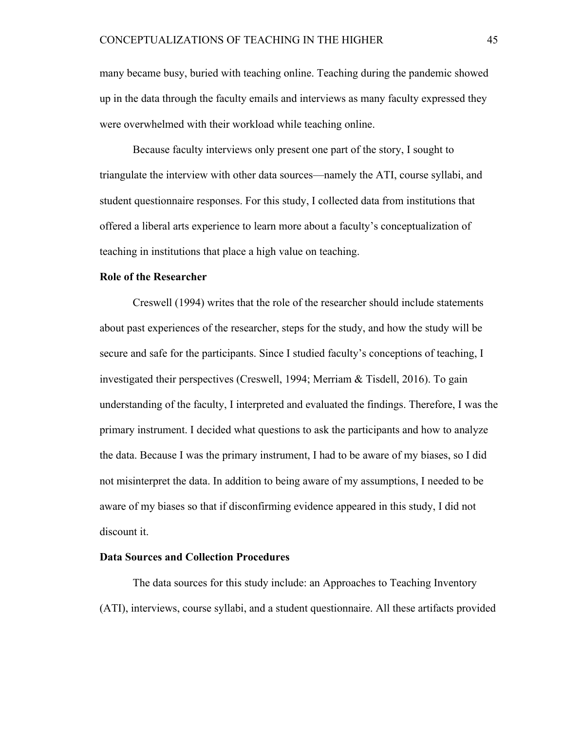many became busy, buried with teaching online. Teaching during the pandemic showed up in the data through the faculty emails and interviews as many faculty expressed they were overwhelmed with their workload while teaching online.

Because faculty interviews only present one part of the story, I sought to triangulate the interview with other data sources—namely the ATI, course syllabi, and student questionnaire responses. For this study, I collected data from institutions that offered a liberal arts experience to learn more about a faculty's conceptualization of teaching in institutions that place a high value on teaching.

**Role of the Researcher**

Creswell (1994) writes that the role of the researcher should include statements about past experiences of the researcher, steps for the study, and how the study will be secure and safe for the participants. Since I studied faculty's conceptions of teaching, I investigated their perspectives (Creswell, 1994; Merriam & Tisdell, 2016). To gain understanding of the faculty, I interpreted and evaluated the findings. Therefore, I was the primary instrument. I decided what questions to ask the participants and how to analyze the data. Because I was the primary instrument, I had to be aware of my biases, so I did not misinterpret the data. In addition to being aware of my assumptions, I needed to be aware of my biases so that if disconfirming evidence appeared in this study, I did not discount it.

**Data Sources and Collection Procedures**

The data sources for this study include: an Approaches to Teaching Inventory (ATI), interviews, course syllabi, and a student questionnaire. All these artifacts provided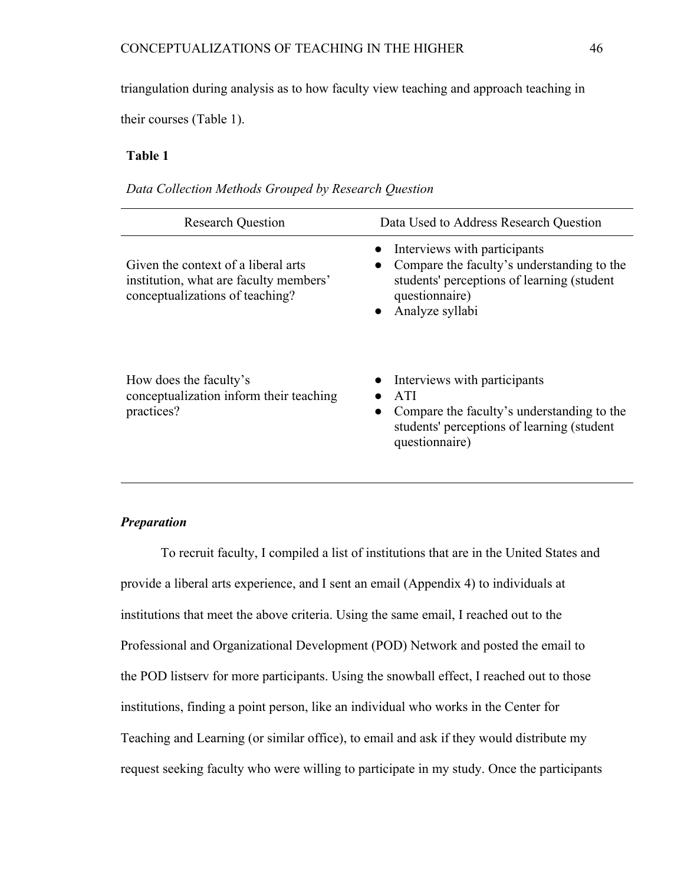triangulation during analysis as to how faculty view teaching and approach teaching in their courses (Table 1).

**Table 1**

*Data Collection Methods Grouped by Research Question*

| Research Question | Data Used to Address Research Question |
|---|---|
| Given the context of a liberal arts institution, what are faculty members' conceptualizations of teaching? | • Interviews with participants<br>• Compare the faculty's understanding to the students' perceptions of learning (student questionnaire)<br>• Analyze syllabi |
| How does the faculty's conceptualization inform their teaching practices? | • Interviews with participants<br>• ATI<br>• Compare the faculty's understanding to the students' perceptions of learning (student questionnaire) |

***Preparation***

To recruit faculty, I compiled a list of institutions that are in the United States and provide a liberal arts experience, and I sent an email (Appendix 4) to individuals at institutions that meet the above criteria. Using the same email, I reached out to the Professional and Organizational Development (POD) Network and posted the email to the POD listserv for more participants. Using the snowball effect, I reached out to those institutions, finding a point person, like an individual who works in the Center for Teaching and Learning (or similar office), to email and ask if they would distribute my request seeking faculty who were willing to participate in my study. Once the participants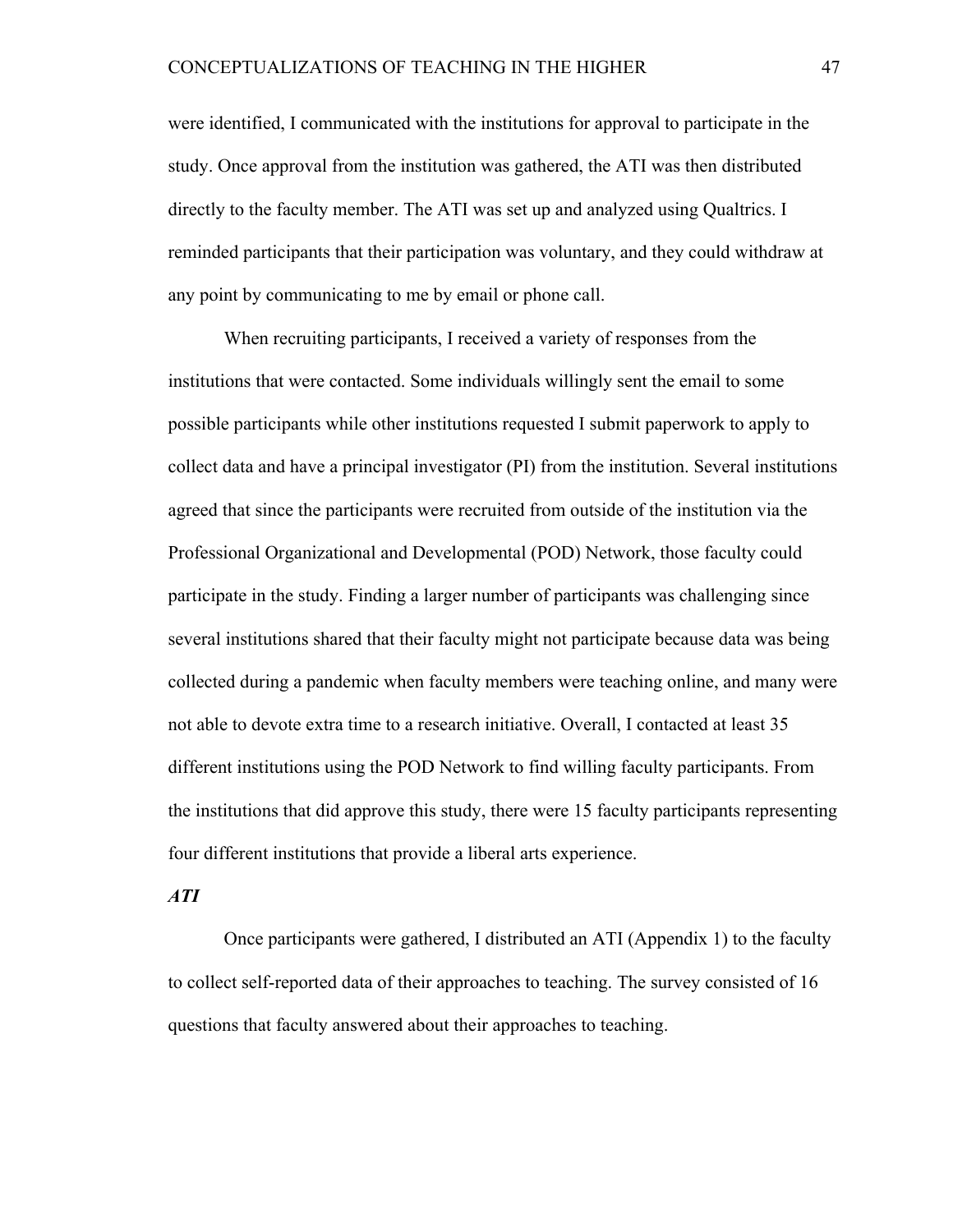were identified, I communicated with the institutions for approval to participate in the study. Once approval from the institution was gathered, the ATI was then distributed directly to the faculty member. The ATI was set up and analyzed using Qualtrics. I reminded participants that their participation was voluntary, and they could withdraw at any point by communicating to me by email or phone call.

When recruiting participants, I received a variety of responses from the institutions that were contacted. Some individuals willingly sent the email to some possible participants while other institutions requested I submit paperwork to apply to collect data and have a principal investigator (PI) from the institution. Several institutions agreed that since the participants were recruited from outside of the institution via the Professional Organizational and Developmental (POD) Network, those faculty could participate in the study. Finding a larger number of participants was challenging since several institutions shared that their faculty might not participate because data was being collected during a pandemic when faculty members were teaching online, and many were not able to devote extra time to a research initiative. Overall, I contacted at least 35 different institutions using the POD Network to find willing faculty participants. From the institutions that did approve this study, there were 15 faculty participants representing four different institutions that provide a liberal arts experience.

***ATI***

Once participants were gathered, I distributed an ATI (Appendix 1) to the faculty to collect self-reported data of their approaches to teaching. The survey consisted of 16 questions that faculty answered about their approaches to teaching.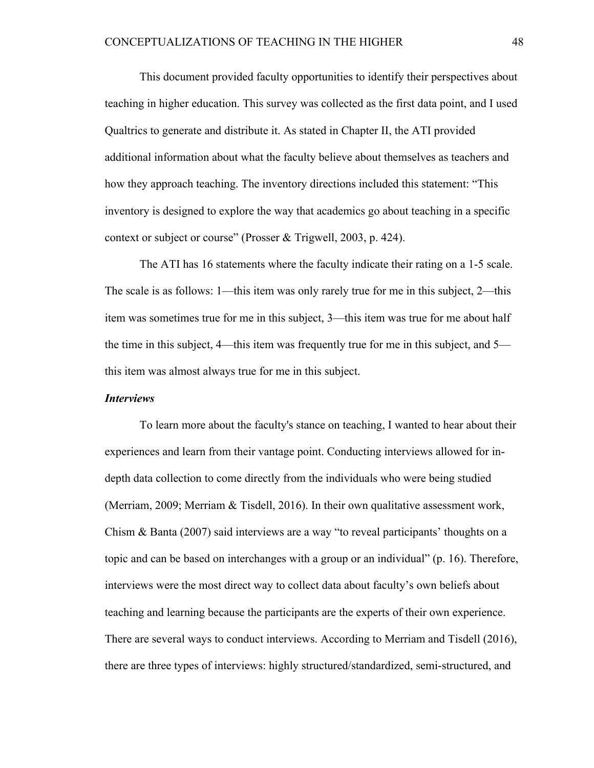This document provided faculty opportunities to identify their perspectives about teaching in higher education. This survey was collected as the first data point, and I used Qualtrics to generate and distribute it. As stated in Chapter II, the ATI provided additional information about what the faculty believe about themselves as teachers and how they approach teaching. The inventory directions included this statement: "This inventory is designed to explore the way that academics go about teaching in a specific context or subject or course" (Prosser & Trigwell, 2003, p. 424).

The ATI has 16 statements where the faculty indicate their rating on a 1-5 scale. The scale is as follows: 1—this item was only rarely true for me in this subject, 2—this item was sometimes true for me in this subject, 3—this item was true for me about half the time in this subject, 4—this item was frequently true for me in this subject, and 5—this item was almost always true for me in this subject.

### *Interviews*

To learn more about the faculty's stance on teaching, I wanted to hear about their experiences and learn from their vantage point. Conducting interviews allowed for in-depth data collection to come directly from the individuals who were being studied (Merriam, 2009; Merriam & Tisdell, 2016). In their own qualitative assessment work, Chism & Banta (2007) said interviews are a way "to reveal participants' thoughts on a topic and can be based on interchanges with a group or an individual" (p. 16). Therefore, interviews were the most direct way to collect data about faculty's own beliefs about teaching and learning because the participants are the experts of their own experience. There are several ways to conduct interviews. According to Merriam and Tisdell (2016), there are three types of interviews: highly structured/standardized, semi-structured, and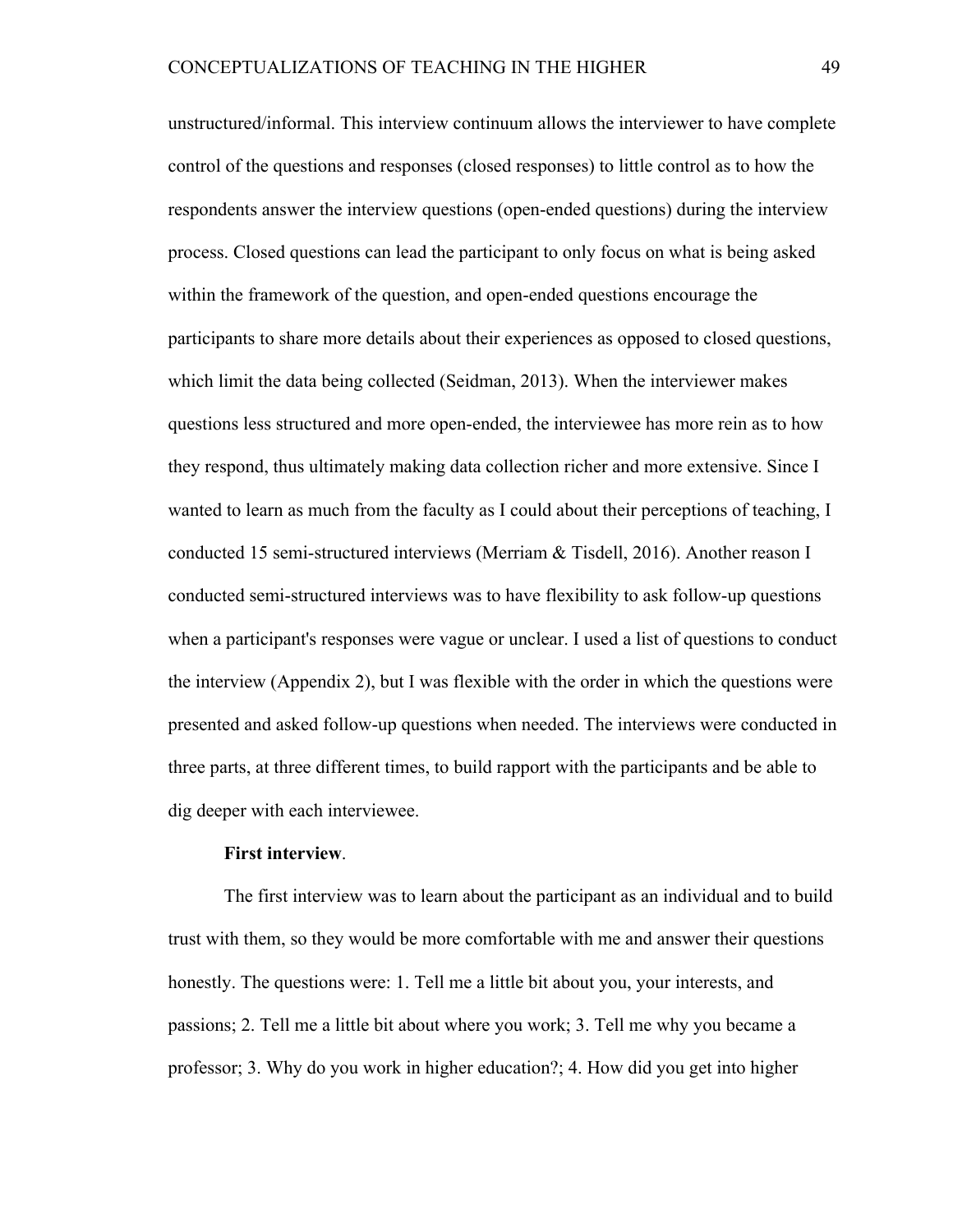unstructured/informal. This interview continuum allows the interviewer to have complete control of the questions and responses (closed responses) to little control as to how the respondents answer the interview questions (open-ended questions) during the interview process. Closed questions can lead the participant to only focus on what is being asked within the framework of the question, and open-ended questions encourage the participants to share more details about their experiences as opposed to closed questions, which limit the data being collected (Seidman, 2013). When the interviewer makes questions less structured and more open-ended, the interviewee has more rein as to how they respond, thus ultimately making data collection richer and more extensive. Since I wanted to learn as much from the faculty as I could about their perceptions of teaching, I conducted 15 semi-structured interviews (Merriam & Tisdell, 2016). Another reason I conducted semi-structured interviews was to have flexibility to ask follow-up questions when a participant's responses were vague or unclear. I used a list of questions to conduct the interview (Appendix 2), but I was flexible with the order in which the questions were presented and asked follow-up questions when needed. The interviews were conducted in three parts, at three different times, to build rapport with the participants and be able to dig deeper with each interviewee.

**First interview**.

The first interview was to learn about the participant as an individual and to build trust with them, so they would be more comfortable with me and answer their questions honestly. The questions were: 1. Tell me a little bit about you, your interests, and passions; 2. Tell me a little bit about where you work; 3. Tell me why you became a professor; 3. Why do you work in higher education?; 4. How did you get into higher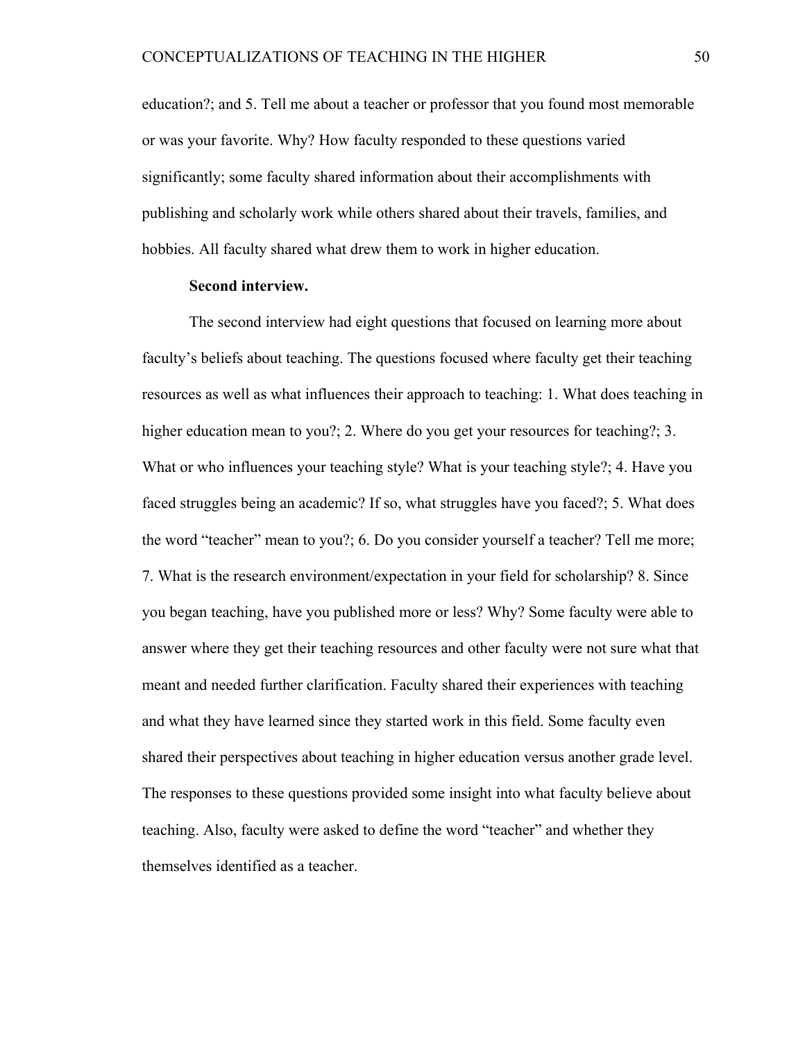education?; and 5. Tell me about a teacher or professor that you found most memorable or was your favorite. Why? How faculty responded to these questions varied significantly; some faculty shared information about their accomplishments with publishing and scholarly work while others shared about their travels, families, and hobbies. All faculty shared what drew them to work in higher education.

**Second interview.**

The second interview had eight questions that focused on learning more about faculty's beliefs about teaching. The questions focused where faculty get their teaching resources as well as what influences their approach to teaching: 1. What does teaching in higher education mean to you?; 2. Where do you get your resources for teaching?; 3. What or who influences your teaching style? What is your teaching style?; 4. Have you faced struggles being an academic? If so, what struggles have you faced?; 5. What does the word "teacher" mean to you?; 6. Do you consider yourself a teacher? Tell me more; 7. What is the research environment/expectation in your field for scholarship? 8. Since you began teaching, have you published more or less? Why? Some faculty were able to answer where they get their teaching resources and other faculty were not sure what that meant and needed further clarification. Faculty shared their experiences with teaching and what they have learned since they started work in this field. Some faculty even shared their perspectives about teaching in higher education versus another grade level. The responses to these questions provided some insight into what faculty believe about teaching. Also, faculty were asked to define the word "teacher" and whether they themselves identified as a teacher.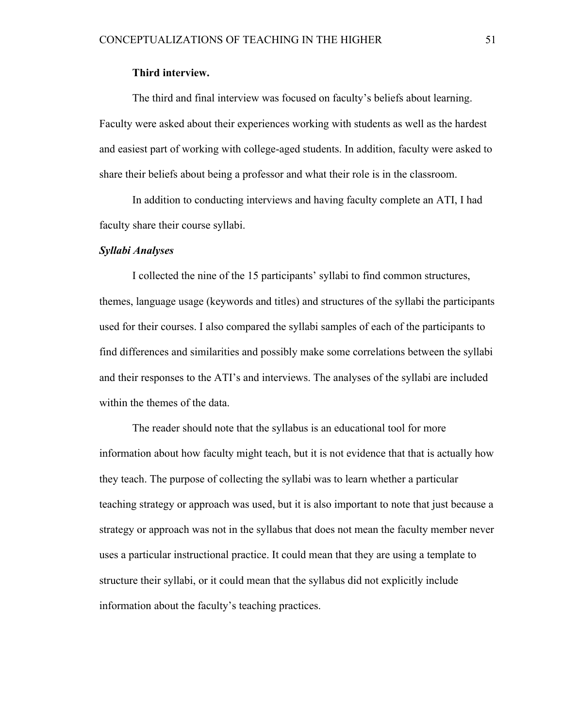**Third interview.**

The third and final interview was focused on faculty's beliefs about learning. Faculty were asked about their experiences working with students as well as the hardest and easiest part of working with college-aged students. In addition, faculty were asked to share their beliefs about being a professor and what their role is in the classroom.

In addition to conducting interviews and having faculty complete an ATI, I had faculty share their course syllabi.

***Syllabi Analyses***

I collected the nine of the 15 participants' syllabi to find common structures, themes, language usage (keywords and titles) and structures of the syllabi the participants used for their courses. I also compared the syllabi samples of each of the participants to find differences and similarities and possibly make some correlations between the syllabi and their responses to the ATI's and interviews. The analyses of the syllabi are included within the themes of the data.

The reader should note that the syllabus is an educational tool for more information about how faculty might teach, but it is not evidence that that is actually how they teach. The purpose of collecting the syllabi was to learn whether a particular teaching strategy or approach was used, but it is also important to note that just because a strategy or approach was not in the syllabus that does not mean the faculty member never uses a particular instructional practice. It could mean that they are using a template to structure their syllabi, or it could mean that the syllabus did not explicitly include information about the faculty's teaching practices.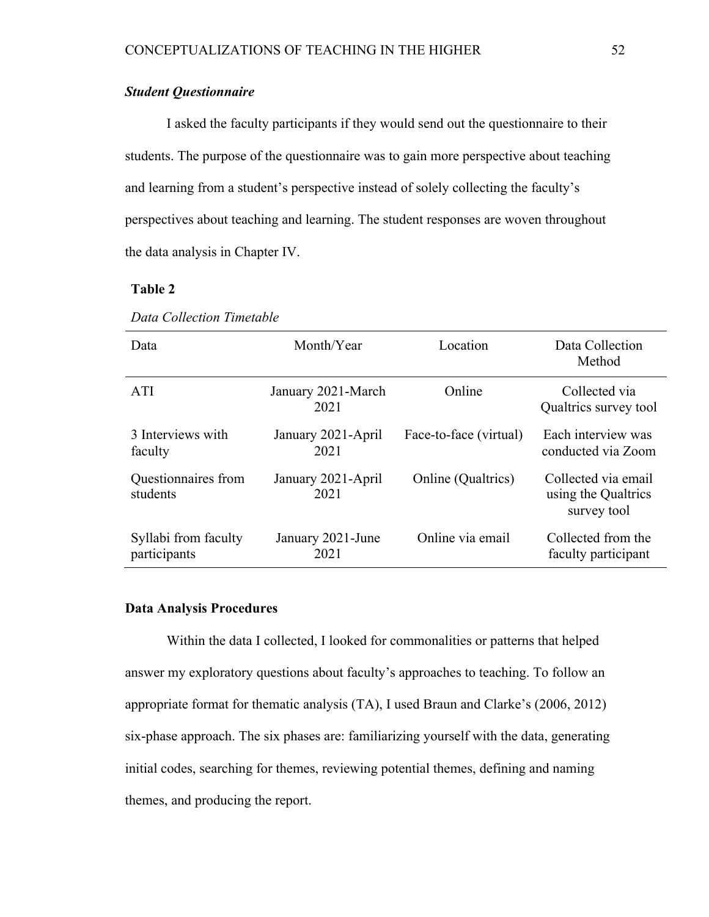***Student Questionnaire***

I asked the faculty participants if they would send out the questionnaire to their students. The purpose of the questionnaire was to gain more perspective about teaching and learning from a student's perspective instead of solely collecting the faculty's perspectives about teaching and learning. The student responses are woven throughout the data analysis in Chapter IV.

**Table 2**

*Data Collection Timetable*

| Data | Month/Year | Location | Data Collection Method |
|---|---|---|---|
| ATI | January 2021-March 2021 | Online | Collected via Qualtrics survey tool |
| 3 Interviews with faculty | January 2021-April 2021 | Face-to-face (virtual) | Each interview was conducted via Zoom |
| Questionnaires from students | January 2021-April 2021 | Online (Qualtrics) | Collected via email using the Qualtrics survey tool |
| Syllabi from faculty participants | January 2021-June 2021 | Online via email | Collected from the faculty participant |

**Data Analysis Procedures**

Within the data I collected, I looked for commonalities or patterns that helped answer my exploratory questions about faculty's approaches to teaching. To follow an appropriate format for thematic analysis (TA), I used Braun and Clarke's (2006, 2012) six-phase approach. The six phases are: familiarizing yourself with the data, generating initial codes, searching for themes, reviewing potential themes, defining and naming themes, and producing the report.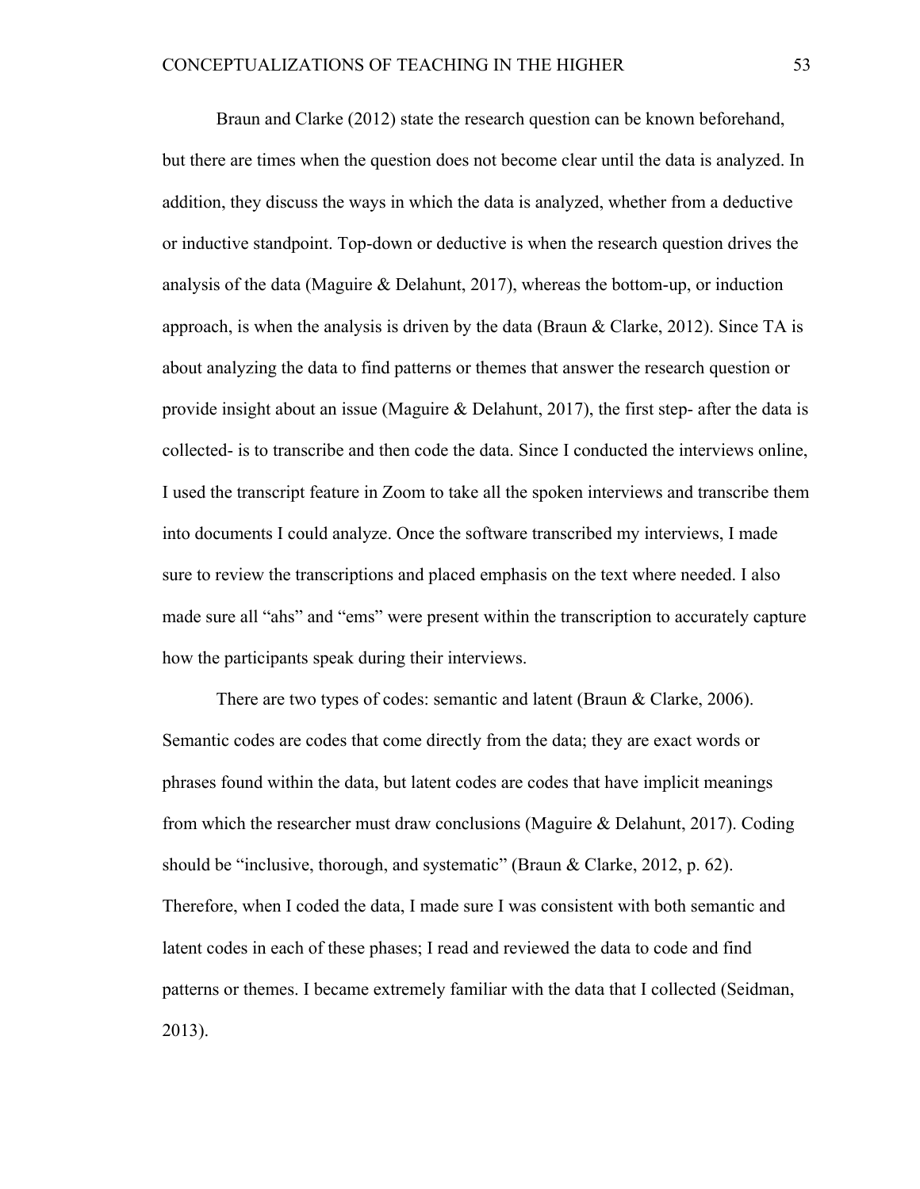Braun and Clarke (2012) state the research question can be known beforehand, but there are times when the question does not become clear until the data is analyzed. In addition, they discuss the ways in which the data is analyzed, whether from a deductive or inductive standpoint. Top-down or deductive is when the research question drives the analysis of the data (Maguire & Delahunt, 2017), whereas the bottom-up, or induction approach, is when the analysis is driven by the data (Braun & Clarke, 2012). Since TA is about analyzing the data to find patterns or themes that answer the research question or provide insight about an issue (Maguire & Delahunt, 2017), the first step- after the data is collected- is to transcribe and then code the data. Since I conducted the interviews online, I used the transcript feature in Zoom to take all the spoken interviews and transcribe them into documents I could analyze. Once the software transcribed my interviews, I made sure to review the transcriptions and placed emphasis on the text where needed. I also made sure all "ahs" and "ems" were present within the transcription to accurately capture how the participants speak during their interviews.

There are two types of codes: semantic and latent (Braun & Clarke, 2006). Semantic codes are codes that come directly from the data; they are exact words or phrases found within the data, but latent codes are codes that have implicit meanings from which the researcher must draw conclusions (Maguire & Delahunt, 2017). Coding should be "inclusive, thorough, and systematic" (Braun & Clarke, 2012, p. 62). Therefore, when I coded the data, I made sure I was consistent with both semantic and latent codes in each of these phases; I read and reviewed the data to code and find patterns or themes. I became extremely familiar with the data that I collected (Seidman, 2013).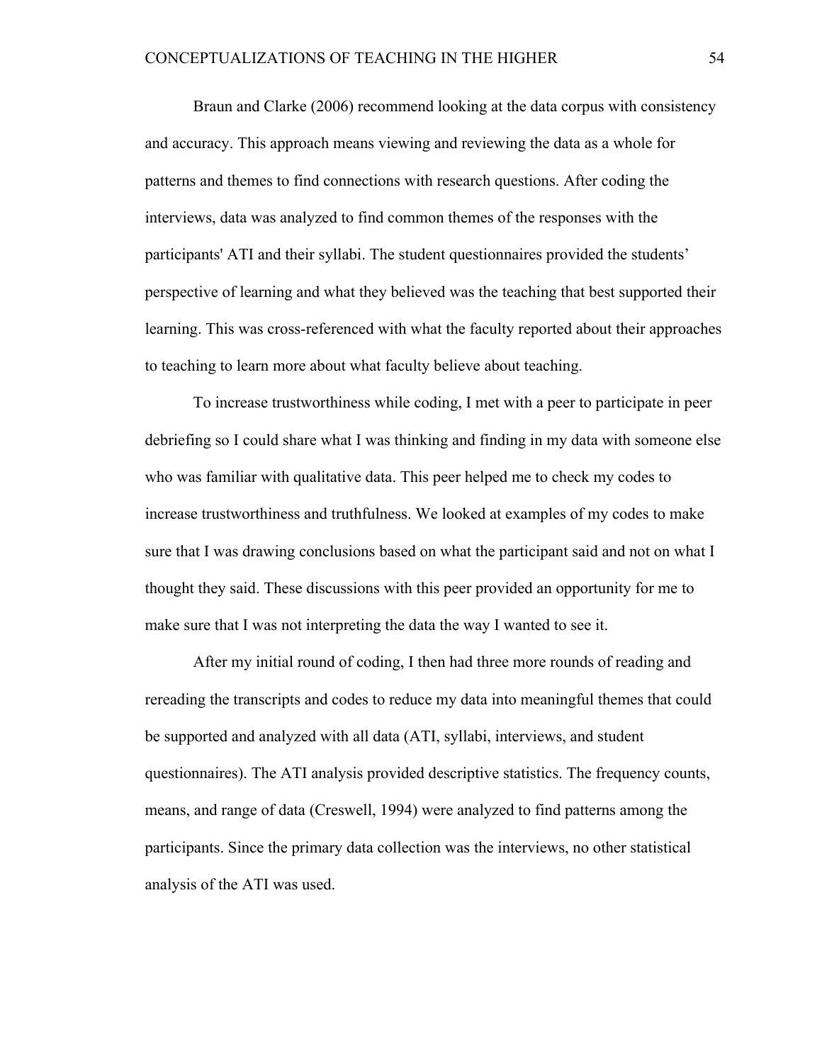Braun and Clarke (2006) recommend looking at the data corpus with consistency and accuracy. This approach means viewing and reviewing the data as a whole for patterns and themes to find connections with research questions. After coding the interviews, data was analyzed to find common themes of the responses with the participants' ATI and their syllabi. The student questionnaires provided the students' perspective of learning and what they believed was the teaching that best supported their learning. This was cross-referenced with what the faculty reported about their approaches to teaching to learn more about what faculty believe about teaching.

To increase trustworthiness while coding, I met with a peer to participate in peer debriefing so I could share what I was thinking and finding in my data with someone else who was familiar with qualitative data. This peer helped me to check my codes to increase trustworthiness and truthfulness. We looked at examples of my codes to make sure that I was drawing conclusions based on what the participant said and not on what I thought they said. These discussions with this peer provided an opportunity for me to make sure that I was not interpreting the data the way I wanted to see it.

After my initial round of coding, I then had three more rounds of reading and rereading the transcripts and codes to reduce my data into meaningful themes that could be supported and analyzed with all data (ATI, syllabi, interviews, and student questionnaires). The ATI analysis provided descriptive statistics. The frequency counts, means, and range of data (Creswell, 1994) were analyzed to find patterns among the participants. Since the primary data collection was the interviews, no other statistical analysis of the ATI was used.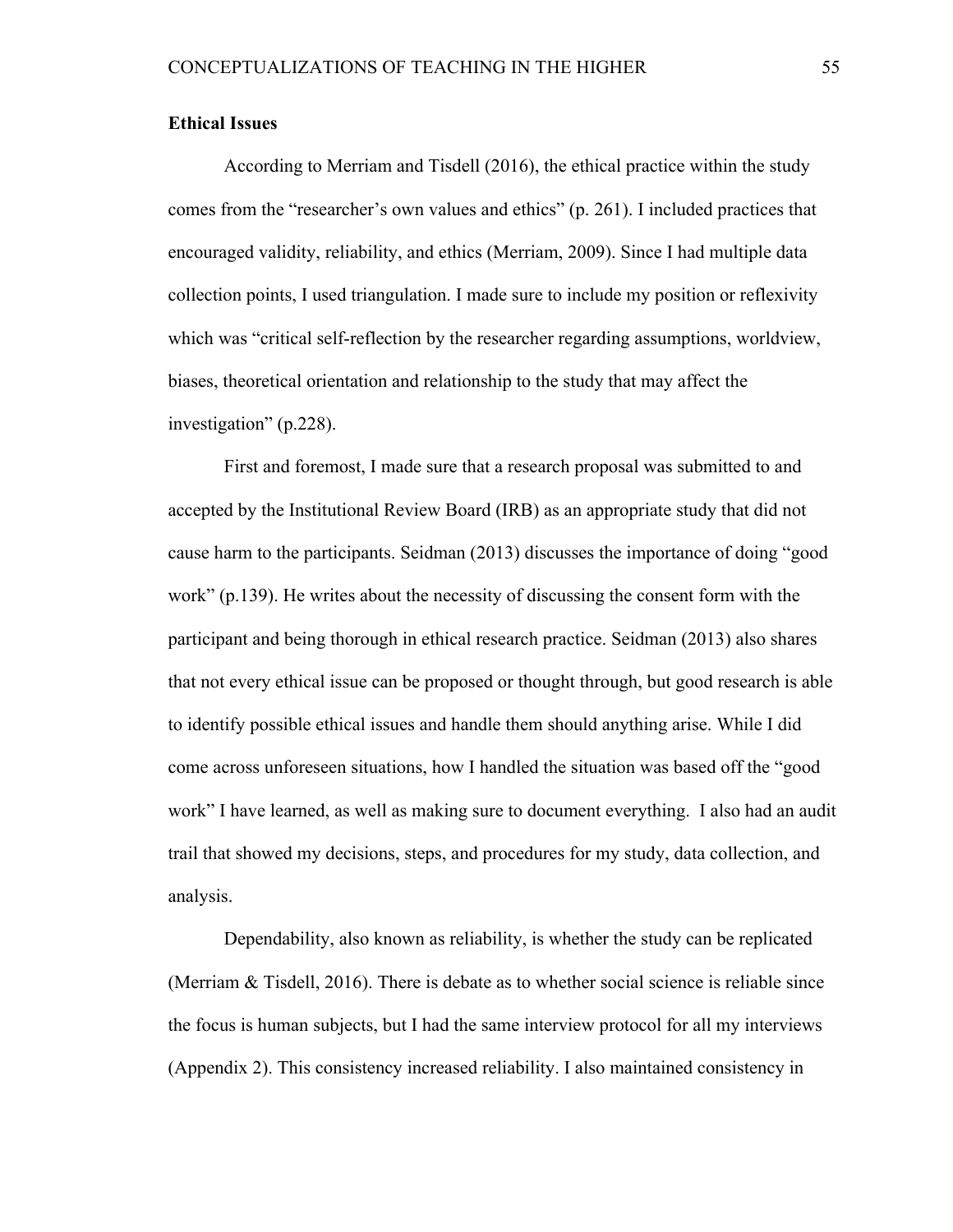**Ethical Issues**

According to Merriam and Tisdell (2016), the ethical practice within the study comes from the "researcher's own values and ethics" (p. 261). I included practices that encouraged validity, reliability, and ethics (Merriam, 2009). Since I had multiple data collection points, I used triangulation. I made sure to include my position or reflexivity which was "critical self-reflection by the researcher regarding assumptions, worldview, biases, theoretical orientation and relationship to the study that may affect the investigation" (p.228).

First and foremost, I made sure that a research proposal was submitted to and accepted by the Institutional Review Board (IRB) as an appropriate study that did not cause harm to the participants. Seidman (2013) discusses the importance of doing "good work" (p.139). He writes about the necessity of discussing the consent form with the participant and being thorough in ethical research practice. Seidman (2013) also shares that not every ethical issue can be proposed or thought through, but good research is able to identify possible ethical issues and handle them should anything arise. While I did come across unforeseen situations, how I handled the situation was based off the "good work" I have learned, as well as making sure to document everything. I also had an audit trail that showed my decisions, steps, and procedures for my study, data collection, and analysis.

Dependability, also known as reliability, is whether the study can be replicated (Merriam & Tisdell, 2016). There is debate as to whether social science is reliable since the focus is human subjects, but I had the same interview protocol for all my interviews (Appendix 2). This consistency increased reliability. I also maintained consistency in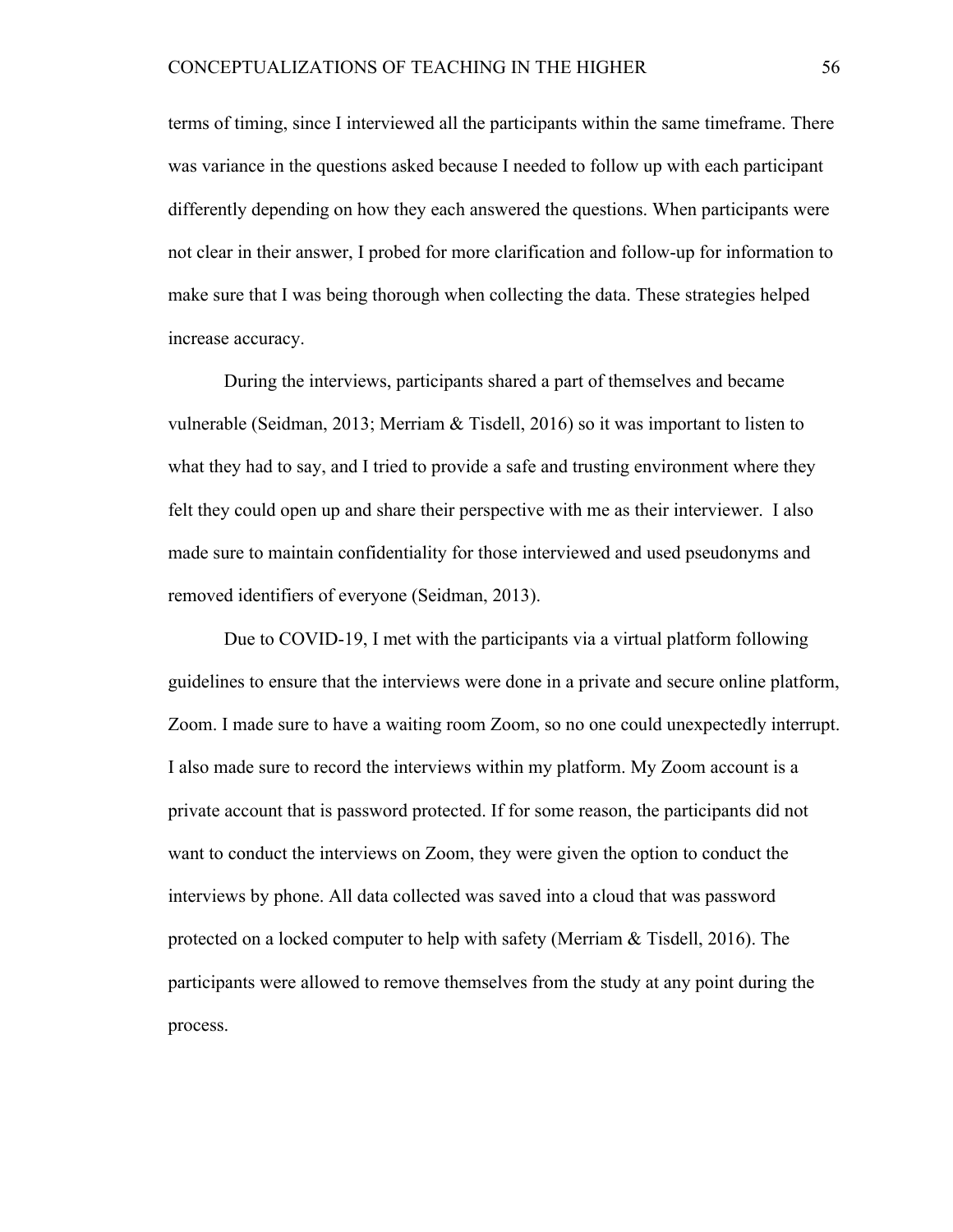terms of timing, since I interviewed all the participants within the same timeframe. There was variance in the questions asked because I needed to follow up with each participant differently depending on how they each answered the questions. When participants were not clear in their answer, I probed for more clarification and follow-up for information to make sure that I was being thorough when collecting the data. These strategies helped increase accuracy.

During the interviews, participants shared a part of themselves and became vulnerable (Seidman, 2013; Merriam & Tisdell, 2016) so it was important to listen to what they had to say, and I tried to provide a safe and trusting environment where they felt they could open up and share their perspective with me as their interviewer. I also made sure to maintain confidentiality for those interviewed and used pseudonyms and removed identifiers of everyone (Seidman, 2013).

Due to COVID-19, I met with the participants via a virtual platform following guidelines to ensure that the interviews were done in a private and secure online platform, Zoom. I made sure to have a waiting room Zoom, so no one could unexpectedly interrupt. I also made sure to record the interviews within my platform. My Zoom account is a private account that is password protected. If for some reason, the participants did not want to conduct the interviews on Zoom, they were given the option to conduct the interviews by phone. All data collected was saved into a cloud that was password protected on a locked computer to help with safety (Merriam & Tisdell, 2016). The participants were allowed to remove themselves from the study at any point during the process.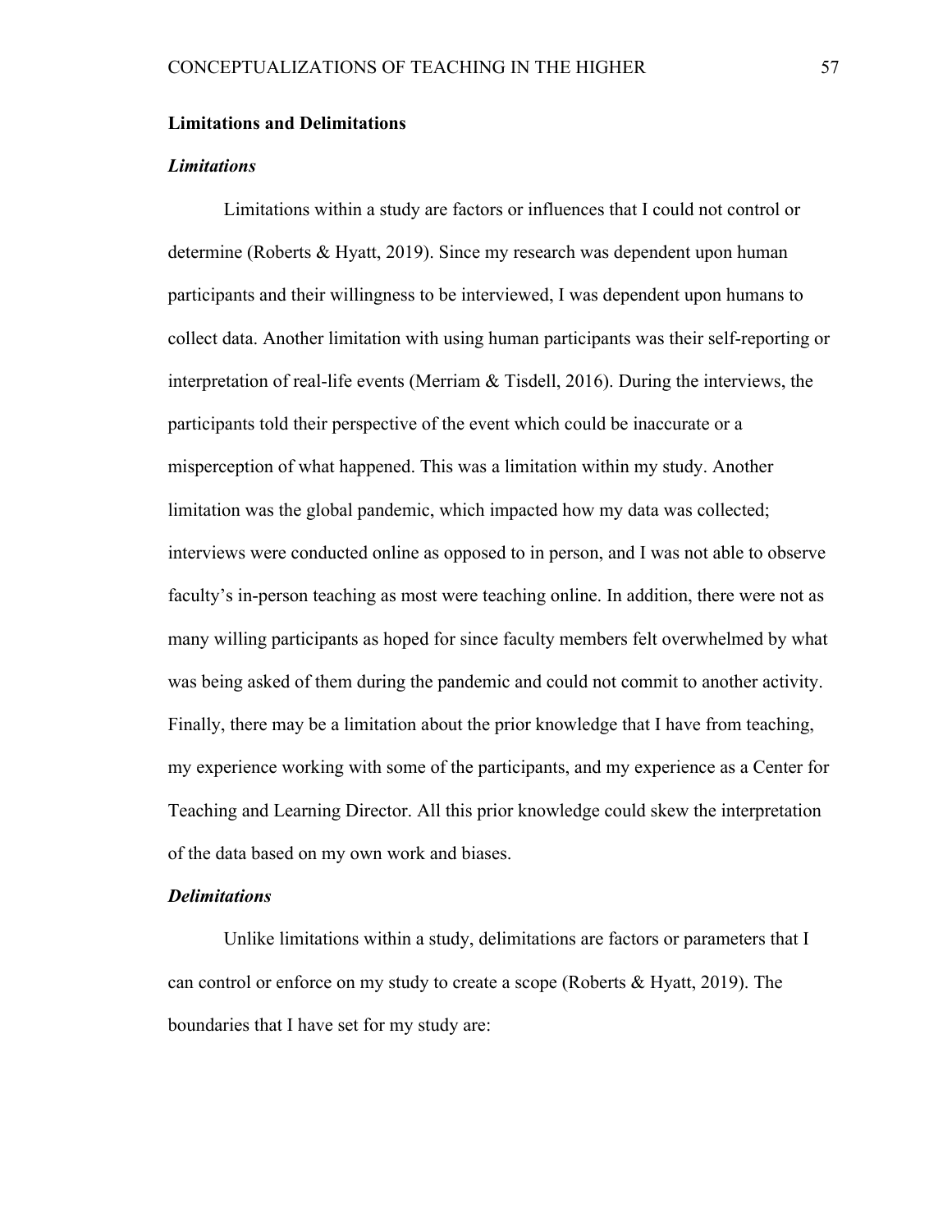## Limitations and Delimitations

### *Limitations*

Limitations within a study are factors or influences that I could not control or determine (Roberts & Hyatt, 2019). Since my research was dependent upon human participants and their willingness to be interviewed, I was dependent upon humans to collect data. Another limitation with using human participants was their self-reporting or interpretation of real-life events (Merriam & Tisdell, 2016). During the interviews, the participants told their perspective of the event which could be inaccurate or a misperception of what happened. This was a limitation within my study. Another limitation was the global pandemic, which impacted how my data was collected; interviews were conducted online as opposed to in person, and I was not able to observe faculty's in-person teaching as most were teaching online. In addition, there were not as many willing participants as hoped for since faculty members felt overwhelmed by what was being asked of them during the pandemic and could not commit to another activity. Finally, there may be a limitation about the prior knowledge that I have from teaching, my experience working with some of the participants, and my experience as a Center for Teaching and Learning Director. All this prior knowledge could skew the interpretation of the data based on my own work and biases.

### *Delimitations*

Unlike limitations within a study, delimitations are factors or parameters that I can control or enforce on my study to create a scope (Roberts & Hyatt, 2019). The boundaries that I have set for my study are: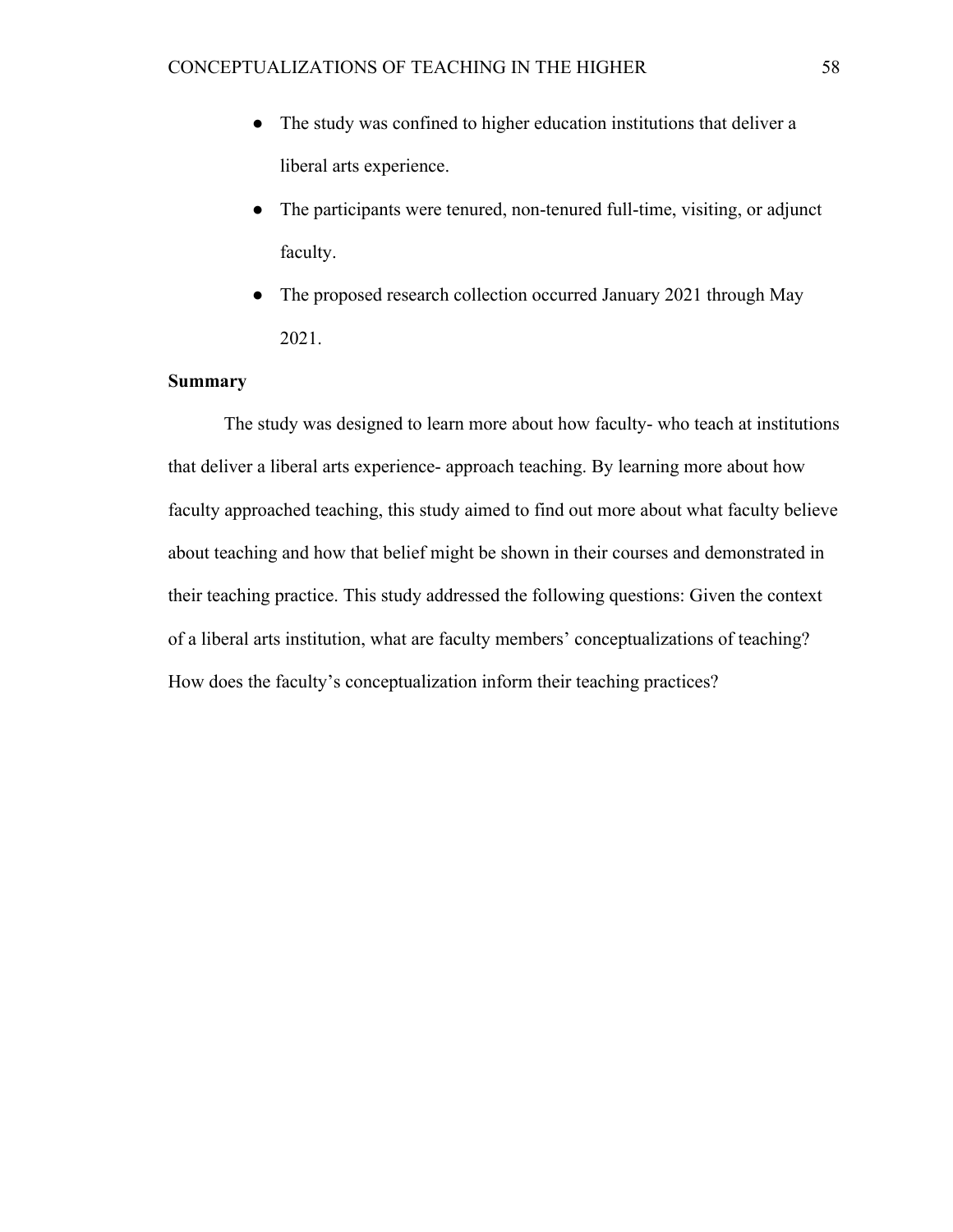- The study was confined to higher education institutions that deliver a liberal arts experience.
- The participants were tenured, non-tenured full-time, visiting, or adjunct faculty.
- The proposed research collection occurred January 2021 through May 2021.

**Summary**

The study was designed to learn more about how faculty- who teach at institutions that deliver a liberal arts experience- approach teaching. By learning more about how faculty approached teaching, this study aimed to find out more about what faculty believe about teaching and how that belief might be shown in their courses and demonstrated in their teaching practice. This study addressed the following questions: Given the context of a liberal arts institution, what are faculty members' conceptualizations of teaching? How does the faculty's conceptualization inform their teaching practices?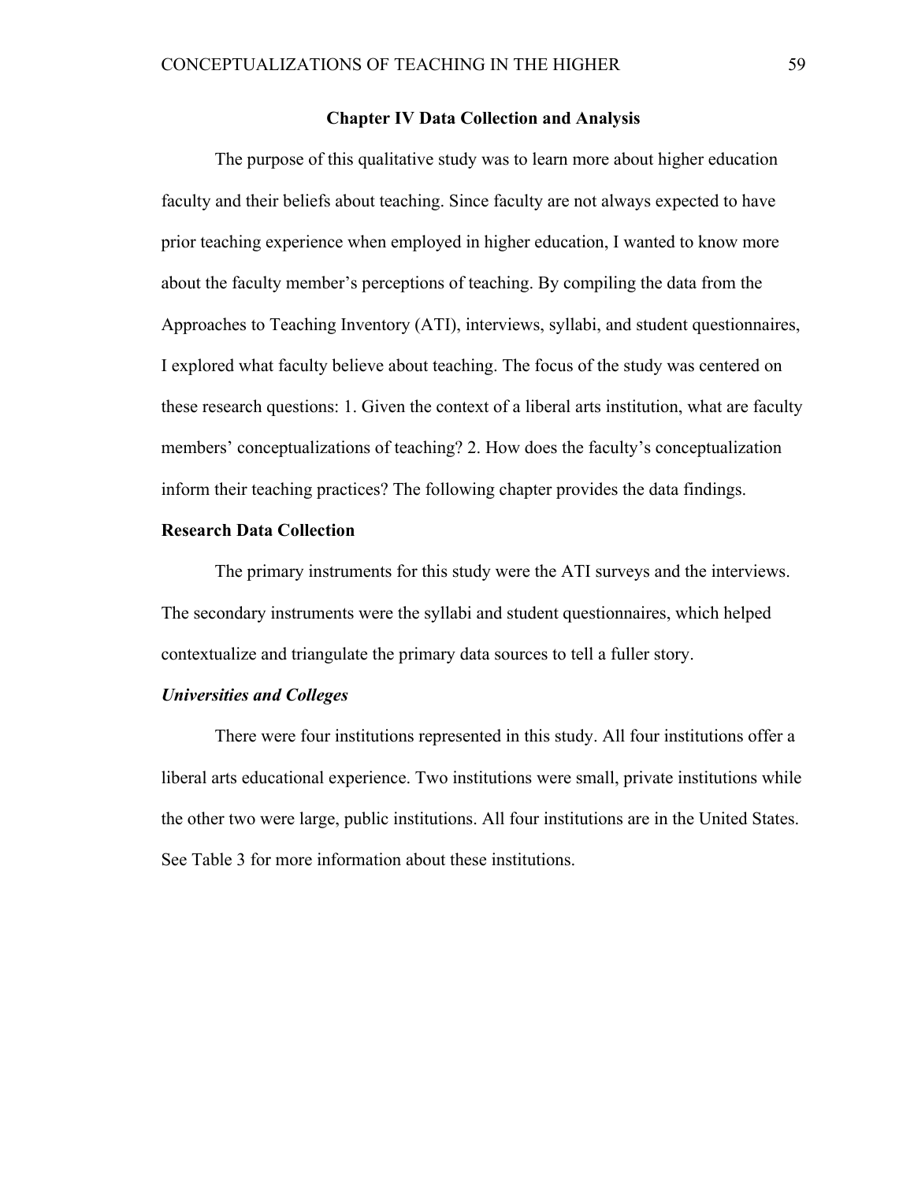# Chapter IV Data Collection and Analysis

The purpose of this qualitative study was to learn more about higher education faculty and their beliefs about teaching. Since faculty are not always expected to have prior teaching experience when employed in higher education, I wanted to know more about the faculty member's perceptions of teaching. By compiling the data from the Approaches to Teaching Inventory (ATI), interviews, syllabi, and student questionnaires, I explored what faculty believe about teaching. The focus of the study was centered on these research questions: 1. Given the context of a liberal arts institution, what are faculty members' conceptualizations of teaching? 2. How does the faculty's conceptualization inform their teaching practices? The following chapter provides the data findings.

## Research Data Collection

The primary instruments for this study were the ATI surveys and the interviews. The secondary instruments were the syllabi and student questionnaires, which helped contextualize and triangulate the primary data sources to tell a fuller story.

### *Universities and Colleges*

There were four institutions represented in this study. All four institutions offer a liberal arts educational experience. Two institutions were small, private institutions while the other two were large, public institutions. All four institutions are in the United States. See Table 3 for more information about these institutions.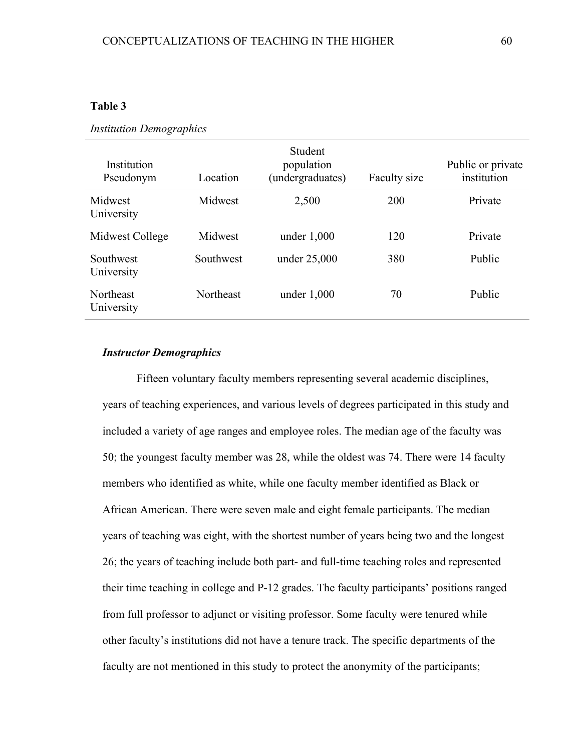**Table 3**

*Institution Demographics*

| Institution Pseudonym | Location | Student population (undergraduates) | Faculty size | Public or private institution |
|---|---|---|---|---|
| Midwest University | Midwest | 2,500 | 200 | Private |
| Midwest College | Midwest | under 1,000 | 120 | Private |
| Southwest University | Southwest | under 25,000 | 380 | Public |
| Northeast University | Northeast | under 1,000 | 70 | Public |

#### ***Instructor Demographics***

Fifteen voluntary faculty members representing several academic disciplines, years of teaching experiences, and various levels of degrees participated in this study and included a variety of age ranges and employee roles. The median age of the faculty was 50; the youngest faculty member was 28, while the oldest was 74. There were 14 faculty members who identified as white, while one faculty member identified as Black or African American. There were seven male and eight female participants. The median years of teaching was eight, with the shortest number of years being two and the longest 26; the years of teaching include both part- and full-time teaching roles and represented their time teaching in college and P-12 grades. The faculty participants' positions ranged from full professor to adjunct or visiting professor. Some faculty were tenured while other faculty's institutions did not have a tenure track. The specific departments of the faculty are not mentioned in this study to protect the anonymity of the participants;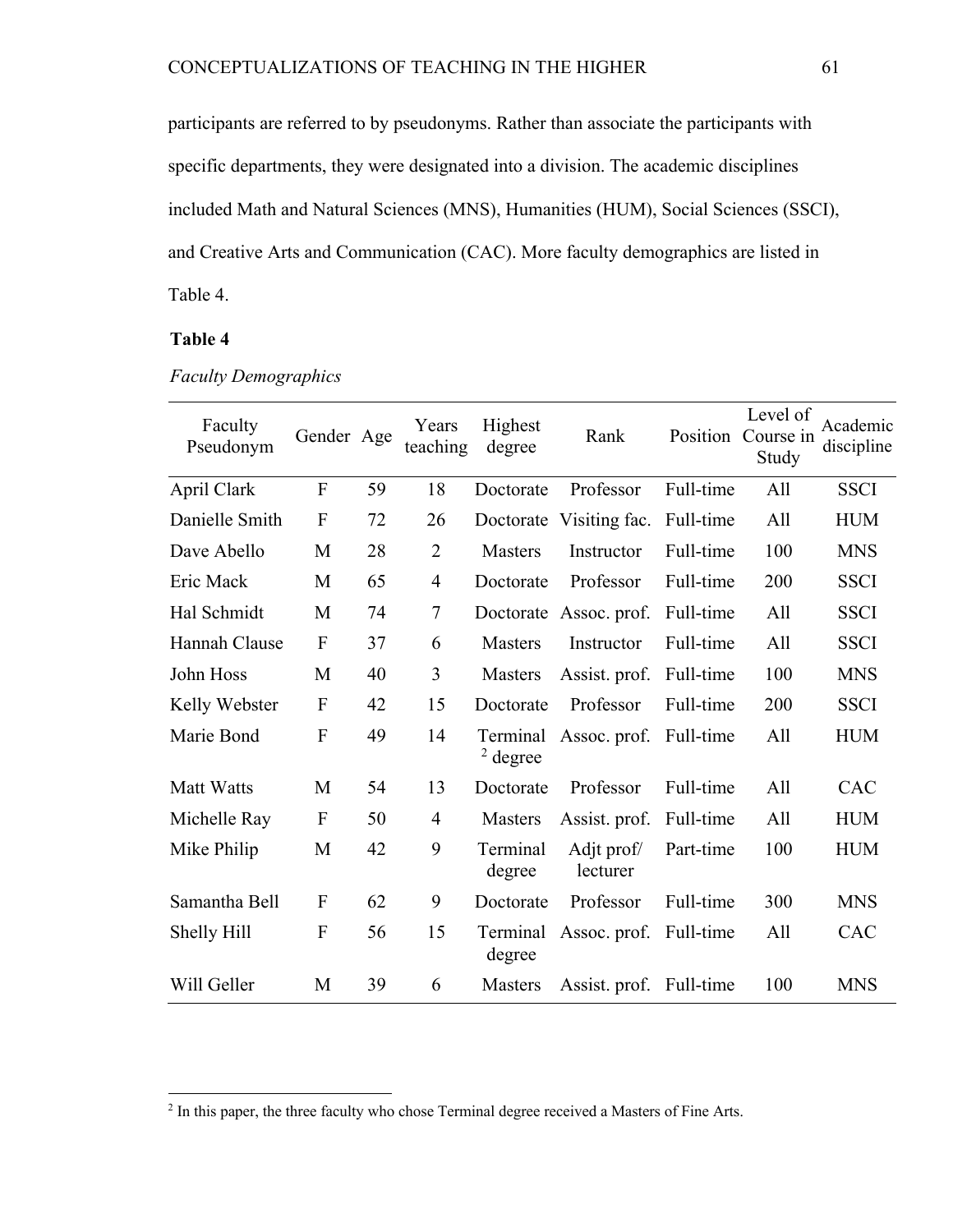participants are referred to by pseudonyms. Rather than associate the participants with specific departments, they were designated into a division. The academic disciplines included Math and Natural Sciences (MNS), Humanities (HUM), Social Sciences (SSCI), and Creative Arts and Communication (CAC). More faculty demographics are listed in Table 4.

**Table 4**

*Faculty Demographics*

| Faculty Pseudonym | Gender | Age | Years teaching | Highest degree | Rank | Position | Level of Course in Study | Academic discipline |
|---|---|---|---|---|---|---|---|---|
| April Clark | F | 59 | 18 | Doctorate | Professor | Full-time | All | SSCI |
| Danielle Smith | F | 72 | 26 | Doctorate | Visiting fac. | Full-time | All | HUM |
| Dave Abello | M | 28 | 2 | Masters | Instructor | Full-time | 100 | MNS |
| Eric Mack | M | 65 | 4 | Doctorate | Professor | Full-time | 200 | SSCI |
| Hal Schmidt | M | 74 | 7 | Doctorate | Assoc. prof. | Full-time | All | SSCI |
| Hannah Clause | F | 37 | 6 | Masters | Instructor | Full-time | All | SSCI |
| John Hoss | M | 40 | 3 | Masters | Assist. prof. | Full-time | 100 | MNS |
| Kelly Webster | F | 42 | 15 | Doctorate | Professor | Full-time | 200 | SSCI |
| Marie Bond | F | 49 | 14 | Terminal [2] degree | Assoc. prof. | Full-time | All | HUM |
| Matt Watts | M | 54 | 13 | Doctorate | Professor | Full-time | All | CAC |
| Michelle Ray | F | 50 | 4 | Masters | Assist. prof. | Full-time | All | HUM |
| Mike Philip | M | 42 | 9 | Terminal degree | Adjt prof/ lecturer | Part-time | 100 | HUM |
| Samantha Bell | F | 62 | 9 | Doctorate | Professor | Full-time | 300 | MNS |
| Shelly Hill | F | 56 | 15 | Terminal degree | Assoc. prof. | Full-time | All | CAC |
| Will Geller | M | 39 | 6 | Masters | Assist. prof. | Full-time | 100 | MNS |

[2] In this paper, the three faculty who chose Terminal degree received a Masters of Fine Arts.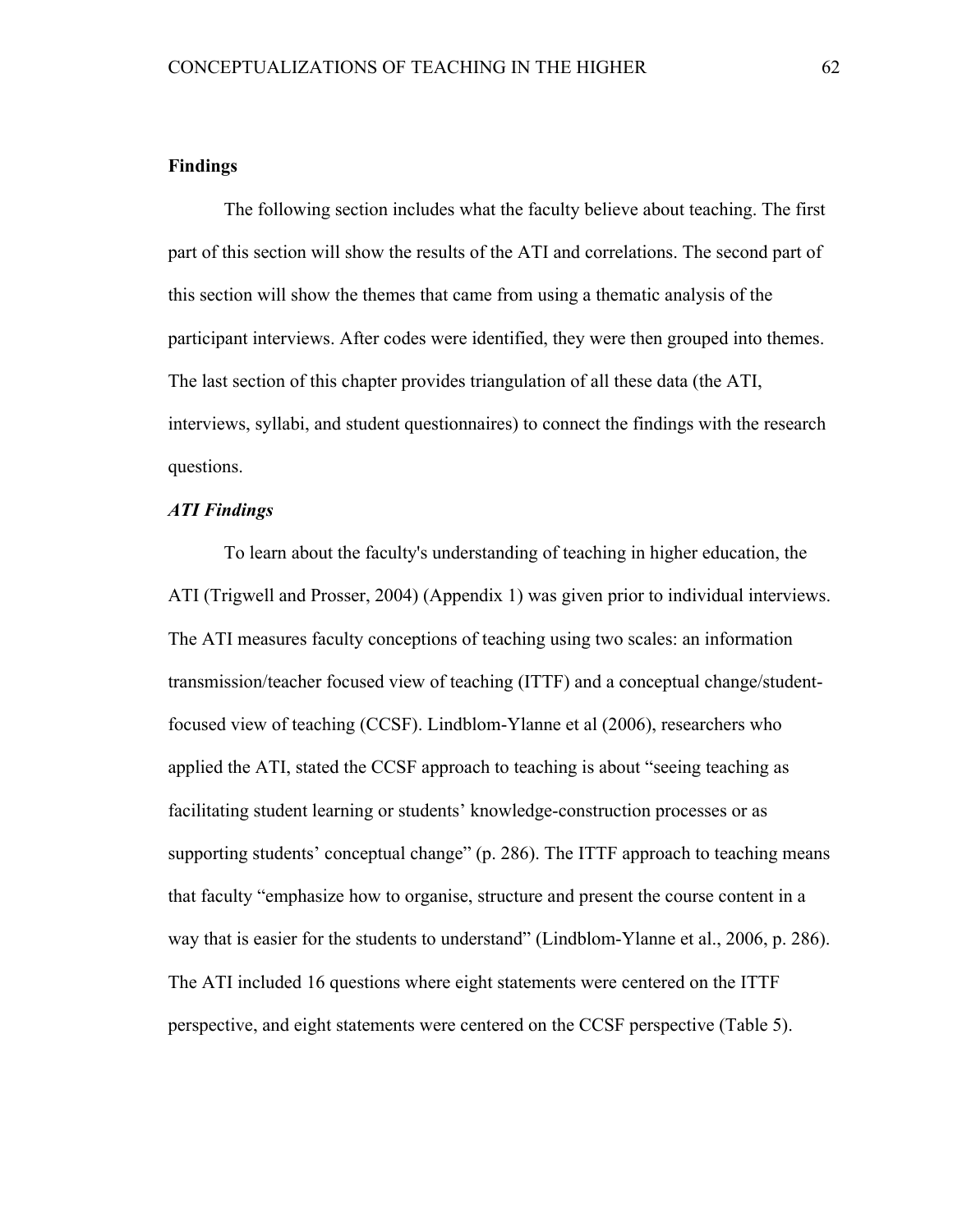## Findings

The following section includes what the faculty believe about teaching. The first part of this section will show the results of the ATI and correlations. The second part of this section will show the themes that came from using a thematic analysis of the participant interviews. After codes were identified, they were then grouped into themes. The last section of this chapter provides triangulation of all these data (the ATI, interviews, syllabi, and student questionnaires) to connect the findings with the research questions.

### *ATI Findings*

To learn about the faculty's understanding of teaching in higher education, the ATI (Trigwell and Prosser, 2004) (Appendix 1) was given prior to individual interviews. The ATI measures faculty conceptions of teaching using two scales: an information transmission/teacher focused view of teaching (ITTF) and a conceptual change/student-focused view of teaching (CCSF). Lindblom-Ylanne et al (2006), researchers who applied the ATI, stated the CCSF approach to teaching is about "seeing teaching as facilitating student learning or students' knowledge-construction processes or as supporting students' conceptual change" (p. 286). The ITTF approach to teaching means that faculty "emphasize how to organise, structure and present the course content in a way that is easier for the students to understand" (Lindblom-Ylanne et al., 2006, p. 286). The ATI included 16 questions where eight statements were centered on the ITTF perspective, and eight statements were centered on the CCSF perspective (Table 5).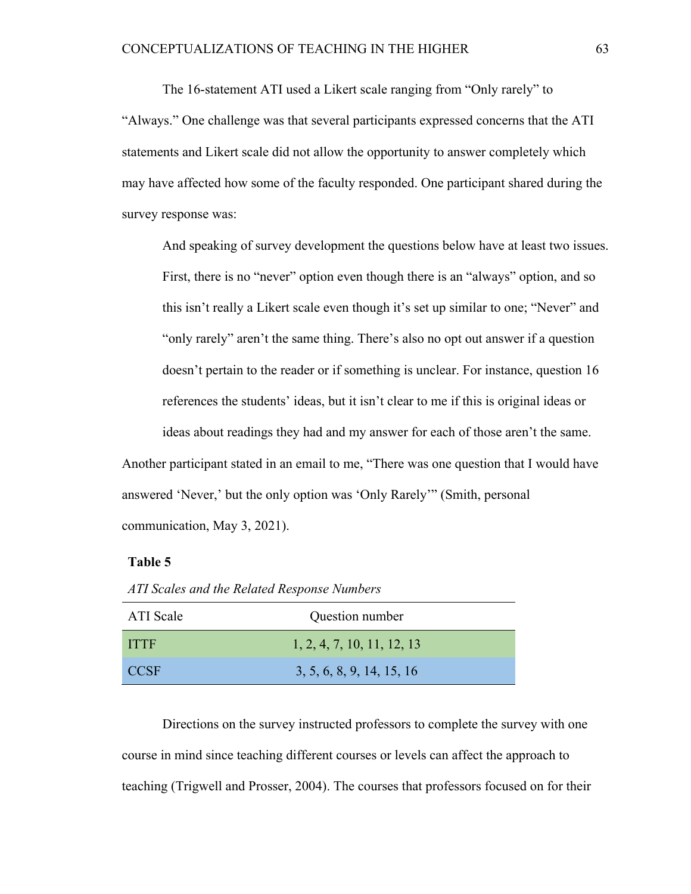The 16-statement ATI used a Likert scale ranging from "Only rarely" to "Always." One challenge was that several participants expressed concerns that the ATI statements and Likert scale did not allow the opportunity to answer completely which may have affected how some of the faculty responded. One participant shared during the survey response was:

> And speaking of survey development the questions below have at least two issues. First, there is no "never" option even though there is an "always" option, and so this isn't really a Likert scale even though it's set up similar to one; "Never" and "only rarely" aren't the same thing. There's also no opt out answer if a question doesn't pertain to the reader or if something is unclear. For instance, question 16 references the students' ideas, but it isn't clear to me if this is original ideas or ideas about readings they had and my answer for each of those aren't the same.

Another participant stated in an email to me, "There was one question that I would have answered 'Never,' but the only option was 'Only Rarely'" (Smith, personal communication, May 3, 2021).

**Table 5**

*ATI Scales and the Related Response Numbers*

| ATI Scale | Question number |
|---|---|
| ITTF | 1, 2, 4, 7, 10, 11, 12, 13 |
| CCSF | 3, 5, 6, 8, 9, 14, 15, 16 |

Directions on the survey instructed professors to complete the survey with one course in mind since teaching different courses or levels can affect the approach to teaching (Trigwell and Prosser, 2004). The courses that professors focused on for their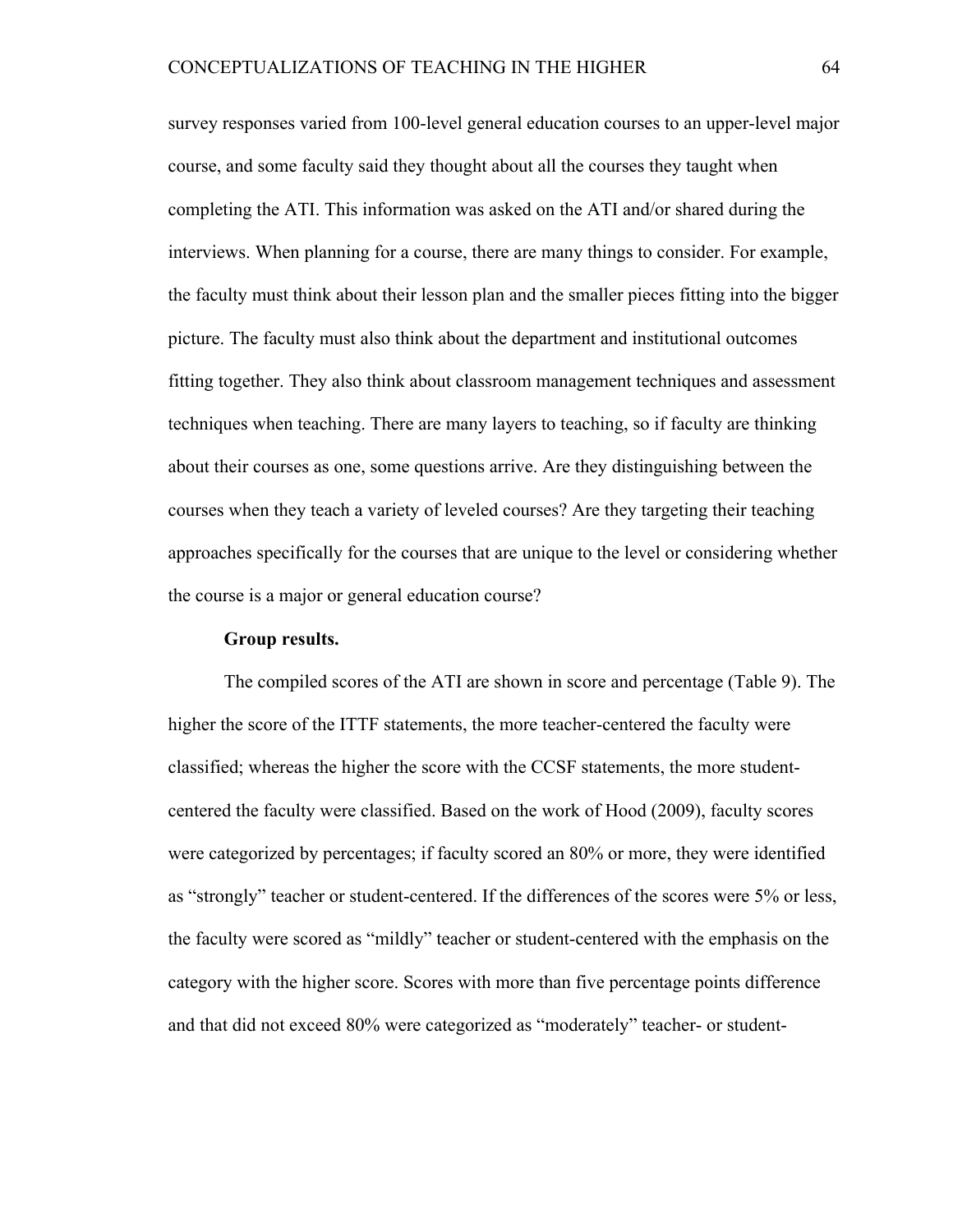survey responses varied from 100-level general education courses to an upper-level major course, and some faculty said they thought about all the courses they taught when completing the ATI. This information was asked on the ATI and/or shared during the interviews. When planning for a course, there are many things to consider. For example, the faculty must think about their lesson plan and the smaller pieces fitting into the bigger picture. The faculty must also think about the department and institutional outcomes fitting together. They also think about classroom management techniques and assessment techniques when teaching. There are many layers to teaching, so if faculty are thinking about their courses as one, some questions arrive. Are they distinguishing between the courses when they teach a variety of leveled courses? Are they targeting their teaching approaches specifically for the courses that are unique to the level or considering whether the course is a major or general education course?

**Group results.**

The compiled scores of the ATI are shown in score and percentage (Table 9). The higher the score of the ITTF statements, the more teacher-centered the faculty were classified; whereas the higher the score with the CCSF statements, the more student-centered the faculty were classified. Based on the work of Hood (2009), faculty scores were categorized by percentages; if faculty scored an 80% or more, they were identified as "strongly" teacher or student-centered. If the differences of the scores were 5% or less, the faculty were scored as "mildly" teacher or student-centered with the emphasis on the category with the higher score. Scores with more than five percentage points difference and that did not exceed 80% were categorized as "moderately" teacher- or student-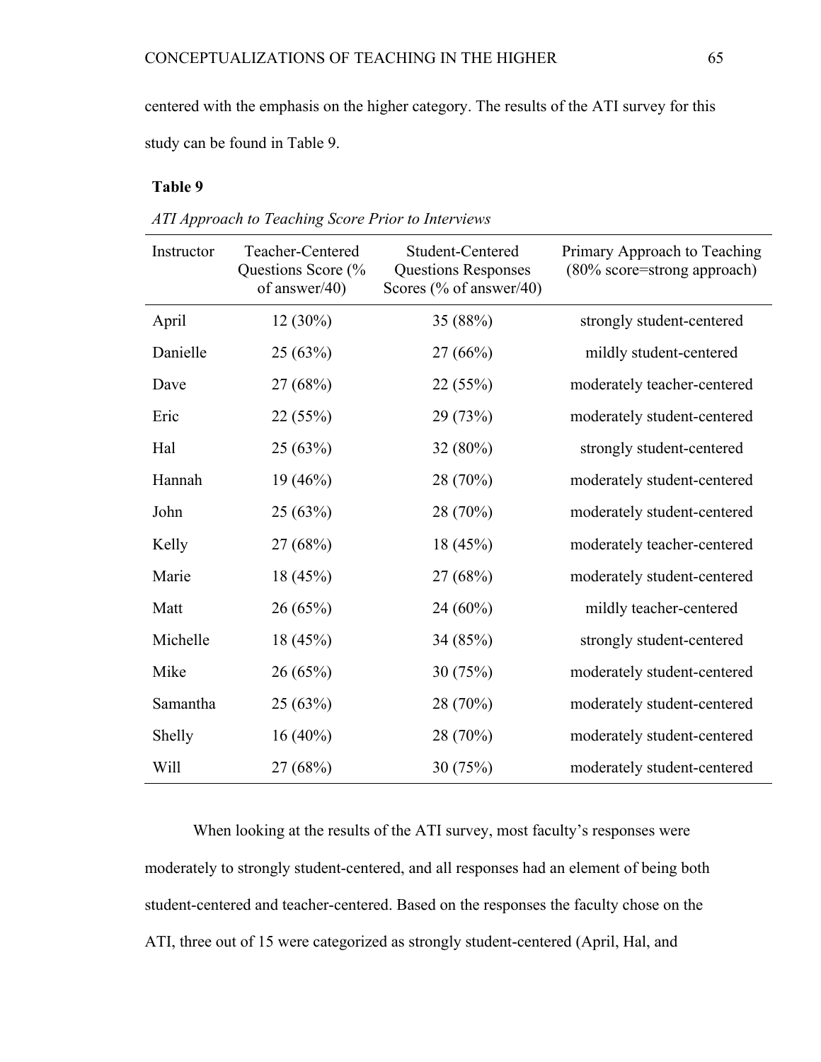centered with the emphasis on the higher category. The results of the ATI survey for this study can be found in Table 9.

**Table 9**

*ATI Approach to Teaching Score Prior to Interviews*

| Instructor | Teacher-Centered Questions Score (% of answer/40) | Student-Centered Questions Responses Scores (% of answer/40) | Primary Approach to Teaching (80% score=strong approach) |
|---|---|---|---|
| April | 12 (30%) | 35 (88%) | strongly student-centered |
| Danielle | 25 (63%) | 27 (66%) | mildly student-centered |
| Dave | 27 (68%) | 22 (55%) | moderately teacher-centered |
| Eric | 22 (55%) | 29 (73%) | moderately student-centered |
| Hal | 25 (63%) | 32 (80%) | strongly student-centered |
| Hannah | 19 (46%) | 28 (70%) | moderately student-centered |
| John | 25 (63%) | 28 (70%) | moderately student-centered |
| Kelly | 27 (68%) | 18 (45%) | moderately teacher-centered |
| Marie | 18 (45%) | 27 (68%) | moderately student-centered |
| Matt | 26 (65%) | 24 (60%) | mildly teacher-centered |
| Michelle | 18 (45%) | 34 (85%) | strongly student-centered |
| Mike | 26 (65%) | 30 (75%) | moderately student-centered |
| Samantha | 25 (63%) | 28 (70%) | moderately student-centered |
| Shelly | 16 (40%) | 28 (70%) | moderately student-centered |
| Will | 27 (68%) | 30 (75%) | moderately student-centered |

When looking at the results of the ATI survey, most faculty's responses were moderately to strongly student-centered, and all responses had an element of being both student-centered and teacher-centered. Based on the responses the faculty chose on the ATI, three out of 15 were categorized as strongly student-centered (April, Hal, and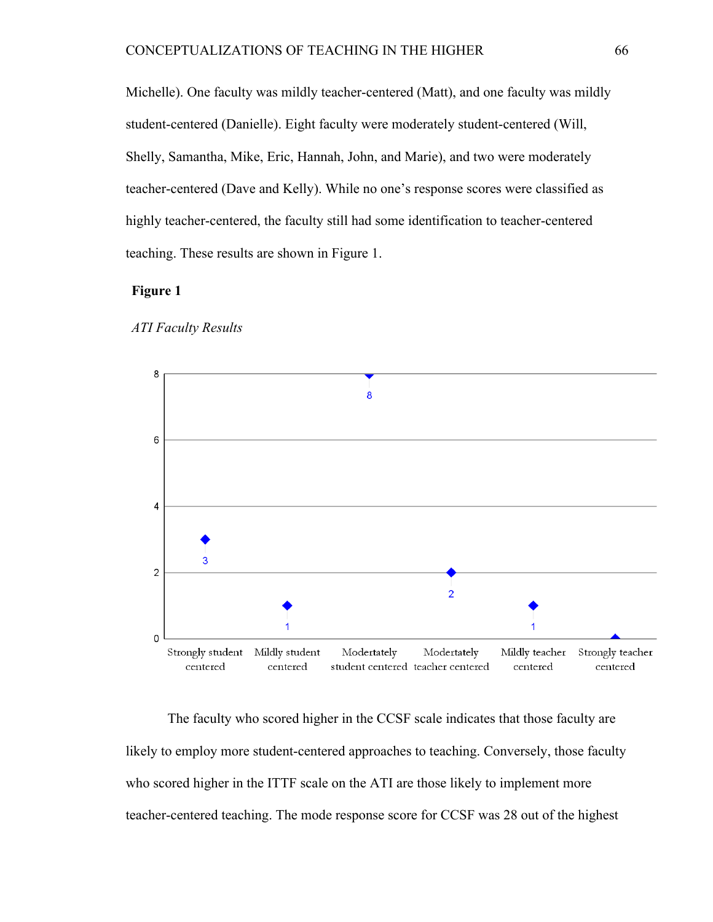Michelle). One faculty was mildly teacher-centered (Matt), and one faculty was mildly student-centered (Danielle). Eight faculty were moderately student-centered (Will, Shelly, Samantha, Mike, Eric, Hannah, John, and Marie), and two were moderately teacher-centered (Dave and Kelly). While no one's response scores were classified as highly teacher-centered, the faculty still had some identification to teacher-centered teaching. These results are shown in Figure 1.

**Figure 1**

*ATI Faculty Results*

| Strongly student centered | Mildly student centered | Modertately student centered | Modertately teacher centered | Mildly teacher centered | Strongly teacher centered |
|---|---|---|---|---|---|
| 3 | 1 | 8 | 2 | 1 | 0 |

The faculty who scored higher in the CCSF scale indicates that those faculty are likely to employ more student-centered approaches to teaching. Conversely, those faculty who scored higher in the ITTF scale on the ATI are those likely to implement more teacher-centered teaching. The mode response score for CCSF was 28 out of the highest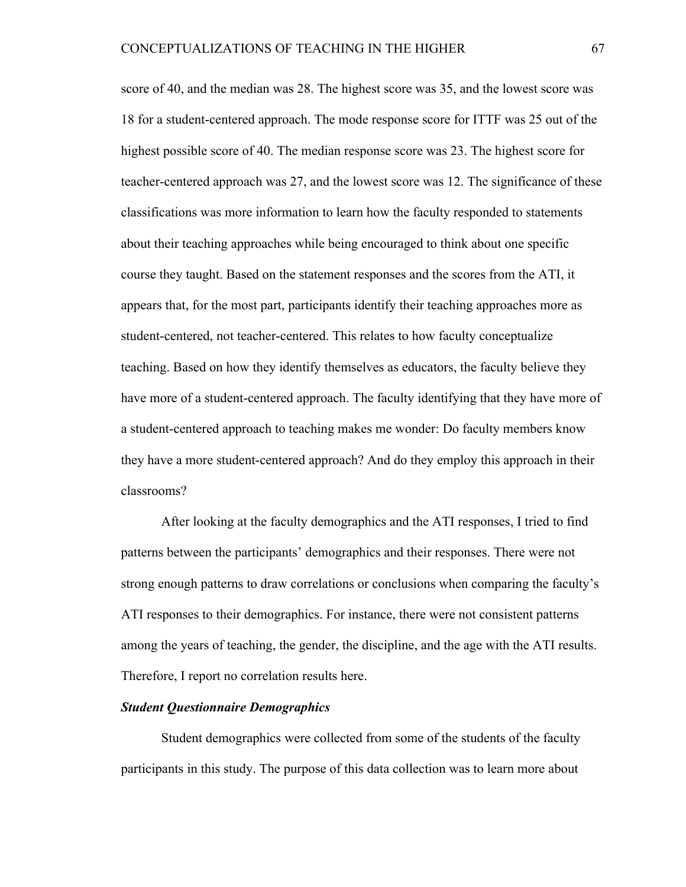score of 40, and the median was 28. The highest score was 35, and the lowest score was 18 for a student-centered approach. The mode response score for ITTF was 25 out of the highest possible score of 40. The median response score was 23. The highest score for teacher-centered approach was 27, and the lowest score was 12. The significance of these classifications was more information to learn how the faculty responded to statements about their teaching approaches while being encouraged to think about one specific course they taught. Based on the statement responses and the scores from the ATI, it appears that, for the most part, participants identify their teaching approaches more as student-centered, not teacher-centered. This relates to how faculty conceptualize teaching. Based on how they identify themselves as educators, the faculty believe they have more of a student-centered approach. The faculty identifying that they have more of a student-centered approach to teaching makes me wonder: Do faculty members know they have a more student-centered approach? And do they employ this approach in their classrooms?

After looking at the faculty demographics and the ATI responses, I tried to find patterns between the participants' demographics and their responses. There were not strong enough patterns to draw correlations or conclusions when comparing the faculty's ATI responses to their demographics. For instance, there were not consistent patterns among the years of teaching, the gender, the discipline, and the age with the ATI results. Therefore, I report no correlation results here.

***Student Questionnaire Demographics***

Student demographics were collected from some of the students of the faculty participants in this study. The purpose of this data collection was to learn more about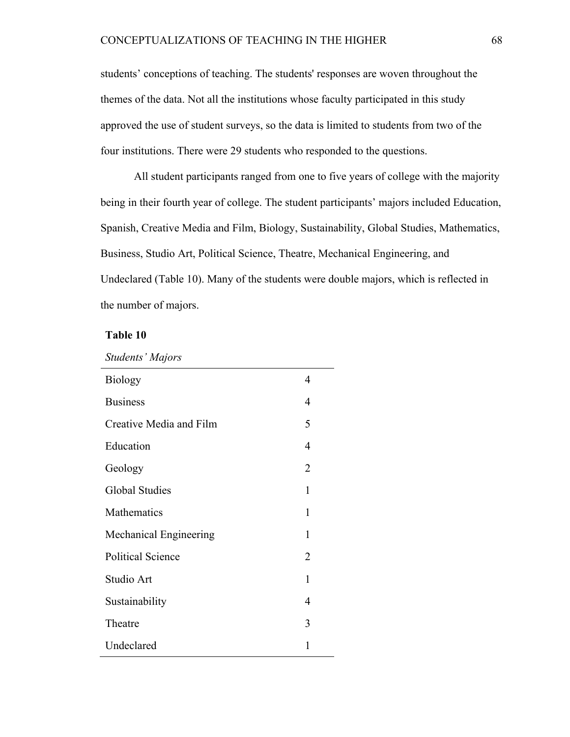students' conceptions of teaching. The students' responses are woven throughout the themes of the data. Not all the institutions whose faculty participated in this study approved the use of student surveys, so the data is limited to students from two of the four institutions. There were 29 students who responded to the questions.

All student participants ranged from one to five years of college with the majority being in their fourth year of college. The student participants' majors included Education, Spanish, Creative Media and Film, Biology, Sustainability, Global Studies, Mathematics, Business, Studio Art, Political Science, Theatre, Mechanical Engineering, and Undeclared (Table 10). Many of the students were double majors, which is reflected in the number of majors.

**Table 10**

*Students' Majors*

| | |
|---|---|
| Biology | 4 |
| Business | 4 |
| Creative Media and Film | 5 |
| Education | 4 |
| Geology | 2 |
| Global Studies | 1 |
| Mathematics | 1 |
| Mechanical Engineering | 1 |
| Political Science | 2 |
| Studio Art | 1 |
| Sustainability | 4 |
| Theatre | 3 |
| Undeclared | 1 |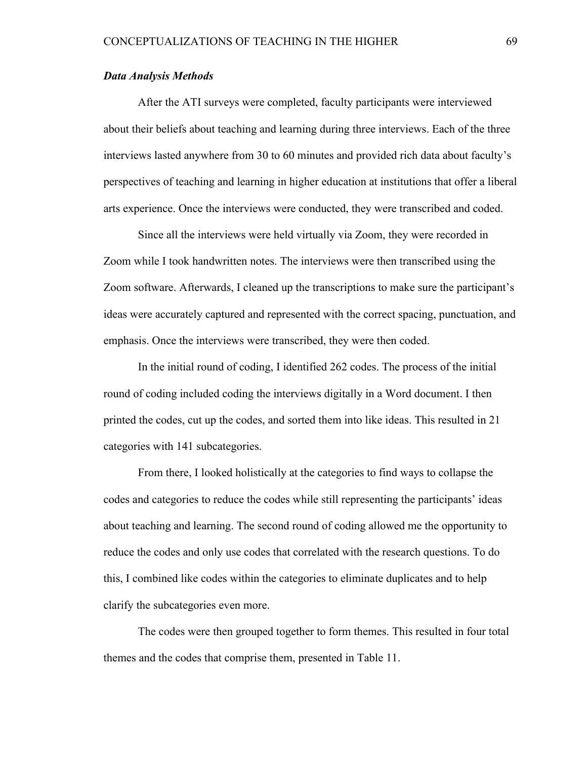***Data Analysis Methods***

After the ATI surveys were completed, faculty participants were interviewed about their beliefs about teaching and learning during three interviews. Each of the three interviews lasted anywhere from 30 to 60 minutes and provided rich data about faculty's perspectives of teaching and learning in higher education at institutions that offer a liberal arts experience. Once the interviews were conducted, they were transcribed and coded.

Since all the interviews were held virtually via Zoom, they were recorded in Zoom while I took handwritten notes. The interviews were then transcribed using the Zoom software. Afterwards, I cleaned up the transcriptions to make sure the participant's ideas were accurately captured and represented with the correct spacing, punctuation, and emphasis. Once the interviews were transcribed, they were then coded.

In the initial round of coding, I identified 262 codes. The process of the initial round of coding included coding the interviews digitally in a Word document. I then printed the codes, cut up the codes, and sorted them into like ideas. This resulted in 21 categories with 141 subcategories.

From there, I looked holistically at the categories to find ways to collapse the codes and categories to reduce the codes while still representing the participants' ideas about teaching and learning. The second round of coding allowed me the opportunity to reduce the codes and only use codes that correlated with the research questions. To do this, I combined like codes within the categories to eliminate duplicates and to help clarify the subcategories even more.

The codes were then grouped together to form themes. This resulted in four total themes and the codes that comprise them, presented in Table 11.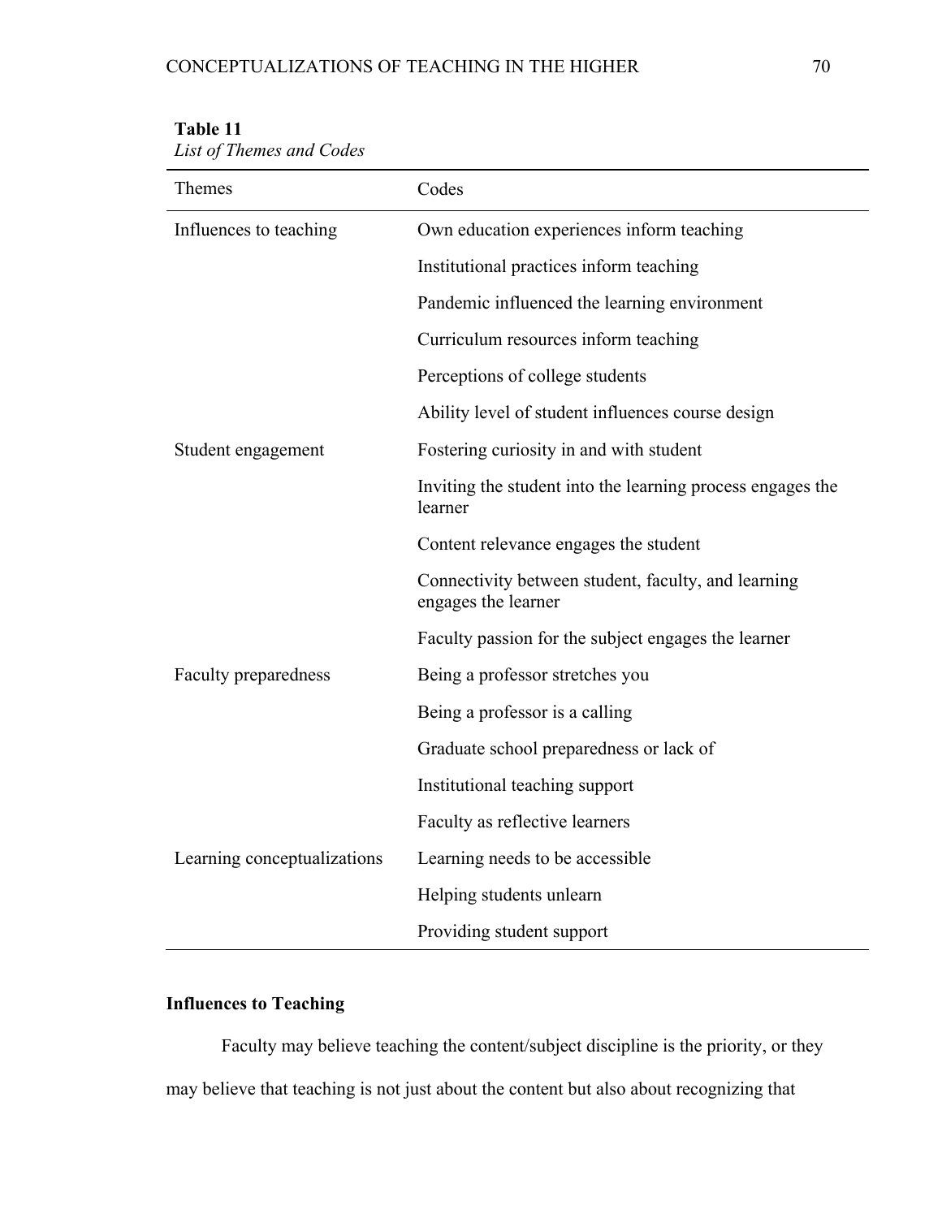**Table 11**

*List of Themes and Codes*

| Themes | Codes |
|---|---|
| Influences to teaching | Own education experiences inform teaching |
| | Institutional practices inform teaching |
| | Pandemic influenced the learning environment |
| | Curriculum resources inform teaching |
| | Perceptions of college students |
| | Ability level of student influences course design |
| Student engagement | Fostering curiosity in and with student |
| | Inviting the student into the learning process engages the learner |
| | Content relevance engages the student |
| | Connectivity between student, faculty, and learning engages the learner |
| | Faculty passion for the subject engages the learner |
| Faculty preparedness | Being a professor stretches you |
| | Being a professor is a calling |
| | Graduate school preparedness or lack of |
| | Institutional teaching support |
| | Faculty as reflective learners |
| Learning conceptualizations | Learning needs to be accessible |
| | Helping students unlearn |
| | Providing student support |

## Influences to Teaching

Faculty may believe teaching the content/subject discipline is the priority, or they may believe that teaching is not just about the content but also about recognizing that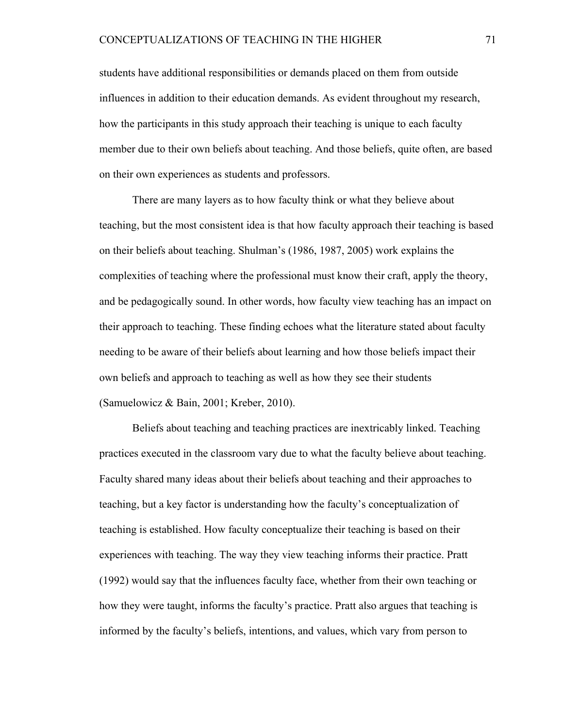students have additional responsibilities or demands placed on them from outside influences in addition to their education demands. As evident throughout my research, how the participants in this study approach their teaching is unique to each faculty member due to their own beliefs about teaching. And those beliefs, quite often, are based on their own experiences as students and professors.

There are many layers as to how faculty think or what they believe about teaching, but the most consistent idea is that how faculty approach their teaching is based on their beliefs about teaching. Shulman's (1986, 1987, 2005) work explains the complexities of teaching where the professional must know their craft, apply the theory, and be pedagogically sound. In other words, how faculty view teaching has an impact on their approach to teaching. These finding echoes what the literature stated about faculty needing to be aware of their beliefs about learning and how those beliefs impact their own beliefs and approach to teaching as well as how they see their students (Samuelowicz & Bain, 2001; Kreber, 2010).

Beliefs about teaching and teaching practices are inextricably linked. Teaching practices executed in the classroom vary due to what the faculty believe about teaching. Faculty shared many ideas about their beliefs about teaching and their approaches to teaching, but a key factor is understanding how the faculty's conceptualization of teaching is established. How faculty conceptualize their teaching is based on their experiences with teaching. The way they view teaching informs their practice. Pratt (1992) would say that the influences faculty face, whether from their own teaching or how they were taught, informs the faculty's practice. Pratt also argues that teaching is informed by the faculty's beliefs, intentions, and values, which vary from person to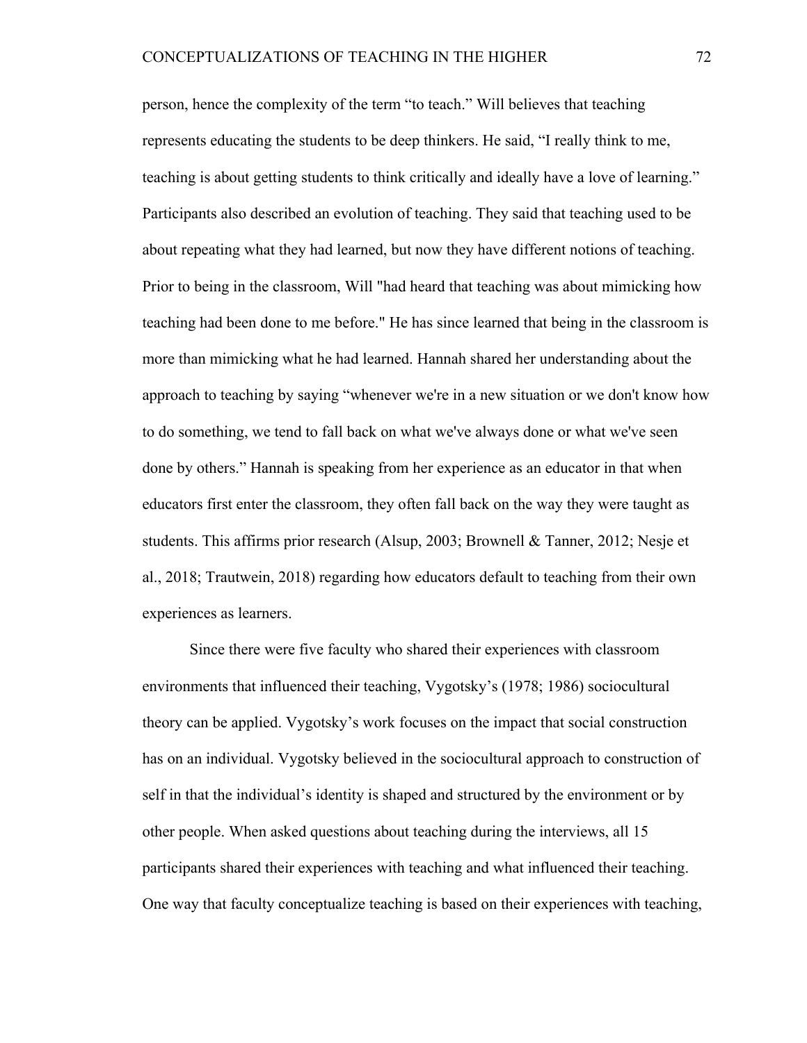person, hence the complexity of the term "to teach." Will believes that teaching represents educating the students to be deep thinkers. He said, "I really think to me, teaching is about getting students to think critically and ideally have a love of learning." Participants also described an evolution of teaching. They said that teaching used to be about repeating what they had learned, but now they have different notions of teaching. Prior to being in the classroom, Will "had heard that teaching was about mimicking how teaching had been done to me before." He has since learned that being in the classroom is more than mimicking what he had learned. Hannah shared her understanding about the approach to teaching by saying "whenever we're in a new situation or we don't know how to do something, we tend to fall back on what we've always done or what we've seen done by others." Hannah is speaking from her experience as an educator in that when educators first enter the classroom, they often fall back on the way they were taught as students. This affirms prior research (Alsup, 2003; Brownell & Tanner, 2012; Nesje et al., 2018; Trautwein, 2018) regarding how educators default to teaching from their own experiences as learners.

Since there were five faculty who shared their experiences with classroom environments that influenced their teaching, Vygotsky's (1978; 1986) sociocultural theory can be applied. Vygotsky's work focuses on the impact that social construction has on an individual. Vygotsky believed in the sociocultural approach to construction of self in that the individual's identity is shaped and structured by the environment or by other people. When asked questions about teaching during the interviews, all 15 participants shared their experiences with teaching and what influenced their teaching. One way that faculty conceptualize teaching is based on their experiences with teaching,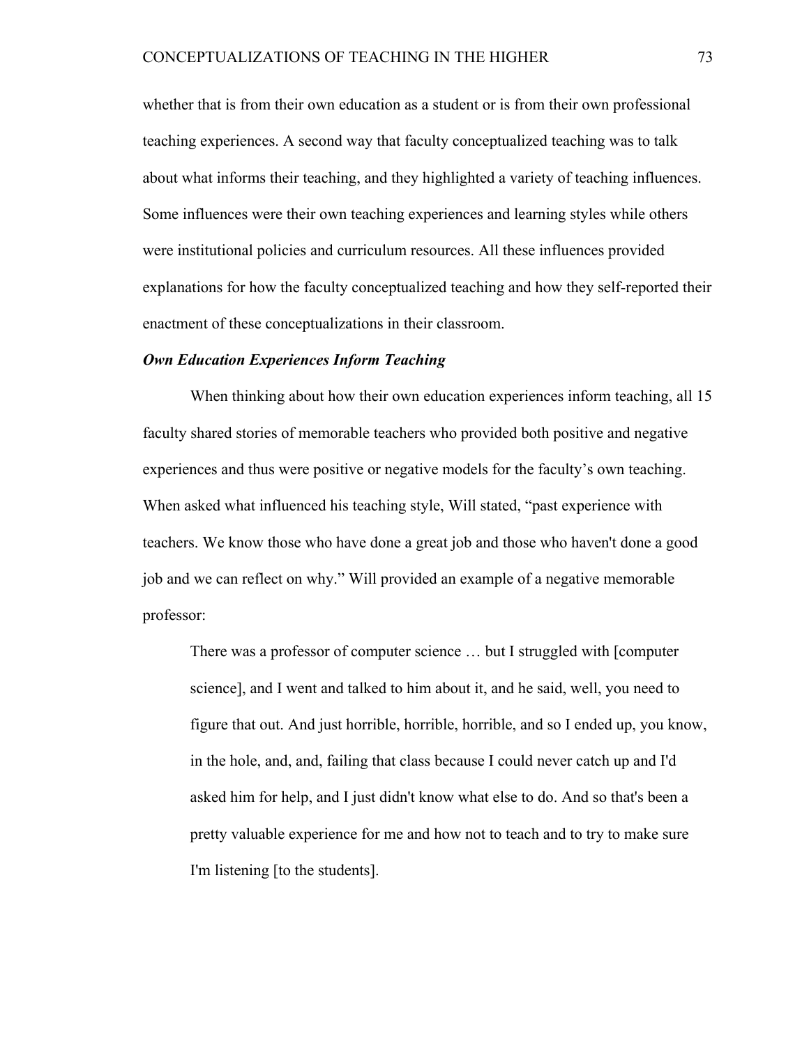whether that is from their own education as a student or is from their own professional teaching experiences. A second way that faculty conceptualized teaching was to talk about what informs their teaching, and they highlighted a variety of teaching influences. Some influences were their own teaching experiences and learning styles while others were institutional policies and curriculum resources. All these influences provided explanations for how the faculty conceptualized teaching and how they self-reported their enactment of these conceptualizations in their classroom.

***Own Education Experiences Inform Teaching***

When thinking about how their own education experiences inform teaching, all 15 faculty shared stories of memorable teachers who provided both positive and negative experiences and thus were positive or negative models for the faculty's own teaching. When asked what influenced his teaching style, Will stated, "past experience with teachers. We know those who have done a great job and those who haven't done a good job and we can reflect on why." Will provided an example of a negative memorable professor:

> There was a professor of computer science … but I struggled with [computer science], and I went and talked to him about it, and he said, well, you need to figure that out. And just horrible, horrible, horrible, and so I ended up, you know, in the hole, and, and, failing that class because I could never catch up and I'd asked him for help, and I just didn't know what else to do. And so that's been a pretty valuable experience for me and how not to teach and to try to make sure I'm listening [to the students].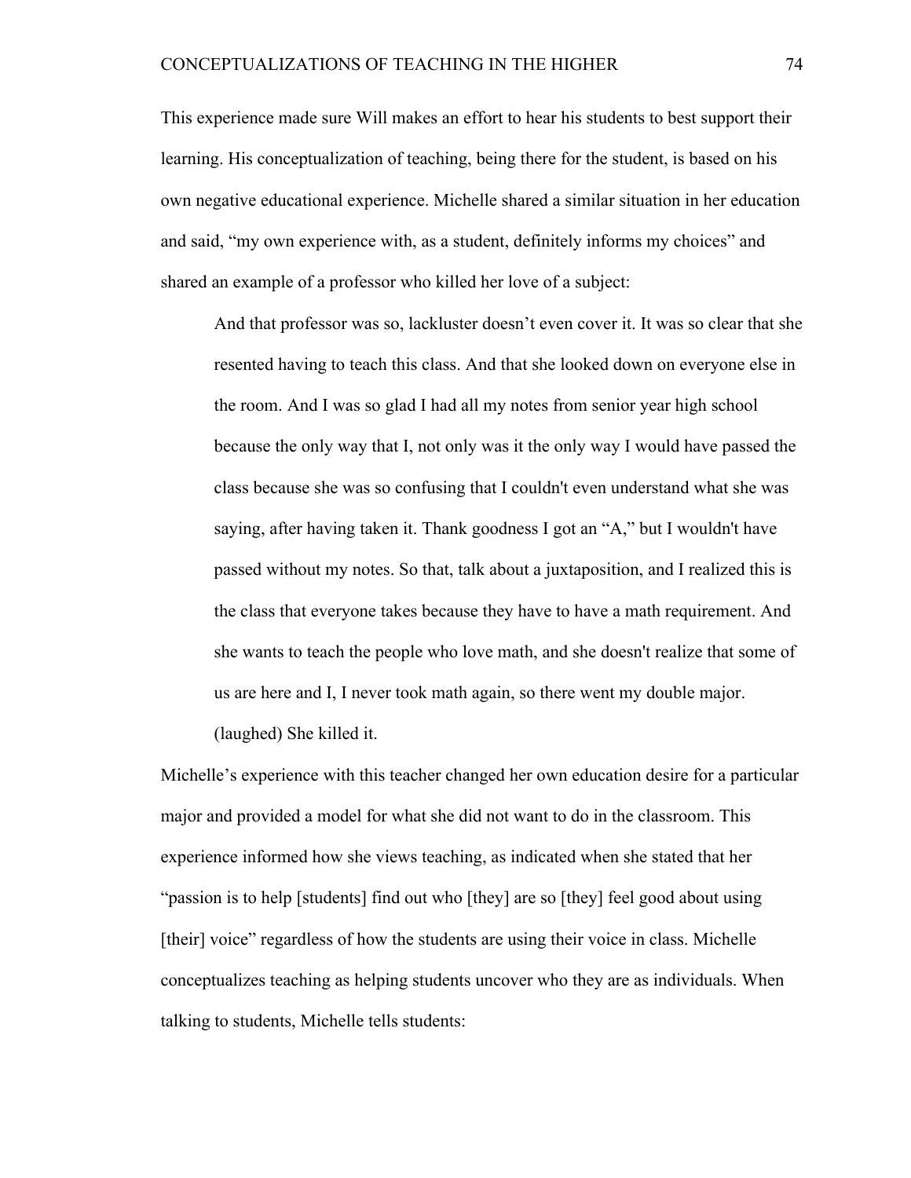This experience made sure Will makes an effort to hear his students to best support their learning. His conceptualization of teaching, being there for the student, is based on his own negative educational experience. Michelle shared a similar situation in her education and said, "my own experience with, as a student, definitely informs my choices" and shared an example of a professor who killed her love of a subject:

> And that professor was so, lackluster doesn't even cover it. It was so clear that she resented having to teach this class. And that she looked down on everyone else in the room. And I was so glad I had all my notes from senior year high school because the only way that I, not only was it the only way I would have passed the class because she was so confusing that I couldn't even understand what she was saying, after having taken it. Thank goodness I got an "A," but I wouldn't have passed without my notes. So that, talk about a juxtaposition, and I realized this is the class that everyone takes because they have to have a math requirement. And she wants to teach the people who love math, and she doesn't realize that some of us are here and I, I never took math again, so there went my double major. (laughed) She killed it.

Michelle's experience with this teacher changed her own education desire for a particular major and provided a model for what she did not want to do in the classroom. This experience informed how she views teaching, as indicated when she stated that her "passion is to help [students] find out who [they] are so [they] feel good about using [their] voice" regardless of how the students are using their voice in class. Michelle conceptualizes teaching as helping students uncover who they are as individuals. When talking to students, Michelle tells students: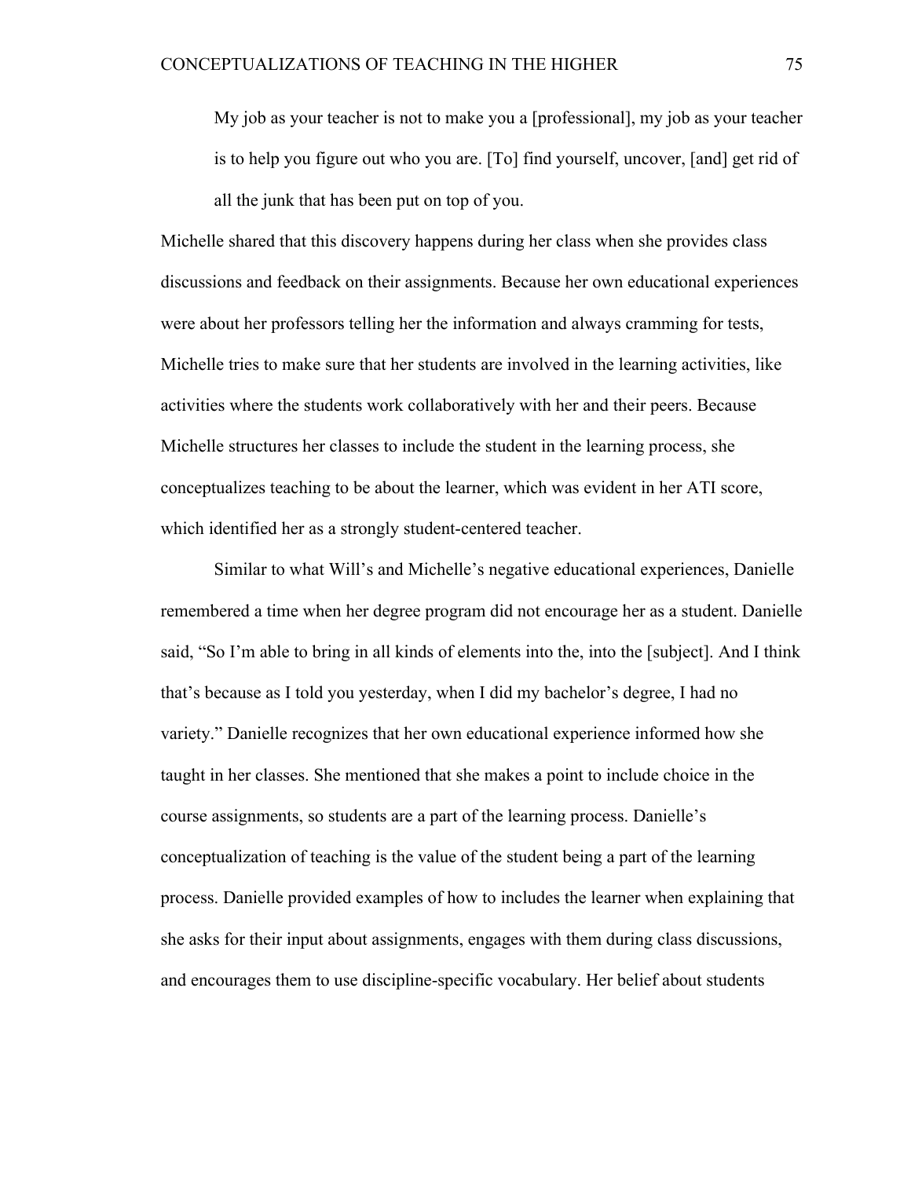> My job as your teacher is not to make you a [professional], my job as your teacher is to help you figure out who you are. [To] find yourself, uncover, [and] get rid of all the junk that has been put on top of you.

Michelle shared that this discovery happens during her class when she provides class discussions and feedback on their assignments. Because her own educational experiences were about her professors telling her the information and always cramming for tests, Michelle tries to make sure that her students are involved in the learning activities, like activities where the students work collaboratively with her and their peers. Because Michelle structures her classes to include the student in the learning process, she conceptualizes teaching to be about the learner, which was evident in her ATI score, which identified her as a strongly student-centered teacher.

Similar to what Will's and Michelle's negative educational experiences, Danielle remembered a time when her degree program did not encourage her as a student. Danielle said, "So I'm able to bring in all kinds of elements into the, into the [subject]. And I think that's because as I told you yesterday, when I did my bachelor's degree, I had no variety." Danielle recognizes that her own educational experience informed how she taught in her classes. She mentioned that she makes a point to include choice in the course assignments, so students are a part of the learning process. Danielle's conceptualization of teaching is the value of the student being a part of the learning process. Danielle provided examples of how to includes the learner when explaining that she asks for their input about assignments, engages with them during class discussions, and encourages them to use discipline-specific vocabulary. Her belief about students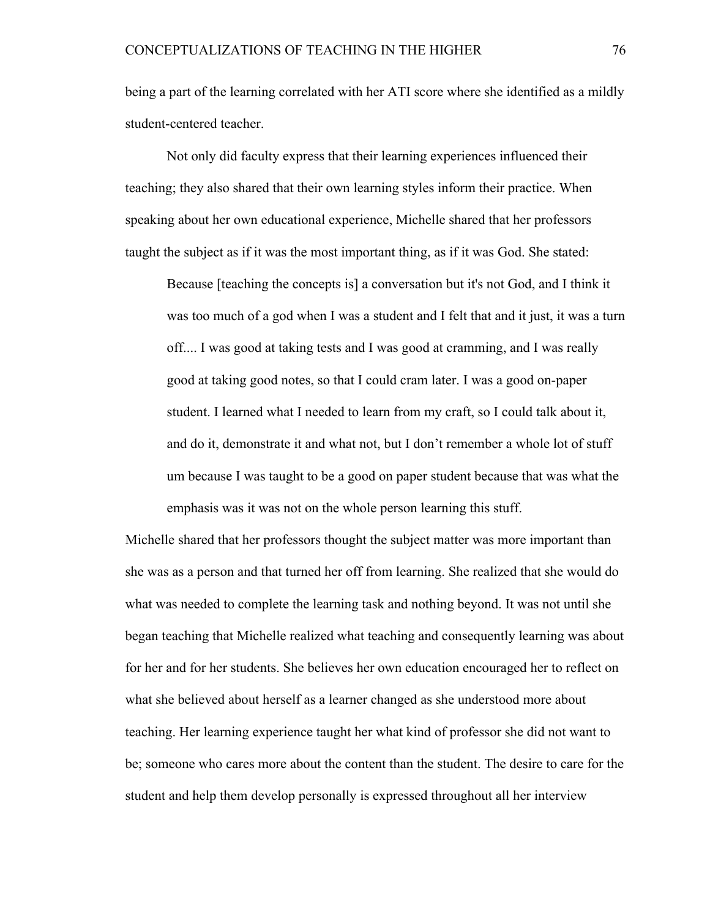being a part of the learning correlated with her ATI score where she identified as a mildly student-centered teacher.

Not only did faculty express that their learning experiences influenced their teaching; they also shared that their own learning styles inform their practice. When speaking about her own educational experience, Michelle shared that her professors taught the subject as if it was the most important thing, as if it was God. She stated:

> Because [teaching the concepts is] a conversation but it's not God, and I think it was too much of a god when I was a student and I felt that and it just, it was a turn off.... I was good at taking tests and I was good at cramming, and I was really good at taking good notes, so that I could cram later. I was a good on-paper student. I learned what I needed to learn from my craft, so I could talk about it, and do it, demonstrate it and what not, but I don't remember a whole lot of stuff um because I was taught to be a good on paper student because that was what the emphasis was it was not on the whole person learning this stuff.

Michelle shared that her professors thought the subject matter was more important than she was as a person and that turned her off from learning. She realized that she would do what was needed to complete the learning task and nothing beyond. It was not until she began teaching that Michelle realized what teaching and consequently learning was about for her and for her students. She believes her own education encouraged her to reflect on what she believed about herself as a learner changed as she understood more about teaching. Her learning experience taught her what kind of professor she did not want to be; someone who cares more about the content than the student. The desire to care for the student and help them develop personally is expressed throughout all her interview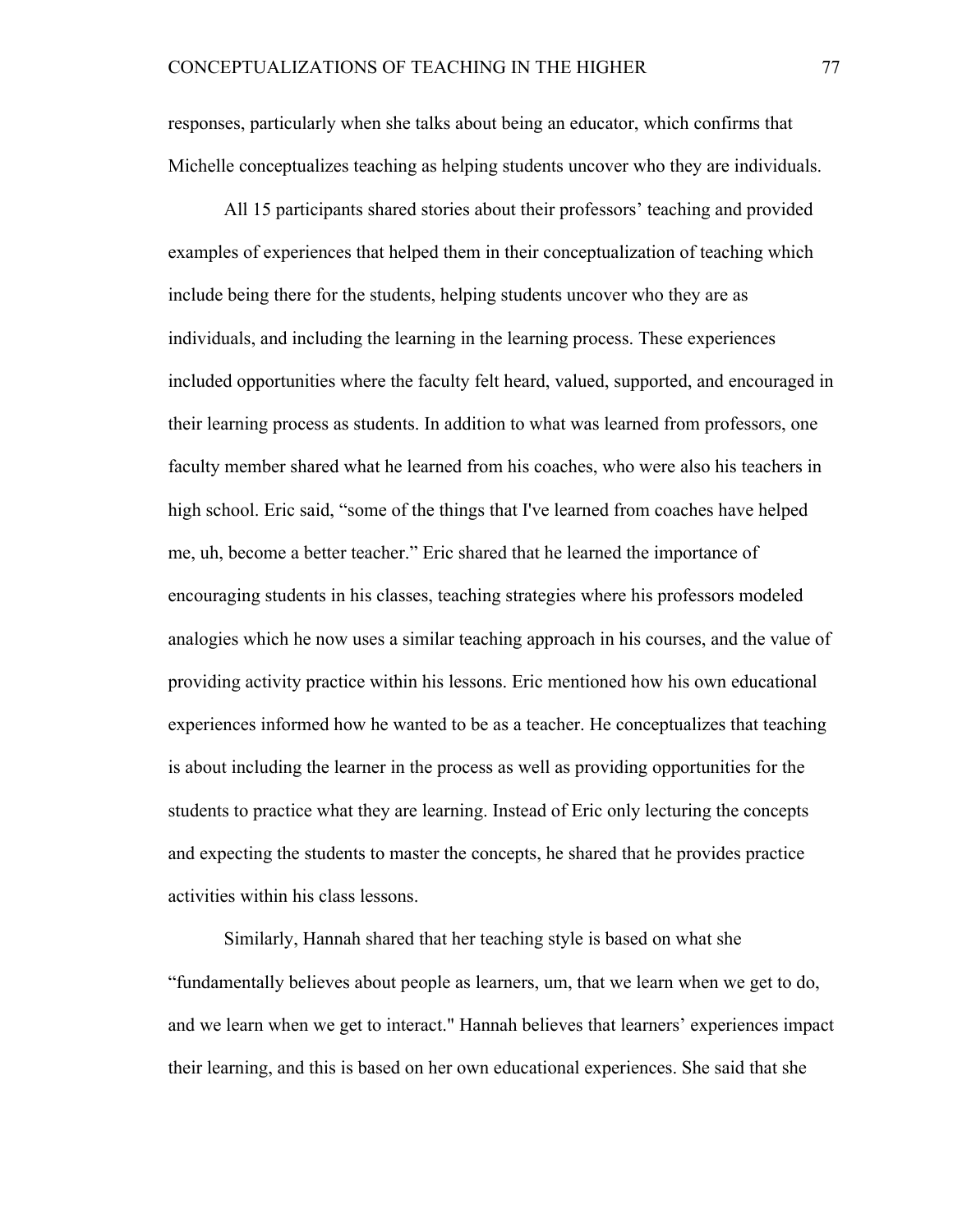responses, particularly when she talks about being an educator, which confirms that Michelle conceptualizes teaching as helping students uncover who they are individuals.

All 15 participants shared stories about their professors' teaching and provided examples of experiences that helped them in their conceptualization of teaching which include being there for the students, helping students uncover who they are as individuals, and including the learning in the learning process. These experiences included opportunities where the faculty felt heard, valued, supported, and encouraged in their learning process as students. In addition to what was learned from professors, one faculty member shared what he learned from his coaches, who were also his teachers in high school. Eric said, "some of the things that I've learned from coaches have helped me, uh, become a better teacher." Eric shared that he learned the importance of encouraging students in his classes, teaching strategies where his professors modeled analogies which he now uses a similar teaching approach in his courses, and the value of providing activity practice within his lessons. Eric mentioned how his own educational experiences informed how he wanted to be as a teacher. He conceptualizes that teaching is about including the learner in the process as well as providing opportunities for the students to practice what they are learning. Instead of Eric only lecturing the concepts and expecting the students to master the concepts, he shared that he provides practice activities within his class lessons.

Similarly, Hannah shared that her teaching style is based on what she "fundamentally believes about people as learners, um, that we learn when we get to do, and we learn when we get to interact." Hannah believes that learners' experiences impact their learning, and this is based on her own educational experiences. She said that she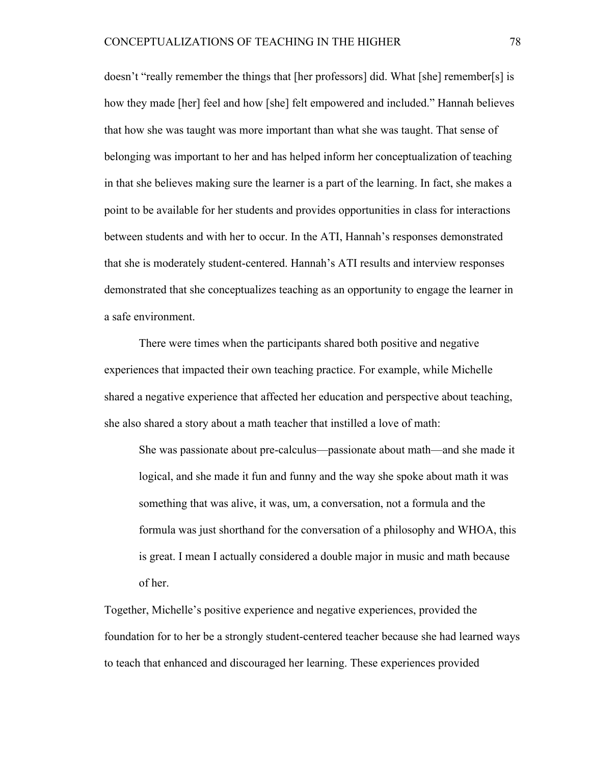doesn't "really remember the things that [her professors] did. What [she] remember[s] is how they made [her] feel and how [she] felt empowered and included." Hannah believes that how she was taught was more important than what she was taught. That sense of belonging was important to her and has helped inform her conceptualization of teaching in that she believes making sure the learner is a part of the learning. In fact, she makes a point to be available for her students and provides opportunities in class for interactions between students and with her to occur. In the ATI, Hannah's responses demonstrated that she is moderately student-centered. Hannah's ATI results and interview responses demonstrated that she conceptualizes teaching as an opportunity to engage the learner in a safe environment.

There were times when the participants shared both positive and negative experiences that impacted their own teaching practice. For example, while Michelle shared a negative experience that affected her education and perspective about teaching, she also shared a story about a math teacher that instilled a love of math:

> She was passionate about pre-calculus—passionate about math—and she made it logical, and she made it fun and funny and the way she spoke about math it was something that was alive, it was, um, a conversation, not a formula and the formula was just shorthand for the conversation of a philosophy and WHOA, this is great. I mean I actually considered a double major in music and math because of her.

Together, Michelle's positive experience and negative experiences, provided the foundation for to her be a strongly student-centered teacher because she had learned ways to teach that enhanced and discouraged her learning. These experiences provided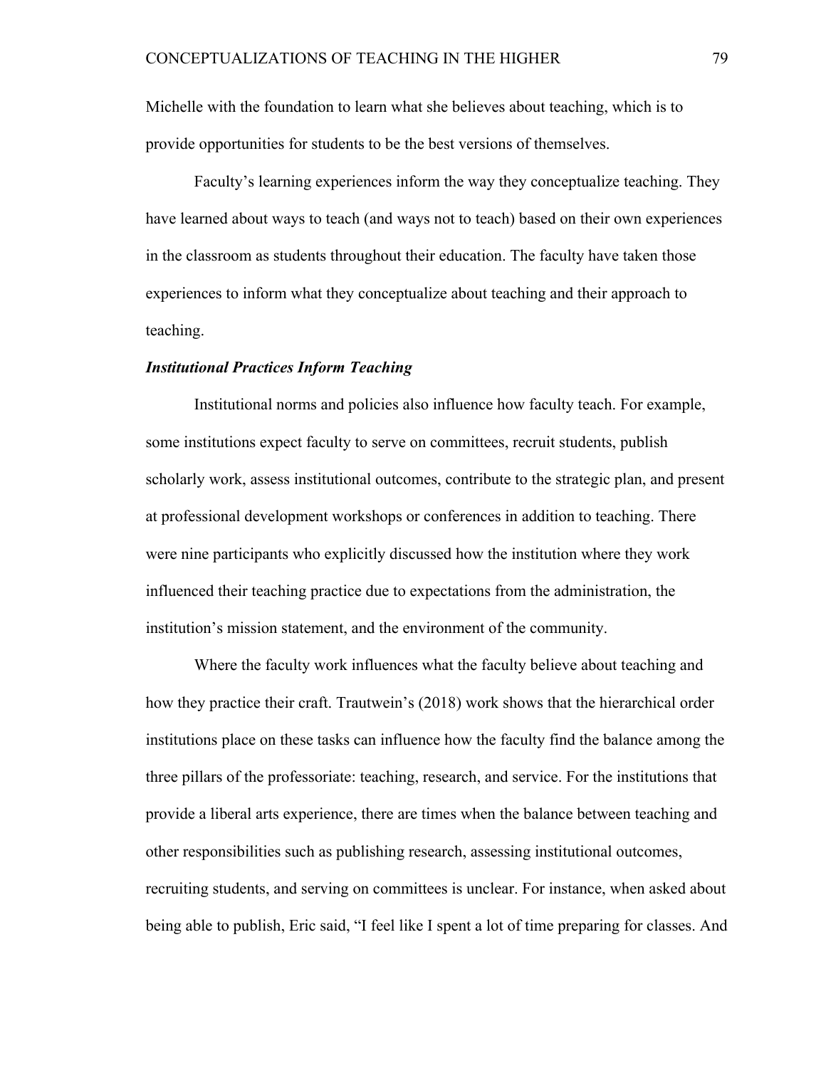Michelle with the foundation to learn what she believes about teaching, which is to provide opportunities for students to be the best versions of themselves.

Faculty's learning experiences inform the way they conceptualize teaching. They have learned about ways to teach (and ways not to teach) based on their own experiences in the classroom as students throughout their education. The faculty have taken those experiences to inform what they conceptualize about teaching and their approach to teaching.

### ***Institutional Practices Inform Teaching***

Institutional norms and policies also influence how faculty teach. For example, some institutions expect faculty to serve on committees, recruit students, publish scholarly work, assess institutional outcomes, contribute to the strategic plan, and present at professional development workshops or conferences in addition to teaching. There were nine participants who explicitly discussed how the institution where they work influenced their teaching practice due to expectations from the administration, the institution's mission statement, and the environment of the community.

Where the faculty work influences what the faculty believe about teaching and how they practice their craft. Trautwein's (2018) work shows that the hierarchical order institutions place on these tasks can influence how the faculty find the balance among the three pillars of the professoriate: teaching, research, and service. For the institutions that provide a liberal arts experience, there are times when the balance between teaching and other responsibilities such as publishing research, assessing institutional outcomes, recruiting students, and serving on committees is unclear. For instance, when asked about being able to publish, Eric said, "I feel like I spent a lot of time preparing for classes. And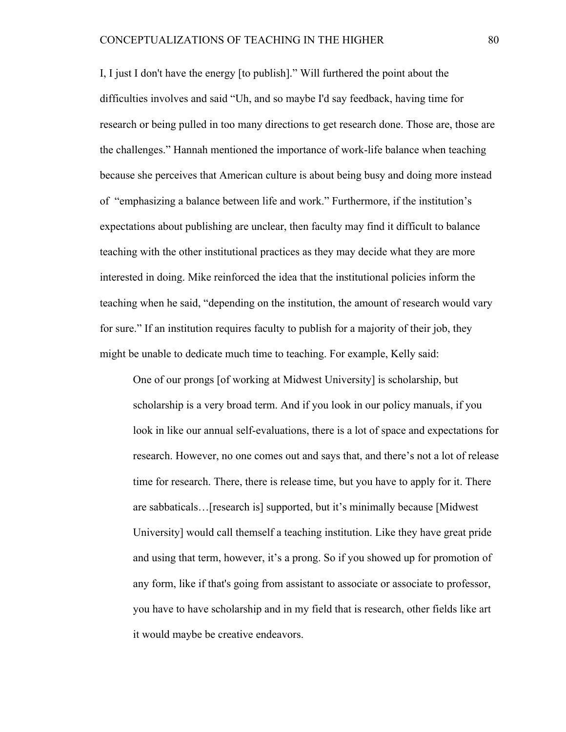I, I just I don't have the energy [to publish].” Will furthered the point about the difficulties involves and said “Uh, and so maybe I'd say feedback, having time for research or being pulled in too many directions to get research done. Those are, those are the challenges.” Hannah mentioned the importance of work-life balance when teaching because she perceives that American culture is about being busy and doing more instead of “emphasizing a balance between life and work.” Furthermore, if the institution’s expectations about publishing are unclear, then faculty may find it difficult to balance teaching with the other institutional practices as they may decide what they are more interested in doing. Mike reinforced the idea that the institutional policies inform the teaching when he said, “depending on the institution, the amount of research would vary for sure.” If an institution requires faculty to publish for a majority of their job, they might be unable to dedicate much time to teaching. For example, Kelly said:

> One of our prongs [of working at Midwest University] is scholarship, but scholarship is a very broad term. And if you look in our policy manuals, if you look in like our annual self-evaluations, there is a lot of space and expectations for research. However, no one comes out and says that, and there’s not a lot of release time for research. There, there is release time, but you have to apply for it. There are sabbaticals…[research is] supported, but it’s minimally because [Midwest University] would call themself a teaching institution. Like they have great pride and using that term, however, it’s a prong. So if you showed up for promotion of any form, like if that's going from assistant to associate or associate to professor, you have to have scholarship and in my field that is research, other fields like art it would maybe be creative endeavors.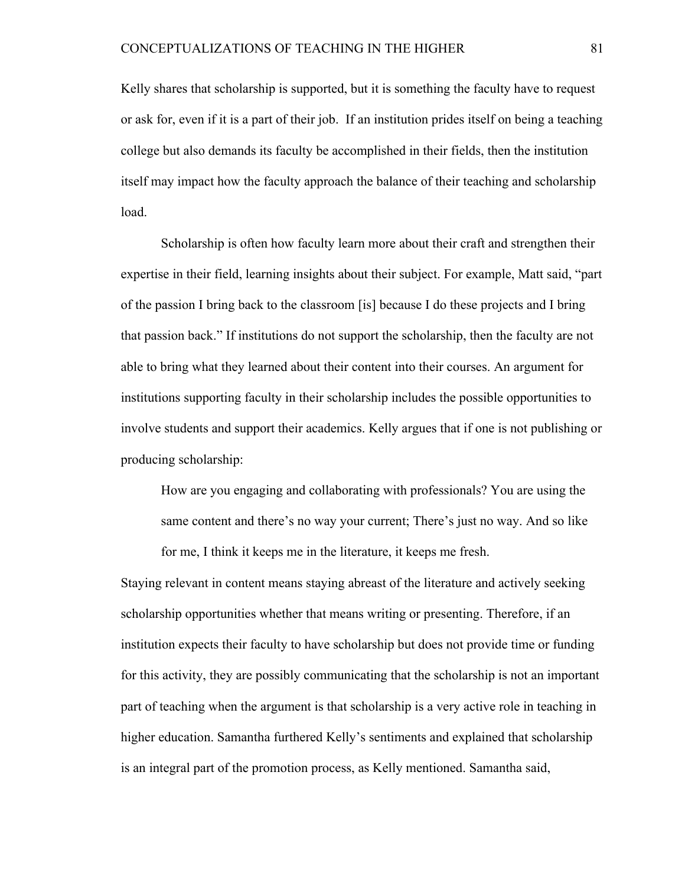Kelly shares that scholarship is supported, but it is something the faculty have to request or ask for, even if it is a part of their job.  If an institution prides itself on being a teaching college but also demands its faculty be accomplished in their fields, then the institution itself may impact how the faculty approach the balance of their teaching and scholarship load.

Scholarship is often how faculty learn more about their craft and strengthen their expertise in their field, learning insights about their subject. For example, Matt said, "part of the passion I bring back to the classroom [is] because I do these projects and I bring that passion back." If institutions do not support the scholarship, then the faculty are not able to bring what they learned about their content into their courses. An argument for institutions supporting faculty in their scholarship includes the possible opportunities to involve students and support their academics. Kelly argues that if one is not publishing or producing scholarship:

> How are you engaging and collaborating with professionals? You are using the same content and there's no way your current; There's just no way. And so like for me, I think it keeps me in the literature, it keeps me fresh.

Staying relevant in content means staying abreast of the literature and actively seeking scholarship opportunities whether that means writing or presenting. Therefore, if an institution expects their faculty to have scholarship but does not provide time or funding for this activity, they are possibly communicating that the scholarship is not an important part of teaching when the argument is that scholarship is a very active role in teaching in higher education. Samantha furthered Kelly's sentiments and explained that scholarship is an integral part of the promotion process, as Kelly mentioned. Samantha said,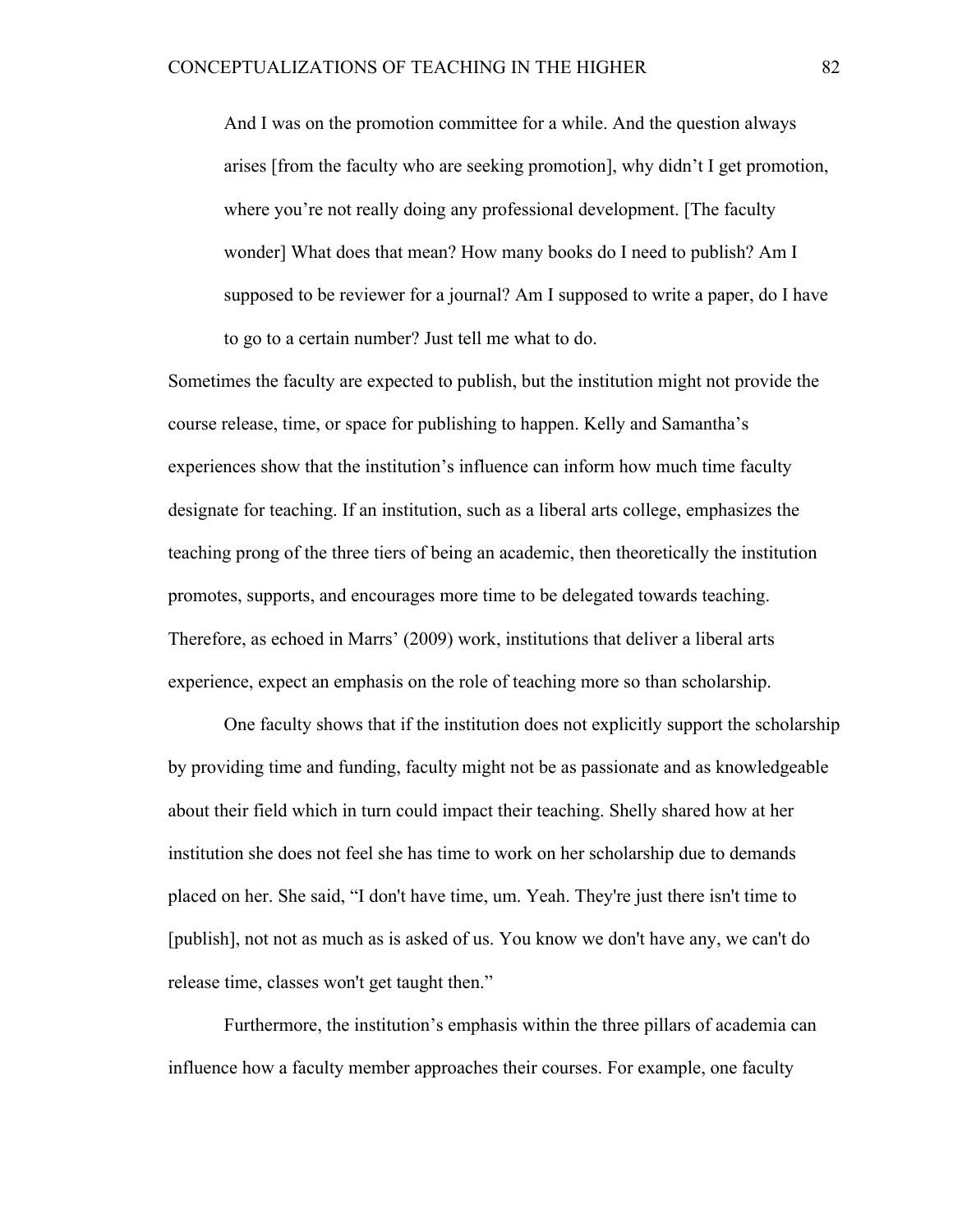> And I was on the promotion committee for a while. And the question always arises [from the faculty who are seeking promotion], why didn't I get promotion, where you're not really doing any professional development. [The faculty wonder] What does that mean? How many books do I need to publish? Am I supposed to be reviewer for a journal? Am I supposed to write a paper, do I have to go to a certain number? Just tell me what to do.

Sometimes the faculty are expected to publish, but the institution might not provide the course release, time, or space for publishing to happen. Kelly and Samantha's experiences show that the institution's influence can inform how much time faculty designate for teaching. If an institution, such as a liberal arts college, emphasizes the teaching prong of the three tiers of being an academic, then theoretically the institution promotes, supports, and encourages more time to be delegated towards teaching. Therefore, as echoed in Marrs' (2009) work, institutions that deliver a liberal arts experience, expect an emphasis on the role of teaching more so than scholarship.

One faculty shows that if the institution does not explicitly support the scholarship by providing time and funding, faculty might not be as passionate and as knowledgeable about their field which in turn could impact their teaching. Shelly shared how at her institution she does not feel she has time to work on her scholarship due to demands placed on her. She said, "I don't have time, um. Yeah. They're just there isn't time to [publish], not not as much as is asked of us. You know we don't have any, we can't do release time, classes won't get taught then."

Furthermore, the institution's emphasis within the three pillars of academia can influence how a faculty member approaches their courses. For example, one faculty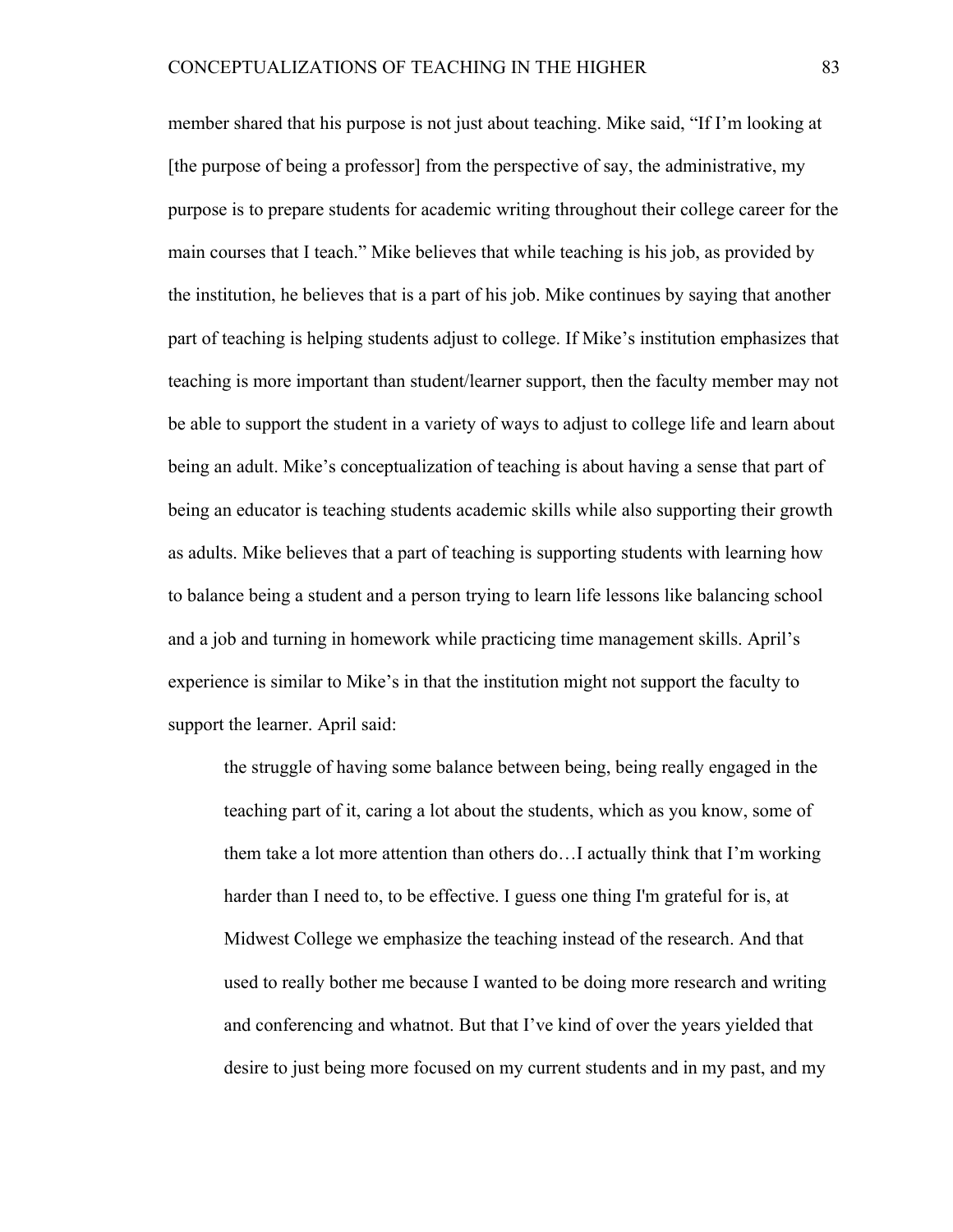member shared that his purpose is not just about teaching. Mike said, "If I'm looking at [the purpose of being a professor] from the perspective of say, the administrative, my purpose is to prepare students for academic writing throughout their college career for the main courses that I teach." Mike believes that while teaching is his job, as provided by the institution, he believes that is a part of his job. Mike continues by saying that another part of teaching is helping students adjust to college. If Mike's institution emphasizes that teaching is more important than student/learner support, then the faculty member may not be able to support the student in a variety of ways to adjust to college life and learn about being an adult. Mike's conceptualization of teaching is about having a sense that part of being an educator is teaching students academic skills while also supporting their growth as adults. Mike believes that a part of teaching is supporting students with learning how to balance being a student and a person trying to learn life lessons like balancing school and a job and turning in homework while practicing time management skills. April's experience is similar to Mike's in that the institution might not support the faculty to support the learner. April said:

> the struggle of having some balance between being, being really engaged in the teaching part of it, caring a lot about the students, which as you know, some of them take a lot more attention than others do…I actually think that I'm working harder than I need to, to be effective. I guess one thing I'm grateful for is, at Midwest College we emphasize the teaching instead of the research. And that used to really bother me because I wanted to be doing more research and writing and conferencing and whatnot. But that I've kind of over the years yielded that desire to just being more focused on my current students and in my past, and my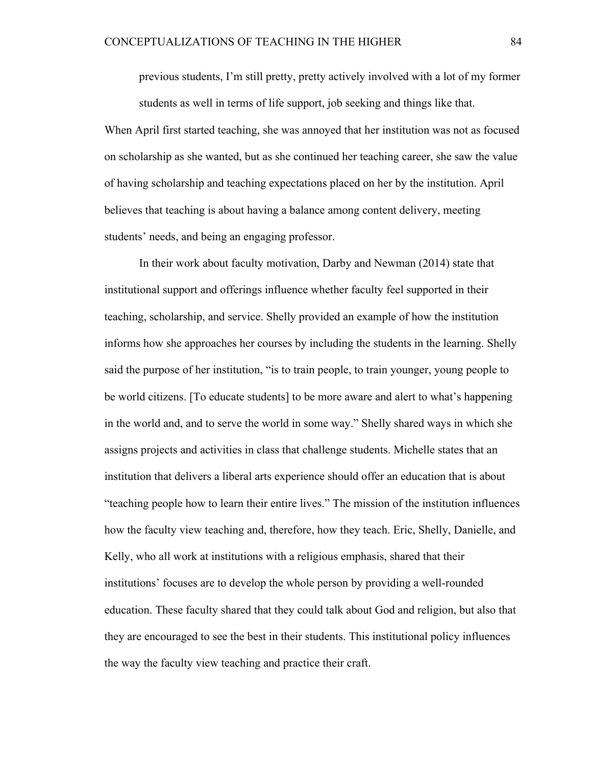previous students, I'm still pretty, pretty actively involved with a lot of my former students as well in terms of life support, job seeking and things like that.

When April first started teaching, she was annoyed that her institution was not as focused on scholarship as she wanted, but as she continued her teaching career, she saw the value of having scholarship and teaching expectations placed on her by the institution. April believes that teaching is about having a balance among content delivery, meeting students' needs, and being an engaging professor.

In their work about faculty motivation, Darby and Newman (2014) state that institutional support and offerings influence whether faculty feel supported in their teaching, scholarship, and service. Shelly provided an example of how the institution informs how she approaches her courses by including the students in the learning. Shelly said the purpose of her institution, "is to train people, to train younger, young people to be world citizens. [To educate students] to be more aware and alert to what's happening in the world and, and to serve the world in some way." Shelly shared ways in which she assigns projects and activities in class that challenge students. Michelle states that an institution that delivers a liberal arts experience should offer an education that is about "teaching people how to learn their entire lives." The mission of the institution influences how the faculty view teaching and, therefore, how they teach. Eric, Shelly, Danielle, and Kelly, who all work at institutions with a religious emphasis, shared that their institutions' focuses are to develop the whole person by providing a well-rounded education. These faculty shared that they could talk about God and religion, but also that they are encouraged to see the best in their students. This institutional policy influences the way the faculty view teaching and practice their craft.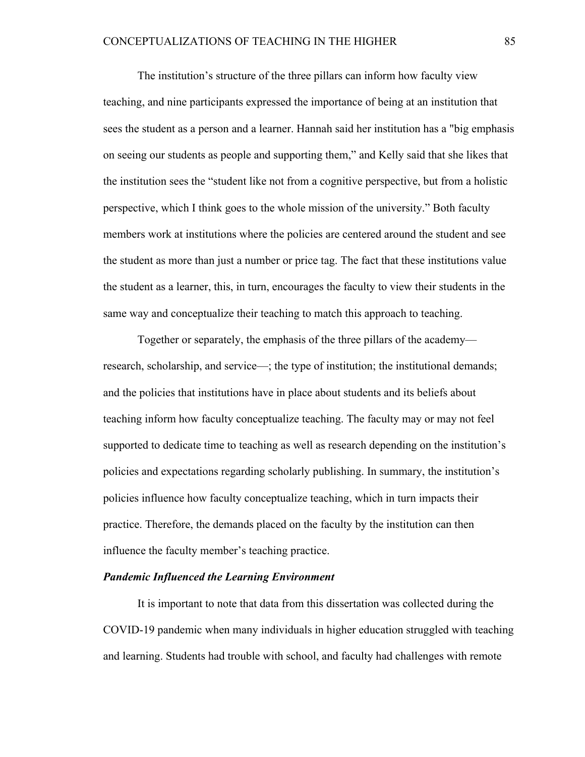The institution's structure of the three pillars can inform how faculty view teaching, and nine participants expressed the importance of being at an institution that sees the student as a person and a learner. Hannah said her institution has a "big emphasis on seeing our students as people and supporting them," and Kelly said that she likes that the institution sees the "student like not from a cognitive perspective, but from a holistic perspective, which I think goes to the whole mission of the university." Both faculty members work at institutions where the policies are centered around the student and see the student as more than just a number or price tag. The fact that these institutions value the student as a learner, this, in turn, encourages the faculty to view their students in the same way and conceptualize their teaching to match this approach to teaching.

Together or separately, the emphasis of the three pillars of the academy—research, scholarship, and service—; the type of institution; the institutional demands; and the policies that institutions have in place about students and its beliefs about teaching inform how faculty conceptualize teaching. The faculty may or may not feel supported to dedicate time to teaching as well as research depending on the institution's policies and expectations regarding scholarly publishing. In summary, the institution's policies influence how faculty conceptualize teaching, which in turn impacts their practice. Therefore, the demands placed on the faculty by the institution can then influence the faculty member's teaching practice.

### ***Pandemic Influenced the Learning Environment***

It is important to note that data from this dissertation was collected during the COVID-19 pandemic when many individuals in higher education struggled with teaching and learning. Students had trouble with school, and faculty had challenges with remote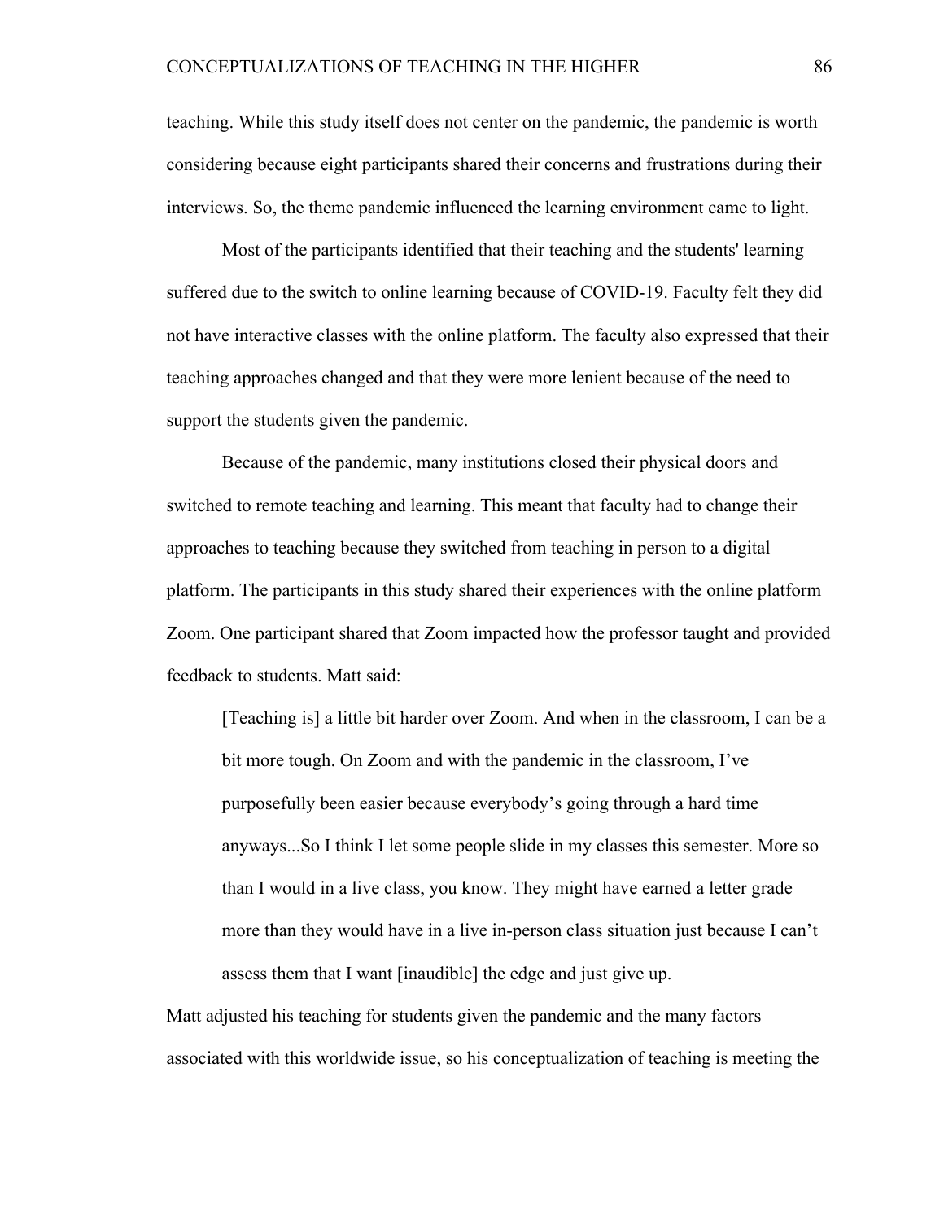teaching. While this study itself does not center on the pandemic, the pandemic is worth considering because eight participants shared their concerns and frustrations during their interviews. So, the theme pandemic influenced the learning environment came to light.

Most of the participants identified that their teaching and the students' learning suffered due to the switch to online learning because of COVID-19. Faculty felt they did not have interactive classes with the online platform. The faculty also expressed that their teaching approaches changed and that they were more lenient because of the need to support the students given the pandemic.

Because of the pandemic, many institutions closed their physical doors and switched to remote teaching and learning. This meant that faculty had to change their approaches to teaching because they switched from teaching in person to a digital platform. The participants in this study shared their experiences with the online platform Zoom. One participant shared that Zoom impacted how the professor taught and provided feedback to students. Matt said:

> [Teaching is] a little bit harder over Zoom. And when in the classroom, I can be a bit more tough. On Zoom and with the pandemic in the classroom, I've purposefully been easier because everybody's going through a hard time anyways...So I think I let some people slide in my classes this semester. More so than I would in a live class, you know. They might have earned a letter grade more than they would have in a live in-person class situation just because I can't assess them that I want [inaudible] the edge and just give up.

Matt adjusted his teaching for students given the pandemic and the many factors associated with this worldwide issue, so his conceptualization of teaching is meeting the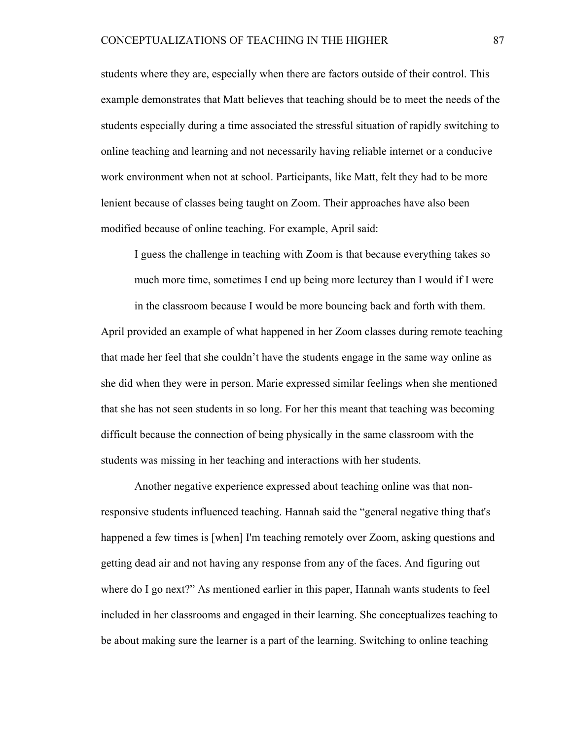students where they are, especially when there are factors outside of their control. This example demonstrates that Matt believes that teaching should be to meet the needs of the students especially during a time associated the stressful situation of rapidly switching to online teaching and learning and not necessarily having reliable internet or a conducive work environment when not at school. Participants, like Matt, felt they had to be more lenient because of classes being taught on Zoom. Their approaches have also been modified because of online teaching. For example, April said:

> I guess the challenge in teaching with Zoom is that because everything takes so much more time, sometimes I end up being more lecturey than I would if I were in the classroom because I would be more bouncing back and forth with them.

April provided an example of what happened in her Zoom classes during remote teaching that made her feel that she couldn't have the students engage in the same way online as she did when they were in person. Marie expressed similar feelings when she mentioned that she has not seen students in so long. For her this meant that teaching was becoming difficult because the connection of being physically in the same classroom with the students was missing in her teaching and interactions with her students.

Another negative experience expressed about teaching online was that non-responsive students influenced teaching. Hannah said the "general negative thing that's happened a few times is [when] I'm teaching remotely over Zoom, asking questions and getting dead air and not having any response from any of the faces. And figuring out where do I go next?" As mentioned earlier in this paper, Hannah wants students to feel included in her classrooms and engaged in their learning. She conceptualizes teaching to be about making sure the learner is a part of the learning. Switching to online teaching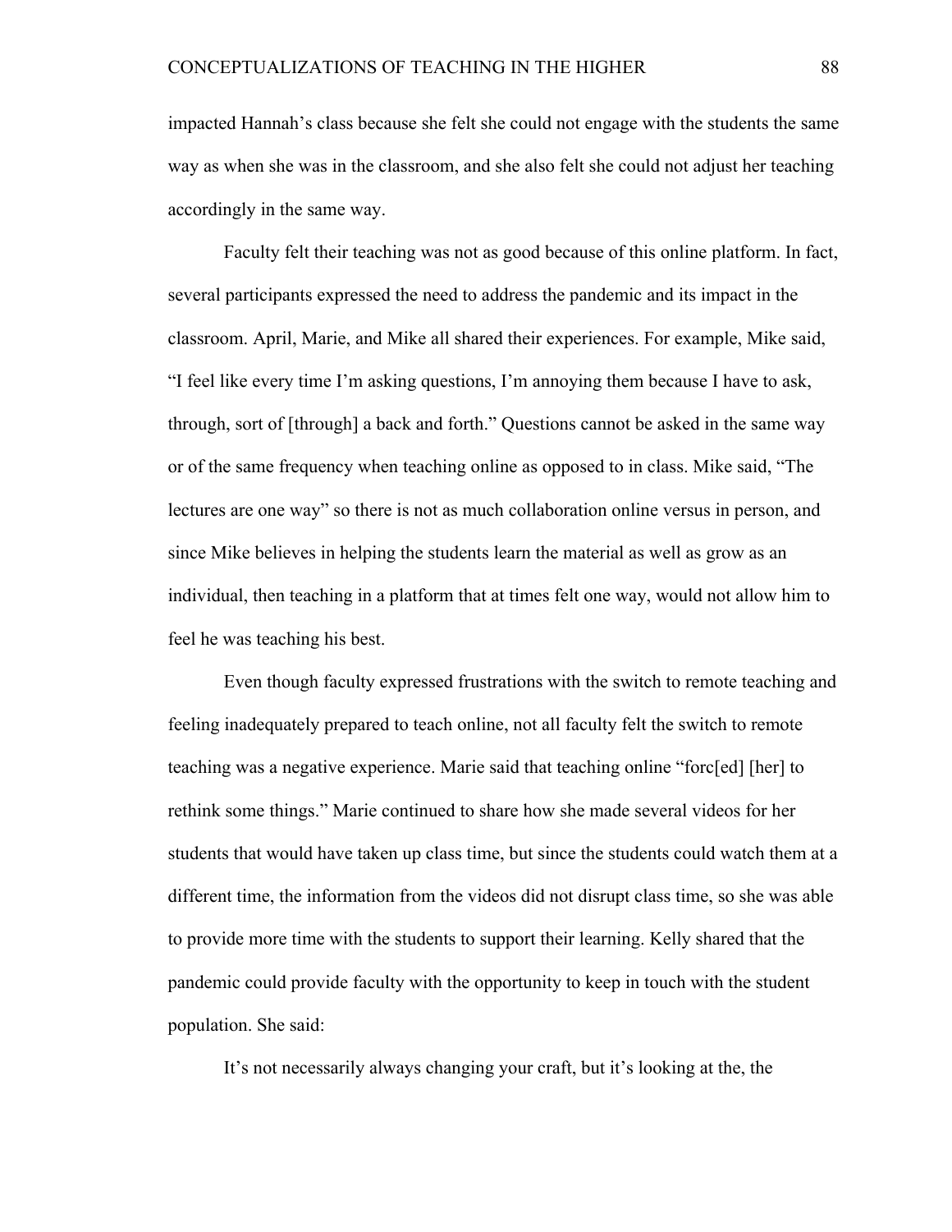impacted Hannah's class because she felt she could not engage with the students the same way as when she was in the classroom, and she also felt she could not adjust her teaching accordingly in the same way.

Faculty felt their teaching was not as good because of this online platform. In fact, several participants expressed the need to address the pandemic and its impact in the classroom. April, Marie, and Mike all shared their experiences. For example, Mike said, "I feel like every time I'm asking questions, I'm annoying them because I have to ask, through, sort of [through] a back and forth." Questions cannot be asked in the same way or of the same frequency when teaching online as opposed to in class. Mike said, "The lectures are one way" so there is not as much collaboration online versus in person, and since Mike believes in helping the students learn the material as well as grow as an individual, then teaching in a platform that at times felt one way, would not allow him to feel he was teaching his best.

Even though faculty expressed frustrations with the switch to remote teaching and feeling inadequately prepared to teach online, not all faculty felt the switch to remote teaching was a negative experience. Marie said that teaching online "forc[ed] [her] to rethink some things." Marie continued to share how she made several videos for her students that would have taken up class time, but since the students could watch them at a different time, the information from the videos did not disrupt class time, so she was able to provide more time with the students to support their learning. Kelly shared that the pandemic could provide faculty with the opportunity to keep in touch with the student population. She said:

> It's not necessarily always changing your craft, but it's looking at the, the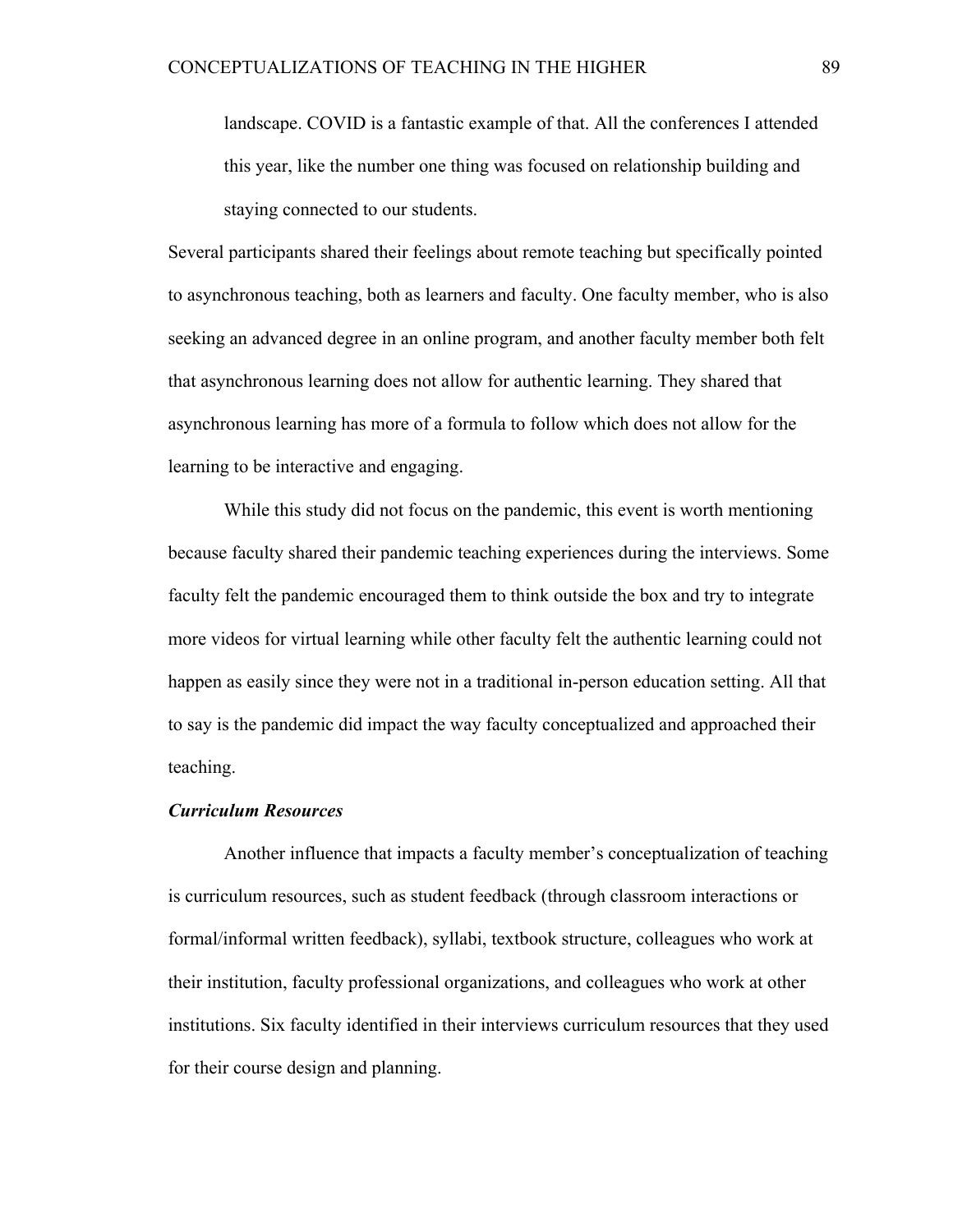> landscape. COVID is a fantastic example of that. All the conferences I attended this year, like the number one thing was focused on relationship building and staying connected to our students.

Several participants shared their feelings about remote teaching but specifically pointed to asynchronous teaching, both as learners and faculty. One faculty member, who is also seeking an advanced degree in an online program, and another faculty member both felt that asynchronous learning does not allow for authentic learning. They shared that asynchronous learning has more of a formula to follow which does not allow for the learning to be interactive and engaging.

While this study did not focus on the pandemic, this event is worth mentioning because faculty shared their pandemic teaching experiences during the interviews. Some faculty felt the pandemic encouraged them to think outside the box and try to integrate more videos for virtual learning while other faculty felt the authentic learning could not happen as easily since they were not in a traditional in-person education setting. All that to say is the pandemic did impact the way faculty conceptualized and approached their teaching.

***Curriculum Resources***

Another influence that impacts a faculty member's conceptualization of teaching is curriculum resources, such as student feedback (through classroom interactions or formal/informal written feedback), syllabi, textbook structure, colleagues who work at their institution, faculty professional organizations, and colleagues who work at other institutions. Six faculty identified in their interviews curriculum resources that they used for their course design and planning.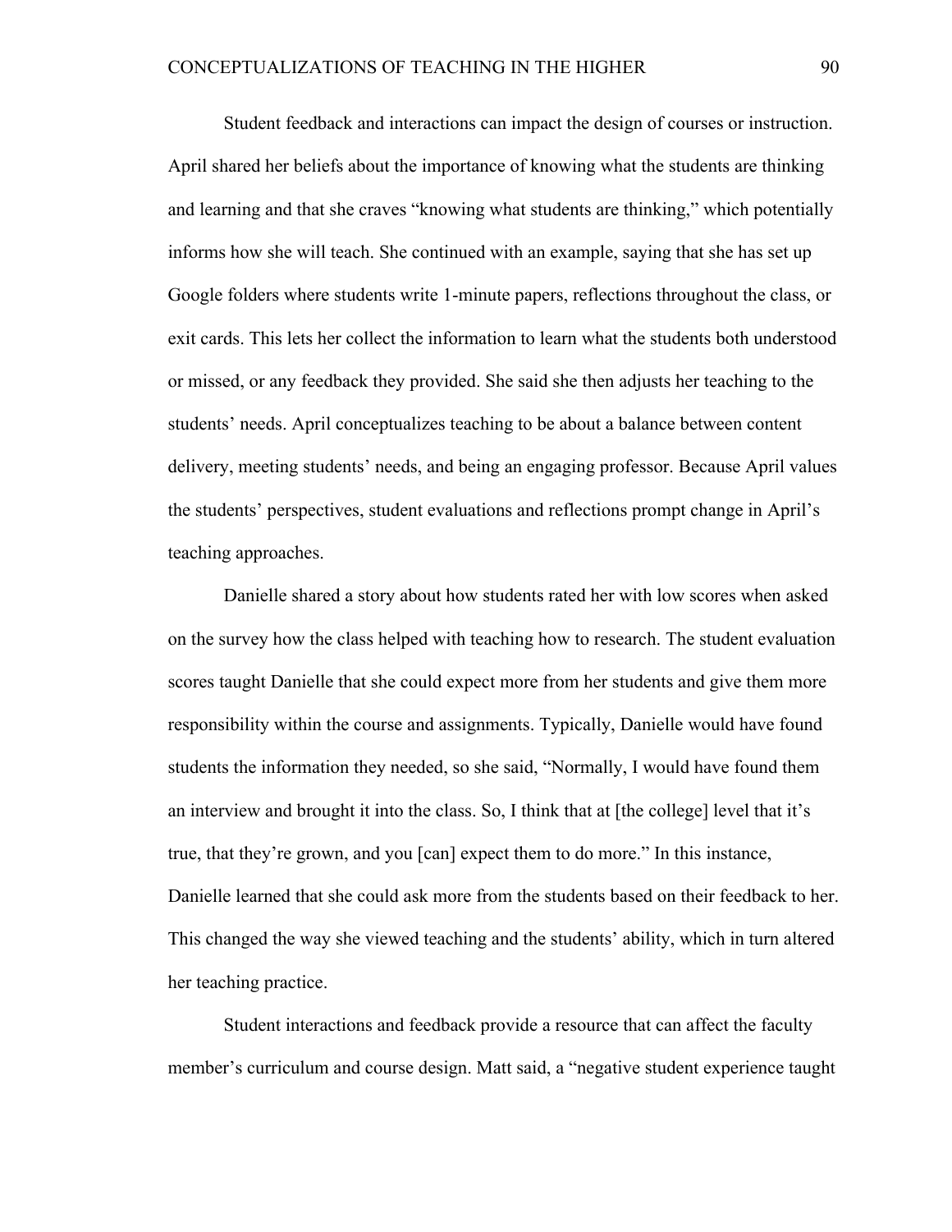Student feedback and interactions can impact the design of courses or instruction. April shared her beliefs about the importance of knowing what the students are thinking and learning and that she craves “knowing what students are thinking,” which potentially informs how she will teach. She continued with an example, saying that she has set up Google folders where students write 1-minute papers, reflections throughout the class, or exit cards. This lets her collect the information to learn what the students both understood or missed, or any feedback they provided. She said she then adjusts her teaching to the students’ needs. April conceptualizes teaching to be about a balance between content delivery, meeting students’ needs, and being an engaging professor. Because April values the students’ perspectives, student evaluations and reflections prompt change in April’s teaching approaches.

Danielle shared a story about how students rated her with low scores when asked on the survey how the class helped with teaching how to research. The student evaluation scores taught Danielle that she could expect more from her students and give them more responsibility within the course and assignments. Typically, Danielle would have found students the information they needed, so she said, “Normally, I would have found them an interview and brought it into the class. So, I think that at [the college] level that it’s true, that they’re grown, and you [can] expect them to do more.” In this instance, Danielle learned that she could ask more from the students based on their feedback to her. This changed the way she viewed teaching and the students’ ability, which in turn altered her teaching practice.

Student interactions and feedback provide a resource that can affect the faculty member’s curriculum and course design. Matt said, a “negative student experience taught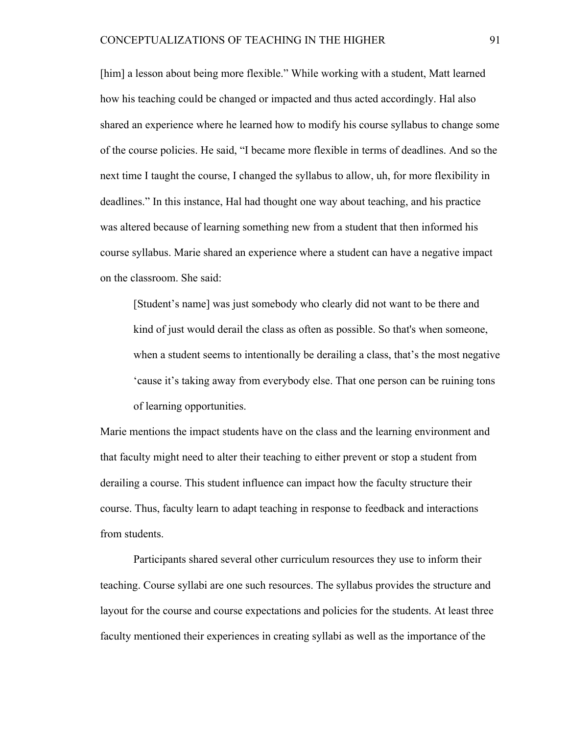[him] a lesson about being more flexible." While working with a student, Matt learned how his teaching could be changed or impacted and thus acted accordingly. Hal also shared an experience where he learned how to modify his course syllabus to change some of the course policies. He said, "I became more flexible in terms of deadlines. And so the next time I taught the course, I changed the syllabus to allow, uh, for more flexibility in deadlines." In this instance, Hal had thought one way about teaching, and his practice was altered because of learning something new from a student that then informed his course syllabus. Marie shared an experience where a student can have a negative impact on the classroom. She said:

> [Student's name] was just somebody who clearly did not want to be there and kind of just would derail the class as often as possible. So that's when someone, when a student seems to intentionally be derailing a class, that's the most negative 'cause it's taking away from everybody else. That one person can be ruining tons of learning opportunities.

Marie mentions the impact students have on the class and the learning environment and that faculty might need to alter their teaching to either prevent or stop a student from derailing a course. This student influence can impact how the faculty structure their course. Thus, faculty learn to adapt teaching in response to feedback and interactions from students.

Participants shared several other curriculum resources they use to inform their teaching. Course syllabi are one such resources. The syllabus provides the structure and layout for the course and course expectations and policies for the students. At least three faculty mentioned their experiences in creating syllabi as well as the importance of the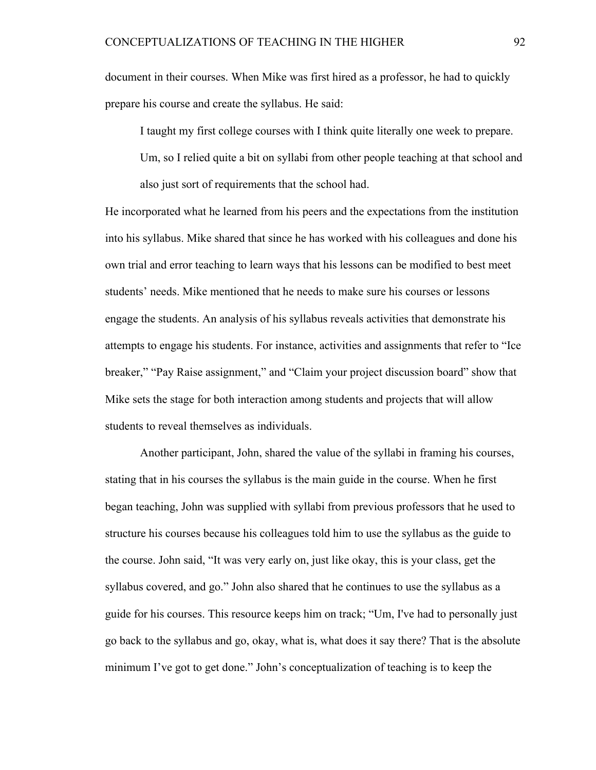document in their courses. When Mike was first hired as a professor, he had to quickly prepare his course and create the syllabus. He said:

> I taught my first college courses with I think quite literally one week to prepare. Um, so I relied quite a bit on syllabi from other people teaching at that school and also just sort of requirements that the school had.

He incorporated what he learned from his peers and the expectations from the institution into his syllabus. Mike shared that since he has worked with his colleagues and done his own trial and error teaching to learn ways that his lessons can be modified to best meet students' needs. Mike mentioned that he needs to make sure his courses or lessons engage the students. An analysis of his syllabus reveals activities that demonstrate his attempts to engage his students. For instance, activities and assignments that refer to "Ice breaker," "Pay Raise assignment," and "Claim your project discussion board" show that Mike sets the stage for both interaction among students and projects that will allow students to reveal themselves as individuals.

Another participant, John, shared the value of the syllabi in framing his courses, stating that in his courses the syllabus is the main guide in the course. When he first began teaching, John was supplied with syllabi from previous professors that he used to structure his courses because his colleagues told him to use the syllabus as the guide to the course. John said, "It was very early on, just like okay, this is your class, get the syllabus covered, and go." John also shared that he continues to use the syllabus as a guide for his courses. This resource keeps him on track; "Um, I've had to personally just go back to the syllabus and go, okay, what is, what does it say there? That is the absolute minimum I've got to get done." John's conceptualization of teaching is to keep the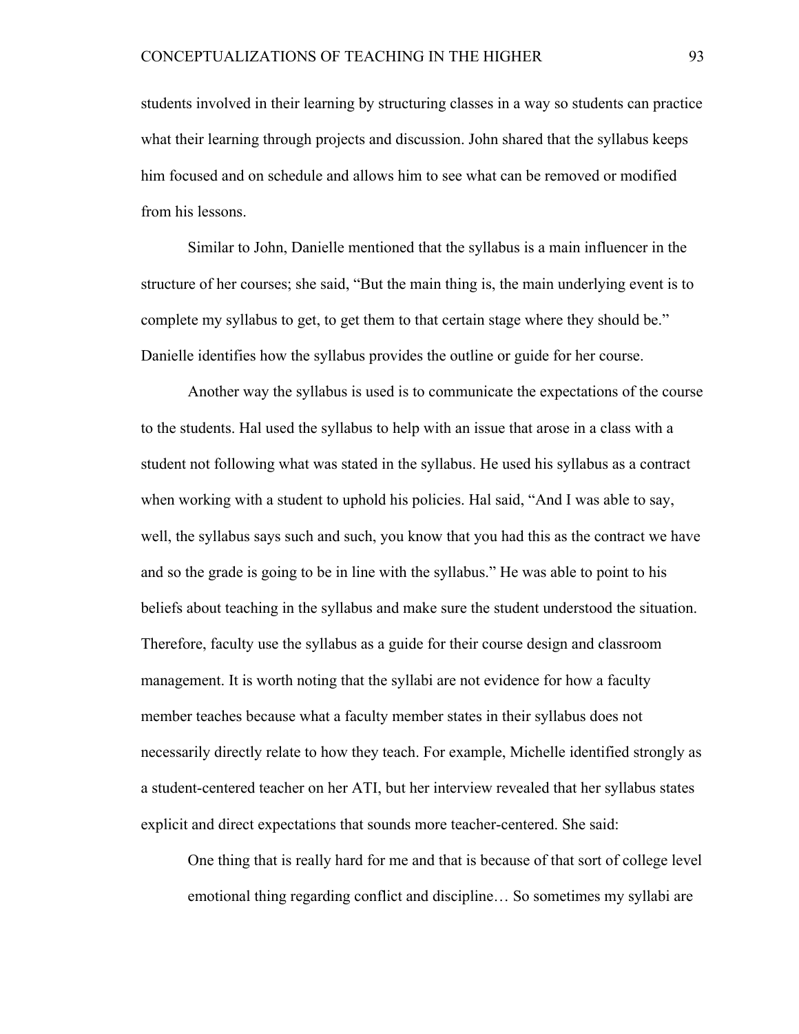students involved in their learning by structuring classes in a way so students can practice what their learning through projects and discussion. John shared that the syllabus keeps him focused and on schedule and allows him to see what can be removed or modified from his lessons.

Similar to John, Danielle mentioned that the syllabus is a main influencer in the structure of her courses; she said, "But the main thing is, the main underlying event is to complete my syllabus to get, to get them to that certain stage where they should be." Danielle identifies how the syllabus provides the outline or guide for her course.

Another way the syllabus is used is to communicate the expectations of the course to the students. Hal used the syllabus to help with an issue that arose in a class with a student not following what was stated in the syllabus. He used his syllabus as a contract when working with a student to uphold his policies. Hal said, "And I was able to say, well, the syllabus says such and such, you know that you had this as the contract we have and so the grade is going to be in line with the syllabus." He was able to point to his beliefs about teaching in the syllabus and make sure the student understood the situation. Therefore, faculty use the syllabus as a guide for their course design and classroom management. It is worth noting that the syllabi are not evidence for how a faculty member teaches because what a faculty member states in their syllabus does not necessarily directly relate to how they teach. For example, Michelle identified strongly as a student-centered teacher on her ATI, but her interview revealed that her syllabus states explicit and direct expectations that sounds more teacher-centered. She said:

> One thing that is really hard for me and that is because of that sort of college level emotional thing regarding conflict and discipline… So sometimes my syllabi are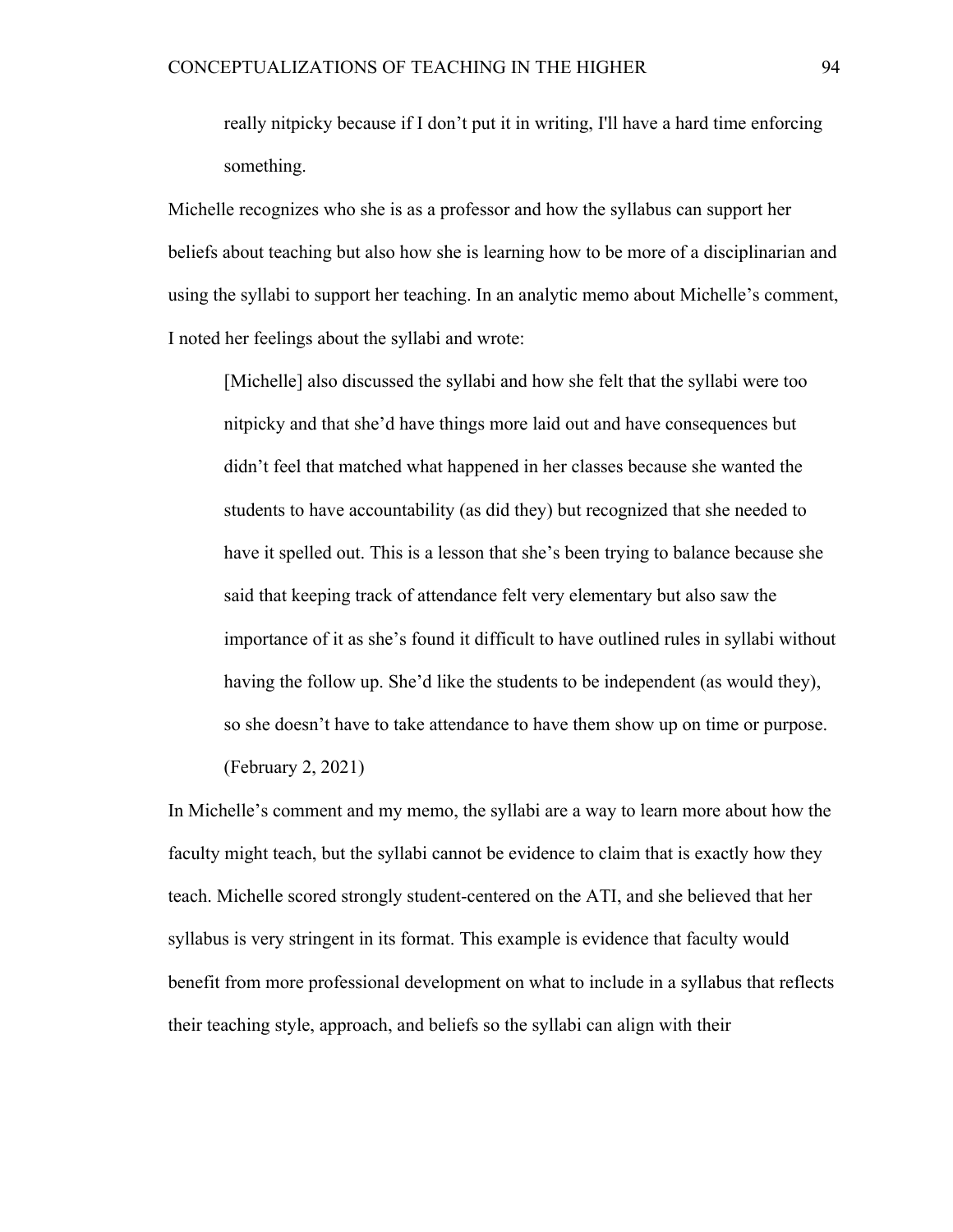> really nitpicky because if I don't put it in writing, I'll have a hard time enforcing something.

Michelle recognizes who she is as a professor and how the syllabus can support her beliefs about teaching but also how she is learning how to be more of a disciplinarian and using the syllabi to support her teaching. In an analytic memo about Michelle's comment, I noted her feelings about the syllabi and wrote:

> [Michelle] also discussed the syllabi and how she felt that the syllabi were too nitpicky and that she'd have things more laid out and have consequences but didn't feel that matched what happened in her classes because she wanted the students to have accountability (as did they) but recognized that she needed to have it spelled out. This is a lesson that she's been trying to balance because she said that keeping track of attendance felt very elementary but also saw the importance of it as she's found it difficult to have outlined rules in syllabi without having the follow up. She'd like the students to be independent (as would they), so she doesn't have to take attendance to have them show up on time or purpose. (February 2, 2021)

In Michelle's comment and my memo, the syllabi are a way to learn more about how the faculty might teach, but the syllabi cannot be evidence to claim that is exactly how they teach. Michelle scored strongly student-centered on the ATI, and she believed that her syllabus is very stringent in its format. This example is evidence that faculty would benefit from more professional development on what to include in a syllabus that reflects their teaching style, approach, and beliefs so the syllabi can align with their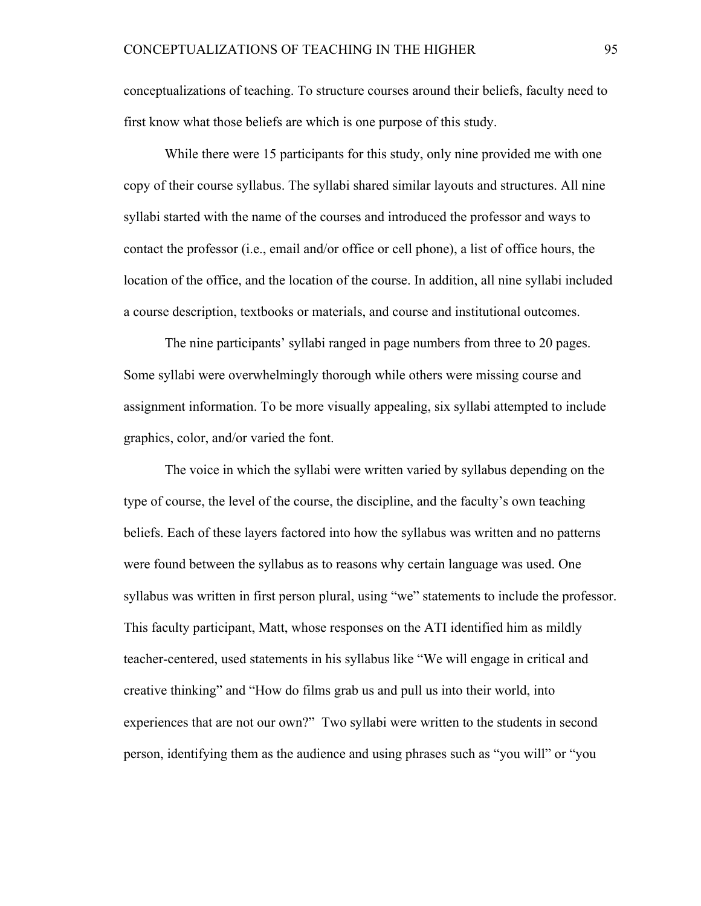conceptualizations of teaching. To structure courses around their beliefs, faculty need to first know what those beliefs are which is one purpose of this study.

While there were 15 participants for this study, only nine provided me with one copy of their course syllabus. The syllabi shared similar layouts and structures. All nine syllabi started with the name of the courses and introduced the professor and ways to contact the professor (i.e., email and/or office or cell phone), a list of office hours, the location of the office, and the location of the course. In addition, all nine syllabi included a course description, textbooks or materials, and course and institutional outcomes.

The nine participants' syllabi ranged in page numbers from three to 20 pages. Some syllabi were overwhelmingly thorough while others were missing course and assignment information. To be more visually appealing, six syllabi attempted to include graphics, color, and/or varied the font.

The voice in which the syllabi were written varied by syllabus depending on the type of course, the level of the course, the discipline, and the faculty's own teaching beliefs. Each of these layers factored into how the syllabus was written and no patterns were found between the syllabus as to reasons why certain language was used. One syllabus was written in first person plural, using "we" statements to include the professor. This faculty participant, Matt, whose responses on the ATI identified him as mildly teacher-centered, used statements in his syllabus like "We will engage in critical and creative thinking" and "How do films grab us and pull us into their world, into experiences that are not our own?" Two syllabi were written to the students in second person, identifying them as the audience and using phrases such as "you will" or "you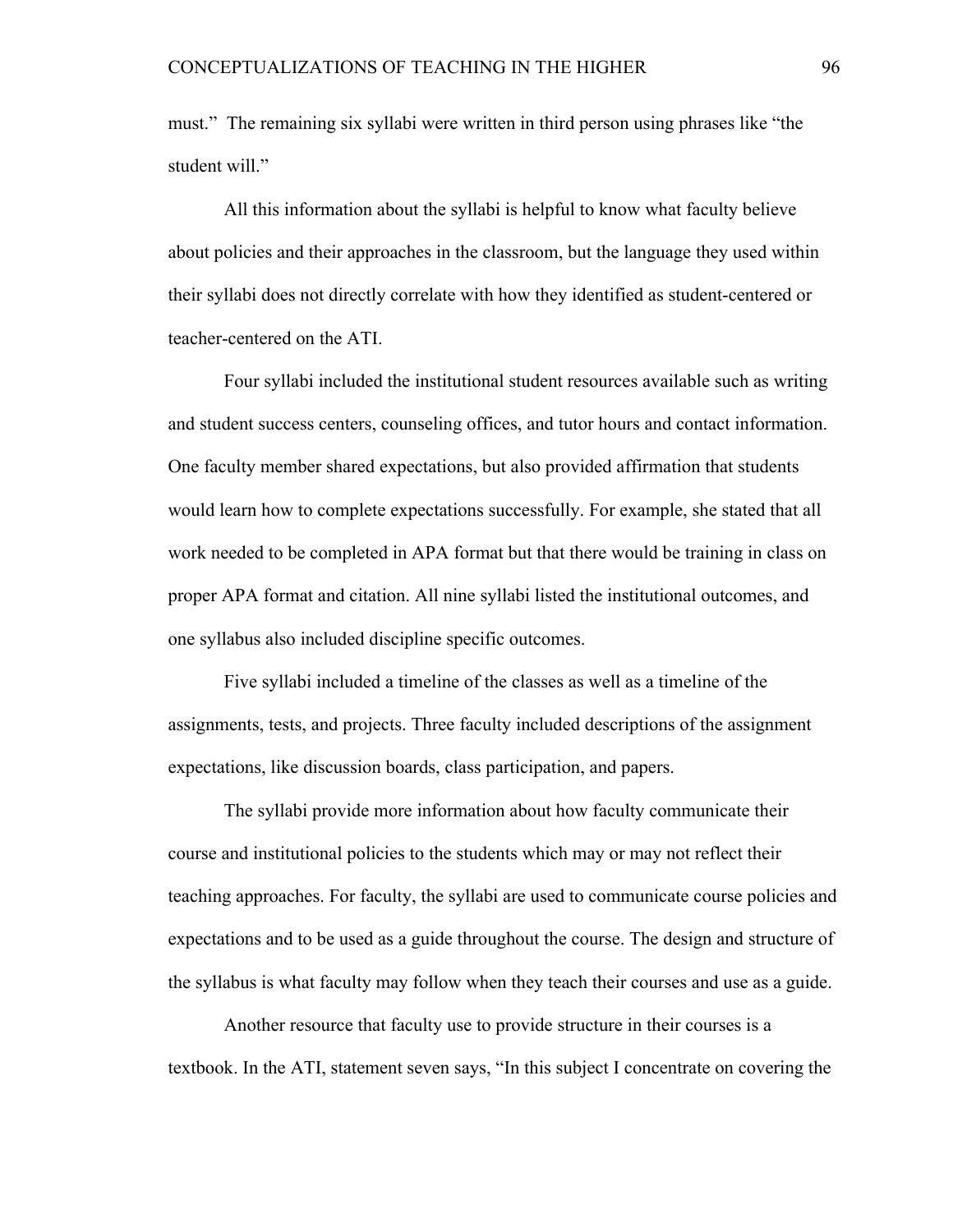must." The remaining six syllabi were written in third person using phrases like "the student will."

All this information about the syllabi is helpful to know what faculty believe about policies and their approaches in the classroom, but the language they used within their syllabi does not directly correlate with how they identified as student-centered or teacher-centered on the ATI.

Four syllabi included the institutional student resources available such as writing and student success centers, counseling offices, and tutor hours and contact information. One faculty member shared expectations, but also provided affirmation that students would learn how to complete expectations successfully. For example, she stated that all work needed to be completed in APA format but that there would be training in class on proper APA format and citation. All nine syllabi listed the institutional outcomes, and one syllabus also included discipline specific outcomes.

Five syllabi included a timeline of the classes as well as a timeline of the assignments, tests, and projects. Three faculty included descriptions of the assignment expectations, like discussion boards, class participation, and papers.

The syllabi provide more information about how faculty communicate their course and institutional policies to the students which may or may not reflect their teaching approaches. For faculty, the syllabi are used to communicate course policies and expectations and to be used as a guide throughout the course. The design and structure of the syllabus is what faculty may follow when they teach their courses and use as a guide.

Another resource that faculty use to provide structure in their courses is a textbook. In the ATI, statement seven says, "In this subject I concentrate on covering the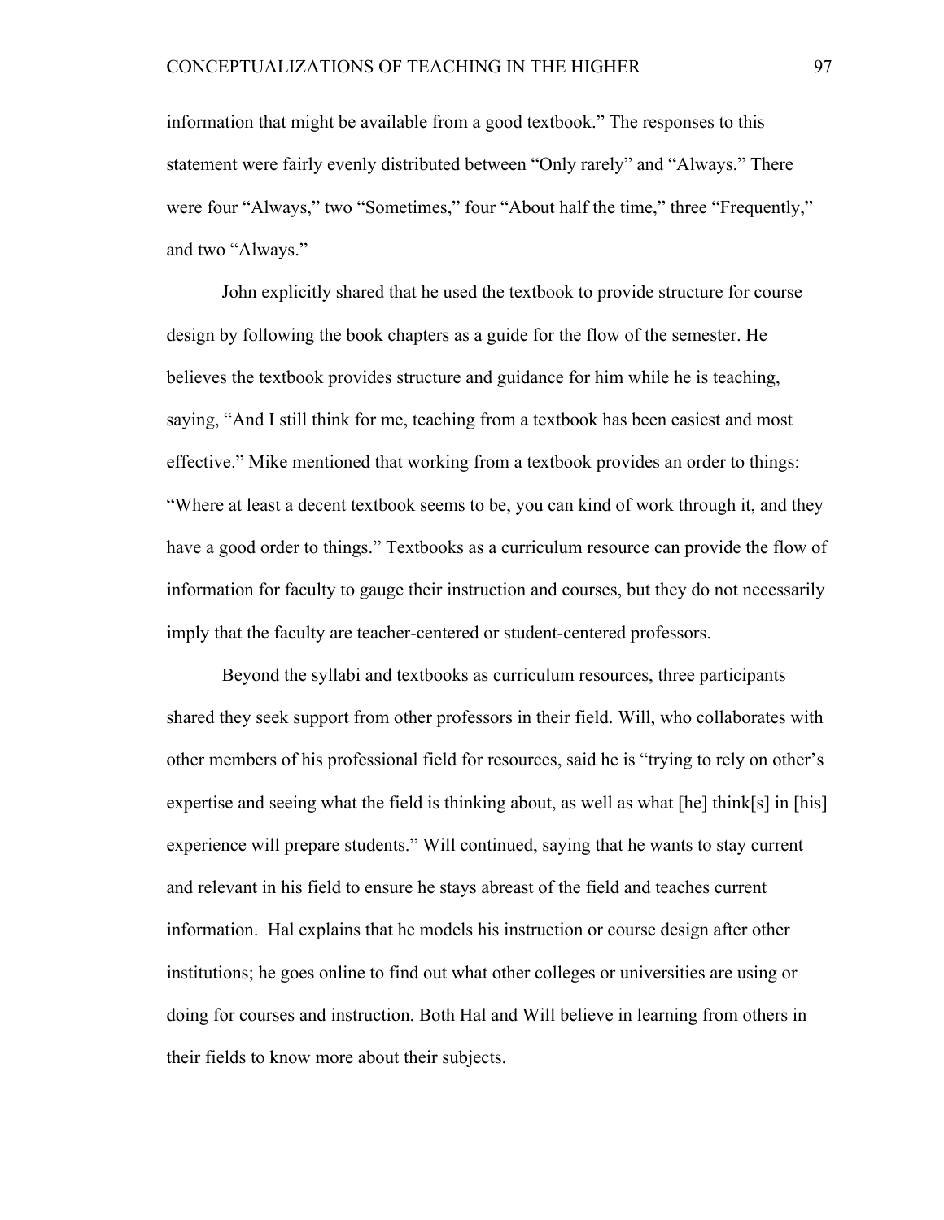information that might be available from a good textbook." The responses to this statement were fairly evenly distributed between "Only rarely" and "Always." There were four "Always," two "Sometimes," four "About half the time," three "Frequently," and two "Always."

John explicitly shared that he used the textbook to provide structure for course design by following the book chapters as a guide for the flow of the semester. He believes the textbook provides structure and guidance for him while he is teaching, saying, "And I still think for me, teaching from a textbook has been easiest and most effective." Mike mentioned that working from a textbook provides an order to things: "Where at least a decent textbook seems to be, you can kind of work through it, and they have a good order to things." Textbooks as a curriculum resource can provide the flow of information for faculty to gauge their instruction and courses, but they do not necessarily imply that the faculty are teacher-centered or student-centered professors.

Beyond the syllabi and textbooks as curriculum resources, three participants shared they seek support from other professors in their field. Will, who collaborates with other members of his professional field for resources, said he is "trying to rely on other's expertise and seeing what the field is thinking about, as well as what [he] think[s] in [his] experience will prepare students." Will continued, saying that he wants to stay current and relevant in his field to ensure he stays abreast of the field and teaches current information. Hal explains that he models his instruction or course design after other institutions; he goes online to find out what other colleges or universities are using or doing for courses and instruction. Both Hal and Will believe in learning from others in their fields to know more about their subjects.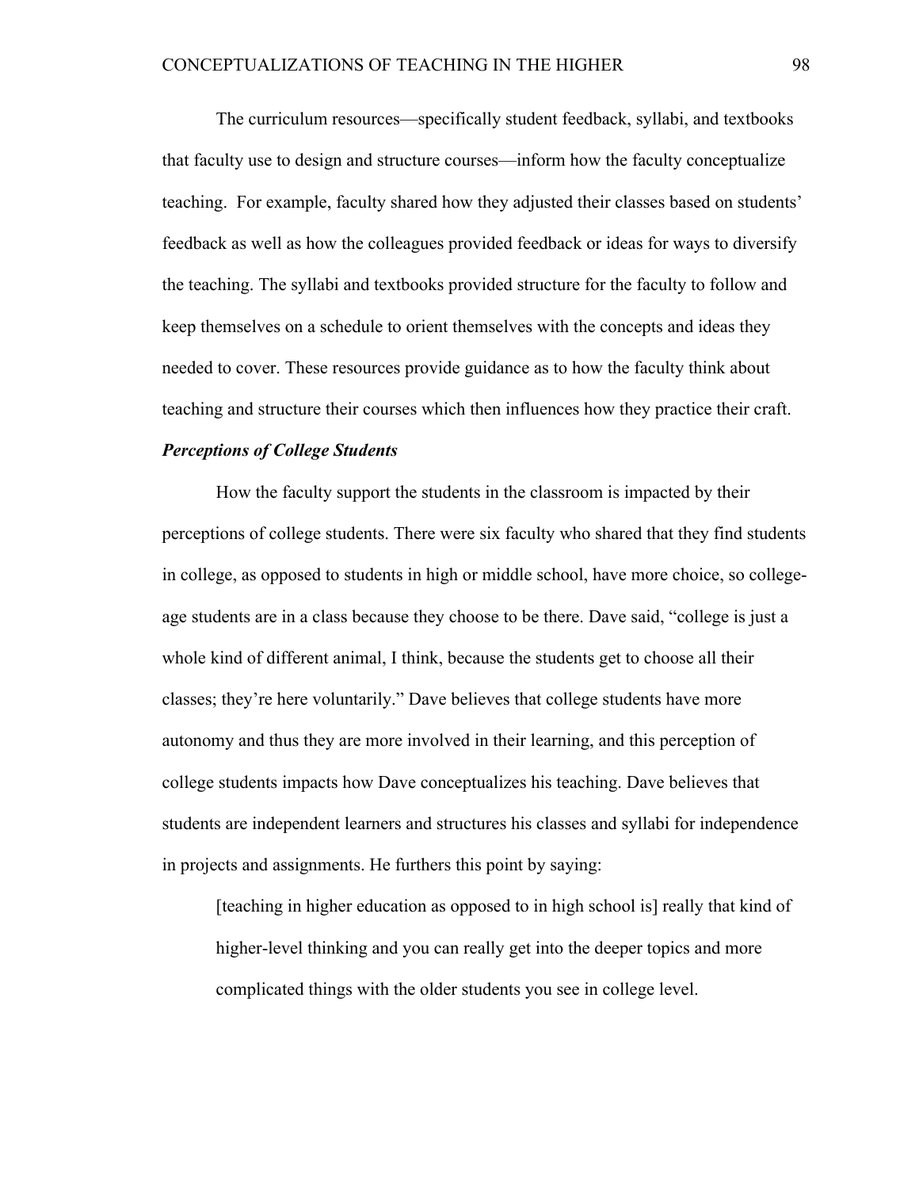The curriculum resources—specifically student feedback, syllabi, and textbooks that faculty use to design and structure courses—inform how the faculty conceptualize teaching. For example, faculty shared how they adjusted their classes based on students' feedback as well as how the colleagues provided feedback or ideas for ways to diversify the teaching. The syllabi and textbooks provided structure for the faculty to follow and keep themselves on a schedule to orient themselves with the concepts and ideas they needed to cover. These resources provide guidance as to how the faculty think about teaching and structure their courses which then influences how they practice their craft.

***Perceptions of College Students***

How the faculty support the students in the classroom is impacted by their perceptions of college students. There were six faculty who shared that they find students in college, as opposed to students in high or middle school, have more choice, so college-age students are in a class because they choose to be there. Dave said, "college is just a whole kind of different animal, I think, because the students get to choose all their classes; they're here voluntarily." Dave believes that college students have more autonomy and thus they are more involved in their learning, and this perception of college students impacts how Dave conceptualizes his teaching. Dave believes that students are independent learners and structures his classes and syllabi for independence in projects and assignments. He furthers this point by saying:

> [teaching in higher education as opposed to in high school is] really that kind of higher-level thinking and you can really get into the deeper topics and more complicated things with the older students you see in college level.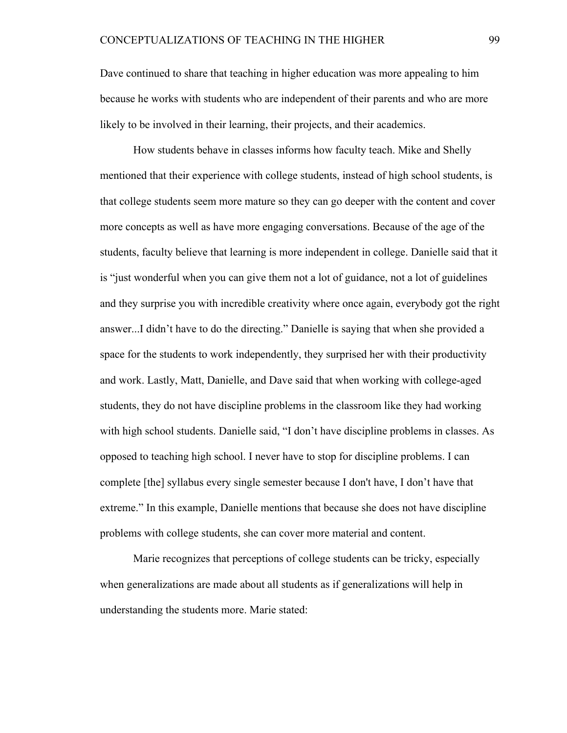Dave continued to share that teaching in higher education was more appealing to him because he works with students who are independent of their parents and who are more likely to be involved in their learning, their projects, and their academics.

How students behave in classes informs how faculty teach. Mike and Shelly mentioned that their experience with college students, instead of high school students, is that college students seem more mature so they can go deeper with the content and cover more concepts as well as have more engaging conversations. Because of the age of the students, faculty believe that learning is more independent in college. Danielle said that it is "just wonderful when you can give them not a lot of guidance, not a lot of guidelines and they surprise you with incredible creativity where once again, everybody got the right answer...I didn't have to do the directing." Danielle is saying that when she provided a space for the students to work independently, they surprised her with their productivity and work. Lastly, Matt, Danielle, and Dave said that when working with college-aged students, they do not have discipline problems in the classroom like they had working with high school students. Danielle said, "I don't have discipline problems in classes. As opposed to teaching high school. I never have to stop for discipline problems. I can complete [the] syllabus every single semester because I don't have, I don't have that extreme." In this example, Danielle mentions that because she does not have discipline problems with college students, she can cover more material and content.

Marie recognizes that perceptions of college students can be tricky, especially when generalizations are made about all students as if generalizations will help in understanding the students more. Marie stated: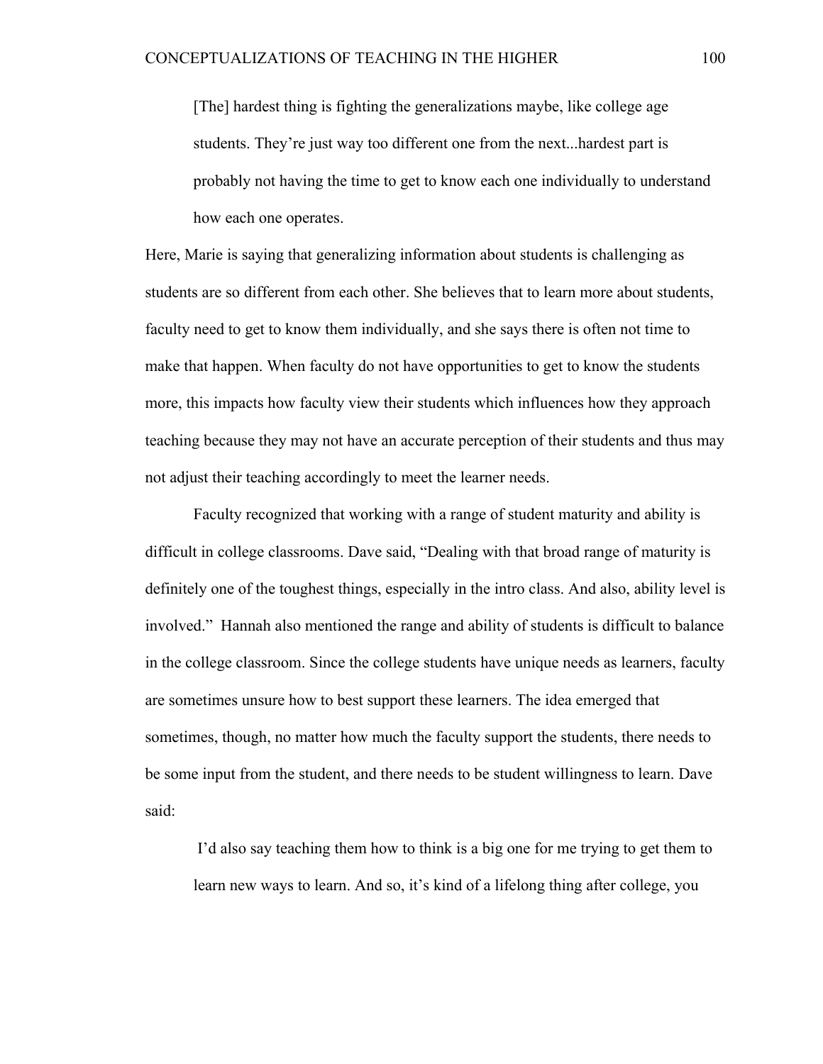> [The] hardest thing is fighting the generalizations maybe, like college age students. They're just way too different one from the next...hardest part is probably not having the time to get to know each one individually to understand how each one operates.

Here, Marie is saying that generalizing information about students is challenging as students are so different from each other. She believes that to learn more about students, faculty need to get to know them individually, and she says there is often not time to make that happen. When faculty do not have opportunities to get to know the students more, this impacts how faculty view their students which influences how they approach teaching because they may not have an accurate perception of their students and thus may not adjust their teaching accordingly to meet the learner needs.

Faculty recognized that working with a range of student maturity and ability is difficult in college classrooms. Dave said, "Dealing with that broad range of maturity is definitely one of the toughest things, especially in the intro class. And also, ability level is involved." Hannah also mentioned the range and ability of students is difficult to balance in the college classroom. Since the college students have unique needs as learners, faculty are sometimes unsure how to best support these learners. The idea emerged that sometimes, though, no matter how much the faculty support the students, there needs to be some input from the student, and there needs to be student willingness to learn. Dave said:

> I'd also say teaching them how to think is a big one for me trying to get them to learn new ways to learn. And so, it's kind of a lifelong thing after college, you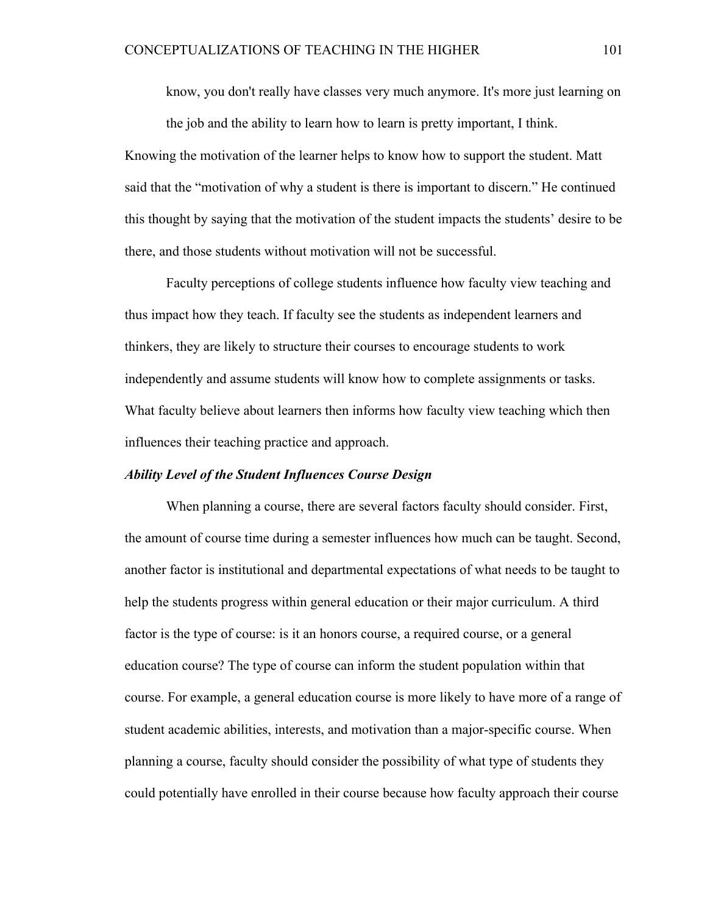know, you don't really have classes very much anymore. It's more just learning on the job and the ability to learn how to learn is pretty important, I think.

Knowing the motivation of the learner helps to know how to support the student. Matt said that the "motivation of why a student is there is important to discern." He continued this thought by saying that the motivation of the student impacts the students' desire to be there, and those students without motivation will not be successful.

Faculty perceptions of college students influence how faculty view teaching and thus impact how they teach. If faculty see the students as independent learners and thinkers, they are likely to structure their courses to encourage students to work independently and assume students will know how to complete assignments or tasks. What faculty believe about learners then informs how faculty view teaching which then influences their teaching practice and approach.

***Ability Level of the Student Influences Course Design***

When planning a course, there are several factors faculty should consider. First, the amount of course time during a semester influences how much can be taught. Second, another factor is institutional and departmental expectations of what needs to be taught to help the students progress within general education or their major curriculum. A third factor is the type of course: is it an honors course, a required course, or a general education course? The type of course can inform the student population within that course. For example, a general education course is more likely to have more of a range of student academic abilities, interests, and motivation than a major-specific course. When planning a course, faculty should consider the possibility of what type of students they could potentially have enrolled in their course because how faculty approach their course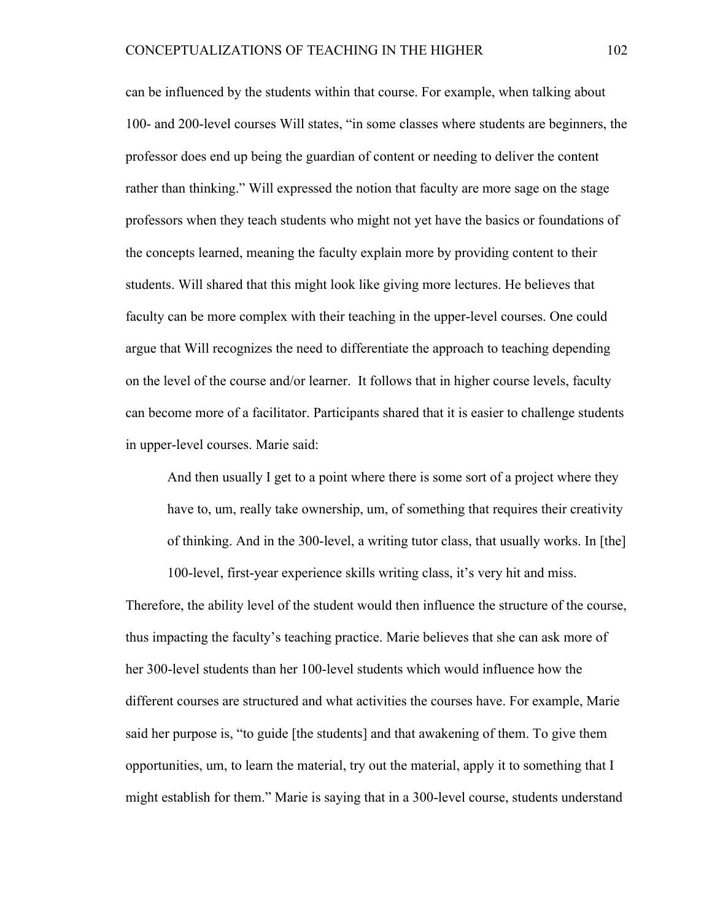can be influenced by the students within that course. For example, when talking about 100- and 200-level courses Will states, "in some classes where students are beginners, the professor does end up being the guardian of content or needing to deliver the content rather than thinking." Will expressed the notion that faculty are more sage on the stage professors when they teach students who might not yet have the basics or foundations of the concepts learned, meaning the faculty explain more by providing content to their students. Will shared that this might look like giving more lectures. He believes that faculty can be more complex with their teaching in the upper-level courses. One could argue that Will recognizes the need to differentiate the approach to teaching depending on the level of the course and/or learner. It follows that in higher course levels, faculty can become more of a facilitator. Participants shared that it is easier to challenge students in upper-level courses. Marie said:

> And then usually I get to a point where there is some sort of a project where they have to, um, really take ownership, um, of something that requires their creativity of thinking. And in the 300-level, a writing tutor class, that usually works. In [the] 100-level, first-year experience skills writing class, it's very hit and miss.

Therefore, the ability level of the student would then influence the structure of the course, thus impacting the faculty's teaching practice. Marie believes that she can ask more of her 300-level students than her 100-level students which would influence how the different courses are structured and what activities the courses have. For example, Marie said her purpose is, "to guide [the students] and that awakening of them. To give them opportunities, um, to learn the material, try out the material, apply it to something that I might establish for them." Marie is saying that in a 300-level course, students understand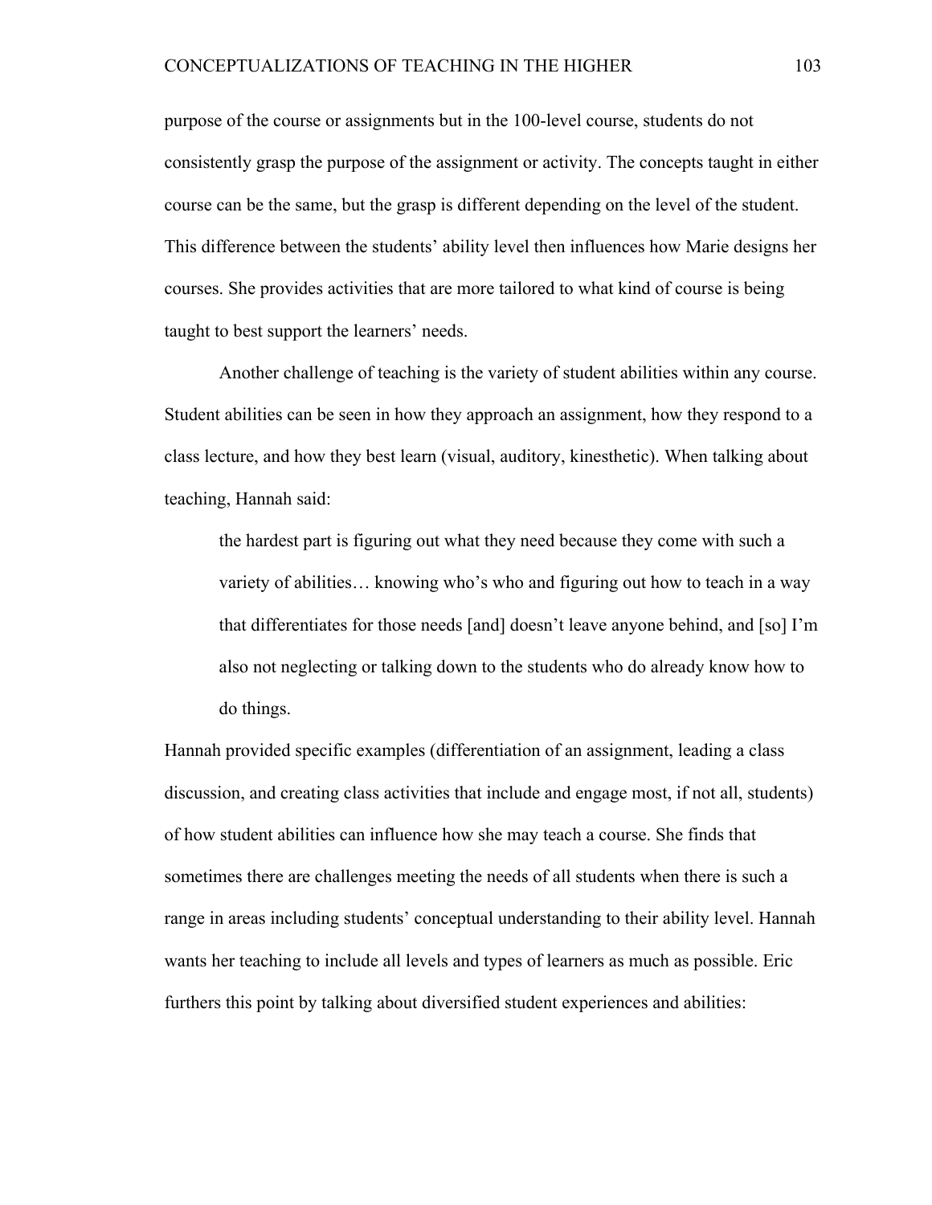purpose of the course or assignments but in the 100-level course, students do not consistently grasp the purpose of the assignment or activity. The concepts taught in either course can be the same, but the grasp is different depending on the level of the student. This difference between the students' ability level then influences how Marie designs her courses. She provides activities that are more tailored to what kind of course is being taught to best support the learners' needs.

Another challenge of teaching is the variety of student abilities within any course. Student abilities can be seen in how they approach an assignment, how they respond to a class lecture, and how they best learn (visual, auditory, kinesthetic). When talking about teaching, Hannah said:

> the hardest part is figuring out what they need because they come with such a variety of abilities… knowing who's who and figuring out how to teach in a way that differentiates for those needs [and] doesn't leave anyone behind, and [so] I'm also not neglecting or talking down to the students who do already know how to do things.

Hannah provided specific examples (differentiation of an assignment, leading a class discussion, and creating class activities that include and engage most, if not all, students) of how student abilities can influence how she may teach a course. She finds that sometimes there are challenges meeting the needs of all students when there is such a range in areas including students' conceptual understanding to their ability level. Hannah wants her teaching to include all levels and types of learners as much as possible. Eric furthers this point by talking about diversified student experiences and abilities: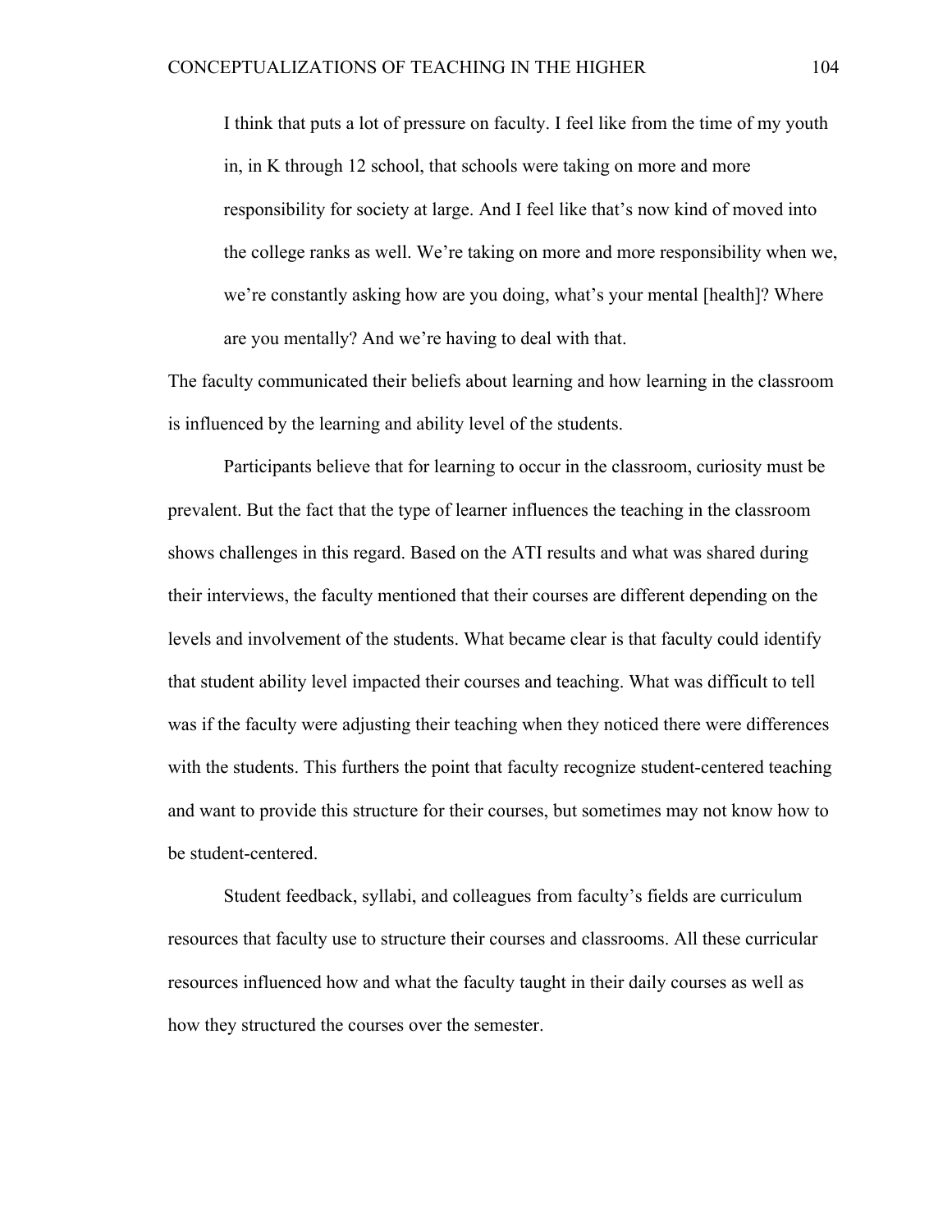> I think that puts a lot of pressure on faculty. I feel like from the time of my youth in, in K through 12 school, that schools were taking on more and more responsibility for society at large. And I feel like that's now kind of moved into the college ranks as well. We're taking on more and more responsibility when we, we're constantly asking how are you doing, what's your mental [health]? Where are you mentally? And we're having to deal with that.

The faculty communicated their beliefs about learning and how learning in the classroom is influenced by the learning and ability level of the students.

Participants believe that for learning to occur in the classroom, curiosity must be prevalent. But the fact that the type of learner influences the teaching in the classroom shows challenges in this regard. Based on the ATI results and what was shared during their interviews, the faculty mentioned that their courses are different depending on the levels and involvement of the students. What became clear is that faculty could identify that student ability level impacted their courses and teaching. What was difficult to tell was if the faculty were adjusting their teaching when they noticed there were differences with the students. This furthers the point that faculty recognize student-centered teaching and want to provide this structure for their courses, but sometimes may not know how to be student-centered.

Student feedback, syllabi, and colleagues from faculty's fields are curriculum resources that faculty use to structure their courses and classrooms. All these curricular resources influenced how and what the faculty taught in their daily courses as well as how they structured the courses over the semester.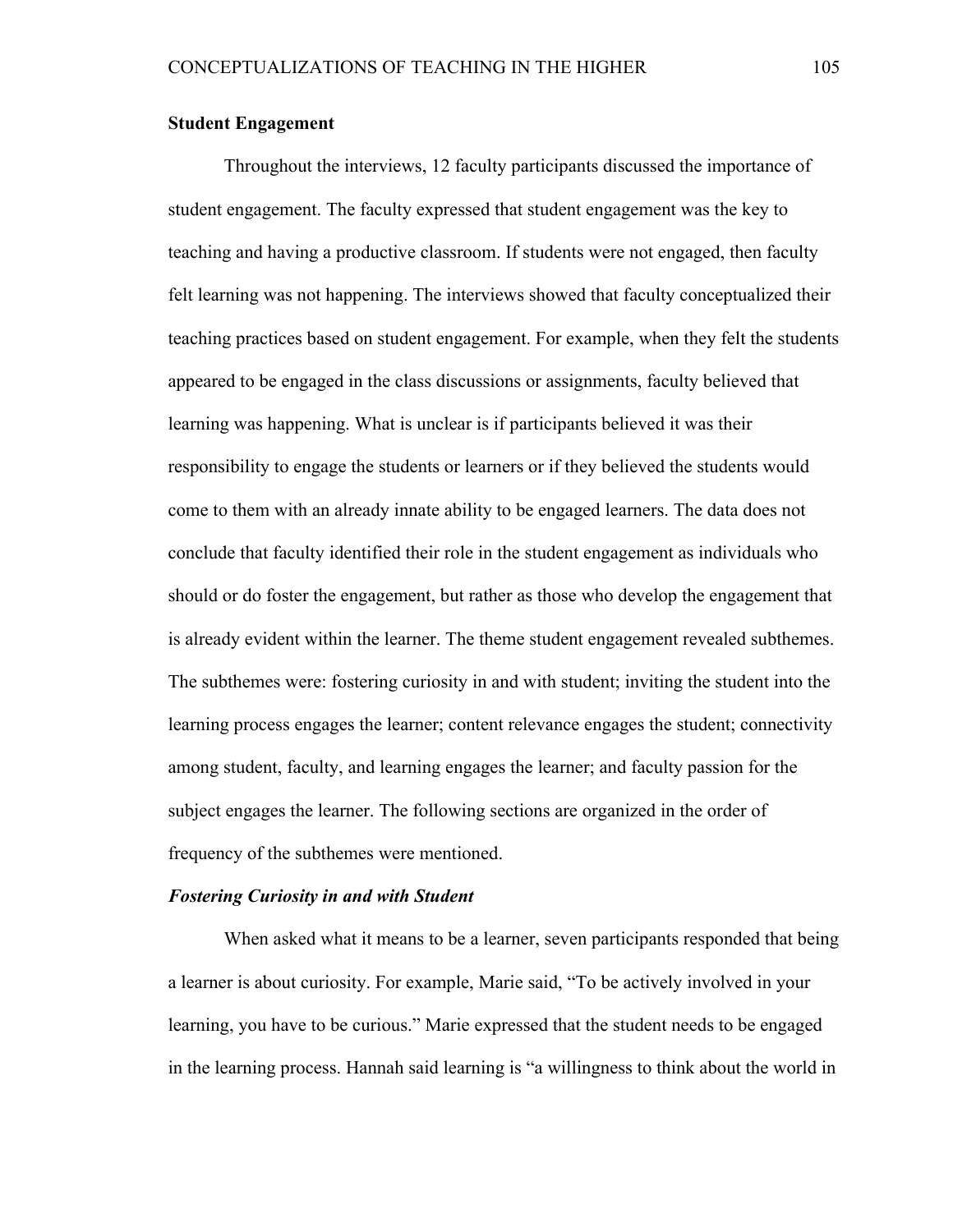## Student Engagement

Throughout the interviews, 12 faculty participants discussed the importance of student engagement. The faculty expressed that student engagement was the key to teaching and having a productive classroom. If students were not engaged, then faculty felt learning was not happening. The interviews showed that faculty conceptualized their teaching practices based on student engagement. For example, when they felt the students appeared to be engaged in the class discussions or assignments, faculty believed that learning was happening. What is unclear is if participants believed it was their responsibility to engage the students or learners or if they believed the students would come to them with an already innate ability to be engaged learners. The data does not conclude that faculty identified their role in the student engagement as individuals who should or do foster the engagement, but rather as those who develop the engagement that is already evident within the learner. The theme student engagement revealed subthemes. The subthemes were: fostering curiosity in and with student; inviting the student into the learning process engages the learner; content relevance engages the student; connectivity among student, faculty, and learning engages the learner; and faculty passion for the subject engages the learner. The following sections are organized in the order of frequency of the subthemes were mentioned.

### *Fostering Curiosity in and with Student*

When asked what it means to be a learner, seven participants responded that being a learner is about curiosity. For example, Marie said, "To be actively involved in your learning, you have to be curious." Marie expressed that the student needs to be engaged in the learning process. Hannah said learning is "a willingness to think about the world in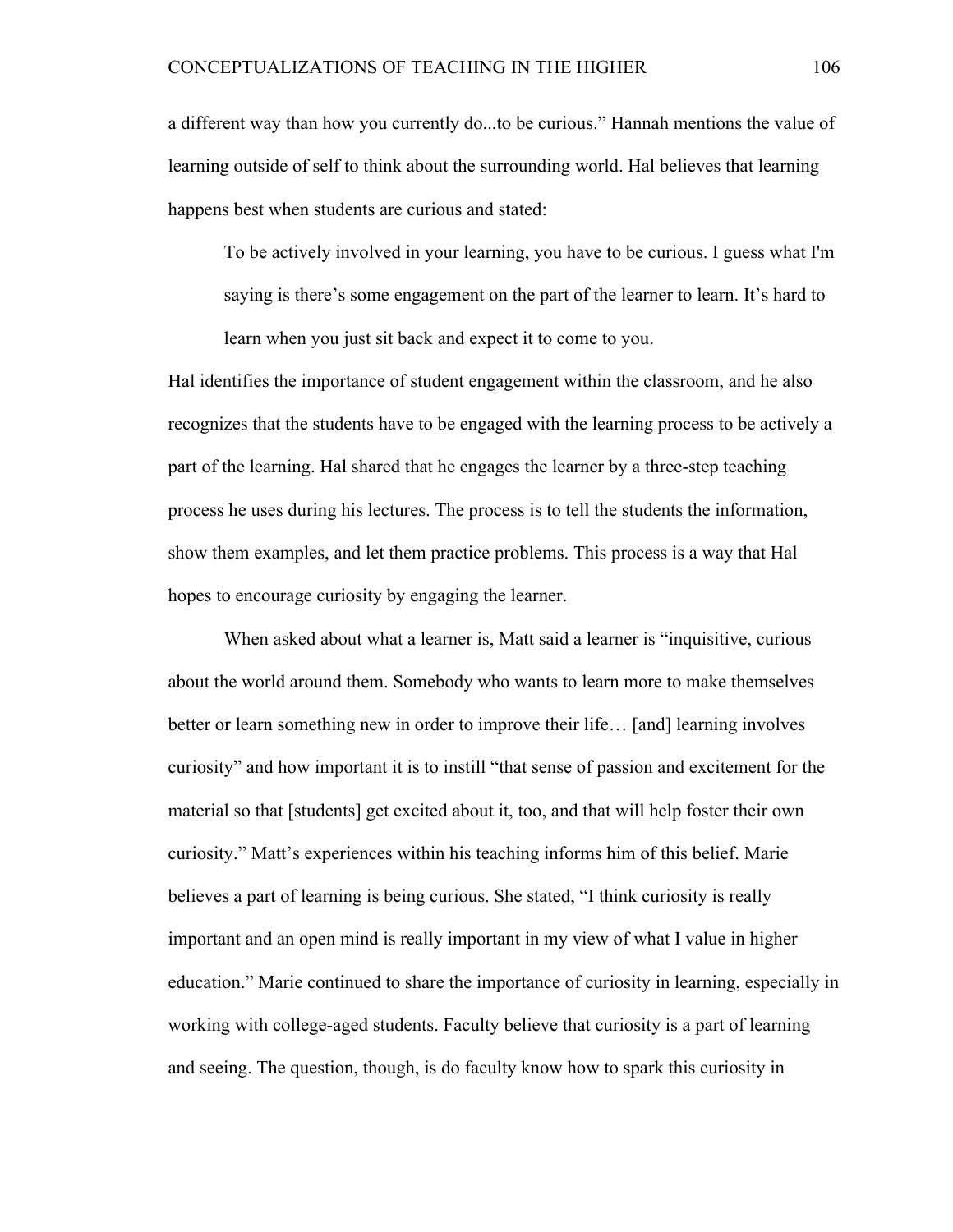a different way than how you currently do...to be curious." Hannah mentions the value of learning outside of self to think about the surrounding world. Hal believes that learning happens best when students are curious and stated:

> To be actively involved in your learning, you have to be curious. I guess what I'm saying is there's some engagement on the part of the learner to learn. It's hard to learn when you just sit back and expect it to come to you.

Hal identifies the importance of student engagement within the classroom, and he also recognizes that the students have to be engaged with the learning process to be actively a part of the learning. Hal shared that he engages the learner by a three-step teaching process he uses during his lectures. The process is to tell the students the information, show them examples, and let them practice problems. This process is a way that Hal hopes to encourage curiosity by engaging the learner.

When asked about what a learner is, Matt said a learner is "inquisitive, curious about the world around them. Somebody who wants to learn more to make themselves better or learn something new in order to improve their life… [and] learning involves curiosity" and how important it is to instill "that sense of passion and excitement for the material so that [students] get excited about it, too, and that will help foster their own curiosity." Matt's experiences within his teaching informs him of this belief. Marie believes a part of learning is being curious. She stated, "I think curiosity is really important and an open mind is really important in my view of what I value in higher education." Marie continued to share the importance of curiosity in learning, especially in working with college-aged students. Faculty believe that curiosity is a part of learning and seeing. The question, though, is do faculty know how to spark this curiosity in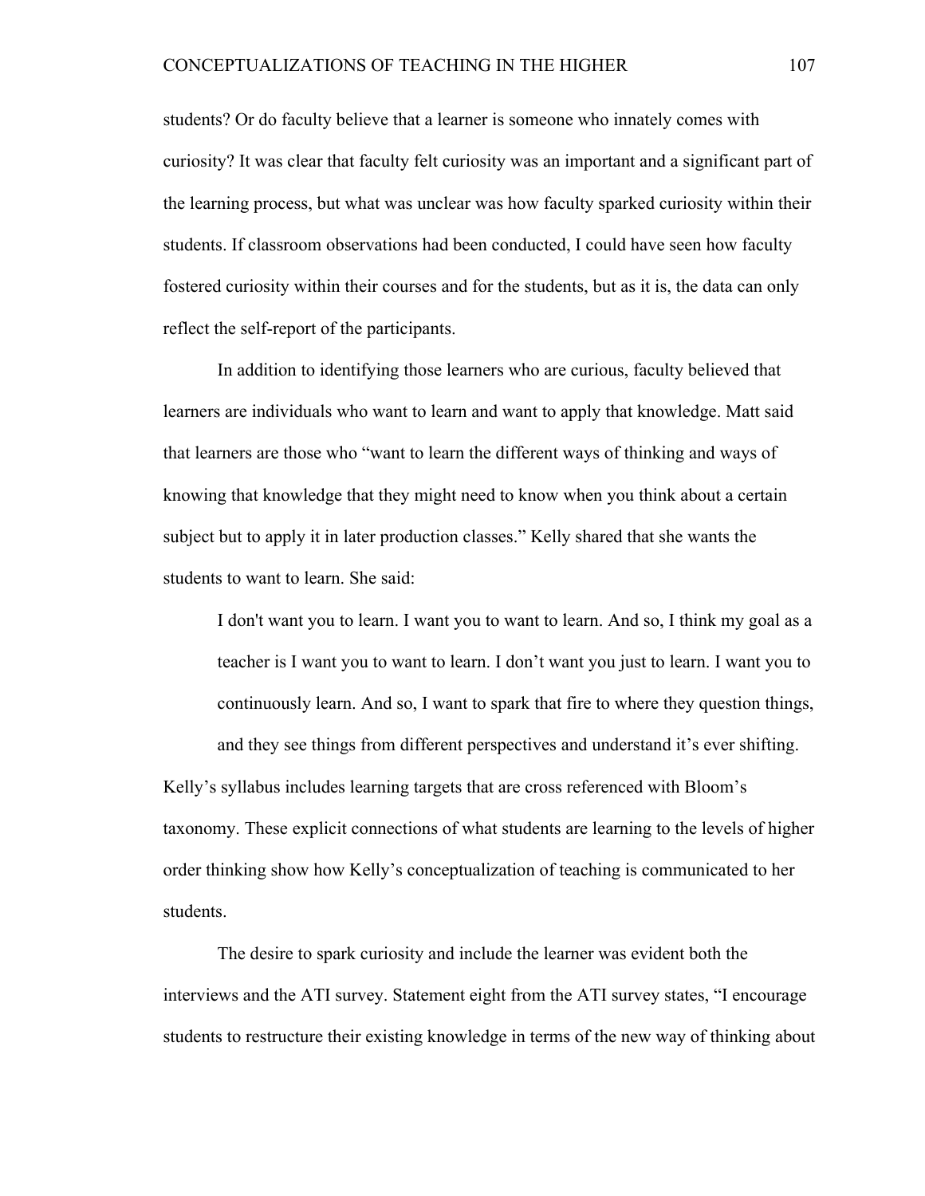students? Or do faculty believe that a learner is someone who innately comes with curiosity? It was clear that faculty felt curiosity was an important and a significant part of the learning process, but what was unclear was how faculty sparked curiosity within their students. If classroom observations had been conducted, I could have seen how faculty fostered curiosity within their courses and for the students, but as it is, the data can only reflect the self-report of the participants.

In addition to identifying those learners who are curious, faculty believed that learners are individuals who want to learn and want to apply that knowledge. Matt said that learners are those who "want to learn the different ways of thinking and ways of knowing that knowledge that they might need to know when you think about a certain subject but to apply it in later production classes." Kelly shared that she wants the students to want to learn. She said:

> I don't want you to learn. I want you to want to learn. And so, I think my goal as a teacher is I want you to want to learn. I don't want you just to learn. I want you to continuously learn. And so, I want to spark that fire to where they question things, and they see things from different perspectives and understand it's ever shifting.

Kelly's syllabus includes learning targets that are cross referenced with Bloom's taxonomy. These explicit connections of what students are learning to the levels of higher order thinking show how Kelly's conceptualization of teaching is communicated to her students.

The desire to spark curiosity and include the learner was evident both the interviews and the ATI survey. Statement eight from the ATI survey states, "I encourage students to restructure their existing knowledge in terms of the new way of thinking about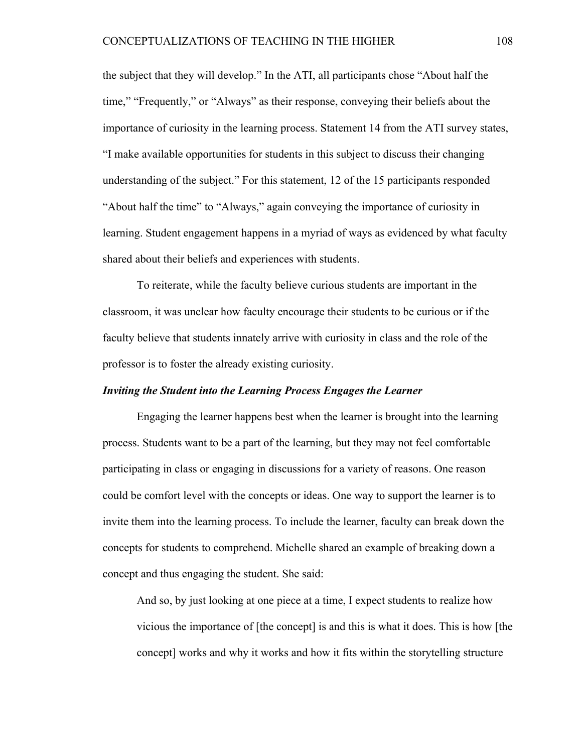the subject that they will develop." In the ATI, all participants chose "About half the time," "Frequently," or "Always" as their response, conveying their beliefs about the importance of curiosity in the learning process. Statement 14 from the ATI survey states, "I make available opportunities for students in this subject to discuss their changing understanding of the subject." For this statement, 12 of the 15 participants responded "About half the time" to "Always," again conveying the importance of curiosity in learning. Student engagement happens in a myriad of ways as evidenced by what faculty shared about their beliefs and experiences with students.

To reiterate, while the faculty believe curious students are important in the classroom, it was unclear how faculty encourage their students to be curious or if the faculty believe that students innately arrive with curiosity in class and the role of the professor is to foster the already existing curiosity.

***Inviting the Student into the Learning Process Engages the Learner***

Engaging the learner happens best when the learner is brought into the learning process. Students want to be a part of the learning, but they may not feel comfortable participating in class or engaging in discussions for a variety of reasons. One reason could be comfort level with the concepts or ideas. One way to support the learner is to invite them into the learning process. To include the learner, faculty can break down the concepts for students to comprehend. Michelle shared an example of breaking down a concept and thus engaging the student. She said:

> And so, by just looking at one piece at a time, I expect students to realize how vicious the importance of [the concept] is and this is what it does. This is how [the concept] works and why it works and how it fits within the storytelling structure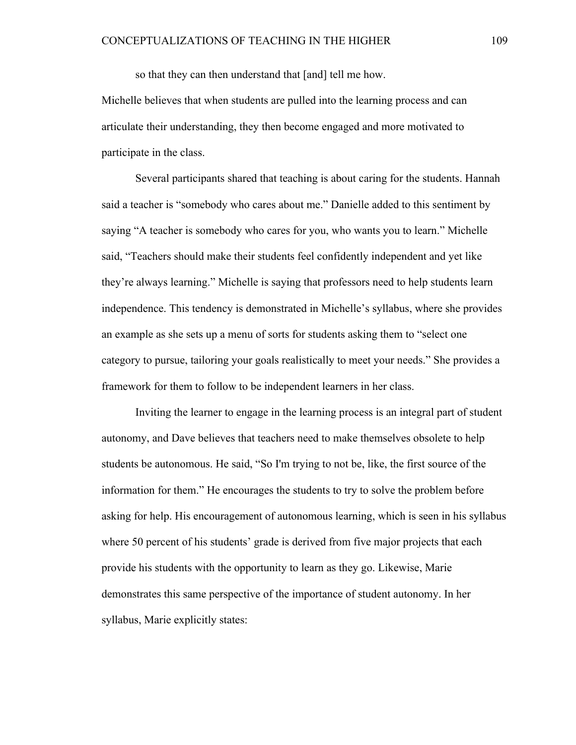so that they can then understand that [and] tell me how.

Michelle believes that when students are pulled into the learning process and can articulate their understanding, they then become engaged and more motivated to participate in the class.

Several participants shared that teaching is about caring for the students. Hannah said a teacher is "somebody who cares about me." Danielle added to this sentiment by saying "A teacher is somebody who cares for you, who wants you to learn." Michelle said, "Teachers should make their students feel confidently independent and yet like they're always learning." Michelle is saying that professors need to help students learn independence. This tendency is demonstrated in Michelle's syllabus, where she provides an example as she sets up a menu of sorts for students asking them to "select one category to pursue, tailoring your goals realistically to meet your needs." She provides a framework for them to follow to be independent learners in her class.

Inviting the learner to engage in the learning process is an integral part of student autonomy, and Dave believes that teachers need to make themselves obsolete to help students be autonomous. He said, "So I'm trying to not be, like, the first source of the information for them." He encourages the students to try to solve the problem before asking for help. His encouragement of autonomous learning, which is seen in his syllabus where 50 percent of his students' grade is derived from five major projects that each provide his students with the opportunity to learn as they go. Likewise, Marie demonstrates this same perspective of the importance of student autonomy. In her syllabus, Marie explicitly states: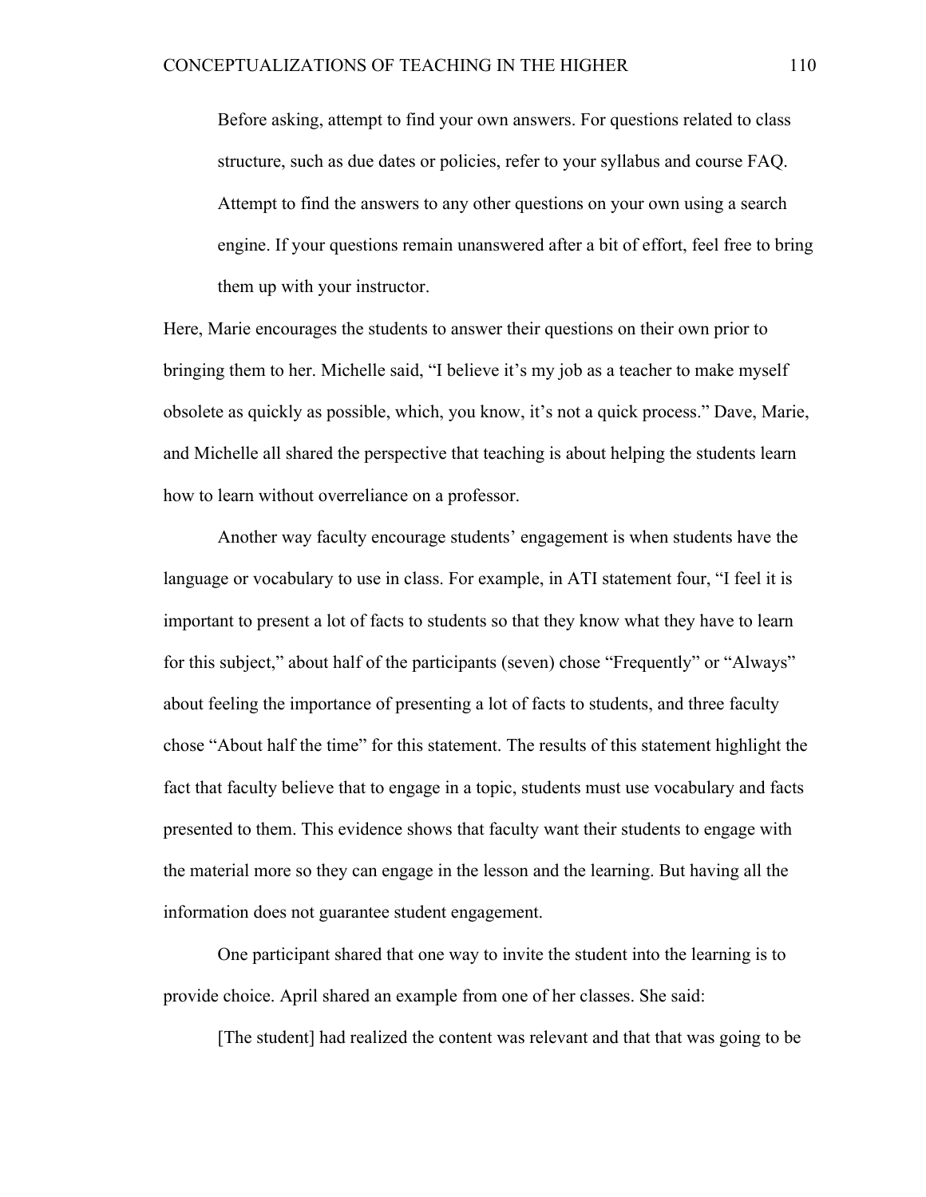> Before asking, attempt to find your own answers. For questions related to class structure, such as due dates or policies, refer to your syllabus and course FAQ. Attempt to find the answers to any other questions on your own using a search engine. If your questions remain unanswered after a bit of effort, feel free to bring them up with your instructor.

Here, Marie encourages the students to answer their questions on their own prior to bringing them to her. Michelle said, "I believe it's my job as a teacher to make myself obsolete as quickly as possible, which, you know, it's not a quick process." Dave, Marie, and Michelle all shared the perspective that teaching is about helping the students learn how to learn without overreliance on a professor.

Another way faculty encourage students' engagement is when students have the language or vocabulary to use in class. For example, in ATI statement four, "I feel it is important to present a lot of facts to students so that they know what they have to learn for this subject," about half of the participants (seven) chose "Frequently" or "Always" about feeling the importance of presenting a lot of facts to students, and three faculty chose "About half the time" for this statement. The results of this statement highlight the fact that faculty believe that to engage in a topic, students must use vocabulary and facts presented to them. This evidence shows that faculty want their students to engage with the material more so they can engage in the lesson and the learning. But having all the information does not guarantee student engagement.

One participant shared that one way to invite the student into the learning is to provide choice. April shared an example from one of her classes. She said:

> [The student] had realized the content was relevant and that that was going to be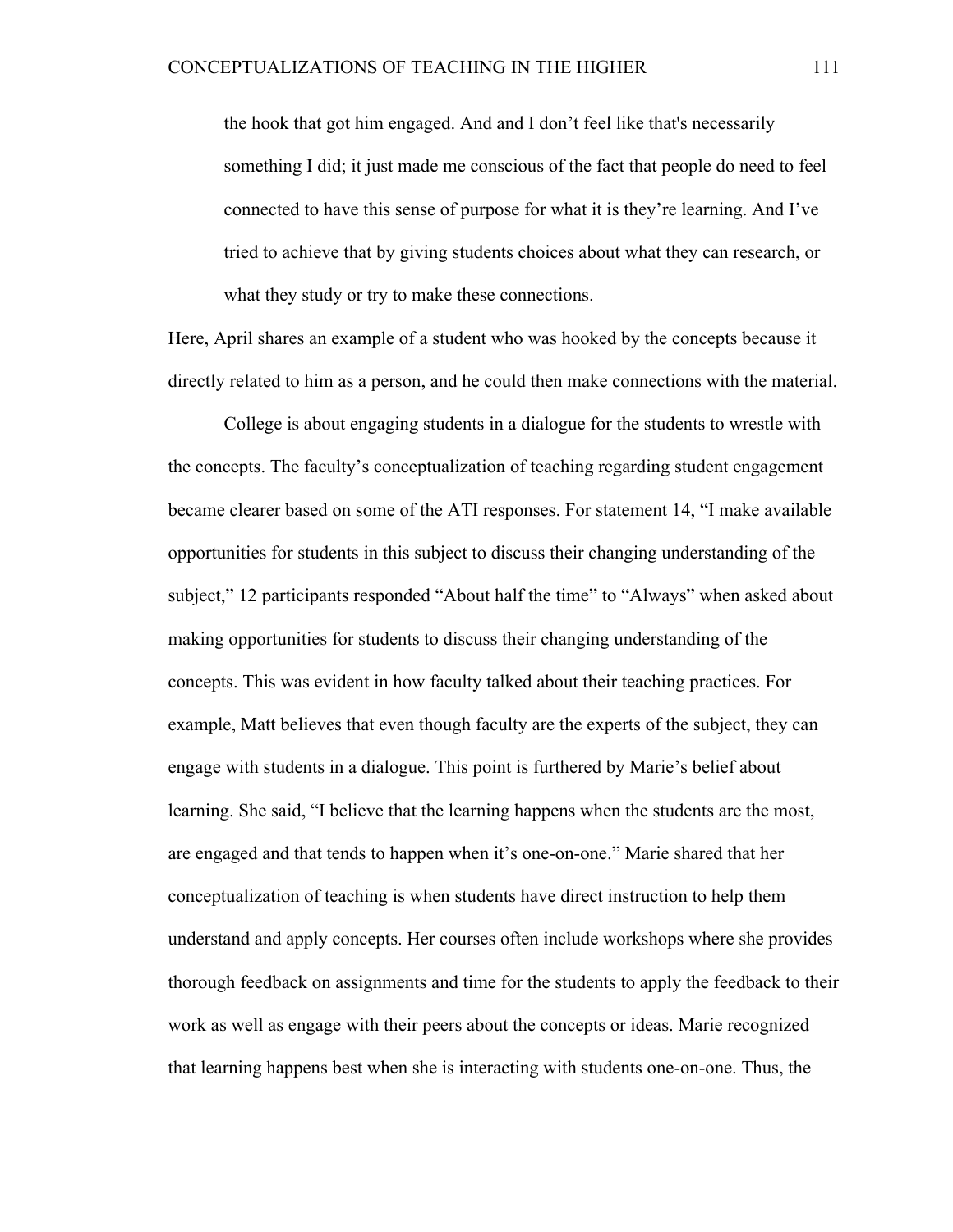> the hook that got him engaged. And and I don't feel like that's necessarily something I did; it just made me conscious of the fact that people do need to feel connected to have this sense of purpose for what it is they're learning. And I've tried to achieve that by giving students choices about what they can research, or what they study or try to make these connections.

Here, April shares an example of a student who was hooked by the concepts because it directly related to him as a person, and he could then make connections with the material.

College is about engaging students in a dialogue for the students to wrestle with the concepts. The faculty's conceptualization of teaching regarding student engagement became clearer based on some of the ATI responses. For statement 14, "I make available opportunities for students in this subject to discuss their changing understanding of the subject," 12 participants responded "About half the time" to "Always" when asked about making opportunities for students to discuss their changing understanding of the concepts. This was evident in how faculty talked about their teaching practices. For example, Matt believes that even though faculty are the experts of the subject, they can engage with students in a dialogue. This point is furthered by Marie's belief about learning. She said, "I believe that the learning happens when the students are the most, are engaged and that tends to happen when it's one-on-one." Marie shared that her conceptualization of teaching is when students have direct instruction to help them understand and apply concepts. Her courses often include workshops where she provides thorough feedback on assignments and time for the students to apply the feedback to their work as well as engage with their peers about the concepts or ideas. Marie recognized that learning happens best when she is interacting with students one-on-one. Thus, the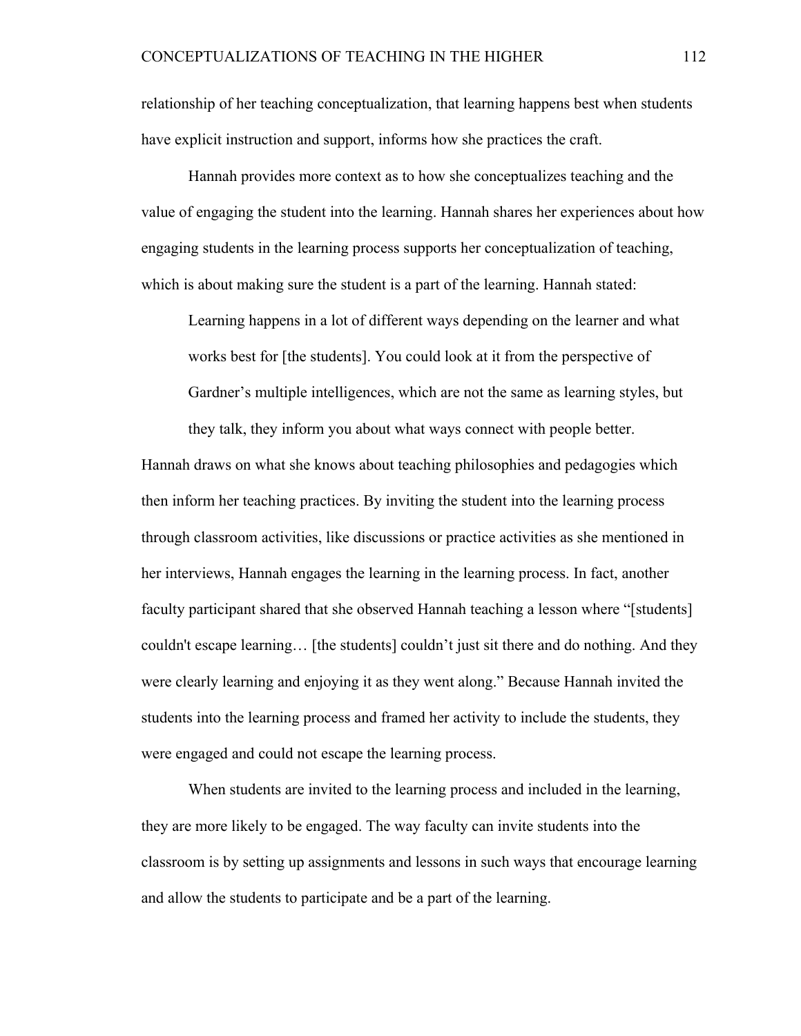relationship of her teaching conceptualization, that learning happens best when students have explicit instruction and support, informs how she practices the craft.

Hannah provides more context as to how she conceptualizes teaching and the value of engaging the student into the learning. Hannah shares her experiences about how engaging students in the learning process supports her conceptualization of teaching, which is about making sure the student is a part of the learning. Hannah stated:

> Learning happens in a lot of different ways depending on the learner and what works best for [the students]. You could look at it from the perspective of Gardner's multiple intelligences, which are not the same as learning styles, but they talk, they inform you about what ways connect with people better.

Hannah draws on what she knows about teaching philosophies and pedagogies which then inform her teaching practices. By inviting the student into the learning process through classroom activities, like discussions or practice activities as she mentioned in her interviews, Hannah engages the learning in the learning process. In fact, another faculty participant shared that she observed Hannah teaching a lesson where "[students] couldn't escape learning… [the students] couldn't just sit there and do nothing. And they were clearly learning and enjoying it as they went along." Because Hannah invited the students into the learning process and framed her activity to include the students, they were engaged and could not escape the learning process.

When students are invited to the learning process and included in the learning, they are more likely to be engaged. The way faculty can invite students into the classroom is by setting up assignments and lessons in such ways that encourage learning and allow the students to participate and be a part of the learning.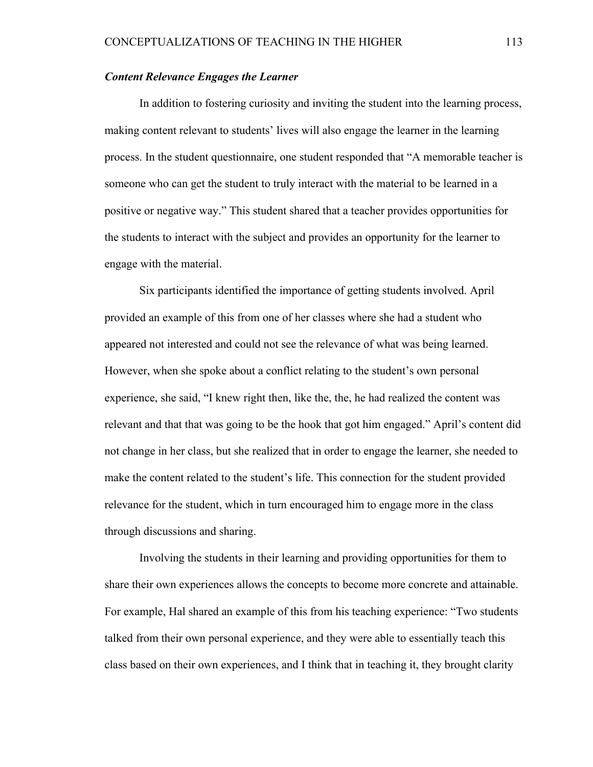### *Content Relevance Engages the Learner*

In addition to fostering curiosity and inviting the student into the learning process, making content relevant to students' lives will also engage the learner in the learning process. In the student questionnaire, one student responded that "A memorable teacher is someone who can get the student to truly interact with the material to be learned in a positive or negative way." This student shared that a teacher provides opportunities for the students to interact with the subject and provides an opportunity for the learner to engage with the material.

Six participants identified the importance of getting students involved. April provided an example of this from one of her classes where she had a student who appeared not interested and could not see the relevance of what was being learned. However, when she spoke about a conflict relating to the student's own personal experience, she said, "I knew right then, like the, the, he had realized the content was relevant and that that was going to be the hook that got him engaged." April's content did not change in her class, but she realized that in order to engage the learner, she needed to make the content related to the student's life. This connection for the student provided relevance for the student, which in turn encouraged him to engage more in the class through discussions and sharing.

Involving the students in their learning and providing opportunities for them to share their own experiences allows the concepts to become more concrete and attainable. For example, Hal shared an example of this from his teaching experience: "Two students talked from their own personal experience, and they were able to essentially teach this class based on their own experiences, and I think that in teaching it, they brought clarity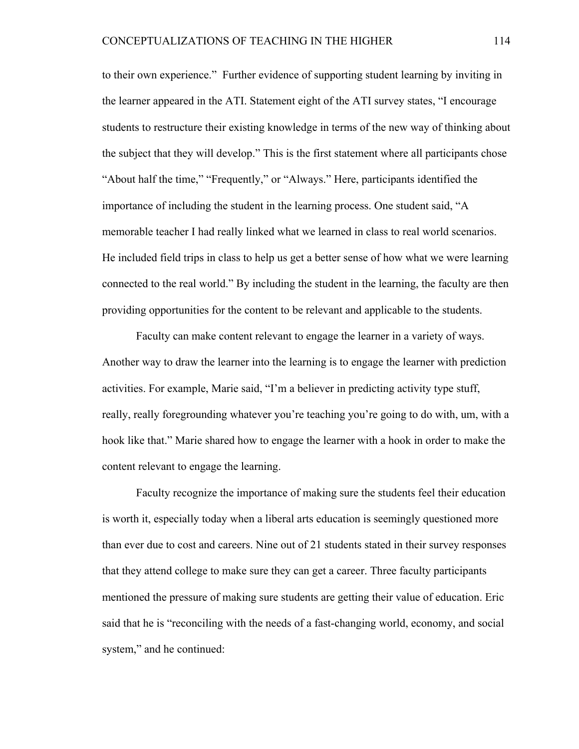to their own experience." Further evidence of supporting student learning by inviting in the learner appeared in the ATI. Statement eight of the ATI survey states, "I encourage students to restructure their existing knowledge in terms of the new way of thinking about the subject that they will develop." This is the first statement where all participants chose "About half the time," "Frequently," or "Always." Here, participants identified the importance of including the student in the learning process. One student said, "A memorable teacher I had really linked what we learned in class to real world scenarios. He included field trips in class to help us get a better sense of how what we were learning connected to the real world." By including the student in the learning, the faculty are then providing opportunities for the content to be relevant and applicable to the students.

Faculty can make content relevant to engage the learner in a variety of ways. Another way to draw the learner into the learning is to engage the learner with prediction activities. For example, Marie said, "I'm a believer in predicting activity type stuff, really, really foregrounding whatever you're teaching you're going to do with, um, with a hook like that." Marie shared how to engage the learner with a hook in order to make the content relevant to engage the learning.

Faculty recognize the importance of making sure the students feel their education is worth it, especially today when a liberal arts education is seemingly questioned more than ever due to cost and careers. Nine out of 21 students stated in their survey responses that they attend college to make sure they can get a career. Three faculty participants mentioned the pressure of making sure students are getting their value of education. Eric said that he is "reconciling with the needs of a fast-changing world, economy, and social system," and he continued: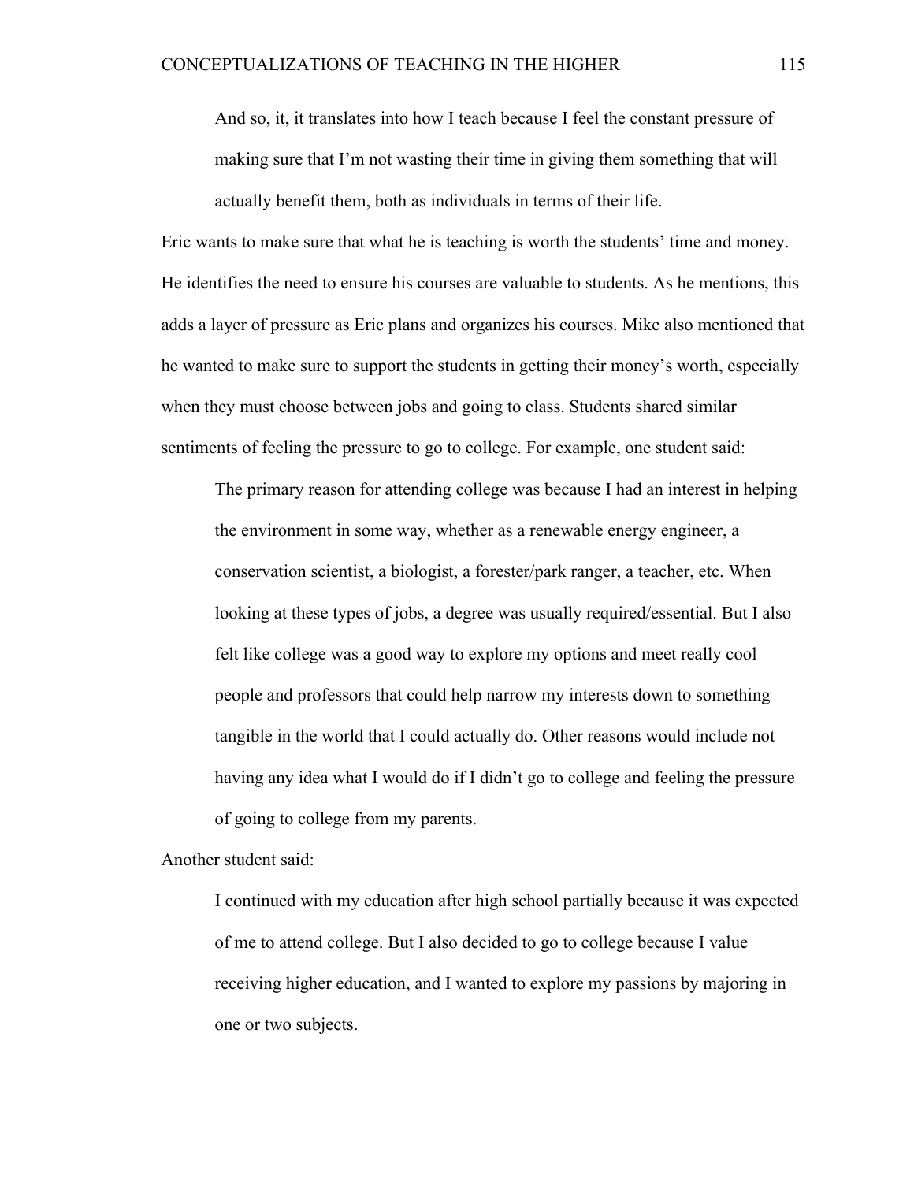> And so, it, it translates into how I teach because I feel the constant pressure of making sure that I'm not wasting their time in giving them something that will actually benefit them, both as individuals in terms of their life.

Eric wants to make sure that what he is teaching is worth the students' time and money. He identifies the need to ensure his courses are valuable to students. As he mentions, this adds a layer of pressure as Eric plans and organizes his courses. Mike also mentioned that he wanted to make sure to support the students in getting their money's worth, especially when they must choose between jobs and going to class. Students shared similar sentiments of feeling the pressure to go to college. For example, one student said:

> The primary reason for attending college was because I had an interest in helping the environment in some way, whether as a renewable energy engineer, a conservation scientist, a biologist, a forester/park ranger, a teacher, etc. When looking at these types of jobs, a degree was usually required/essential. But I also felt like college was a good way to explore my options and meet really cool people and professors that could help narrow my interests down to something tangible in the world that I could actually do. Other reasons would include not having any idea what I would do if I didn't go to college and feeling the pressure of going to college from my parents.

Another student said:

> I continued with my education after high school partially because it was expected of me to attend college. But I also decided to go to college because I value receiving higher education, and I wanted to explore my passions by majoring in one or two subjects.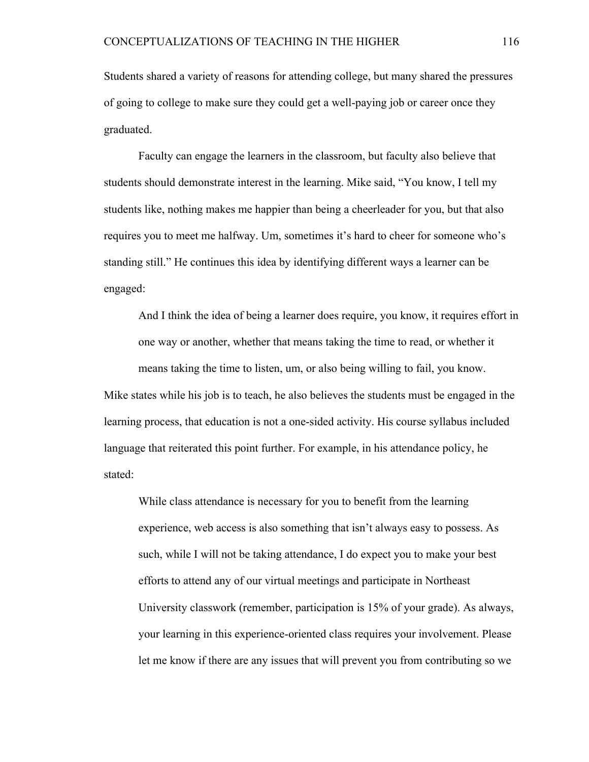Students shared a variety of reasons for attending college, but many shared the pressures of going to college to make sure they could get a well-paying job or career once they graduated.

Faculty can engage the learners in the classroom, but faculty also believe that students should demonstrate interest in the learning. Mike said, "You know, I tell my students like, nothing makes me happier than being a cheerleader for you, but that also requires you to meet me halfway. Um, sometimes it's hard to cheer for someone who's standing still." He continues this idea by identifying different ways a learner can be engaged:

> And I think the idea of being a learner does require, you know, it requires effort in one way or another, whether that means taking the time to read, or whether it means taking the time to listen, um, or also being willing to fail, you know.

Mike states while his job is to teach, he also believes the students must be engaged in the learning process, that education is not a one-sided activity. His course syllabus included language that reiterated this point further. For example, in his attendance policy, he stated:

> While class attendance is necessary for you to benefit from the learning experience, web access is also something that isn't always easy to possess. As such, while I will not be taking attendance, I do expect you to make your best efforts to attend any of our virtual meetings and participate in Northeast University classwork (remember, participation is 15% of your grade). As always, your learning in this experience-oriented class requires your involvement. Please let me know if there are any issues that will prevent you from contributing so we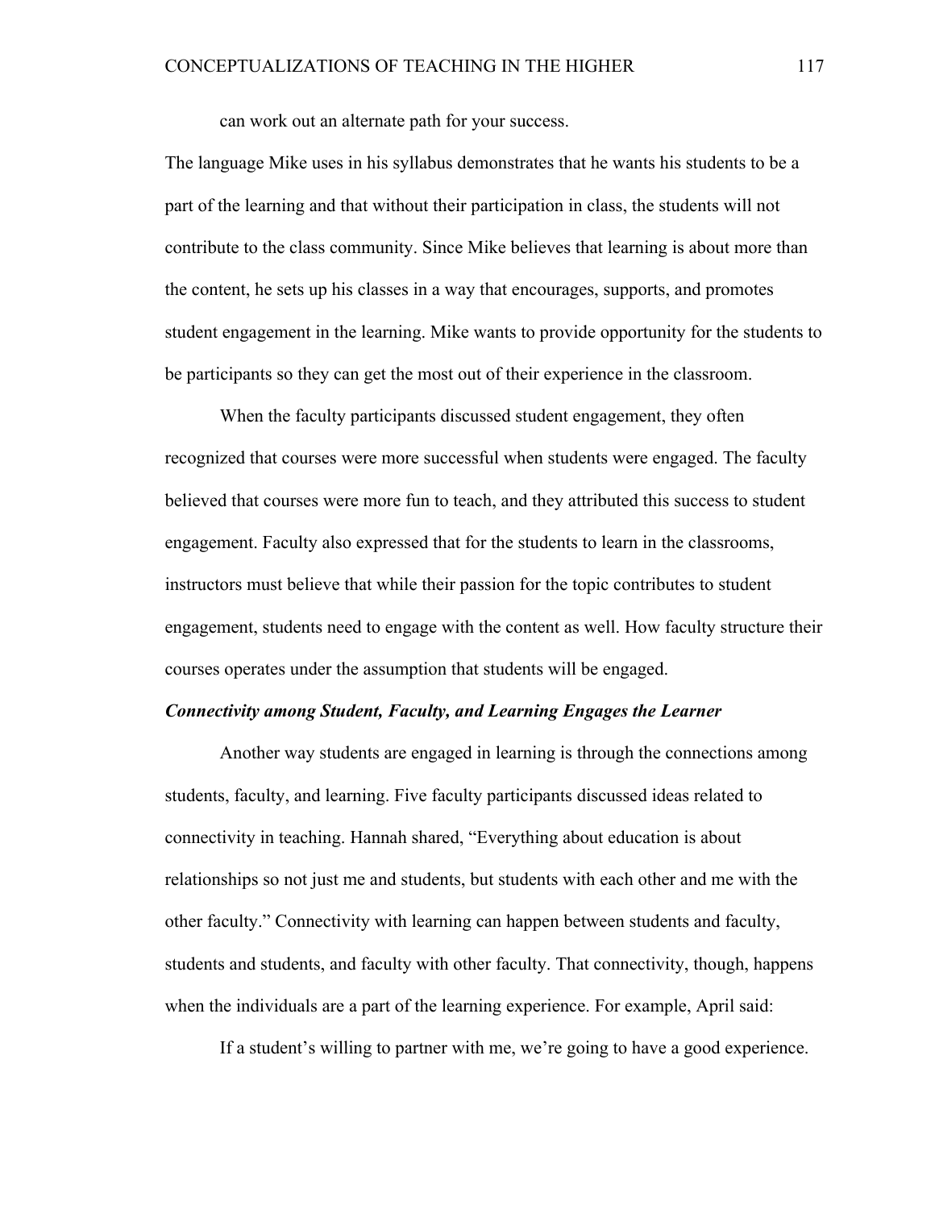can work out an alternate path for your success.

The language Mike uses in his syllabus demonstrates that he wants his students to be a part of the learning and that without their participation in class, the students will not contribute to the class community. Since Mike believes that learning is about more than the content, he sets up his classes in a way that encourages, supports, and promotes student engagement in the learning. Mike wants to provide opportunity for the students to be participants so they can get the most out of their experience in the classroom.

When the faculty participants discussed student engagement, they often recognized that courses were more successful when students were engaged. The faculty believed that courses were more fun to teach, and they attributed this success to student engagement. Faculty also expressed that for the students to learn in the classrooms, instructors must believe that while their passion for the topic contributes to student engagement, students need to engage with the content as well. How faculty structure their courses operates under the assumption that students will be engaged.

***Connectivity among Student, Faculty, and Learning Engages the Learner***

Another way students are engaged in learning is through the connections among students, faculty, and learning. Five faculty participants discussed ideas related to connectivity in teaching. Hannah shared, "Everything about education is about relationships so not just me and students, but students with each other and me with the other faculty." Connectivity with learning can happen between students and faculty, students and students, and faculty with other faculty. That connectivity, though, happens when the individuals are a part of the learning experience. For example, April said:

> If a student's willing to partner with me, we're going to have a good experience.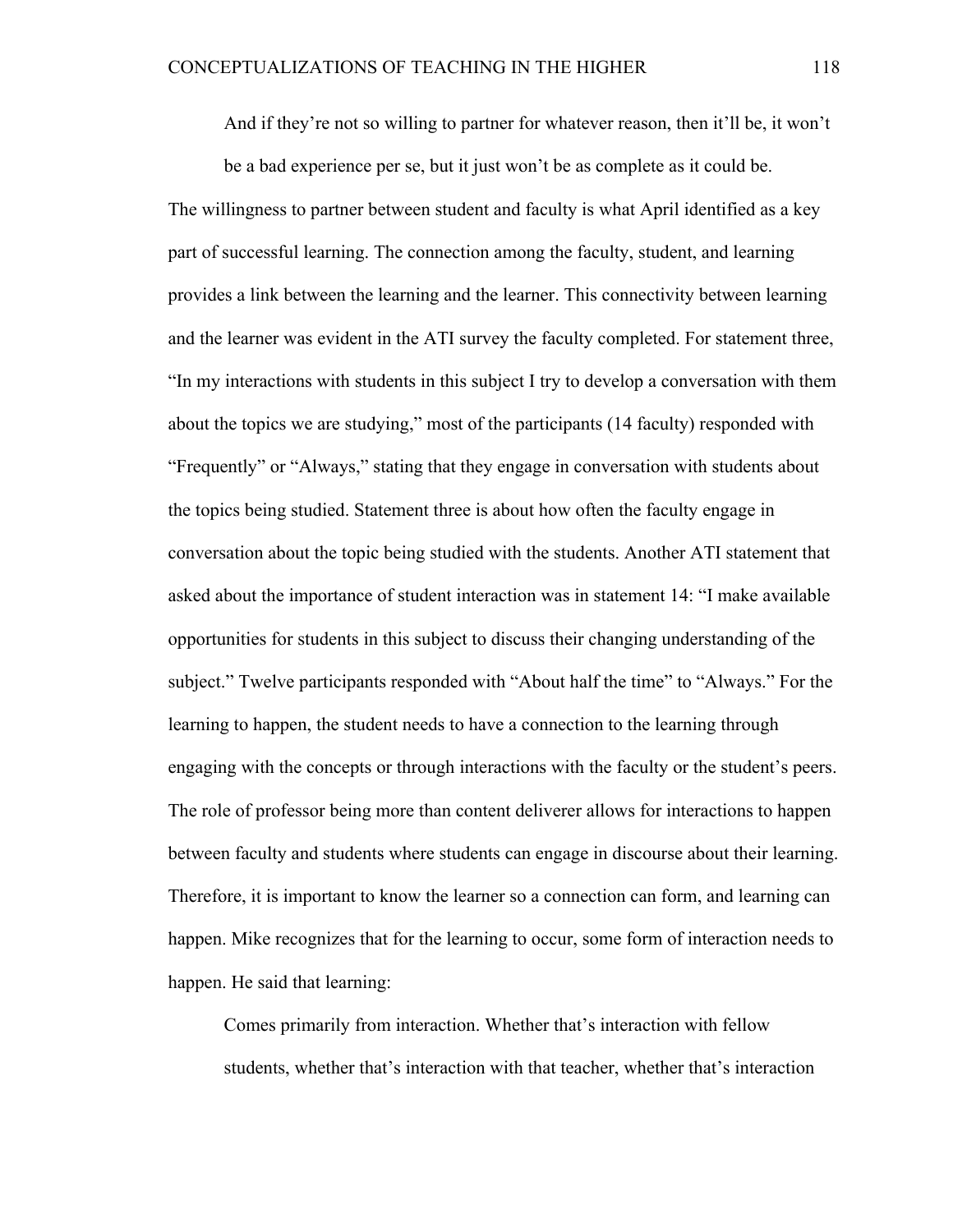> And if they're not so willing to partner for whatever reason, then it'll be, it won't be a bad experience per se, but it just won't be as complete as it could be.

The willingness to partner between student and faculty is what April identified as a key part of successful learning. The connection among the faculty, student, and learning provides a link between the learning and the learner. This connectivity between learning and the learner was evident in the ATI survey the faculty completed. For statement three, "In my interactions with students in this subject I try to develop a conversation with them about the topics we are studying," most of the participants (14 faculty) responded with "Frequently" or "Always," stating that they engage in conversation with students about the topics being studied. Statement three is about how often the faculty engage in conversation about the topic being studied with the students. Another ATI statement that asked about the importance of student interaction was in statement 14: "I make available opportunities for students in this subject to discuss their changing understanding of the subject." Twelve participants responded with "About half the time" to "Always." For the learning to happen, the student needs to have a connection to the learning through engaging with the concepts or through interactions with the faculty or the student's peers. The role of professor being more than content deliverer allows for interactions to happen between faculty and students where students can engage in discourse about their learning. Therefore, it is important to know the learner so a connection can form, and learning can happen. Mike recognizes that for the learning to occur, some form of interaction needs to happen. He said that learning:

> Comes primarily from interaction. Whether that's interaction with fellow students, whether that's interaction with that teacher, whether that's interaction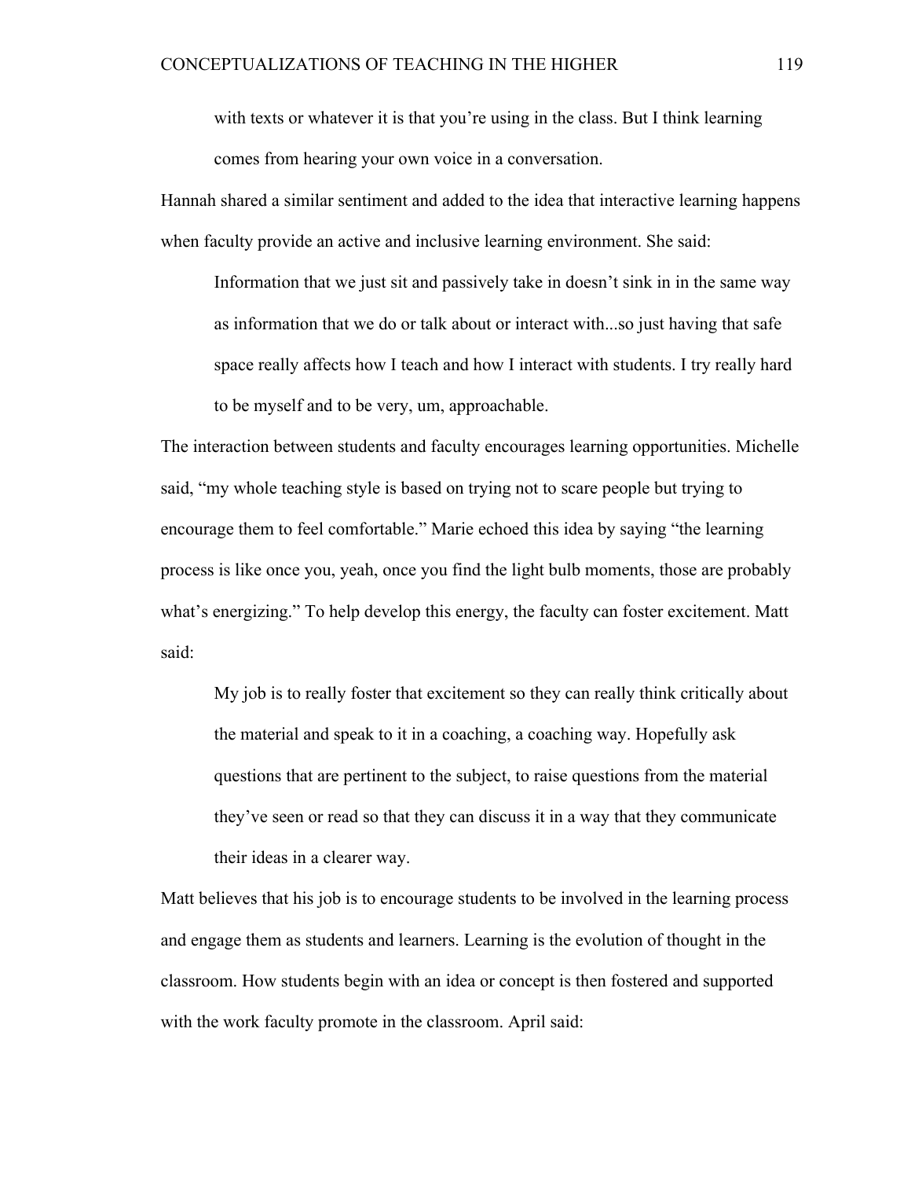> with texts or whatever it is that you're using in the class. But I think learning comes from hearing your own voice in a conversation.

Hannah shared a similar sentiment and added to the idea that interactive learning happens when faculty provide an active and inclusive learning environment. She said:

> Information that we just sit and passively take in doesn't sink in in the same way as information that we do or talk about or interact with...so just having that safe space really affects how I teach and how I interact with students. I try really hard to be myself and to be very, um, approachable.

The interaction between students and faculty encourages learning opportunities. Michelle said, "my whole teaching style is based on trying not to scare people but trying to encourage them to feel comfortable." Marie echoed this idea by saying "the learning process is like once you, yeah, once you find the light bulb moments, those are probably what's energizing." To help develop this energy, the faculty can foster excitement. Matt said:

> My job is to really foster that excitement so they can really think critically about the material and speak to it in a coaching, a coaching way. Hopefully ask questions that are pertinent to the subject, to raise questions from the material they've seen or read so that they can discuss it in a way that they communicate their ideas in a clearer way.

Matt believes that his job is to encourage students to be involved in the learning process and engage them as students and learners. Learning is the evolution of thought in the classroom. How students begin with an idea or concept is then fostered and supported with the work faculty promote in the classroom. April said: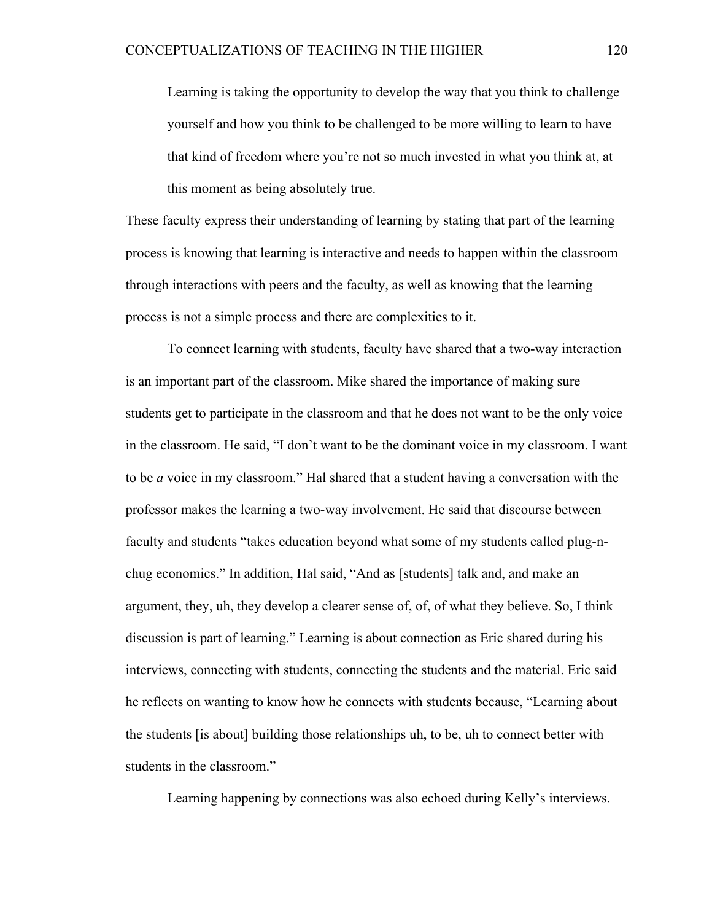> Learning is taking the opportunity to develop the way that you think to challenge yourself and how you think to be challenged to be more willing to learn to have that kind of freedom where you're not so much invested in what you think at, at this moment as being absolutely true.

These faculty express their understanding of learning by stating that part of the learning process is knowing that learning is interactive and needs to happen within the classroom through interactions with peers and the faculty, as well as knowing that the learning process is not a simple process and there are complexities to it.

To connect learning with students, faculty have shared that a two-way interaction is an important part of the classroom. Mike shared the importance of making sure students get to participate in the classroom and that he does not want to be the only voice in the classroom. He said, "I don't want to be the dominant voice in my classroom. I want to be *a* voice in my classroom." Hal shared that a student having a conversation with the professor makes the learning a two-way involvement. He said that discourse between faculty and students "takes education beyond what some of my students called plug-n-chug economics." In addition, Hal said, "And as [students] talk and, and make an argument, they, uh, they develop a clearer sense of, of, of what they believe. So, I think discussion is part of learning." Learning is about connection as Eric shared during his interviews, connecting with students, connecting the students and the material. Eric said he reflects on wanting to know how he connects with students because, "Learning about the students [is about] building those relationships uh, to be, uh to connect better with students in the classroom."

Learning happening by connections was also echoed during Kelly's interviews.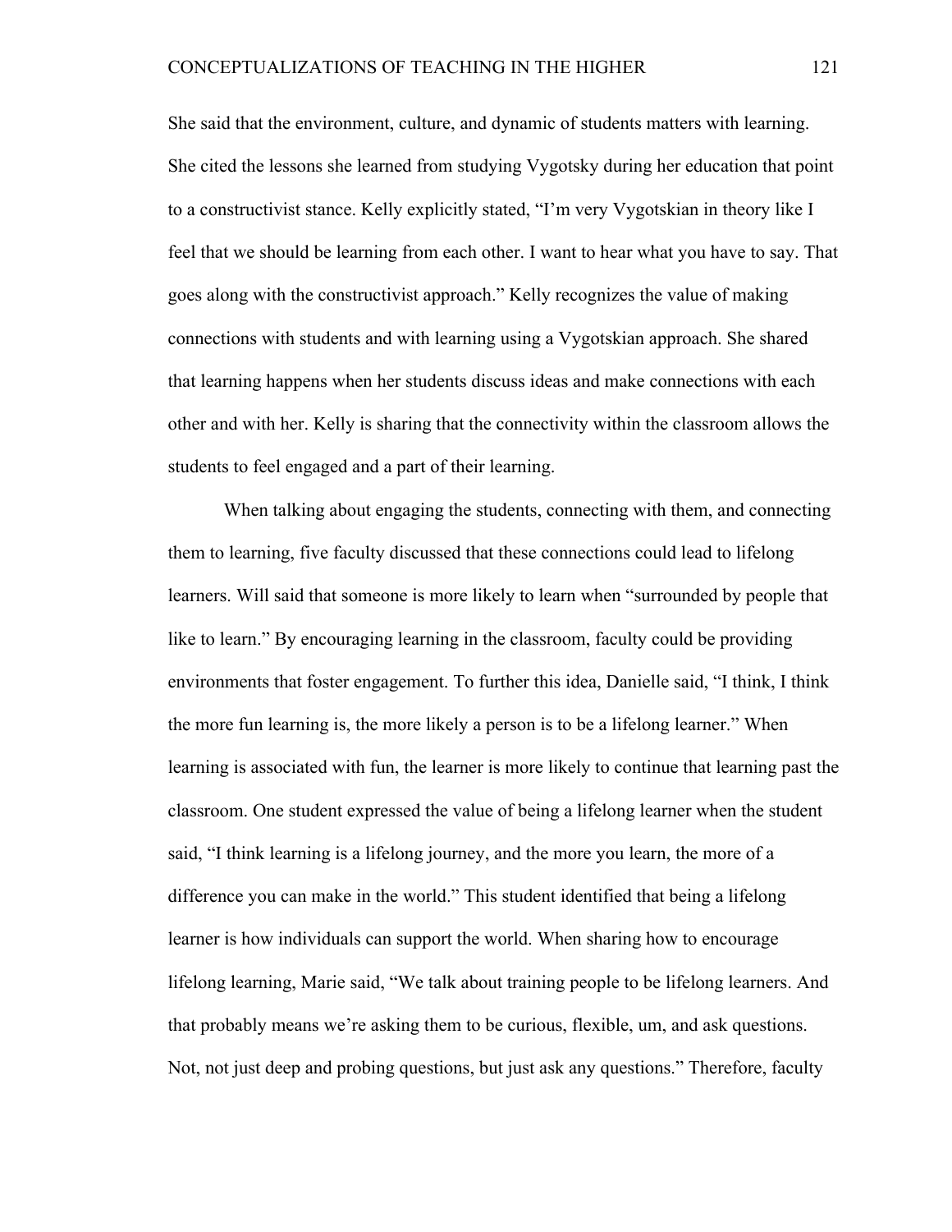She said that the environment, culture, and dynamic of students matters with learning. She cited the lessons she learned from studying Vygotsky during her education that point to a constructivist stance. Kelly explicitly stated, “I’m very Vygotskian in theory like I feel that we should be learning from each other. I want to hear what you have to say. That goes along with the constructivist approach.” Kelly recognizes the value of making connections with students and with learning using a Vygotskian approach. She shared that learning happens when her students discuss ideas and make connections with each other and with her. Kelly is sharing that the connectivity within the classroom allows the students to feel engaged and a part of their learning.

When talking about engaging the students, connecting with them, and connecting them to learning, five faculty discussed that these connections could lead to lifelong learners. Will said that someone is more likely to learn when “surrounded by people that like to learn.” By encouraging learning in the classroom, faculty could be providing environments that foster engagement. To further this idea, Danielle said, “I think, I think the more fun learning is, the more likely a person is to be a lifelong learner.” When learning is associated with fun, the learner is more likely to continue that learning past the classroom. One student expressed the value of being a lifelong learner when the student said, “I think learning is a lifelong journey, and the more you learn, the more of a difference you can make in the world.” This student identified that being a lifelong learner is how individuals can support the world. When sharing how to encourage lifelong learning, Marie said, “We talk about training people to be lifelong learners. And that probably means we’re asking them to be curious, flexible, um, and ask questions. Not, not just deep and probing questions, but just ask any questions.” Therefore, faculty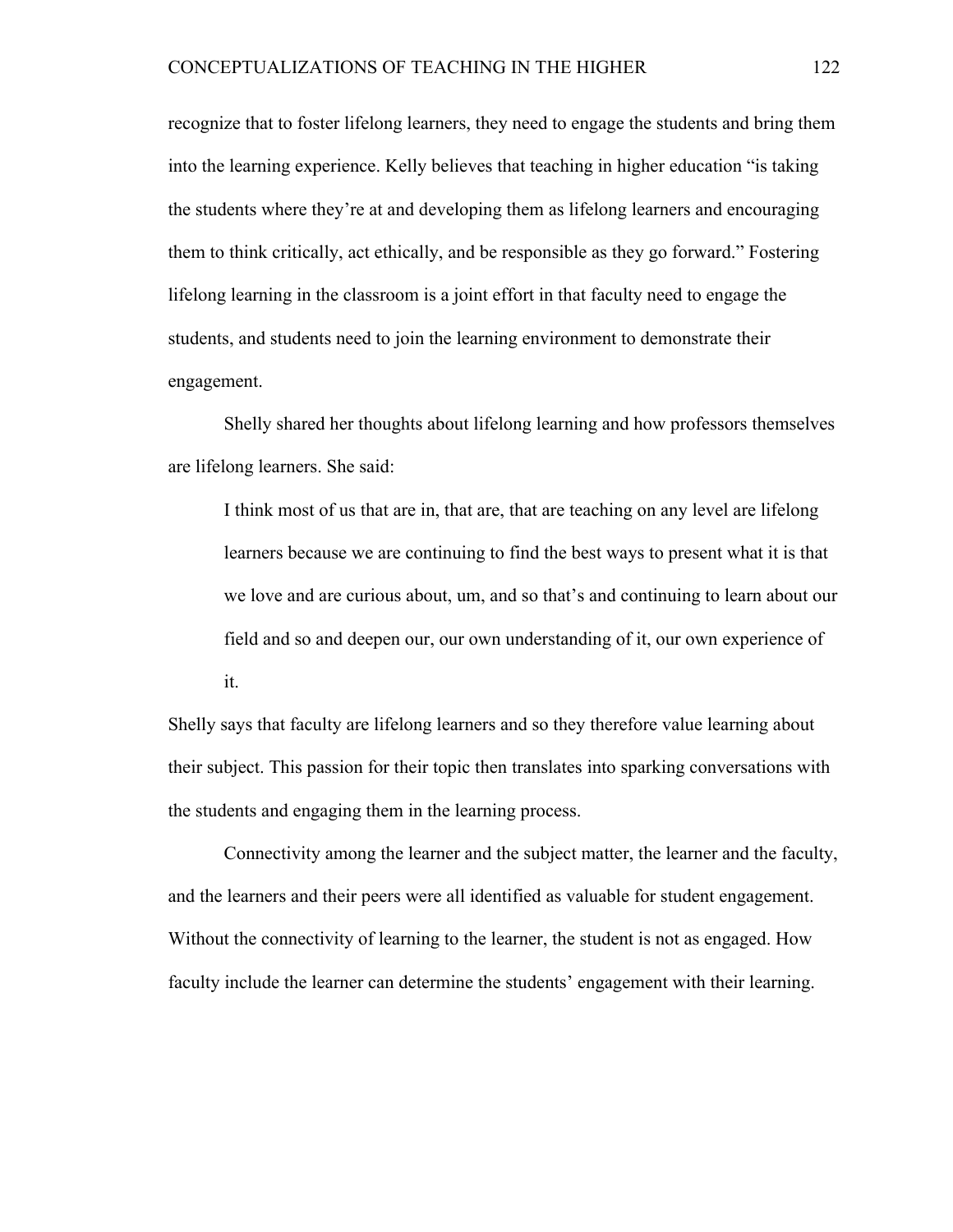recognize that to foster lifelong learners, they need to engage the students and bring them into the learning experience. Kelly believes that teaching in higher education "is taking the students where they're at and developing them as lifelong learners and encouraging them to think critically, act ethically, and be responsible as they go forward." Fostering lifelong learning in the classroom is a joint effort in that faculty need to engage the students, and students need to join the learning environment to demonstrate their engagement.

Shelly shared her thoughts about lifelong learning and how professors themselves are lifelong learners. She said:

> I think most of us that are in, that are, that are teaching on any level are lifelong learners because we are continuing to find the best ways to present what it is that we love and are curious about, um, and so that's and continuing to learn about our field and so and deepen our, our own understanding of it, our own experience of it.

Shelly says that faculty are lifelong learners and so they therefore value learning about their subject. This passion for their topic then translates into sparking conversations with the students and engaging them in the learning process.

Connectivity among the learner and the subject matter, the learner and the faculty, and the learners and their peers were all identified as valuable for student engagement. Without the connectivity of learning to the learner, the student is not as engaged. How faculty include the learner can determine the students' engagement with their learning.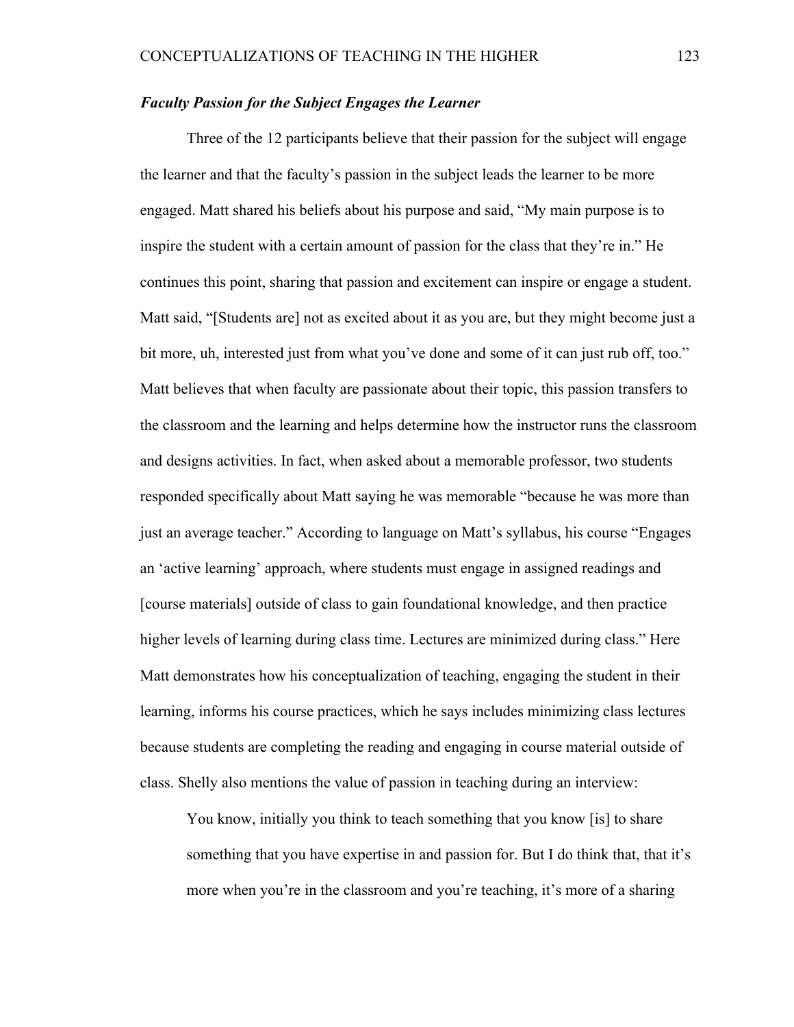***Faculty Passion for the Subject Engages the Learner***

Three of the 12 participants believe that their passion for the subject will engage the learner and that the faculty's passion in the subject leads the learner to be more engaged. Matt shared his beliefs about his purpose and said, "My main purpose is to inspire the student with a certain amount of passion for the class that they're in." He continues this point, sharing that passion and excitement can inspire or engage a student. Matt said, "[Students are] not as excited about it as you are, but they might become just a bit more, uh, interested just from what you've done and some of it can just rub off, too." Matt believes that when faculty are passionate about their topic, this passion transfers to the classroom and the learning and helps determine how the instructor runs the classroom and designs activities. In fact, when asked about a memorable professor, two students responded specifically about Matt saying he was memorable "because he was more than just an average teacher." According to language on Matt's syllabus, his course "Engages an 'active learning' approach, where students must engage in assigned readings and [course materials] outside of class to gain foundational knowledge, and then practice higher levels of learning during class time. Lectures are minimized during class." Here Matt demonstrates how his conceptualization of teaching, engaging the student in their learning, informs his course practices, which he says includes minimizing class lectures because students are completing the reading and engaging in course material outside of class. Shelly also mentions the value of passion in teaching during an interview:

> You know, initially you think to teach something that you know [is] to share something that you have expertise in and passion for. But I do think that, that it's more when you're in the classroom and you're teaching, it's more of a sharing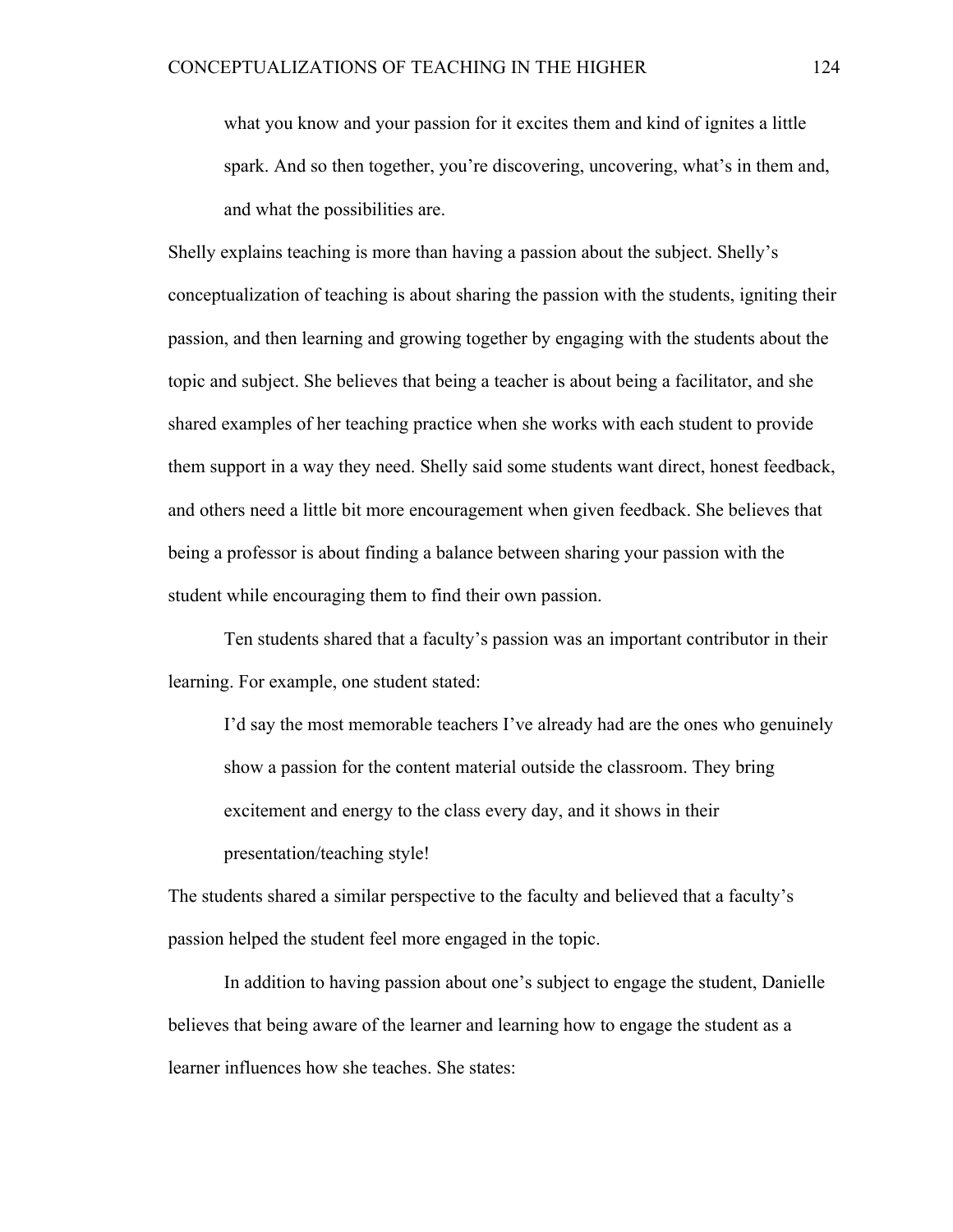> what you know and your passion for it excites them and kind of ignites a little spark. And so then together, you're discovering, uncovering, what's in them and, and what the possibilities are.

Shelly explains teaching is more than having a passion about the subject. Shelly's conceptualization of teaching is about sharing the passion with the students, igniting their passion, and then learning and growing together by engaging with the students about the topic and subject. She believes that being a teacher is about being a facilitator, and she shared examples of her teaching practice when she works with each student to provide them support in a way they need. Shelly said some students want direct, honest feedback, and others need a little bit more encouragement when given feedback. She believes that being a professor is about finding a balance between sharing your passion with the student while encouraging them to find their own passion.

Ten students shared that a faculty's passion was an important contributor in their learning. For example, one student stated:

> I'd say the most memorable teachers I've already had are the ones who genuinely show a passion for the content material outside the classroom. They bring excitement and energy to the class every day, and it shows in their presentation/teaching style!

The students shared a similar perspective to the faculty and believed that a faculty's passion helped the student feel more engaged in the topic.

In addition to having passion about one's subject to engage the student, Danielle believes that being aware of the learner and learning how to engage the student as a learner influences how she teaches. She states: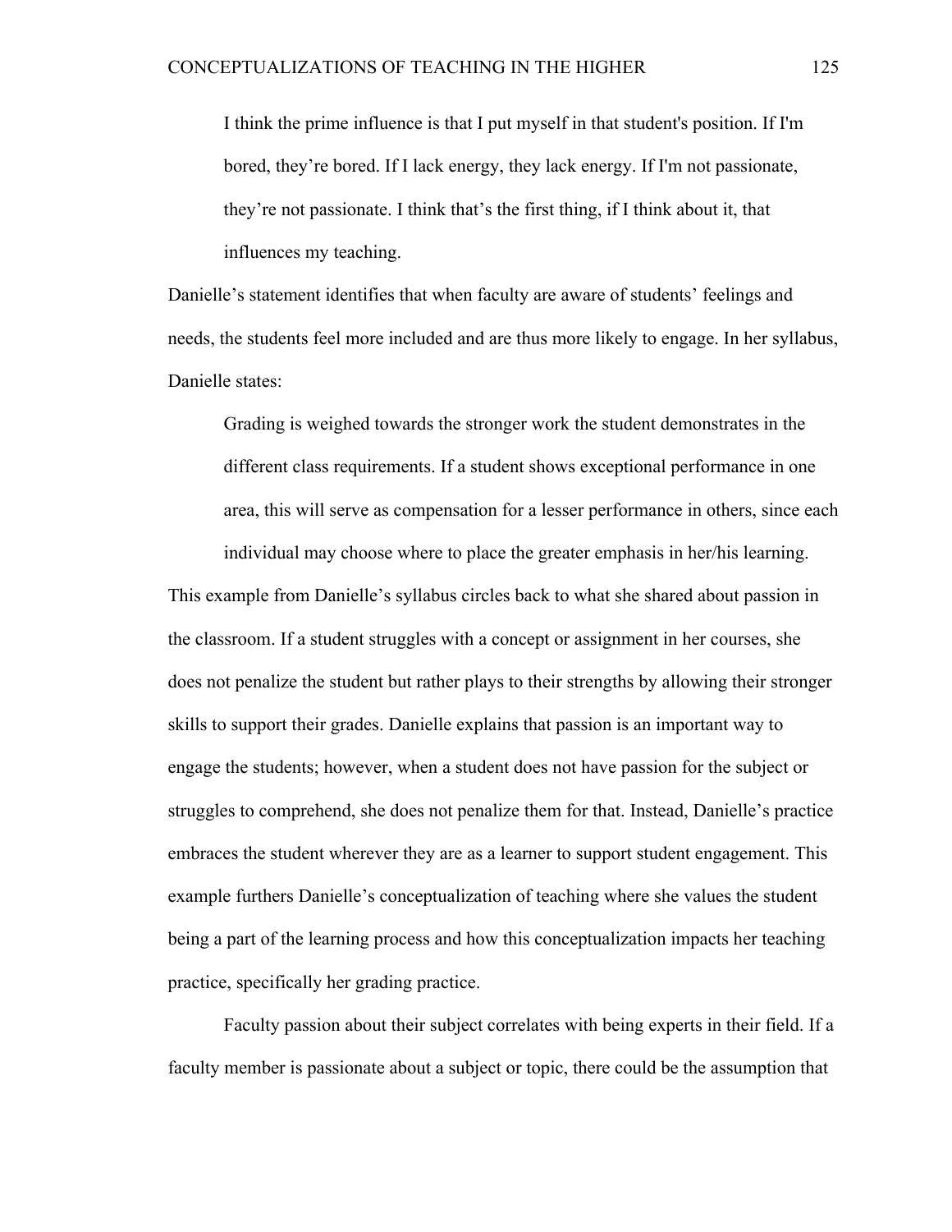> I think the prime influence is that I put myself in that student's position. If I'm bored, they're bored. If I lack energy, they lack energy. If I'm not passionate, they're not passionate. I think that's the first thing, if I think about it, that influences my teaching.

Danielle's statement identifies that when faculty are aware of students' feelings and needs, the students feel more included and are thus more likely to engage. In her syllabus, Danielle states:

> Grading is weighed towards the stronger work the student demonstrates in the different class requirements. If a student shows exceptional performance in one area, this will serve as compensation for a lesser performance in others, since each individual may choose where to place the greater emphasis in her/his learning.

This example from Danielle's syllabus circles back to what she shared about passion in the classroom. If a student struggles with a concept or assignment in her courses, she does not penalize the student but rather plays to their strengths by allowing their stronger skills to support their grades. Danielle explains that passion is an important way to engage the students; however, when a student does not have passion for the subject or struggles to comprehend, she does not penalize them for that. Instead, Danielle's practice embraces the student wherever they are as a learner to support student engagement. This example furthers Danielle's conceptualization of teaching where she values the student being a part of the learning process and how this conceptualization impacts her teaching practice, specifically her grading practice.

Faculty passion about their subject correlates with being experts in their field. If a faculty member is passionate about a subject or topic, there could be the assumption that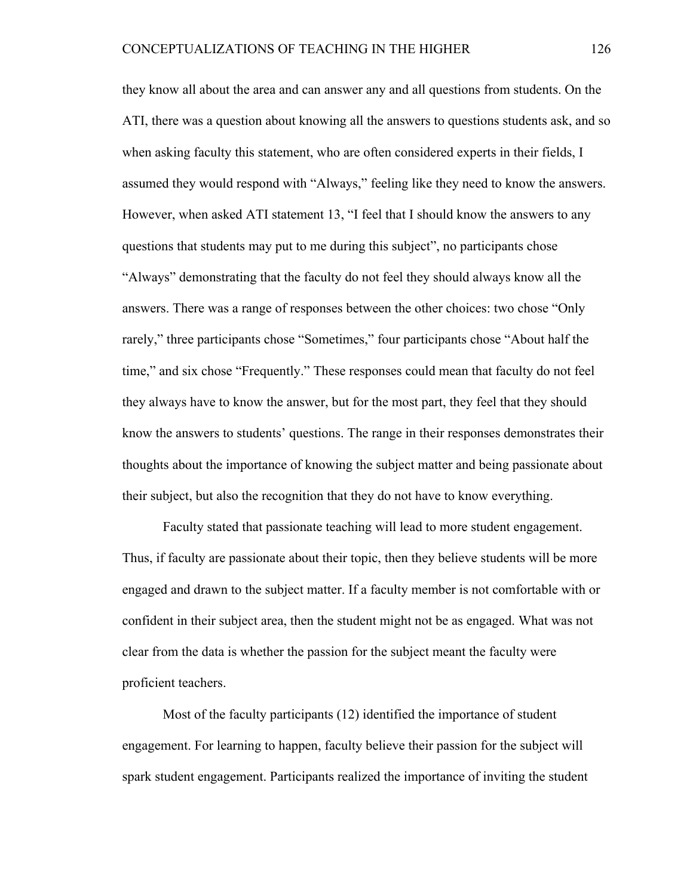they know all about the area and can answer any and all questions from students. On the ATI, there was a question about knowing all the answers to questions students ask, and so when asking faculty this statement, who are often considered experts in their fields, I assumed they would respond with “Always,” feeling like they need to know the answers. However, when asked ATI statement 13, “I feel that I should know the answers to any questions that students may put to me during this subject”, no participants chose “Always” demonstrating that the faculty do not feel they should always know all the answers. There was a range of responses between the other choices: two chose “Only rarely,” three participants chose “Sometimes,” four participants chose “About half the time,” and six chose “Frequently.” These responses could mean that faculty do not feel they always have to know the answer, but for the most part, they feel that they should know the answers to students’ questions. The range in their responses demonstrates their thoughts about the importance of knowing the subject matter and being passionate about their subject, but also the recognition that they do not have to know everything.

Faculty stated that passionate teaching will lead to more student engagement. Thus, if faculty are passionate about their topic, then they believe students will be more engaged and drawn to the subject matter. If a faculty member is not comfortable with or confident in their subject area, then the student might not be as engaged. What was not clear from the data is whether the passion for the subject meant the faculty were proficient teachers.

Most of the faculty participants (12) identified the importance of student engagement. For learning to happen, faculty believe their passion for the subject will spark student engagement. Participants realized the importance of inviting the student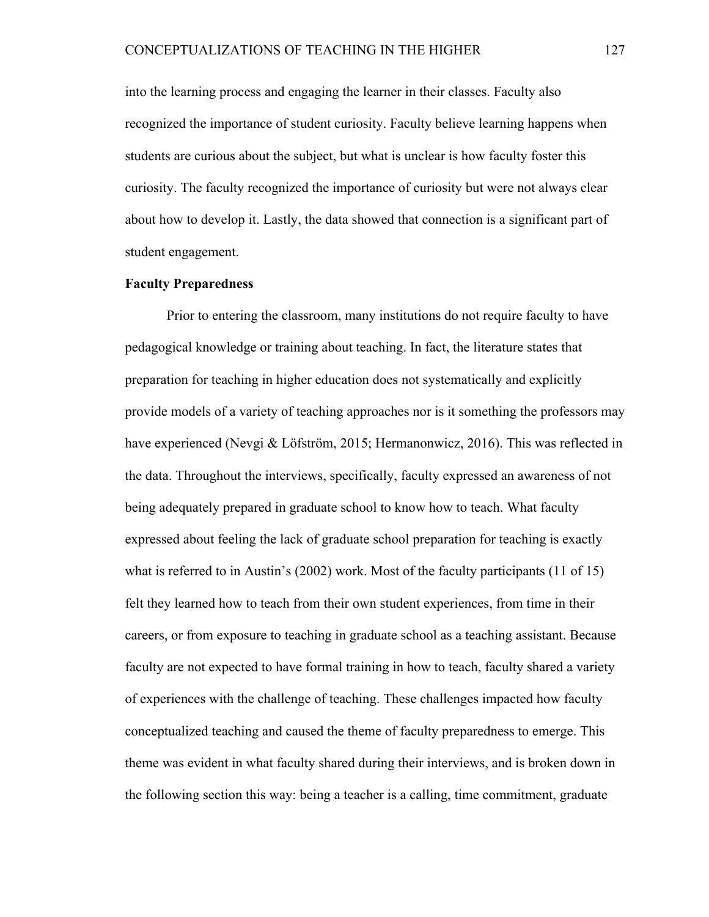into the learning process and engaging the learner in their classes. Faculty also recognized the importance of student curiosity. Faculty believe learning happens when students are curious about the subject, but what is unclear is how faculty foster this curiosity. The faculty recognized the importance of curiosity but were not always clear about how to develop it. Lastly, the data showed that connection is a significant part of student engagement.

**Faculty Preparedness**

Prior to entering the classroom, many institutions do not require faculty to have pedagogical knowledge or training about teaching. In fact, the literature states that preparation for teaching in higher education does not systematically and explicitly provide models of a variety of teaching approaches nor is it something the professors may have experienced (Nevgi & Löfström, 2015; Hermanonwicz, 2016). This was reflected in the data. Throughout the interviews, specifically, faculty expressed an awareness of not being adequately prepared in graduate school to know how to teach. What faculty expressed about feeling the lack of graduate school preparation for teaching is exactly what is referred to in Austin's (2002) work. Most of the faculty participants (11 of 15) felt they learned how to teach from their own student experiences, from time in their careers, or from exposure to teaching in graduate school as a teaching assistant. Because faculty are not expected to have formal training in how to teach, faculty shared a variety of experiences with the challenge of teaching. These challenges impacted how faculty conceptualized teaching and caused the theme of faculty preparedness to emerge. This theme was evident in what faculty shared during their interviews, and is broken down in the following section this way: being a teacher is a calling, time commitment, graduate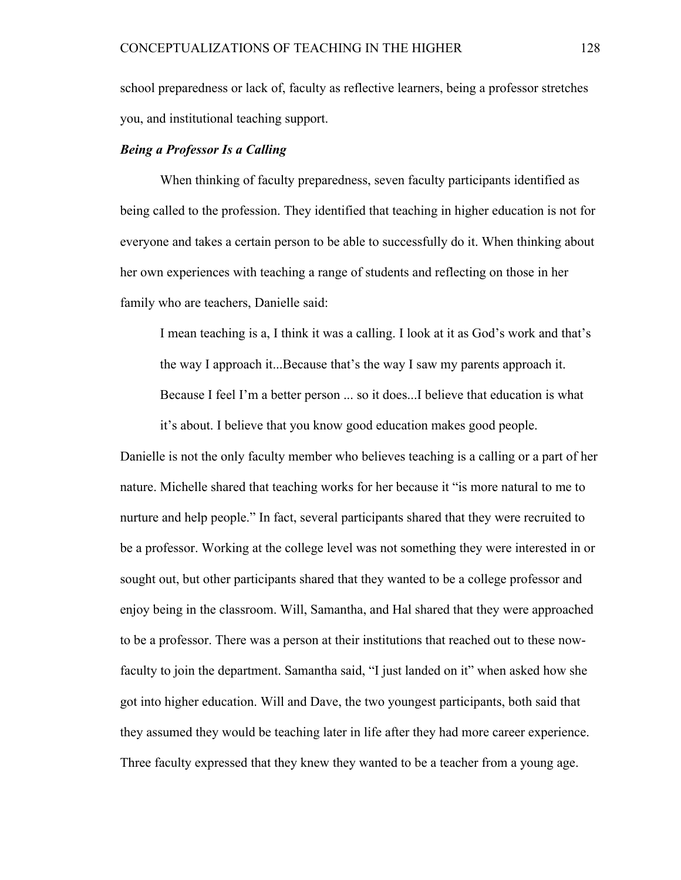school preparedness or lack of, faculty as reflective learners, being a professor stretches you, and institutional teaching support.

### *Being a Professor Is a Calling*

When thinking of faculty preparedness, seven faculty participants identified as being called to the profession. They identified that teaching in higher education is not for everyone and takes a certain person to be able to successfully do it. When thinking about her own experiences with teaching a range of students and reflecting on those in her family who are teachers, Danielle said:

> I mean teaching is a, I think it was a calling. I look at it as God's work and that's the way I approach it...Because that's the way I saw my parents approach it. Because I feel I'm a better person ... so it does...I believe that education is what it's about. I believe that you know good education makes good people.

Danielle is not the only faculty member who believes teaching is a calling or a part of her nature. Michelle shared that teaching works for her because it "is more natural to me to nurture and help people." In fact, several participants shared that they were recruited to be a professor. Working at the college level was not something they were interested in or sought out, but other participants shared that they wanted to be a college professor and enjoy being in the classroom. Will, Samantha, and Hal shared that they were approached to be a professor. There was a person at their institutions that reached out to these now-faculty to join the department. Samantha said, "I just landed on it" when asked how she got into higher education. Will and Dave, the two youngest participants, both said that they assumed they would be teaching later in life after they had more career experience. Three faculty expressed that they knew they wanted to be a teacher from a young age.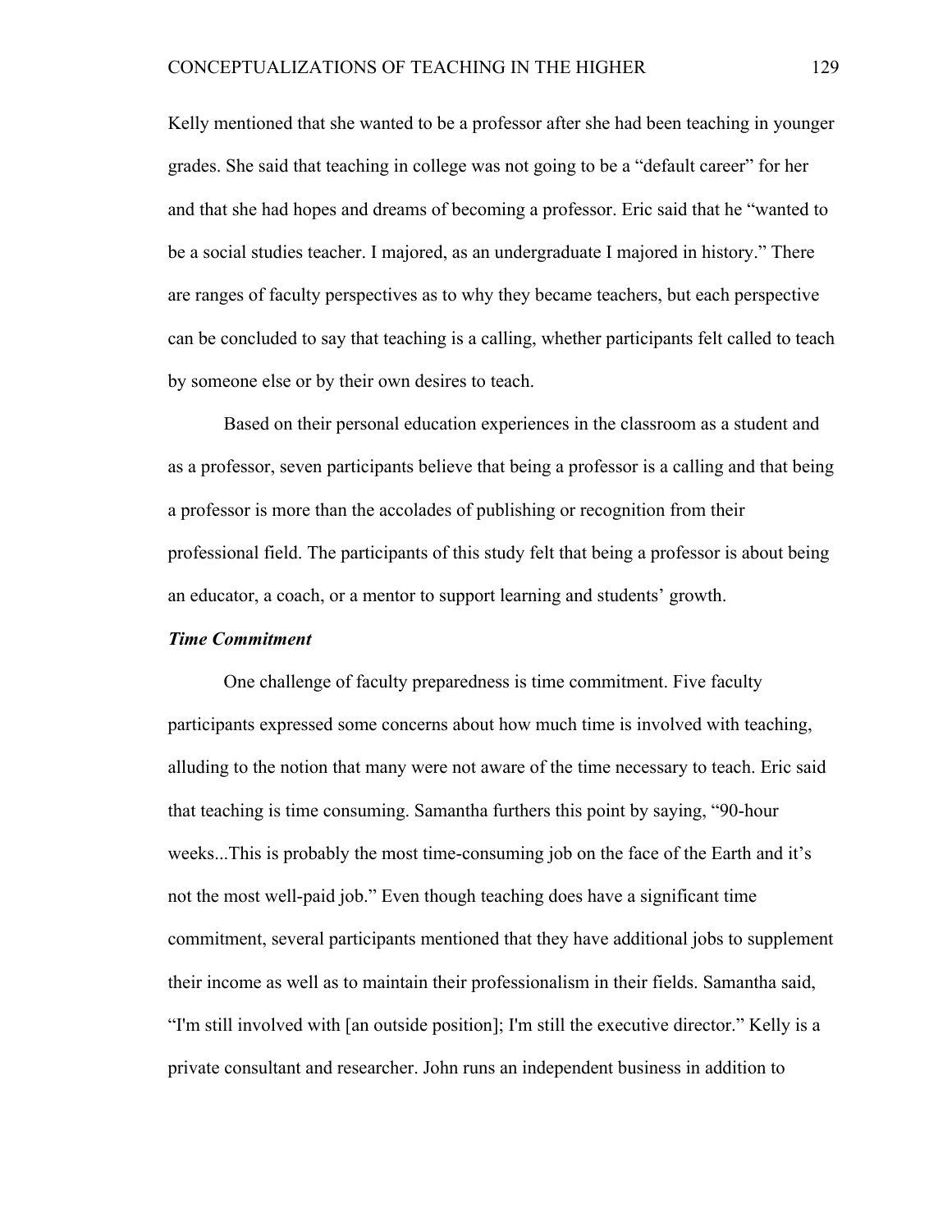Kelly mentioned that she wanted to be a professor after she had been teaching in younger grades. She said that teaching in college was not going to be a "default career" for her and that she had hopes and dreams of becoming a professor. Eric said that he "wanted to be a social studies teacher. I majored, as an undergraduate I majored in history." There are ranges of faculty perspectives as to why they became teachers, but each perspective can be concluded to say that teaching is a calling, whether participants felt called to teach by someone else or by their own desires to teach.

Based on their personal education experiences in the classroom as a student and as a professor, seven participants believe that being a professor is a calling and that being a professor is more than the accolades of publishing or recognition from their professional field. The participants of this study felt that being a professor is about being an educator, a coach, or a mentor to support learning and students' growth.

***Time Commitment***

One challenge of faculty preparedness is time commitment. Five faculty participants expressed some concerns about how much time is involved with teaching, alluding to the notion that many were not aware of the time necessary to teach. Eric said that teaching is time consuming. Samantha furthers this point by saying, "90-hour weeks...This is probably the most time-consuming job on the face of the Earth and it's not the most well-paid job." Even though teaching does have a significant time commitment, several participants mentioned that they have additional jobs to supplement their income as well as to maintain their professionalism in their fields. Samantha said, "I'm still involved with [an outside position]; I'm still the executive director." Kelly is a private consultant and researcher. John runs an independent business in addition to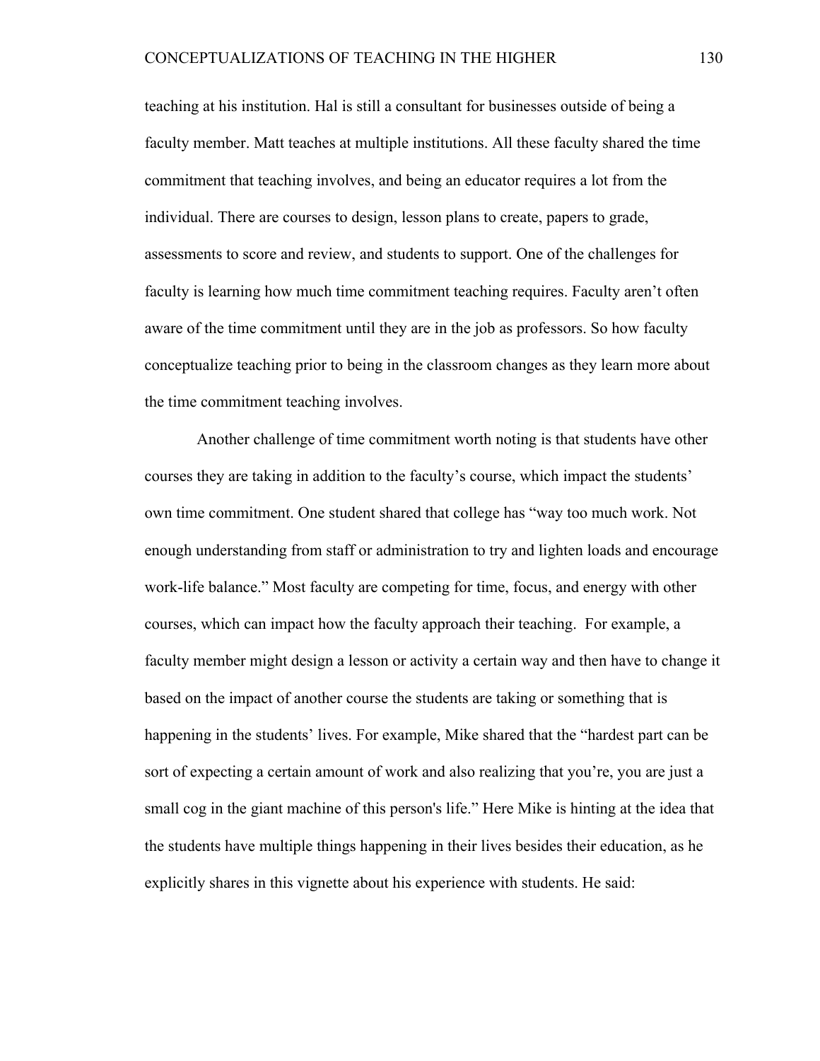teaching at his institution. Hal is still a consultant for businesses outside of being a faculty member. Matt teaches at multiple institutions. All these faculty shared the time commitment that teaching involves, and being an educator requires a lot from the individual. There are courses to design, lesson plans to create, papers to grade, assessments to score and review, and students to support. One of the challenges for faculty is learning how much time commitment teaching requires. Faculty aren't often aware of the time commitment until they are in the job as professors. So how faculty conceptualize teaching prior to being in the classroom changes as they learn more about the time commitment teaching involves.

Another challenge of time commitment worth noting is that students have other courses they are taking in addition to the faculty's course, which impact the students' own time commitment. One student shared that college has "way too much work. Not enough understanding from staff or administration to try and lighten loads and encourage work-life balance." Most faculty are competing for time, focus, and energy with other courses, which can impact how the faculty approach their teaching. For example, a faculty member might design a lesson or activity a certain way and then have to change it based on the impact of another course the students are taking or something that is happening in the students' lives. For example, Mike shared that the "hardest part can be sort of expecting a certain amount of work and also realizing that you're, you are just a small cog in the giant machine of this person's life." Here Mike is hinting at the idea that the students have multiple things happening in their lives besides their education, as he explicitly shares in this vignette about his experience with students. He said: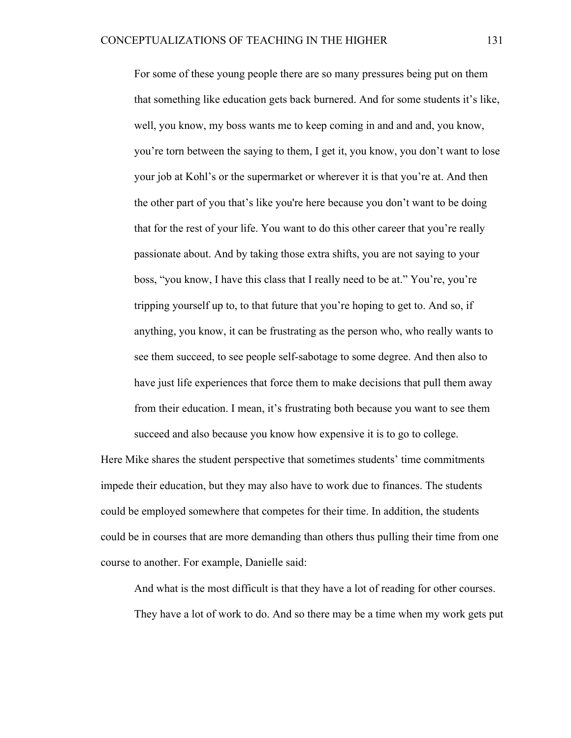> For some of these young people there are so many pressures being put on them that something like education gets back burnered. And for some students it's like, well, you know, my boss wants me to keep coming in and and and, you know, you're torn between the saying to them, I get it, you know, you don't want to lose your job at Kohl's or the supermarket or wherever it is that you're at. And then the other part of you that's like you're here because you don't want to be doing that for the rest of your life. You want to do this other career that you're really passionate about. And by taking those extra shifts, you are not saying to your boss, "you know, I have this class that I really need to be at." You're, you're tripping yourself up to, to that future that you're hoping to get to. And so, if anything, you know, it can be frustrating as the person who, who really wants to see them succeed, to see people self-sabotage to some degree. And then also to have just life experiences that force them to make decisions that pull them away from their education. I mean, it's frustrating both because you want to see them succeed and also because you know how expensive it is to go to college.

Here Mike shares the student perspective that sometimes students' time commitments impede their education, but they may also have to work due to finances. The students could be employed somewhere that competes for their time. In addition, the students could be in courses that are more demanding than others thus pulling their time from one course to another. For example, Danielle said:

> And what is the most difficult is that they have a lot of reading for other courses. They have a lot of work to do. And so there may be a time when my work gets put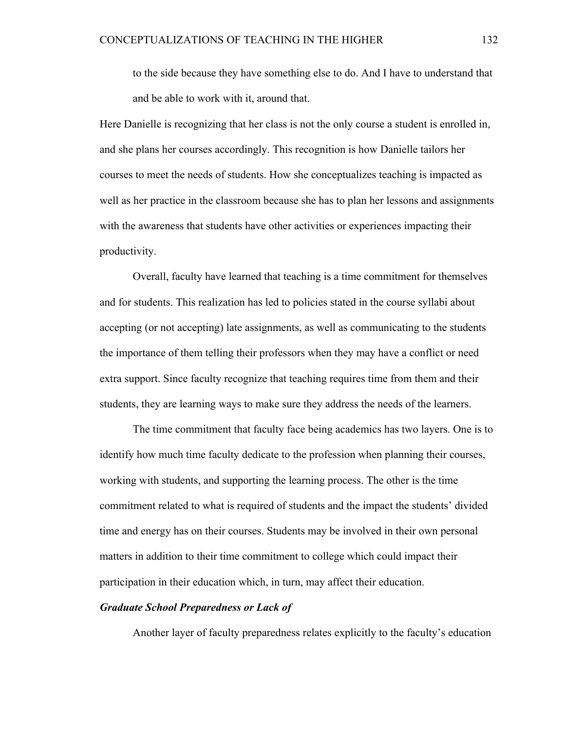> to the side because they have something else to do. And I have to understand that and be able to work with it, around that.

Here Danielle is recognizing that her class is not the only course a student is enrolled in, and she plans her courses accordingly. This recognition is how Danielle tailors her courses to meet the needs of students. How she conceptualizes teaching is impacted as well as her practice in the classroom because she has to plan her lessons and assignments with the awareness that students have other activities or experiences impacting their productivity.

Overall, faculty have learned that teaching is a time commitment for themselves and for students. This realization has led to policies stated in the course syllabi about accepting (or not accepting) late assignments, as well as communicating to the students the importance of them telling their professors when they may have a conflict or need extra support. Since faculty recognize that teaching requires time from them and their students, they are learning ways to make sure they address the needs of the learners.

The time commitment that faculty face being academics has two layers. One is to identify how much time faculty dedicate to the profession when planning their courses, working with students, and supporting the learning process. The other is the time commitment related to what is required of students and the impact the students' divided time and energy has on their courses. Students may be involved in their own personal matters in addition to their time commitment to college which could impact their participation in their education which, in turn, may affect their education.

#### ***Graduate School Preparedness or Lack of***

Another layer of faculty preparedness relates explicitly to the faculty's education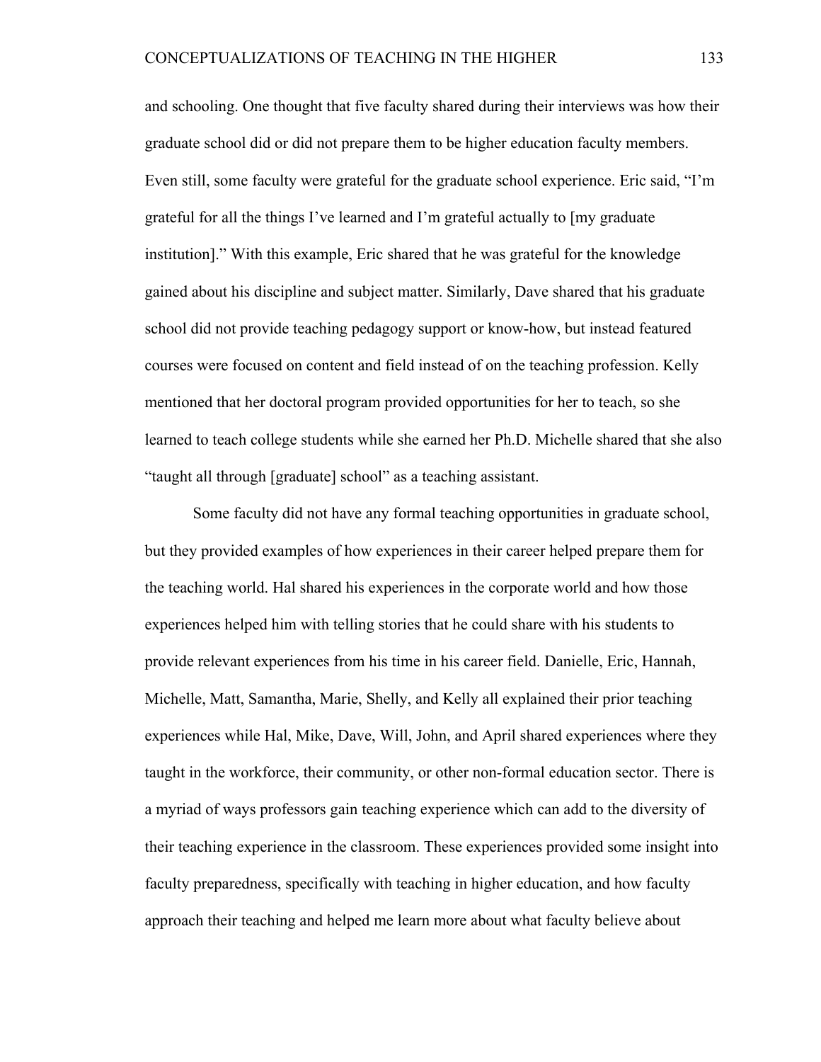and schooling. One thought that five faculty shared during their interviews was how their graduate school did or did not prepare them to be higher education faculty members. Even still, some faculty were grateful for the graduate school experience. Eric said, "I'm grateful for all the things I've learned and I'm grateful actually to [my graduate institution]." With this example, Eric shared that he was grateful for the knowledge gained about his discipline and subject matter. Similarly, Dave shared that his graduate school did not provide teaching pedagogy support or know-how, but instead featured courses were focused on content and field instead of on the teaching profession. Kelly mentioned that her doctoral program provided opportunities for her to teach, so she learned to teach college students while she earned her Ph.D. Michelle shared that she also "taught all through [graduate] school" as a teaching assistant.

Some faculty did not have any formal teaching opportunities in graduate school, but they provided examples of how experiences in their career helped prepare them for the teaching world. Hal shared his experiences in the corporate world and how those experiences helped him with telling stories that he could share with his students to provide relevant experiences from his time in his career field. Danielle, Eric, Hannah, Michelle, Matt, Samantha, Marie, Shelly, and Kelly all explained their prior teaching experiences while Hal, Mike, Dave, Will, John, and April shared experiences where they taught in the workforce, their community, or other non-formal education sector. There is a myriad of ways professors gain teaching experience which can add to the diversity of their teaching experience in the classroom. These experiences provided some insight into faculty preparedness, specifically with teaching in higher education, and how faculty approach their teaching and helped me learn more about what faculty believe about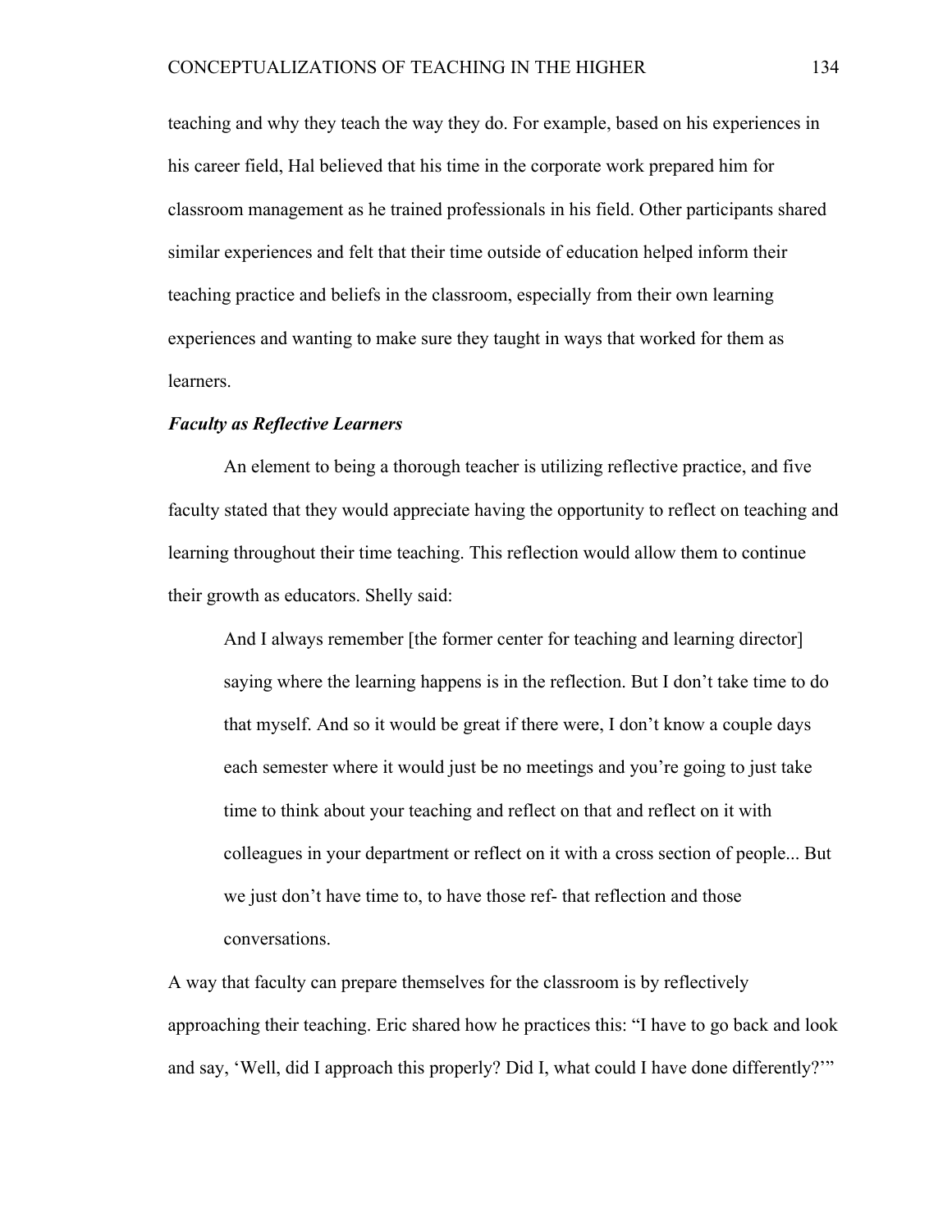teaching and why they teach the way they do. For example, based on his experiences in his career field, Hal believed that his time in the corporate work prepared him for classroom management as he trained professionals in his field. Other participants shared similar experiences and felt that their time outside of education helped inform their teaching practice and beliefs in the classroom, especially from their own learning experiences and wanting to make sure they taught in ways that worked for them as learners.

### ***Faculty as Reflective Learners***

An element to being a thorough teacher is utilizing reflective practice, and five faculty stated that they would appreciate having the opportunity to reflect on teaching and learning throughout their time teaching. This reflection would allow them to continue their growth as educators. Shelly said:

> And I always remember [the former center for teaching and learning director] saying where the learning happens is in the reflection. But I don't take time to do that myself. And so it would be great if there were, I don't know a couple days each semester where it would just be no meetings and you're going to just take time to think about your teaching and reflect on that and reflect on it with colleagues in your department or reflect on it with a cross section of people... But we just don't have time to, to have those ref- that reflection and those conversations.

A way that faculty can prepare themselves for the classroom is by reflectively approaching their teaching. Eric shared how he practices this: "I have to go back and look and say, 'Well, did I approach this properly? Did I, what could I have done differently?'"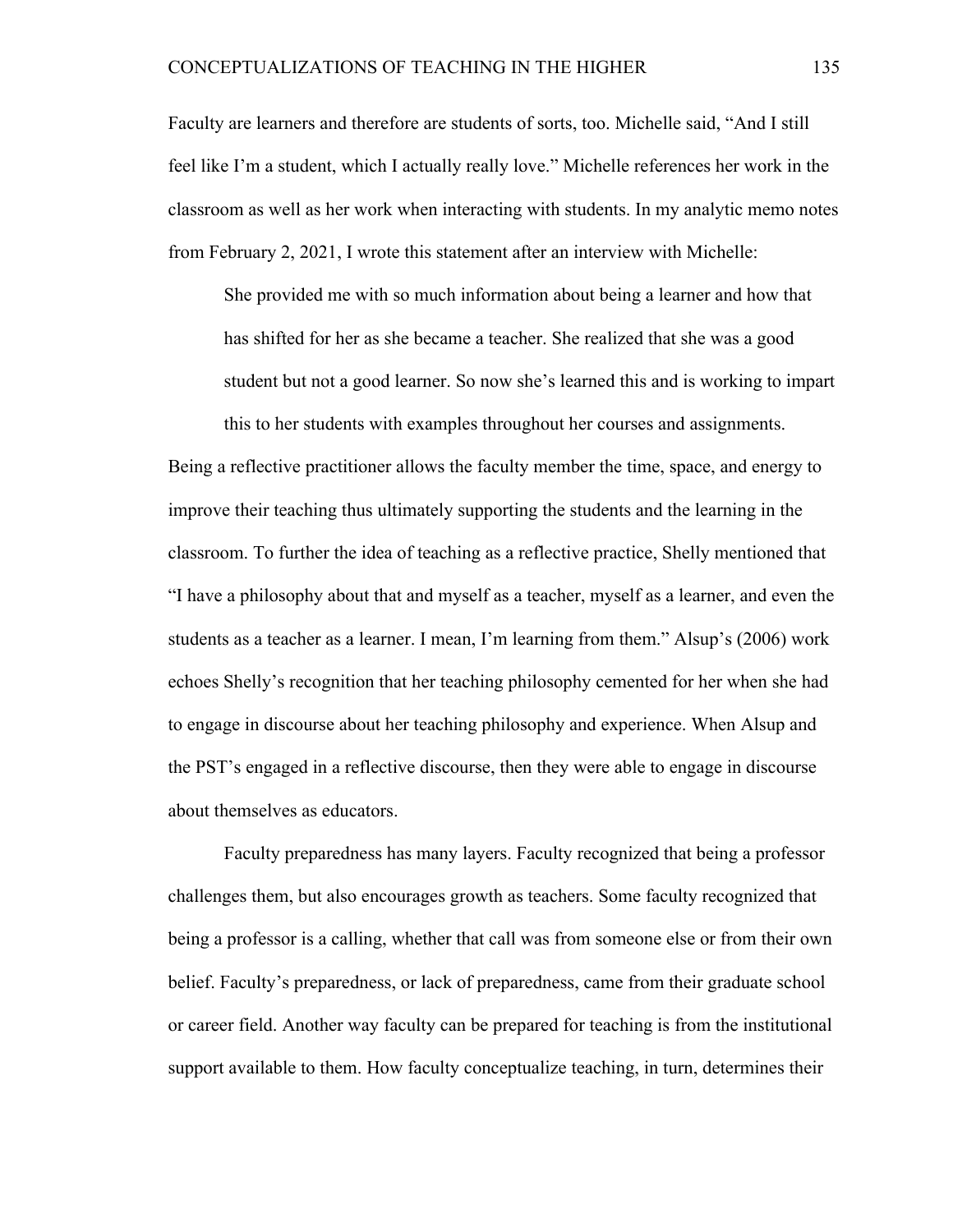Faculty are learners and therefore are students of sorts, too. Michelle said, "And I still feel like I'm a student, which I actually really love." Michelle references her work in the classroom as well as her work when interacting with students. In my analytic memo notes from February 2, 2021, I wrote this statement after an interview with Michelle:

> She provided me with so much information about being a learner and how that has shifted for her as she became a teacher. She realized that she was a good student but not a good learner. So now she's learned this and is working to impart this to her students with examples throughout her courses and assignments.

Being a reflective practitioner allows the faculty member the time, space, and energy to improve their teaching thus ultimately supporting the students and the learning in the classroom. To further the idea of teaching as a reflective practice, Shelly mentioned that "I have a philosophy about that and myself as a teacher, myself as a learner, and even the students as a teacher as a learner. I mean, I'm learning from them." Alsup's (2006) work echoes Shelly's recognition that her teaching philosophy cemented for her when she had to engage in discourse about her teaching philosophy and experience. When Alsup and the PST's engaged in a reflective discourse, then they were able to engage in discourse about themselves as educators.

Faculty preparedness has many layers. Faculty recognized that being a professor challenges them, but also encourages growth as teachers. Some faculty recognized that being a professor is a calling, whether that call was from someone else or from their own belief. Faculty's preparedness, or lack of preparedness, came from their graduate school or career field. Another way faculty can be prepared for teaching is from the institutional support available to them. How faculty conceptualize teaching, in turn, determines their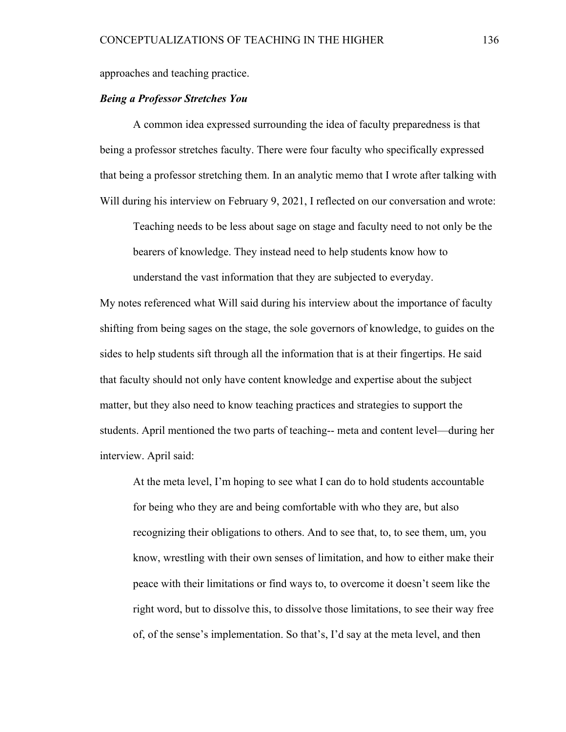approaches and teaching practice.

### ***Being a Professor Stretches You***

A common idea expressed surrounding the idea of faculty preparedness is that being a professor stretches faculty. There were four faculty who specifically expressed that being a professor stretching them. In an analytic memo that I wrote after talking with Will during his interview on February 9, 2021, I reflected on our conversation and wrote:

> Teaching needs to be less about sage on stage and faculty need to not only be the bearers of knowledge. They instead need to help students know how to understand the vast information that they are subjected to everyday.

My notes referenced what Will said during his interview about the importance of faculty shifting from being sages on the stage, the sole governors of knowledge, to guides on the sides to help students sift through all the information that is at their fingertips. He said that faculty should not only have content knowledge and expertise about the subject matter, but they also need to know teaching practices and strategies to support the students. April mentioned the two parts of teaching-- meta and content level—during her interview. April said:

> At the meta level, I'm hoping to see what I can do to hold students accountable for being who they are and being comfortable with who they are, but also recognizing their obligations to others. And to see that, to, to see them, um, you know, wrestling with their own senses of limitation, and how to either make their peace with their limitations or find ways to, to overcome it doesn't seem like the right word, but to dissolve this, to dissolve those limitations, to see their way free of, of the sense's implementation. So that's, I'd say at the meta level, and then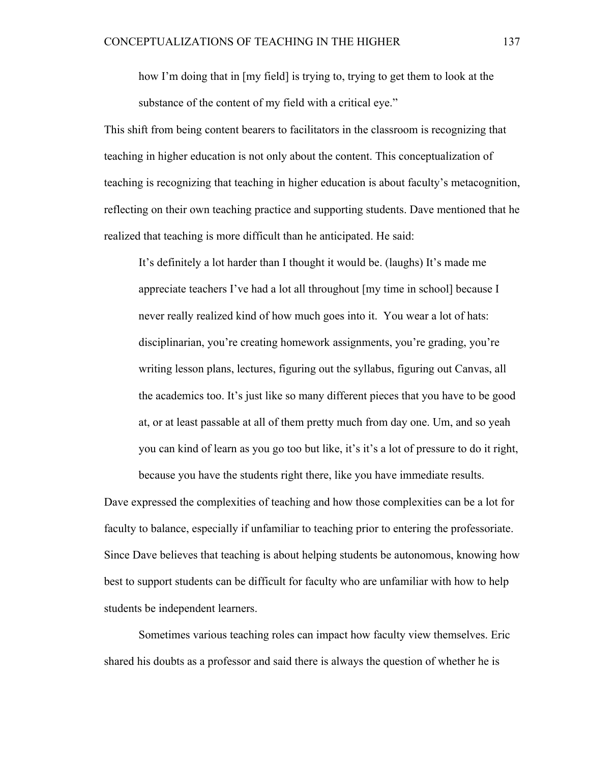how I'm doing that in [my field] is trying to, trying to get them to look at the substance of the content of my field with a critical eye."

This shift from being content bearers to facilitators in the classroom is recognizing that teaching in higher education is not only about the content. This conceptualization of teaching is recognizing that teaching in higher education is about faculty's metacognition, reflecting on their own teaching practice and supporting students. Dave mentioned that he realized that teaching is more difficult than he anticipated. He said:

> It's definitely a lot harder than I thought it would be. (laughs) It's made me appreciate teachers I've had a lot all throughout [my time in school] because I never really realized kind of how much goes into it. You wear a lot of hats: disciplinarian, you're creating homework assignments, you're grading, you're writing lesson plans, lectures, figuring out the syllabus, figuring out Canvas, all the academics too. It's just like so many different pieces that you have to be good at, or at least passable at all of them pretty much from day one. Um, and so yeah you can kind of learn as you go too but like, it's it's a lot of pressure to do it right, because you have the students right there, like you have immediate results.

Dave expressed the complexities of teaching and how those complexities can be a lot for faculty to balance, especially if unfamiliar to teaching prior to entering the professoriate. Since Dave believes that teaching is about helping students be autonomous, knowing how best to support students can be difficult for faculty who are unfamiliar with how to help students be independent learners.

Sometimes various teaching roles can impact how faculty view themselves. Eric shared his doubts as a professor and said there is always the question of whether he is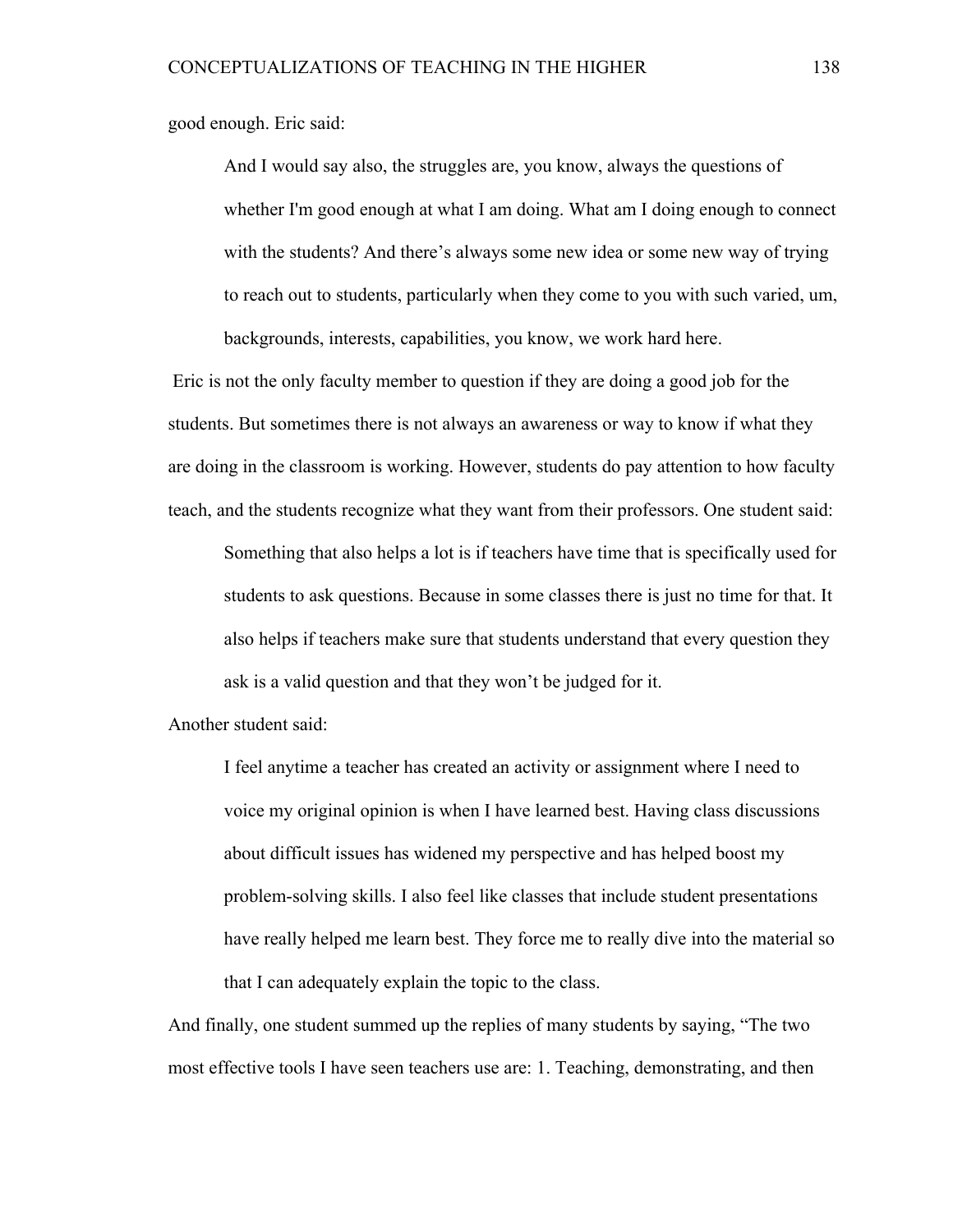good enough. Eric said:

> And I would say also, the struggles are, you know, always the questions of whether I'm good enough at what I am doing. What am I doing enough to connect with the students? And there's always some new idea or some new way of trying to reach out to students, particularly when they come to you with such varied, um, backgrounds, interests, capabilities, you know, we work hard here.

Eric is not the only faculty member to question if they are doing a good job for the students. But sometimes there is not always an awareness or way to know if what they are doing in the classroom is working. However, students do pay attention to how faculty teach, and the students recognize what they want from their professors. One student said:

> Something that also helps a lot is if teachers have time that is specifically used for students to ask questions. Because in some classes there is just no time for that. It also helps if teachers make sure that students understand that every question they ask is a valid question and that they won't be judged for it.

Another student said:

> I feel anytime a teacher has created an activity or assignment where I need to voice my original opinion is when I have learned best. Having class discussions about difficult issues has widened my perspective and has helped boost my problem-solving skills. I also feel like classes that include student presentations have really helped me learn best. They force me to really dive into the material so that I can adequately explain the topic to the class.

And finally, one student summed up the replies of many students by saying, "The two most effective tools I have seen teachers use are: 1. Teaching, demonstrating, and then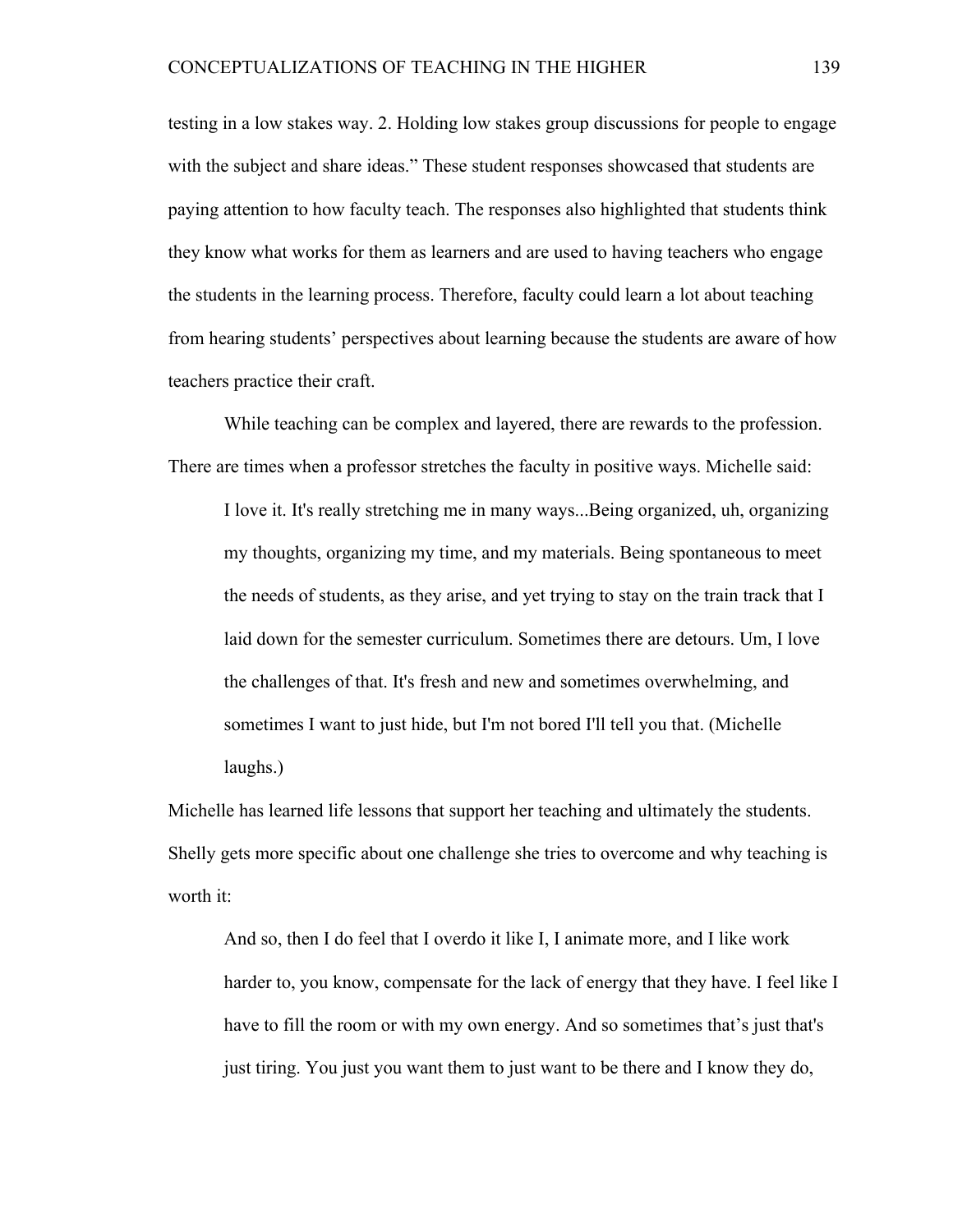testing in a low stakes way. 2. Holding low stakes group discussions for people to engage with the subject and share ideas." These student responses showcased that students are paying attention to how faculty teach. The responses also highlighted that students think they know what works for them as learners and are used to having teachers who engage the students in the learning process. Therefore, faculty could learn a lot about teaching from hearing students' perspectives about learning because the students are aware of how teachers practice their craft.

While teaching can be complex and layered, there are rewards to the profession. There are times when a professor stretches the faculty in positive ways. Michelle said:

> I love it. It's really stretching me in many ways...Being organized, uh, organizing my thoughts, organizing my time, and my materials. Being spontaneous to meet the needs of students, as they arise, and yet trying to stay on the train track that I laid down for the semester curriculum. Sometimes there are detours. Um, I love the challenges of that. It's fresh and new and sometimes overwhelming, and sometimes I want to just hide, but I'm not bored I'll tell you that. (Michelle laughs.)

Michelle has learned life lessons that support her teaching and ultimately the students. Shelly gets more specific about one challenge she tries to overcome and why teaching is worth it:

> And so, then I do feel that I overdo it like I, I animate more, and I like work harder to, you know, compensate for the lack of energy that they have. I feel like I have to fill the room or with my own energy. And so sometimes that's just that's just tiring. You just you want them to just want to be there and I know they do,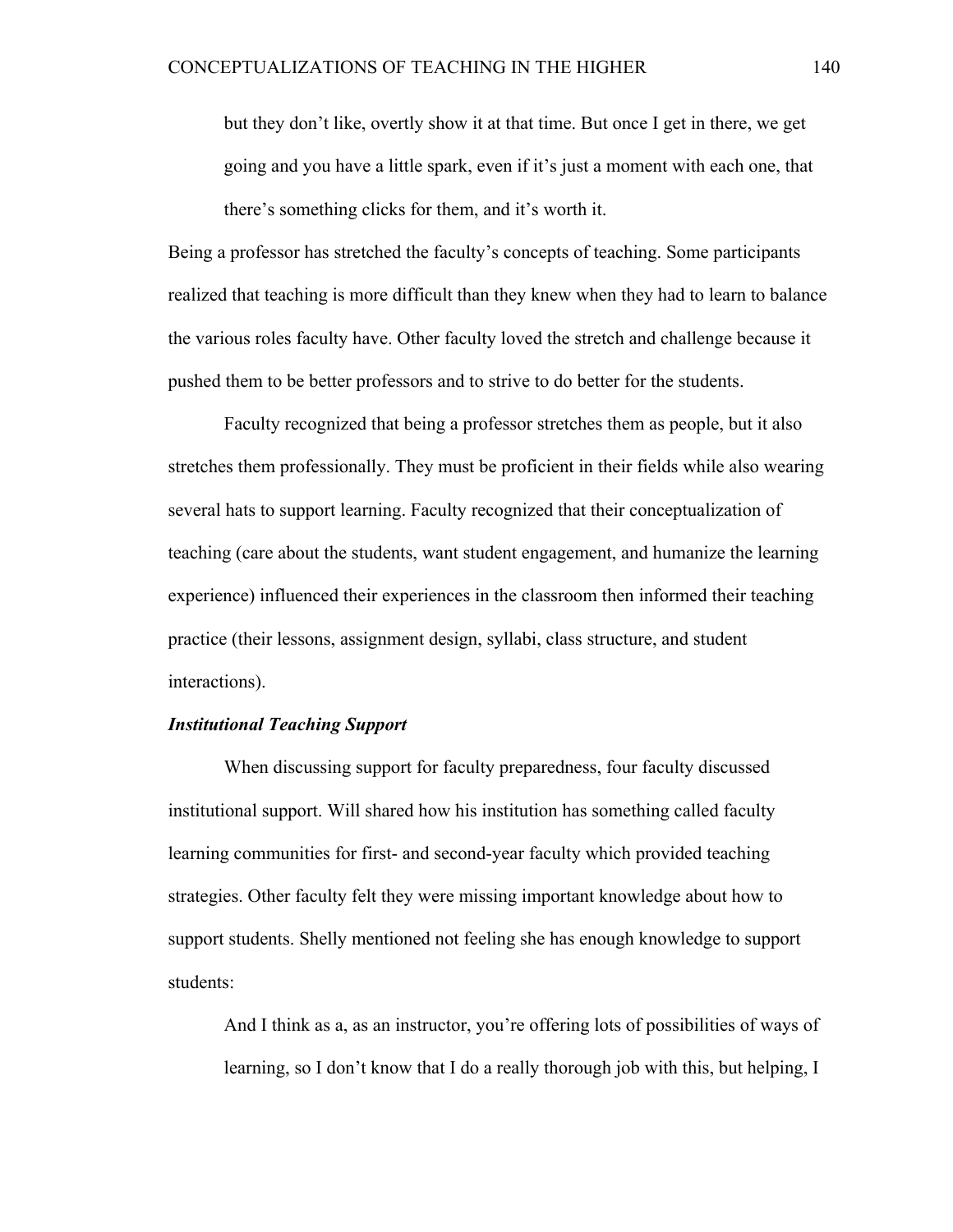> but they don't like, overtly show it at that time. But once I get in there, we get going and you have a little spark, even if it's just a moment with each one, that there's something clicks for them, and it's worth it.

Being a professor has stretched the faculty's concepts of teaching. Some participants realized that teaching is more difficult than they knew when they had to learn to balance the various roles faculty have. Other faculty loved the stretch and challenge because it pushed them to be better professors and to strive to do better for the students.

Faculty recognized that being a professor stretches them as people, but it also stretches them professionally. They must be proficient in their fields while also wearing several hats to support learning. Faculty recognized that their conceptualization of teaching (care about the students, want student engagement, and humanize the learning experience) influenced their experiences in the classroom then informed their teaching practice (their lessons, assignment design, syllabi, class structure, and student interactions).

***Institutional Teaching Support***

When discussing support for faculty preparedness, four faculty discussed institutional support. Will shared how his institution has something called faculty learning communities for first- and second-year faculty which provided teaching strategies. Other faculty felt they were missing important knowledge about how to support students. Shelly mentioned not feeling she has enough knowledge to support students:

> And I think as a, as an instructor, you're offering lots of possibilities of ways of learning, so I don't know that I do a really thorough job with this, but helping, I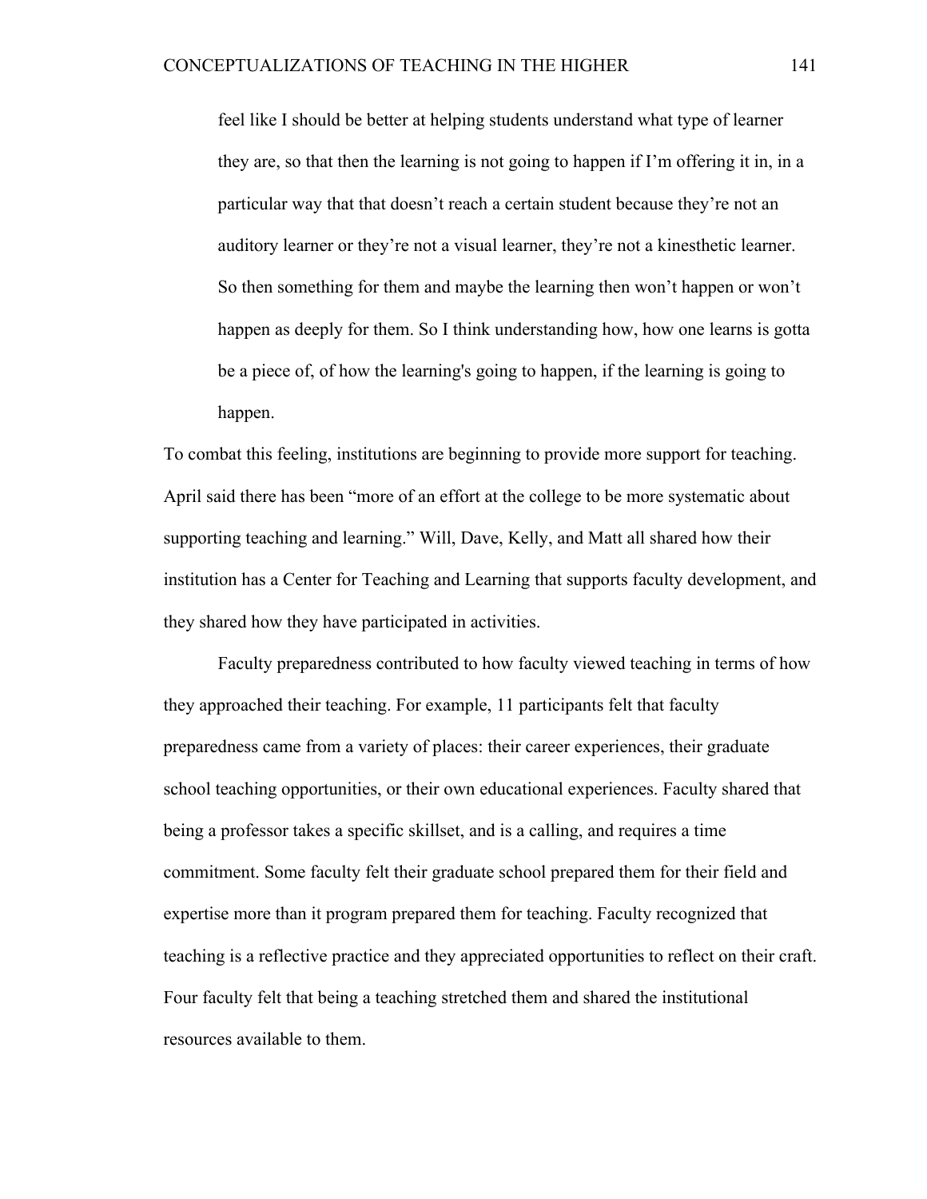> feel like I should be better at helping students understand what type of learner they are, so that then the learning is not going to happen if I'm offering it in, in a particular way that that doesn't reach a certain student because they're not an auditory learner or they're not a visual learner, they're not a kinesthetic learner. So then something for them and maybe the learning then won't happen or won't happen as deeply for them. So I think understanding how, how one learns is gotta be a piece of, of how the learning's going to happen, if the learning is going to happen.

To combat this feeling, institutions are beginning to provide more support for teaching. April said there has been "more of an effort at the college to be more systematic about supporting teaching and learning." Will, Dave, Kelly, and Matt all shared how their institution has a Center for Teaching and Learning that supports faculty development, and they shared how they have participated in activities.

Faculty preparedness contributed to how faculty viewed teaching in terms of how they approached their teaching. For example, 11 participants felt that faculty preparedness came from a variety of places: their career experiences, their graduate school teaching opportunities, or their own educational experiences. Faculty shared that being a professor takes a specific skillset, and is a calling, and requires a time commitment. Some faculty felt their graduate school prepared them for their field and expertise more than it program prepared them for teaching. Faculty recognized that teaching is a reflective practice and they appreciated opportunities to reflect on their craft. Four faculty felt that being a teaching stretched them and shared the institutional resources available to them.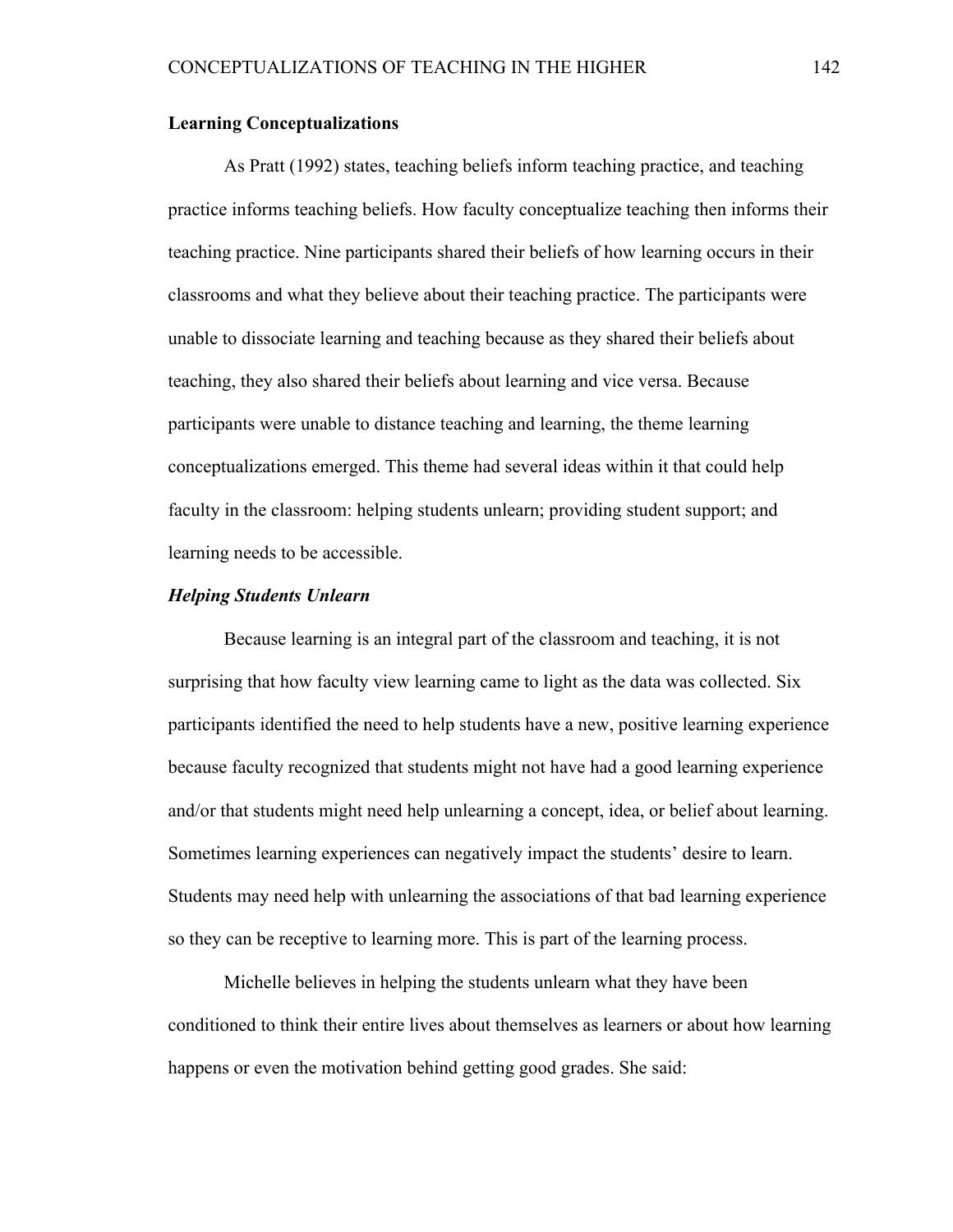## Learning Conceptualizations

As Pratt (1992) states, teaching beliefs inform teaching practice, and teaching practice informs teaching beliefs. How faculty conceptualize teaching then informs their teaching practice. Nine participants shared their beliefs of how learning occurs in their classrooms and what they believe about their teaching practice. The participants were unable to dissociate learning and teaching because as they shared their beliefs about teaching, they also shared their beliefs about learning and vice versa. Because participants were unable to distance teaching and learning, the theme learning conceptualizations emerged. This theme had several ideas within it that could help faculty in the classroom: helping students unlearn; providing student support; and learning needs to be accessible.

### *Helping Students Unlearn*

Because learning is an integral part of the classroom and teaching, it is not surprising that how faculty view learning came to light as the data was collected. Six participants identified the need to help students have a new, positive learning experience because faculty recognized that students might not have had a good learning experience and/or that students might need help unlearning a concept, idea, or belief about learning. Sometimes learning experiences can negatively impact the students' desire to learn. Students may need help with unlearning the associations of that bad learning experience so they can be receptive to learning more. This is part of the learning process.

Michelle believes in helping the students unlearn what they have been conditioned to think their entire lives about themselves as learners or about how learning happens or even the motivation behind getting good grades. She said: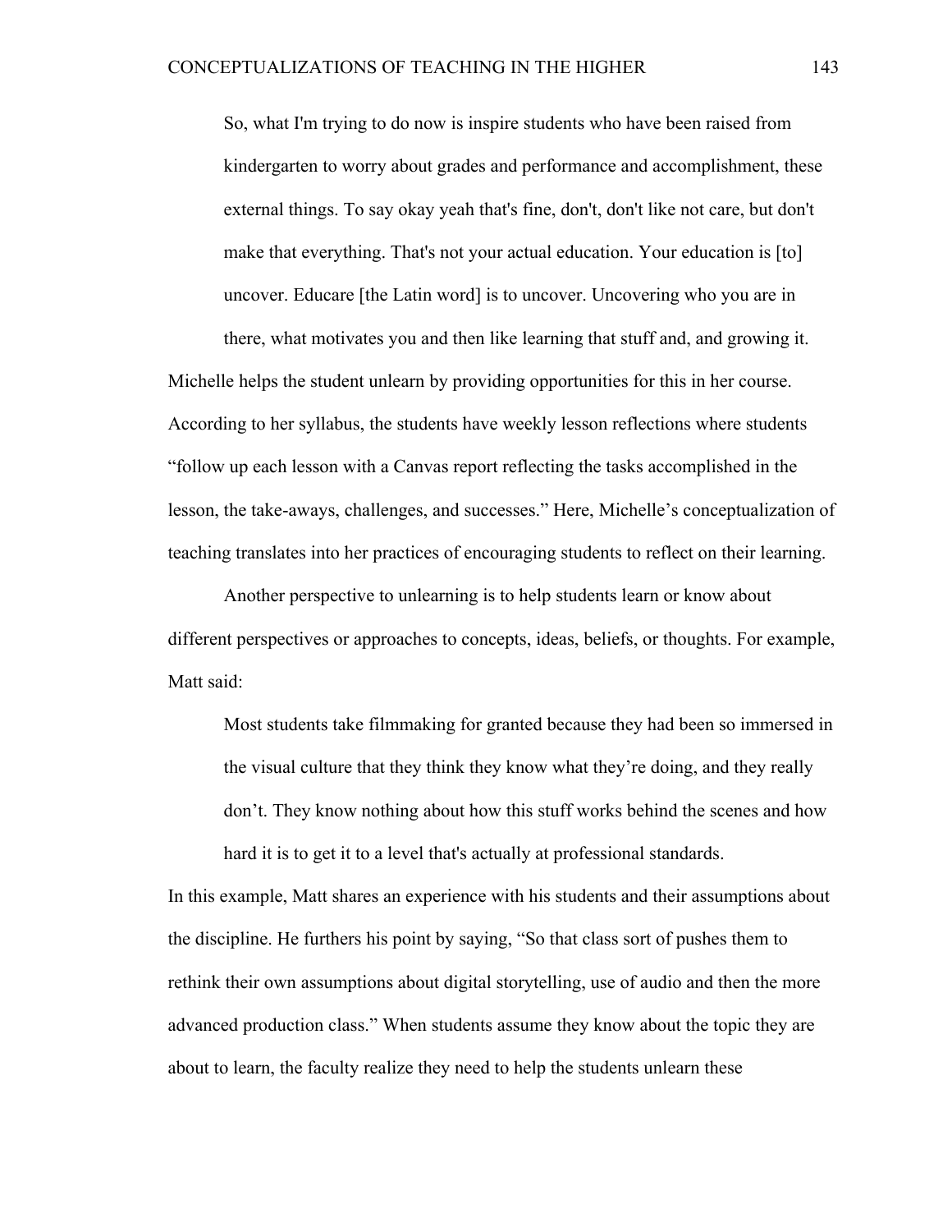> So, what I'm trying to do now is inspire students who have been raised from kindergarten to worry about grades and performance and accomplishment, these external things. To say okay yeah that's fine, don't, don't like not care, but don't make that everything. That's not your actual education. Your education is [to] uncover. Educare [the Latin word] is to uncover. Uncovering who you are in there, what motivates you and then like learning that stuff and, and growing it.

Michelle helps the student unlearn by providing opportunities for this in her course. According to her syllabus, the students have weekly lesson reflections where students "follow up each lesson with a Canvas report reflecting the tasks accomplished in the lesson, the take-aways, challenges, and successes." Here, Michelle's conceptualization of teaching translates into her practices of encouraging students to reflect on their learning.

Another perspective to unlearning is to help students learn or know about different perspectives or approaches to concepts, ideas, beliefs, or thoughts. For example, Matt said:

> Most students take filmmaking for granted because they had been so immersed in the visual culture that they think they know what they're doing, and they really don't. They know nothing about how this stuff works behind the scenes and how hard it is to get it to a level that's actually at professional standards.

In this example, Matt shares an experience with his students and their assumptions about the discipline. He furthers his point by saying, "So that class sort of pushes them to rethink their own assumptions about digital storytelling, use of audio and then the more advanced production class." When students assume they know about the topic they are about to learn, the faculty realize they need to help the students unlearn these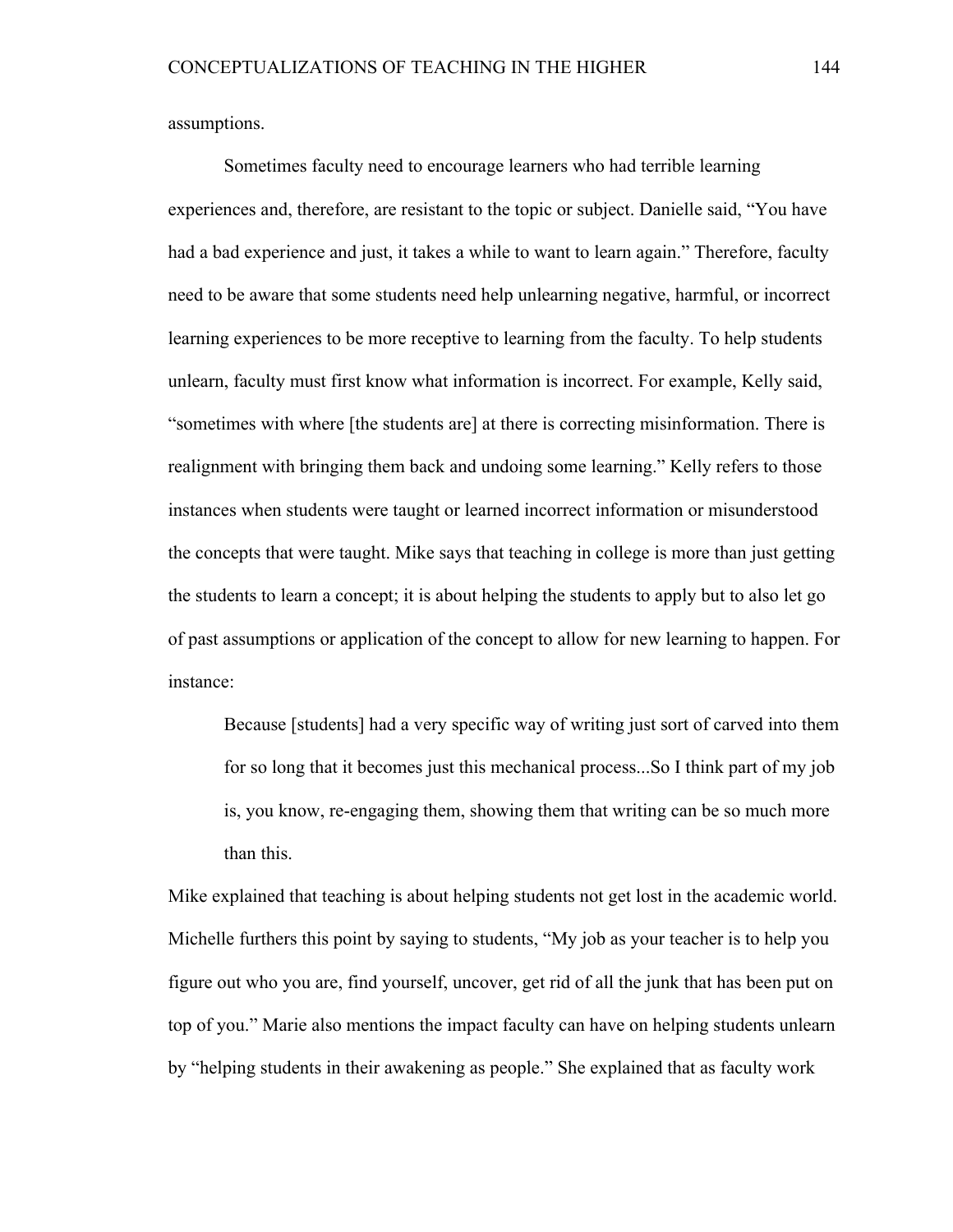assumptions.

Sometimes faculty need to encourage learners who had terrible learning experiences and, therefore, are resistant to the topic or subject. Danielle said, "You have had a bad experience and just, it takes a while to want to learn again." Therefore, faculty need to be aware that some students need help unlearning negative, harmful, or incorrect learning experiences to be more receptive to learning from the faculty. To help students unlearn, faculty must first know what information is incorrect. For example, Kelly said, "sometimes with where [the students are] at there is correcting misinformation. There is realignment with bringing them back and undoing some learning." Kelly refers to those instances when students were taught or learned incorrect information or misunderstood the concepts that were taught. Mike says that teaching in college is more than just getting the students to learn a concept; it is about helping the students to apply but to also let go of past assumptions or application of the concept to allow for new learning to happen. For instance:

> Because [students] had a very specific way of writing just sort of carved into them for so long that it becomes just this mechanical process...So I think part of my job is, you know, re-engaging them, showing them that writing can be so much more than this.

Mike explained that teaching is about helping students not get lost in the academic world. Michelle furthers this point by saying to students, "My job as your teacher is to help you figure out who you are, find yourself, uncover, get rid of all the junk that has been put on top of you." Marie also mentions the impact faculty can have on helping students unlearn by "helping students in their awakening as people." She explained that as faculty work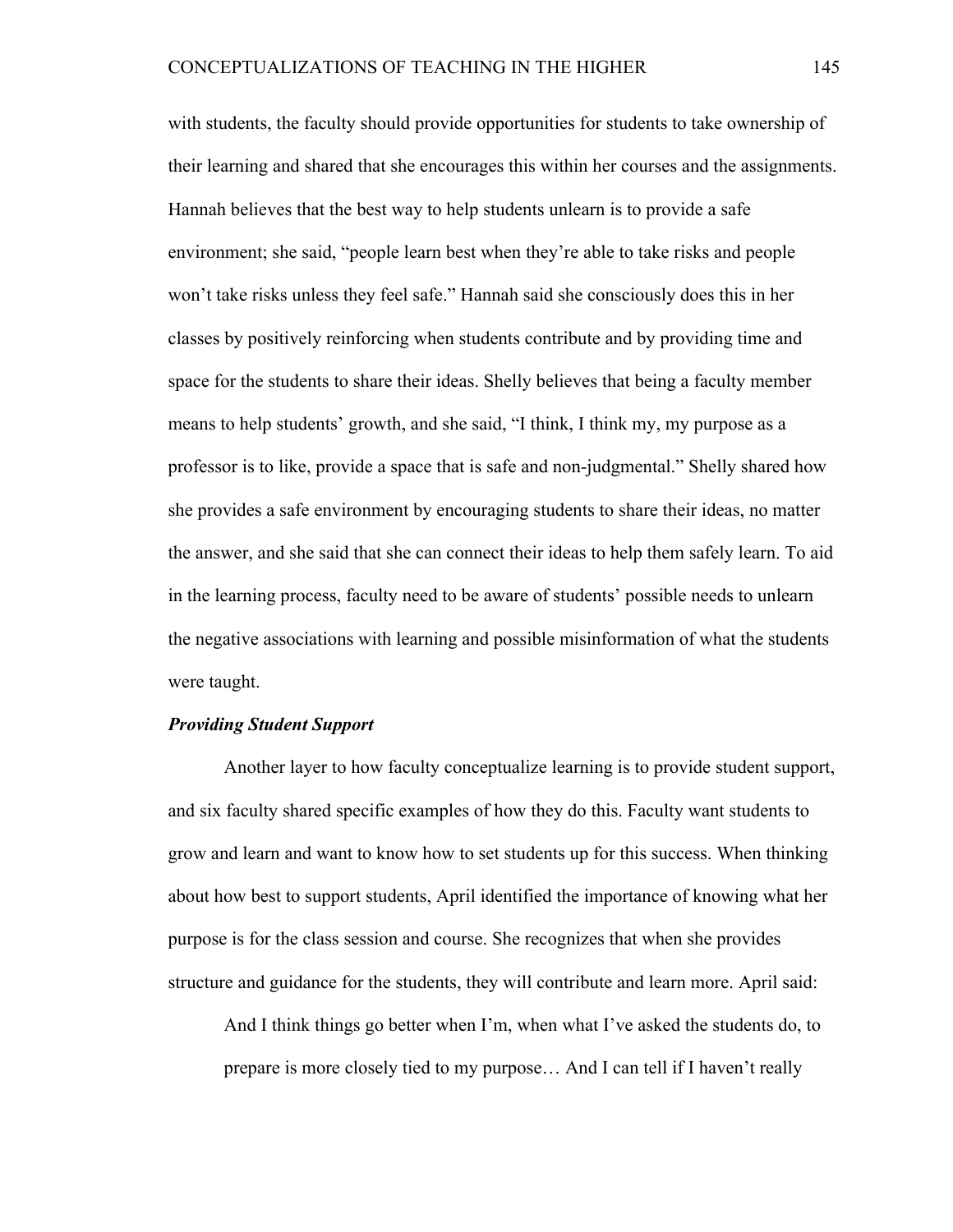with students, the faculty should provide opportunities for students to take ownership of their learning and shared that she encourages this within her courses and the assignments. Hannah believes that the best way to help students unlearn is to provide a safe environment; she said, “people learn best when they’re able to take risks and people won’t take risks unless they feel safe.” Hannah said she consciously does this in her classes by positively reinforcing when students contribute and by providing time and space for the students to share their ideas. Shelly believes that being a faculty member means to help students’ growth, and she said, “I think, I think my, my purpose as a professor is to like, provide a space that is safe and non-judgmental.” Shelly shared how she provides a safe environment by encouraging students to share their ideas, no matter the answer, and she said that she can connect their ideas to help them safely learn. To aid in the learning process, faculty need to be aware of students’ possible needs to unlearn the negative associations with learning and possible misinformation of what the students were taught.

### ***Providing Student Support***

Another layer to how faculty conceptualize learning is to provide student support, and six faculty shared specific examples of how they do this. Faculty want students to grow and learn and want to know how to set students up for this success. When thinking about how best to support students, April identified the importance of knowing what her purpose is for the class session and course. She recognizes that when she provides structure and guidance for the students, they will contribute and learn more. April said:

> And I think things go better when I’m, when what I’ve asked the students do, to prepare is more closely tied to my purpose… And I can tell if I haven’t really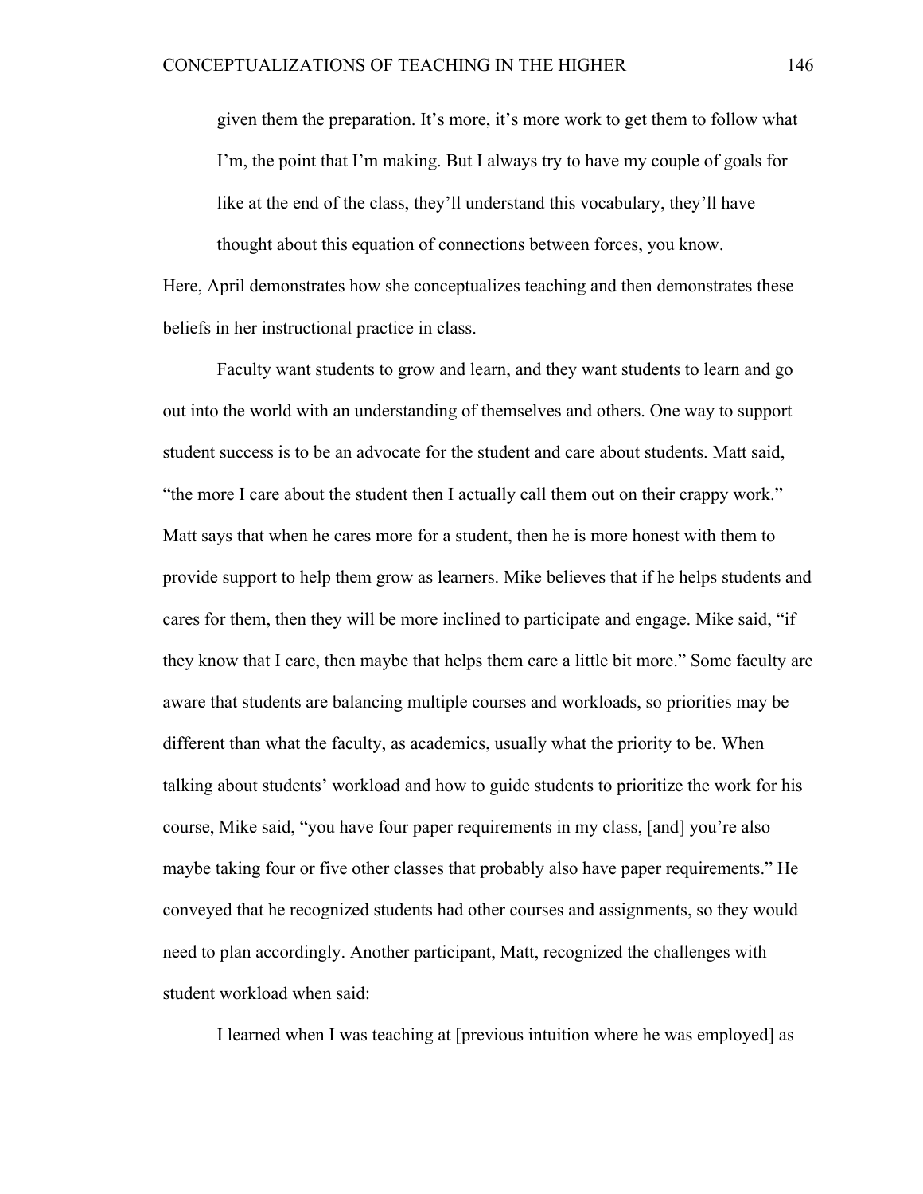> given them the preparation. It's more, it's more work to get them to follow what I'm, the point that I'm making. But I always try to have my couple of goals for like at the end of the class, they'll understand this vocabulary, they'll have thought about this equation of connections between forces, you know.

Here, April demonstrates how she conceptualizes teaching and then demonstrates these beliefs in her instructional practice in class.

Faculty want students to grow and learn, and they want students to learn and go out into the world with an understanding of themselves and others. One way to support student success is to be an advocate for the student and care about students. Matt said, "the more I care about the student then I actually call them out on their crappy work." Matt says that when he cares more for a student, then he is more honest with them to provide support to help them grow as learners. Mike believes that if he helps students and cares for them, then they will be more inclined to participate and engage. Mike said, "if they know that I care, then maybe that helps them care a little bit more." Some faculty are aware that students are balancing multiple courses and workloads, so priorities may be different than what the faculty, as academics, usually what the priority to be. When talking about students' workload and how to guide students to prioritize the work for his course, Mike said, "you have four paper requirements in my class, [and] you're also maybe taking four or five other classes that probably also have paper requirements." He conveyed that he recognized students had other courses and assignments, so they would need to plan accordingly. Another participant, Matt, recognized the challenges with student workload when said:

> I learned when I was teaching at [previous intuition where he was employed] as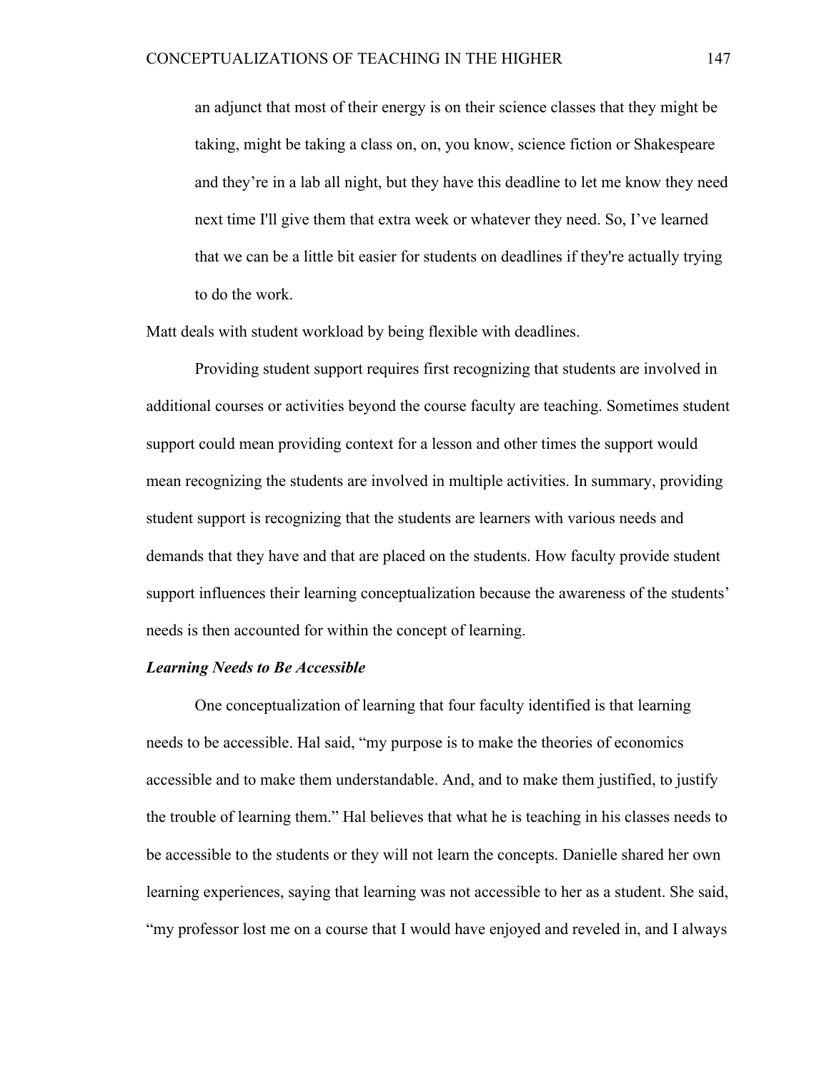> an adjunct that most of their energy is on their science classes that they might be taking, might be taking a class on, on, you know, science fiction or Shakespeare and they're in a lab all night, but they have this deadline to let me know they need next time I'll give them that extra week or whatever they need. So, I've learned that we can be a little bit easier for students on deadlines if they're actually trying to do the work.

Matt deals with student workload by being flexible with deadlines.

Providing student support requires first recognizing that students are involved in additional courses or activities beyond the course faculty are teaching. Sometimes student support could mean providing context for a lesson and other times the support would mean recognizing the students are involved in multiple activities. In summary, providing student support is recognizing that the students are learners with various needs and demands that they have and that are placed on the students. How faculty provide student support influences their learning conceptualization because the awareness of the students' needs is then accounted for within the concept of learning.

***Learning Needs to Be Accessible***

One conceptualization of learning that four faculty identified is that learning needs to be accessible. Hal said, "my purpose is to make the theories of economics accessible and to make them understandable. And, and to make them justified, to justify the trouble of learning them." Hal believes that what he is teaching in his classes needs to be accessible to the students or they will not learn the concepts. Danielle shared her own learning experiences, saying that learning was not accessible to her as a student. She said, "my professor lost me on a course that I would have enjoyed and reveled in, and I always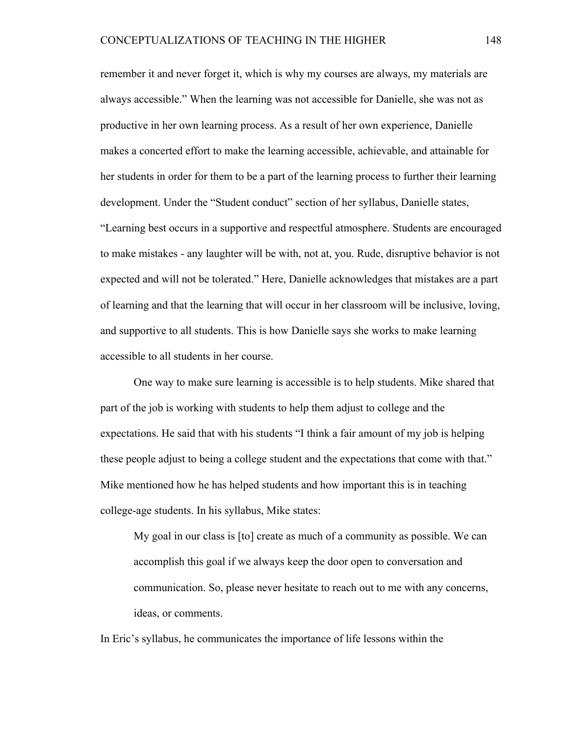remember it and never forget it, which is why my courses are always, my materials are always accessible." When the learning was not accessible for Danielle, she was not as productive in her own learning process. As a result of her own experience, Danielle makes a concerted effort to make the learning accessible, achievable, and attainable for her students in order for them to be a part of the learning process to further their learning development. Under the "Student conduct" section of her syllabus, Danielle states, "Learning best occurs in a supportive and respectful atmosphere. Students are encouraged to make mistakes - any laughter will be with, not at, you. Rude, disruptive behavior is not expected and will not be tolerated." Here, Danielle acknowledges that mistakes are a part of learning and that the learning that will occur in her classroom will be inclusive, loving, and supportive to all students. This is how Danielle says she works to make learning accessible to all students in her course.

One way to make sure learning is accessible is to help students. Mike shared that part of the job is working with students to help them adjust to college and the expectations. He said that with his students "I think a fair amount of my job is helping these people adjust to being a college student and the expectations that come with that." Mike mentioned how he has helped students and how important this is in teaching college-age students. In his syllabus, Mike states:

> My goal in our class is [to] create as much of a community as possible. We can accomplish this goal if we always keep the door open to conversation and communication. So, please never hesitate to reach out to me with any concerns, ideas, or comments.

In Eric's syllabus, he communicates the importance of life lessons within the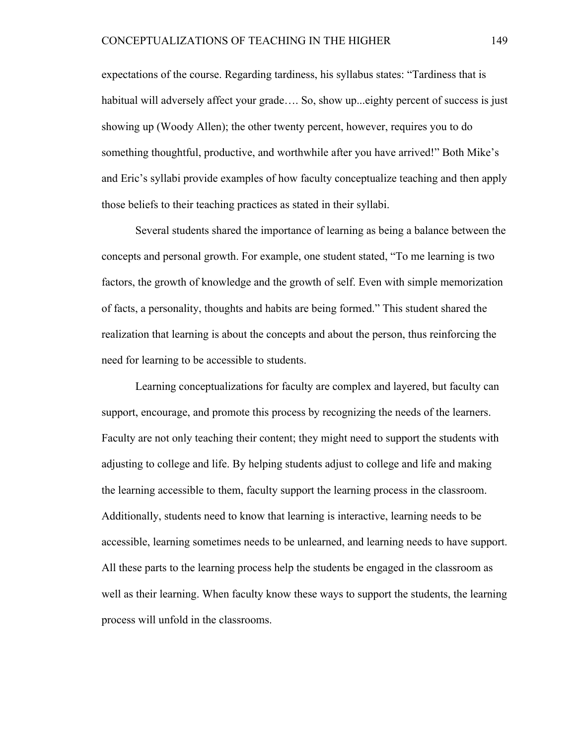expectations of the course. Regarding tardiness, his syllabus states: “Tardiness that is habitual will adversely affect your grade…. So, show up...eighty percent of success is just showing up (Woody Allen); the other twenty percent, however, requires you to do something thoughtful, productive, and worthwhile after you have arrived!” Both Mike’s and Eric’s syllabi provide examples of how faculty conceptualize teaching and then apply those beliefs to their teaching practices as stated in their syllabi.

Several students shared the importance of learning as being a balance between the concepts and personal growth. For example, one student stated, “To me learning is two factors, the growth of knowledge and the growth of self. Even with simple memorization of facts, a personality, thoughts and habits are being formed.” This student shared the realization that learning is about the concepts and about the person, thus reinforcing the need for learning to be accessible to students.

Learning conceptualizations for faculty are complex and layered, but faculty can support, encourage, and promote this process by recognizing the needs of the learners. Faculty are not only teaching their content; they might need to support the students with adjusting to college and life. By helping students adjust to college and life and making the learning accessible to them, faculty support the learning process in the classroom. Additionally, students need to know that learning is interactive, learning needs to be accessible, learning sometimes needs to be unlearned, and learning needs to have support. All these parts to the learning process help the students be engaged in the classroom as well as their learning. When faculty know these ways to support the students, the learning process will unfold in the classrooms.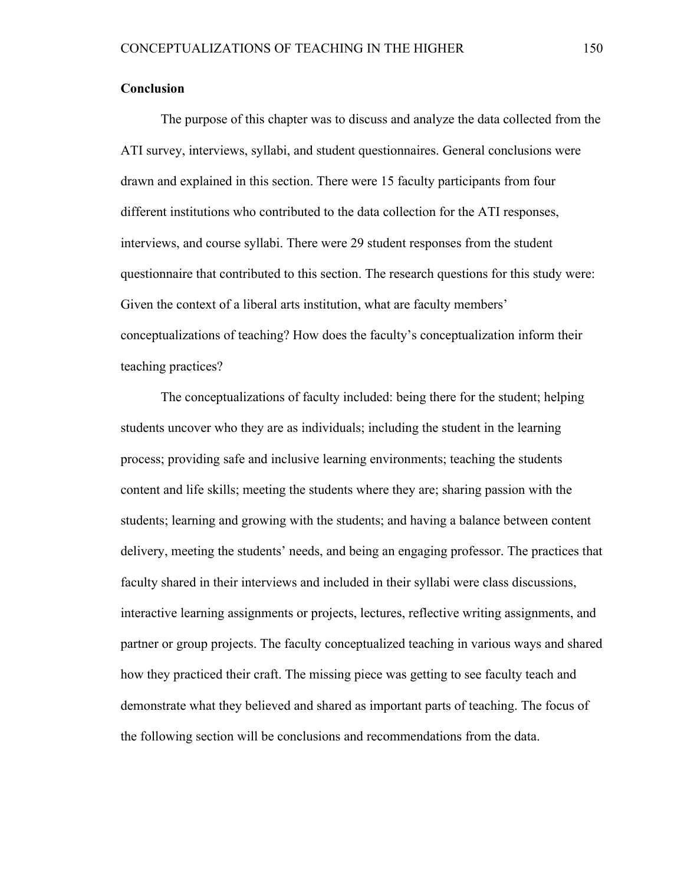## Conclusion

The purpose of this chapter was to discuss and analyze the data collected from the ATI survey, interviews, syllabi, and student questionnaires. General conclusions were drawn and explained in this section. There were 15 faculty participants from four different institutions who contributed to the data collection for the ATI responses, interviews, and course syllabi. There were 29 student responses from the student questionnaire that contributed to this section. The research questions for this study were: Given the context of a liberal arts institution, what are faculty members' conceptualizations of teaching? How does the faculty's conceptualization inform their teaching practices?

The conceptualizations of faculty included: being there for the student; helping students uncover who they are as individuals; including the student in the learning process; providing safe and inclusive learning environments; teaching the students content and life skills; meeting the students where they are; sharing passion with the students; learning and growing with the students; and having a balance between content delivery, meeting the students' needs, and being an engaging professor. The practices that faculty shared in their interviews and included in their syllabi were class discussions, interactive learning assignments or projects, lectures, reflective writing assignments, and partner or group projects. The faculty conceptualized teaching in various ways and shared how they practiced their craft. The missing piece was getting to see faculty teach and demonstrate what they believed and shared as important parts of teaching. The focus of the following section will be conclusions and recommendations from the data.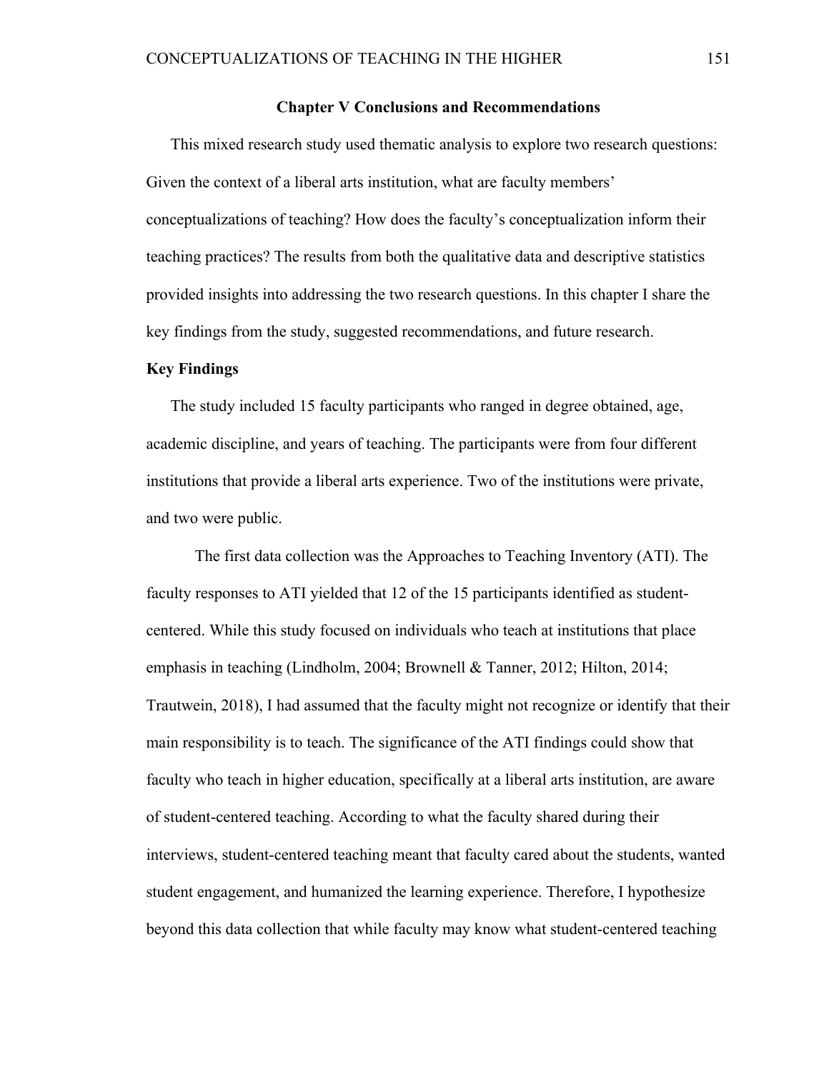**Chapter V Conclusions and Recommendations**

This mixed research study used thematic analysis to explore two research questions: Given the context of a liberal arts institution, what are faculty members' conceptualizations of teaching? How does the faculty's conceptualization inform their teaching practices? The results from both the qualitative data and descriptive statistics provided insights into addressing the two research questions. In this chapter I share the key findings from the study, suggested recommendations, and future research.

**Key Findings**

The study included 15 faculty participants who ranged in degree obtained, age, academic discipline, and years of teaching. The participants were from four different institutions that provide a liberal arts experience. Two of the institutions were private, and two were public.

The first data collection was the Approaches to Teaching Inventory (ATI). The faculty responses to ATI yielded that 12 of the 15 participants identified as student-centered. While this study focused on individuals who teach at institutions that place emphasis in teaching (Lindholm, 2004; Brownell & Tanner, 2012; Hilton, 2014; Trautwein, 2018), I had assumed that the faculty might not recognize or identify that their main responsibility is to teach. The significance of the ATI findings could show that faculty who teach in higher education, specifically at a liberal arts institution, are aware of student-centered teaching. According to what the faculty shared during their interviews, student-centered teaching meant that faculty cared about the students, wanted student engagement, and humanized the learning experience. Therefore, I hypothesize beyond this data collection that while faculty may know what student-centered teaching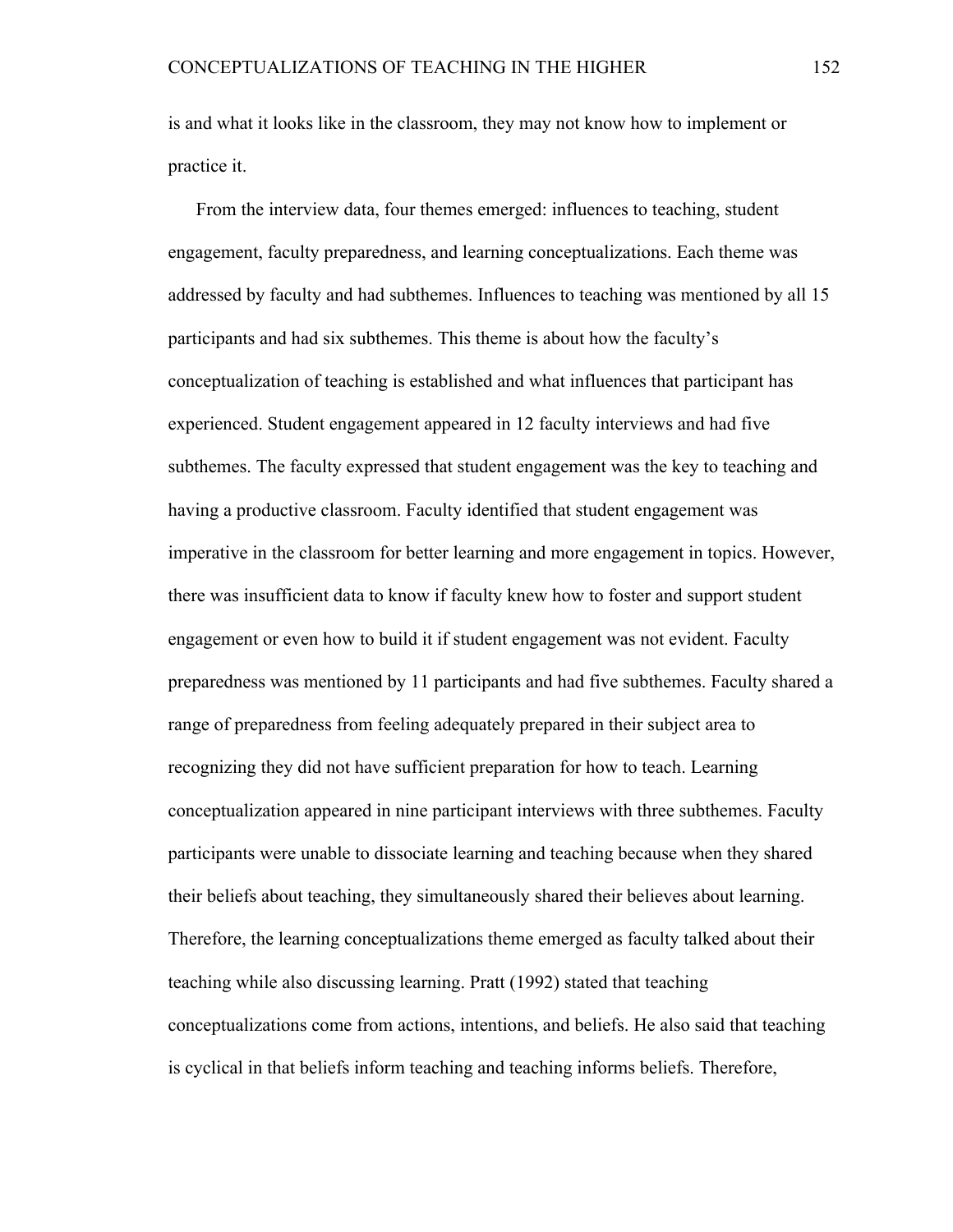is and what it looks like in the classroom, they may not know how to implement or practice it.

From the interview data, four themes emerged: influences to teaching, student engagement, faculty preparedness, and learning conceptualizations. Each theme was addressed by faculty and had subthemes. Influences to teaching was mentioned by all 15 participants and had six subthemes. This theme is about how the faculty's conceptualization of teaching is established and what influences that participant has experienced. Student engagement appeared in 12 faculty interviews and had five subthemes. The faculty expressed that student engagement was the key to teaching and having a productive classroom. Faculty identified that student engagement was imperative in the classroom for better learning and more engagement in topics. However, there was insufficient data to know if faculty knew how to foster and support student engagement or even how to build it if student engagement was not evident. Faculty preparedness was mentioned by 11 participants and had five subthemes. Faculty shared a range of preparedness from feeling adequately prepared in their subject area to recognizing they did not have sufficient preparation for how to teach. Learning conceptualization appeared in nine participant interviews with three subthemes. Faculty participants were unable to dissociate learning and teaching because when they shared their beliefs about teaching, they simultaneously shared their believes about learning. Therefore, the learning conceptualizations theme emerged as faculty talked about their teaching while also discussing learning. Pratt (1992) stated that teaching conceptualizations come from actions, intentions, and beliefs. He also said that teaching is cyclical in that beliefs inform teaching and teaching informs beliefs. Therefore,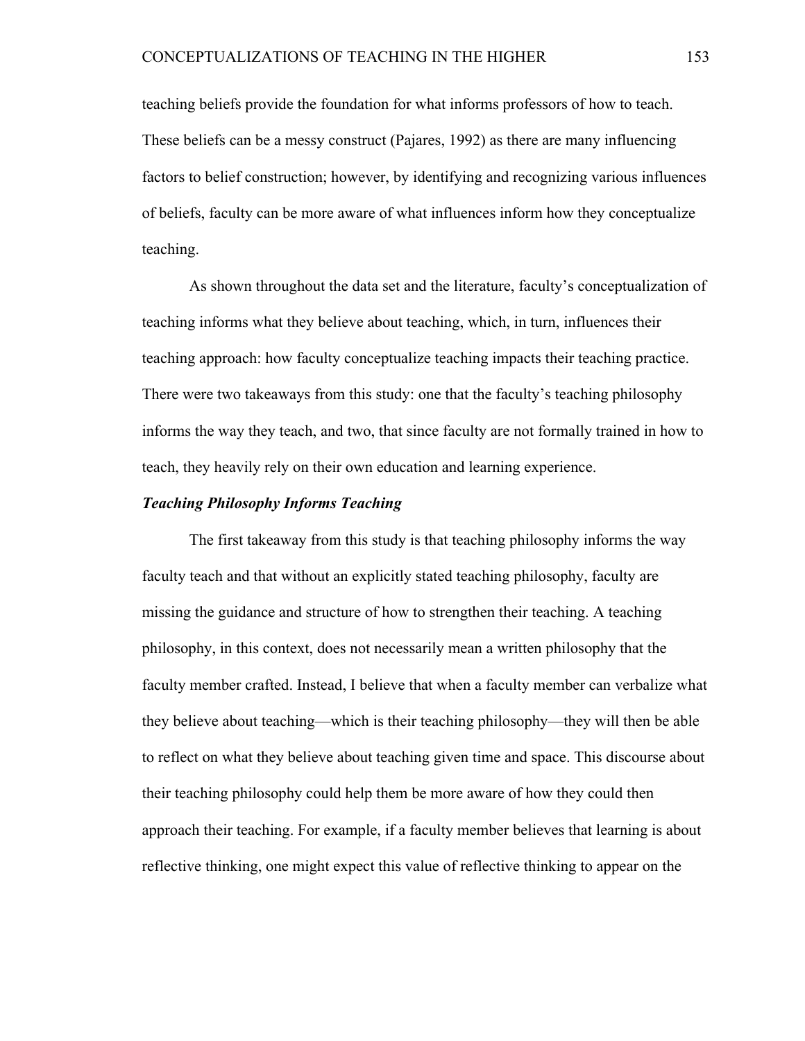teaching beliefs provide the foundation for what informs professors of how to teach. These beliefs can be a messy construct (Pajares, 1992) as there are many influencing factors to belief construction; however, by identifying and recognizing various influences of beliefs, faculty can be more aware of what influences inform how they conceptualize teaching.

As shown throughout the data set and the literature, faculty's conceptualization of teaching informs what they believe about teaching, which, in turn, influences their teaching approach: how faculty conceptualize teaching impacts their teaching practice. There were two takeaways from this study: one that the faculty's teaching philosophy informs the way they teach, and two, that since faculty are not formally trained in how to teach, they heavily rely on their own education and learning experience.

### *Teaching Philosophy Informs Teaching*

The first takeaway from this study is that teaching philosophy informs the way faculty teach and that without an explicitly stated teaching philosophy, faculty are missing the guidance and structure of how to strengthen their teaching. A teaching philosophy, in this context, does not necessarily mean a written philosophy that the faculty member crafted. Instead, I believe that when a faculty member can verbalize what they believe about teaching—which is their teaching philosophy—they will then be able to reflect on what they believe about teaching given time and space. This discourse about their teaching philosophy could help them be more aware of how they could then approach their teaching. For example, if a faculty member believes that learning is about reflective thinking, one might expect this value of reflective thinking to appear on the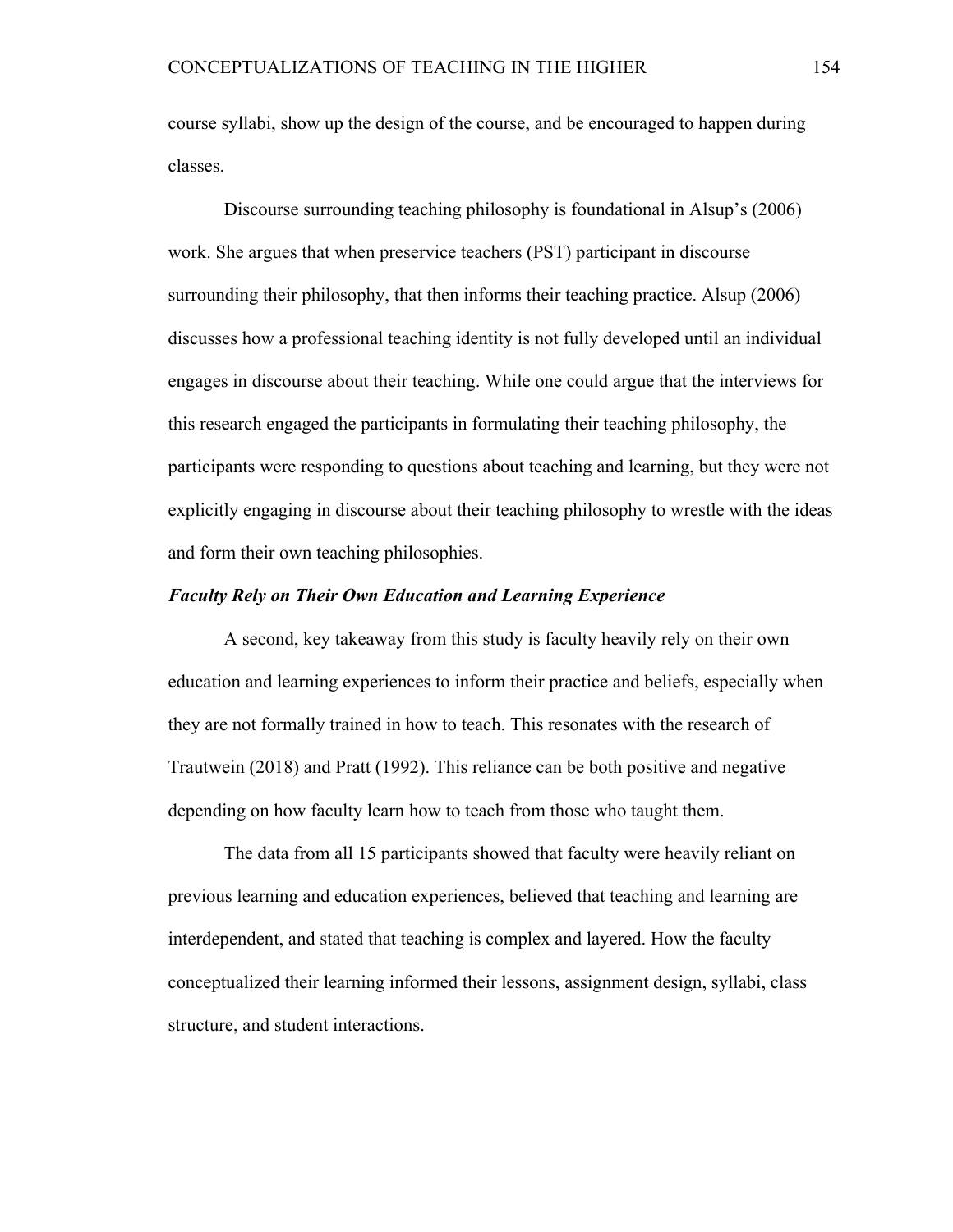course syllabi, show up the design of the course, and be encouraged to happen during classes.

Discourse surrounding teaching philosophy is foundational in Alsup's (2006) work. She argues that when preservice teachers (PST) participant in discourse surrounding their philosophy, that then informs their teaching practice. Alsup (2006) discusses how a professional teaching identity is not fully developed until an individual engages in discourse about their teaching. While one could argue that the interviews for this research engaged the participants in formulating their teaching philosophy, the participants were responding to questions about teaching and learning, but they were not explicitly engaging in discourse about their teaching philosophy to wrestle with the ideas and form their own teaching philosophies.

***Faculty Rely on Their Own Education and Learning Experience***

A second, key takeaway from this study is faculty heavily rely on their own education and learning experiences to inform their practice and beliefs, especially when they are not formally trained in how to teach. This resonates with the research of Trautwein (2018) and Pratt (1992). This reliance can be both positive and negative depending on how faculty learn how to teach from those who taught them.

The data from all 15 participants showed that faculty were heavily reliant on previous learning and education experiences, believed that teaching and learning are interdependent, and stated that teaching is complex and layered. How the faculty conceptualized their learning informed their lessons, assignment design, syllabi, class structure, and student interactions.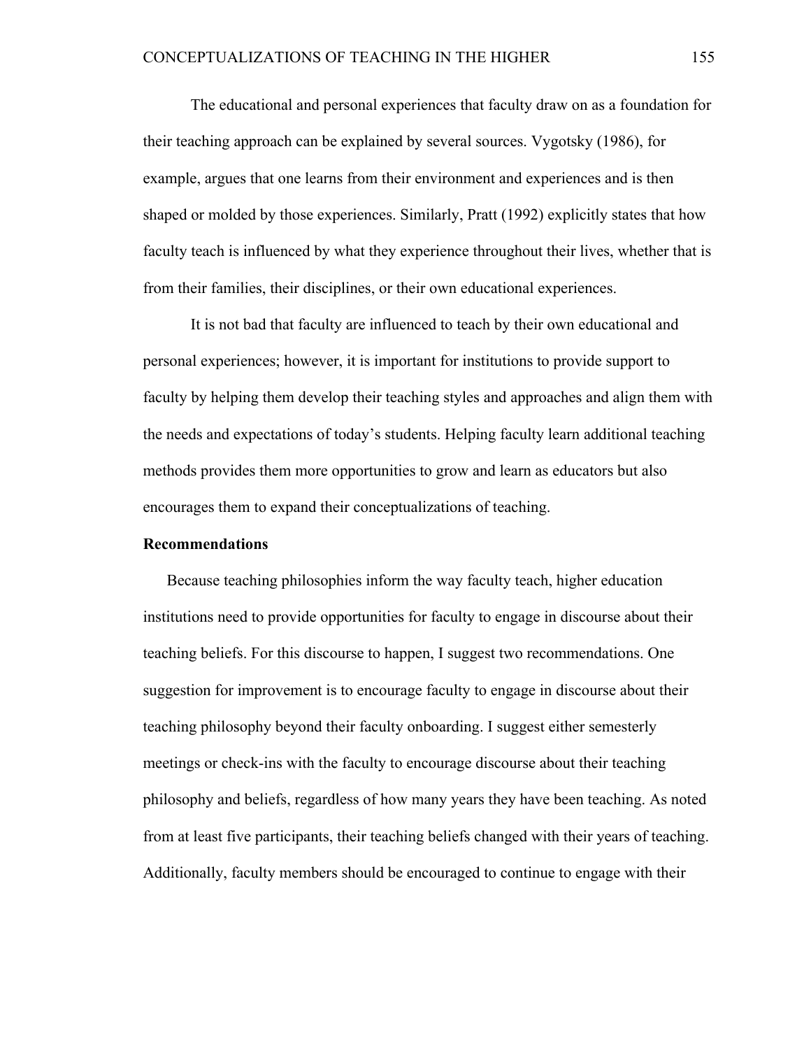The educational and personal experiences that faculty draw on as a foundation for their teaching approach can be explained by several sources. Vygotsky (1986), for example, argues that one learns from their environment and experiences and is then shaped or molded by those experiences. Similarly, Pratt (1992) explicitly states that how faculty teach is influenced by what they experience throughout their lives, whether that is from their families, their disciplines, or their own educational experiences.

It is not bad that faculty are influenced to teach by their own educational and personal experiences; however, it is important for institutions to provide support to faculty by helping them develop their teaching styles and approaches and align them with the needs and expectations of today's students. Helping faculty learn additional teaching methods provides them more opportunities to grow and learn as educators but also encourages them to expand their conceptualizations of teaching.

**Recommendations**

Because teaching philosophies inform the way faculty teach, higher education institutions need to provide opportunities for faculty to engage in discourse about their teaching beliefs. For this discourse to happen, I suggest two recommendations. One suggestion for improvement is to encourage faculty to engage in discourse about their teaching philosophy beyond their faculty onboarding. I suggest either semesterly meetings or check-ins with the faculty to encourage discourse about their teaching philosophy and beliefs, regardless of how many years they have been teaching. As noted from at least five participants, their teaching beliefs changed with their years of teaching. Additionally, faculty members should be encouraged to continue to engage with their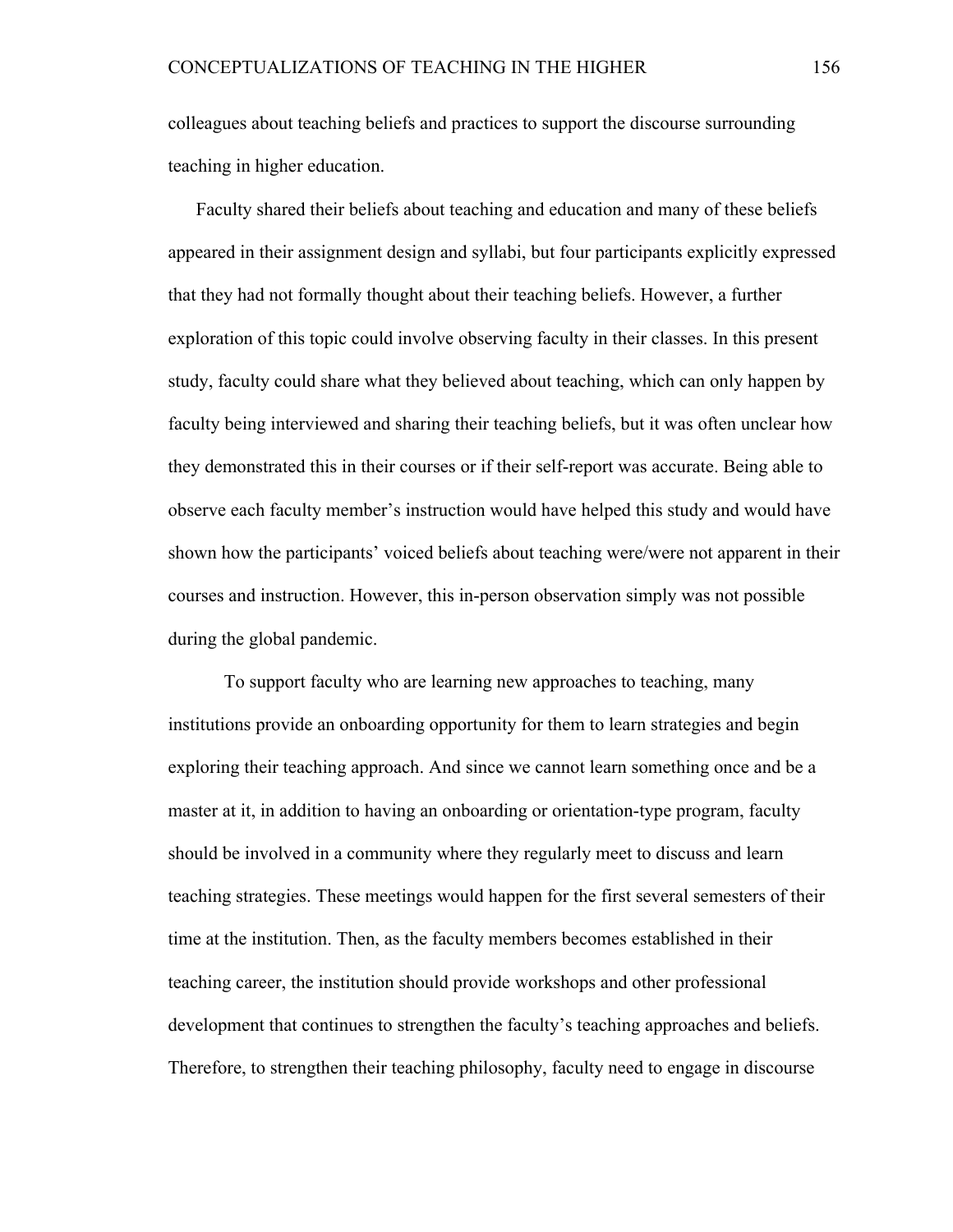colleagues about teaching beliefs and practices to support the discourse surrounding teaching in higher education.

Faculty shared their beliefs about teaching and education and many of these beliefs appeared in their assignment design and syllabi, but four participants explicitly expressed that they had not formally thought about their teaching beliefs. However, a further exploration of this topic could involve observing faculty in their classes. In this present study, faculty could share what they believed about teaching, which can only happen by faculty being interviewed and sharing their teaching beliefs, but it was often unclear how they demonstrated this in their courses or if their self-report was accurate. Being able to observe each faculty member's instruction would have helped this study and would have shown how the participants' voiced beliefs about teaching were/were not apparent in their courses and instruction. However, this in-person observation simply was not possible during the global pandemic.

To support faculty who are learning new approaches to teaching, many institutions provide an onboarding opportunity for them to learn strategies and begin exploring their teaching approach. And since we cannot learn something once and be a master at it, in addition to having an onboarding or orientation-type program, faculty should be involved in a community where they regularly meet to discuss and learn teaching strategies. These meetings would happen for the first several semesters of their time at the institution. Then, as the faculty members becomes established in their teaching career, the institution should provide workshops and other professional development that continues to strengthen the faculty's teaching approaches and beliefs. Therefore, to strengthen their teaching philosophy, faculty need to engage in discourse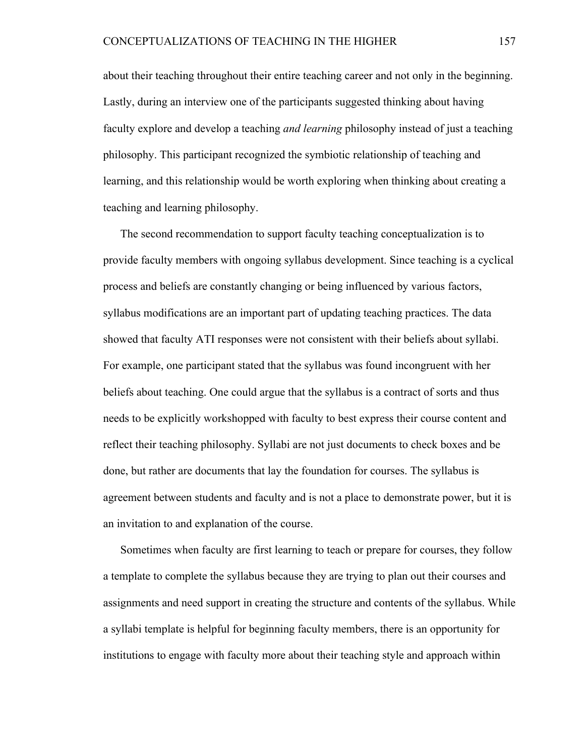about their teaching throughout their entire teaching career and not only in the beginning. Lastly, during an interview one of the participants suggested thinking about having faculty explore and develop a teaching *and learning* philosophy instead of just a teaching philosophy. This participant recognized the symbiotic relationship of teaching and learning, and this relationship would be worth exploring when thinking about creating a teaching and learning philosophy.

The second recommendation to support faculty teaching conceptualization is to provide faculty members with ongoing syllabus development. Since teaching is a cyclical process and beliefs are constantly changing or being influenced by various factors, syllabus modifications are an important part of updating teaching practices. The data showed that faculty ATI responses were not consistent with their beliefs about syllabi. For example, one participant stated that the syllabus was found incongruent with her beliefs about teaching. One could argue that the syllabus is a contract of sorts and thus needs to be explicitly workshopped with faculty to best express their course content and reflect their teaching philosophy. Syllabi are not just documents to check boxes and be done, but rather are documents that lay the foundation for courses. The syllabus is agreement between students and faculty and is not a place to demonstrate power, but it is an invitation to and explanation of the course.

Sometimes when faculty are first learning to teach or prepare for courses, they follow a template to complete the syllabus because they are trying to plan out their courses and assignments and need support in creating the structure and contents of the syllabus. While a syllabi template is helpful for beginning faculty members, there is an opportunity for institutions to engage with faculty more about their teaching style and approach within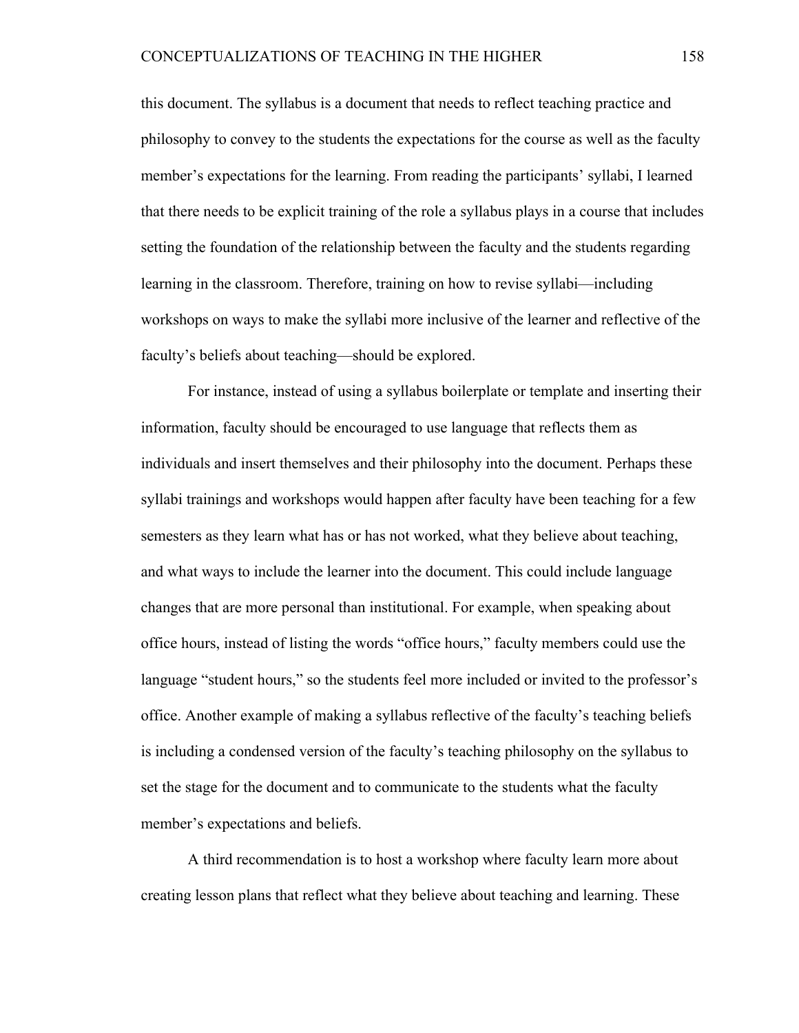this document. The syllabus is a document that needs to reflect teaching practice and philosophy to convey to the students the expectations for the course as well as the faculty member's expectations for the learning. From reading the participants' syllabi, I learned that there needs to be explicit training of the role a syllabus plays in a course that includes setting the foundation of the relationship between the faculty and the students regarding learning in the classroom. Therefore, training on how to revise syllabi—including workshops on ways to make the syllabi more inclusive of the learner and reflective of the faculty's beliefs about teaching—should be explored.

For instance, instead of using a syllabus boilerplate or template and inserting their information, faculty should be encouraged to use language that reflects them as individuals and insert themselves and their philosophy into the document. Perhaps these syllabi trainings and workshops would happen after faculty have been teaching for a few semesters as they learn what has or has not worked, what they believe about teaching, and what ways to include the learner into the document. This could include language changes that are more personal than institutional. For example, when speaking about office hours, instead of listing the words "office hours," faculty members could use the language "student hours," so the students feel more included or invited to the professor's office. Another example of making a syllabus reflective of the faculty's teaching beliefs is including a condensed version of the faculty's teaching philosophy on the syllabus to set the stage for the document and to communicate to the students what the faculty member's expectations and beliefs.

A third recommendation is to host a workshop where faculty learn more about creating lesson plans that reflect what they believe about teaching and learning. These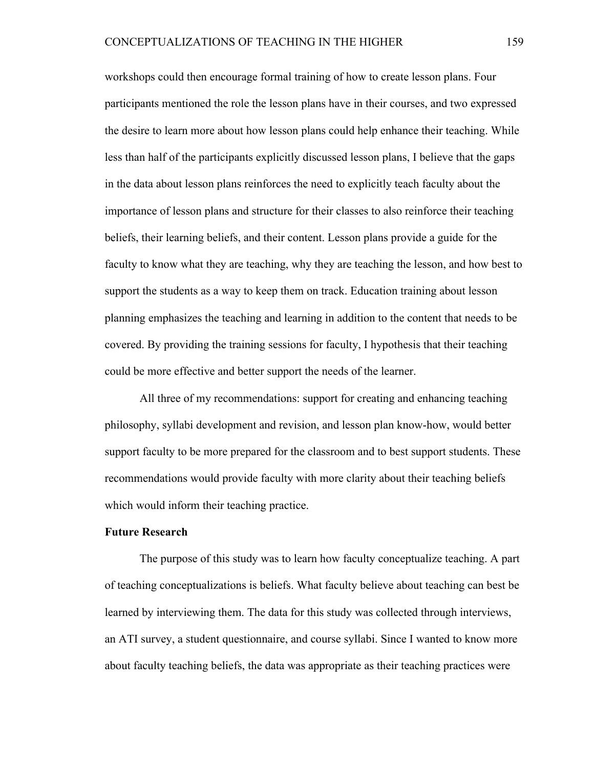workshops could then encourage formal training of how to create lesson plans. Four participants mentioned the role the lesson plans have in their courses, and two expressed the desire to learn more about how lesson plans could help enhance their teaching. While less than half of the participants explicitly discussed lesson plans, I believe that the gaps in the data about lesson plans reinforces the need to explicitly teach faculty about the importance of lesson plans and structure for their classes to also reinforce their teaching beliefs, their learning beliefs, and their content. Lesson plans provide a guide for the faculty to know what they are teaching, why they are teaching the lesson, and how best to support the students as a way to keep them on track. Education training about lesson planning emphasizes the teaching and learning in addition to the content that needs to be covered. By providing the training sessions for faculty, I hypothesis that their teaching could be more effective and better support the needs of the learner.

All three of my recommendations: support for creating and enhancing teaching philosophy, syllabi development and revision, and lesson plan know-how, would better support faculty to be more prepared for the classroom and to best support students. These recommendations would provide faculty with more clarity about their teaching beliefs which would inform their teaching practice.

**Future Research**

The purpose of this study was to learn how faculty conceptualize teaching. A part of teaching conceptualizations is beliefs. What faculty believe about teaching can best be learned by interviewing them. The data for this study was collected through interviews, an ATI survey, a student questionnaire, and course syllabi. Since I wanted to know more about faculty teaching beliefs, the data was appropriate as their teaching practices were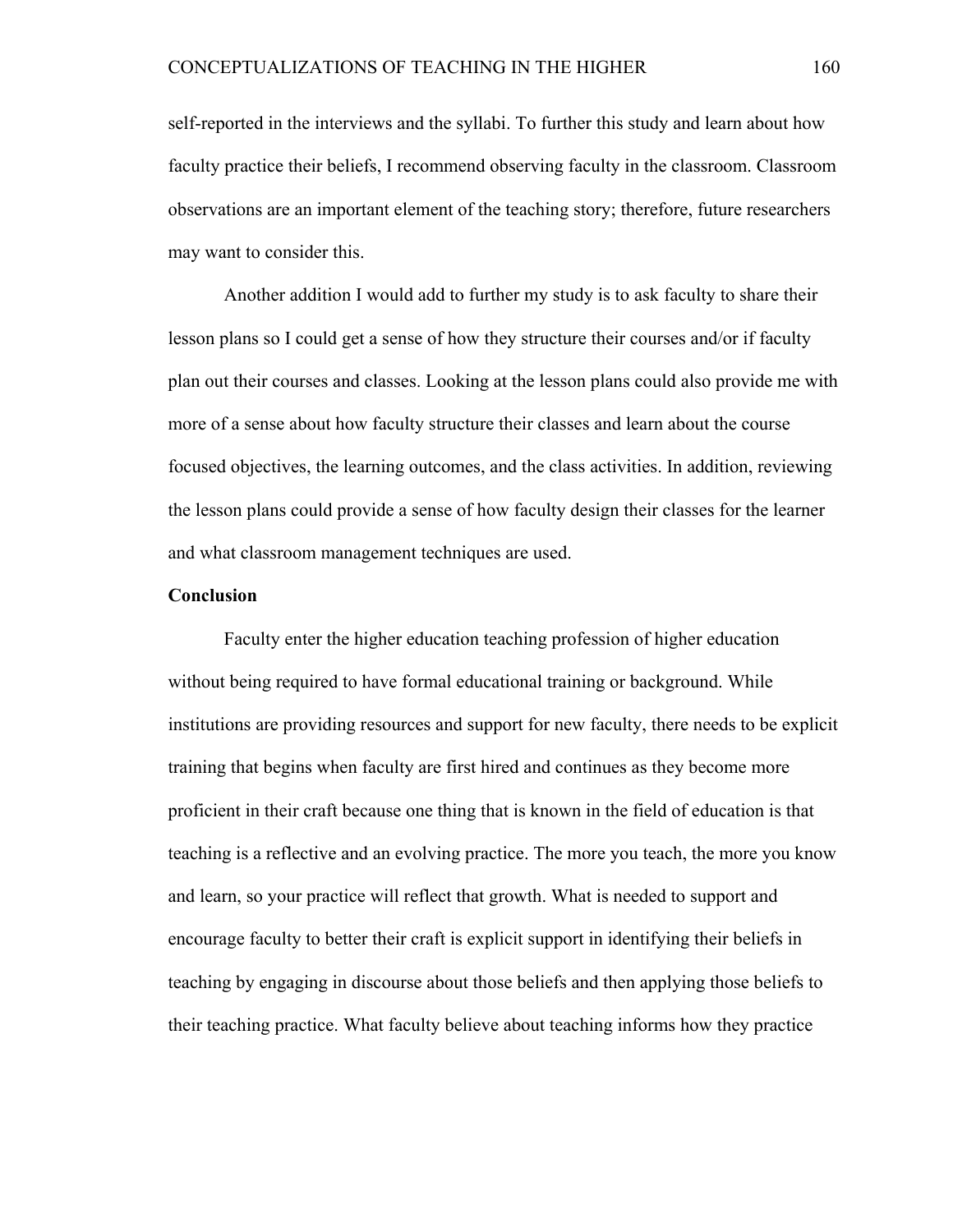self-reported in the interviews and the syllabi. To further this study and learn about how faculty practice their beliefs, I recommend observing faculty in the classroom. Classroom observations are an important element of the teaching story; therefore, future researchers may want to consider this.

Another addition I would add to further my study is to ask faculty to share their lesson plans so I could get a sense of how they structure their courses and/or if faculty plan out their courses and classes. Looking at the lesson plans could also provide me with more of a sense about how faculty structure their classes and learn about the course focused objectives, the learning outcomes, and the class activities. In addition, reviewing the lesson plans could provide a sense of how faculty design their classes for the learner and what classroom management techniques are used.

**Conclusion**

Faculty enter the higher education teaching profession of higher education without being required to have formal educational training or background. While institutions are providing resources and support for new faculty, there needs to be explicit training that begins when faculty are first hired and continues as they become more proficient in their craft because one thing that is known in the field of education is that teaching is a reflective and an evolving practice. The more you teach, the more you know and learn, so your practice will reflect that growth. What is needed to support and encourage faculty to better their craft is explicit support in identifying their beliefs in teaching by engaging in discourse about those beliefs and then applying those beliefs to their teaching practice. What faculty believe about teaching informs how they practice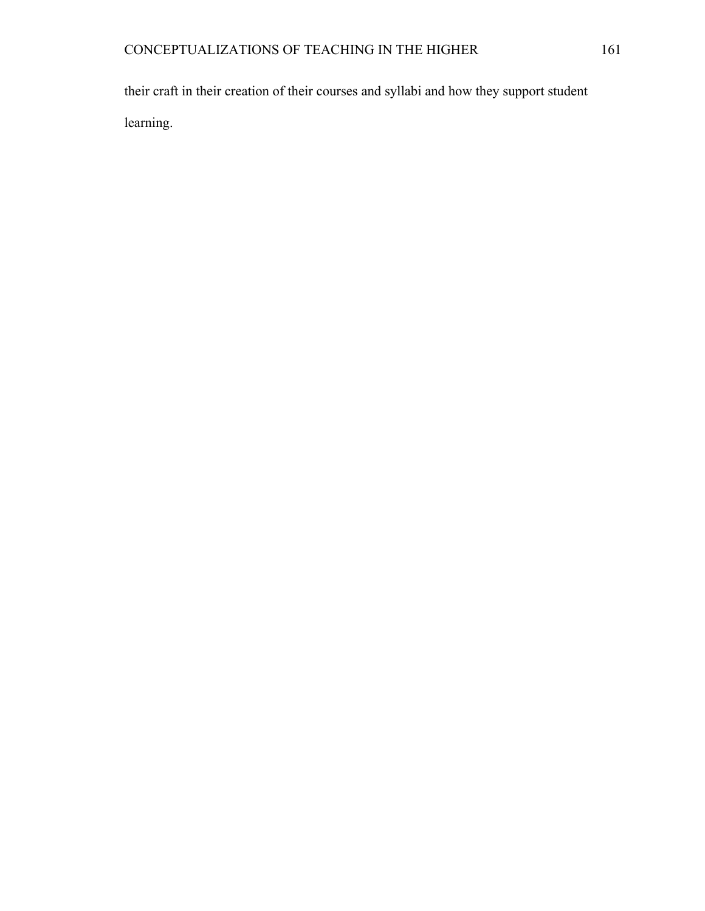their craft in their creation of their courses and syllabi and how they support student learning.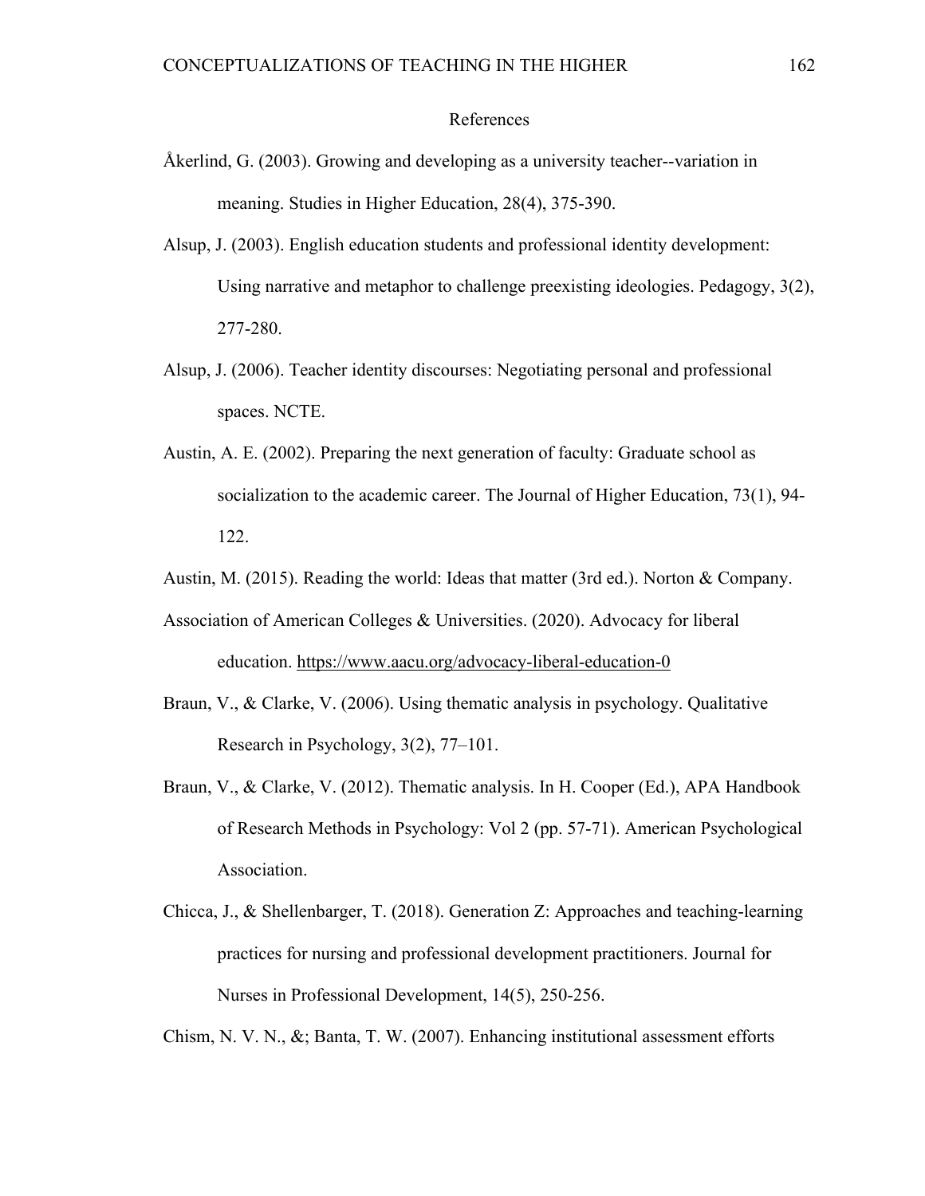# References

Åkerlind, G. (2003). Growing and developing as a university teacher--variation in meaning. Studies in Higher Education, 28(4), 375-390.

Alsup, J. (2003). English education students and professional identity development: Using narrative and metaphor to challenge preexisting ideologies. Pedagogy, 3(2), 277-280.

Alsup, J. (2006). Teacher identity discourses: Negotiating personal and professional spaces. NCTE.

Austin, A. E. (2002). Preparing the next generation of faculty: Graduate school as socialization to the academic career. The Journal of Higher Education, 73(1), 94-122.

Austin, M. (2015). Reading the world: Ideas that matter (3rd ed.). Norton & Company.

Association of American Colleges & Universities. (2020). Advocacy for liberal education. https://www.aacu.org/advocacy-liberal-education-0

Braun, V., & Clarke, V. (2006). Using thematic analysis in psychology. Qualitative Research in Psychology, 3(2), 77–101.

Braun, V., & Clarke, V. (2012). Thematic analysis. In H. Cooper (Ed.), APA Handbook of Research Methods in Psychology: Vol 2 (pp. 57-71). American Psychological Association.

Chicca, J., & Shellenbarger, T. (2018). Generation Z: Approaches and teaching-learning practices for nursing and professional development practitioners. Journal for Nurses in Professional Development, 14(5), 250-256.

Chism, N. V. N., &; Banta, T. W. (2007). Enhancing institutional assessment efforts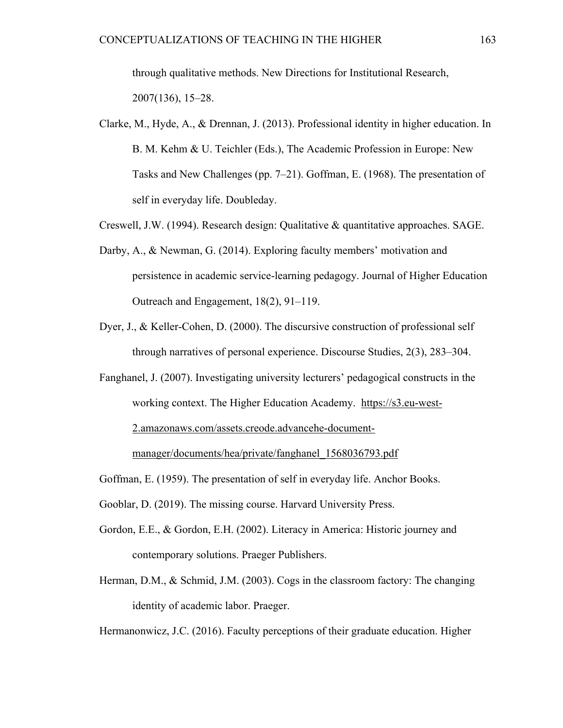through qualitative methods. New Directions for Institutional Research, 2007(136), 15–28.

Clarke, M., Hyde, A., & Drennan, J. (2013). Professional identity in higher education. In B. M. Kehm & U. Teichler (Eds.), The Academic Profession in Europe: New Tasks and New Challenges (pp. 7–21). Goffman, E. (1968). The presentation of self in everyday life. Doubleday.

Creswell, J.W. (1994). Research design: Qualitative & quantitative approaches. SAGE.

Darby, A., & Newman, G. (2014). Exploring faculty members' motivation and persistence in academic service-learning pedagogy. Journal of Higher Education Outreach and Engagement, 18(2), 91–119.

Dyer, J., & Keller-Cohen, D. (2000). The discursive construction of professional self through narratives of personal experience. Discourse Studies, 2(3), 283–304.

Fanghanel, J. (2007). Investigating university lecturers' pedagogical constructs in the working context. The Higher Education Academy. https://s3.eu-west-2.amazonaws.com/assets.creode.advancehe-document-manager/documents/hea/private/fanghanel_1568036793.pdf

Goffman, E. (1959). The presentation of self in everyday life. Anchor Books.

Gooblar, D. (2019). The missing course. Harvard University Press.

Gordon, E.E., & Gordon, E.H. (2002). Literacy in America: Historic journey and contemporary solutions. Praeger Publishers.

Herman, D.M., & Schmid, J.M. (2003). Cogs in the classroom factory: The changing identity of academic labor. Praeger.

Hermanonwicz, J.C. (2016). Faculty perceptions of their graduate education. Higher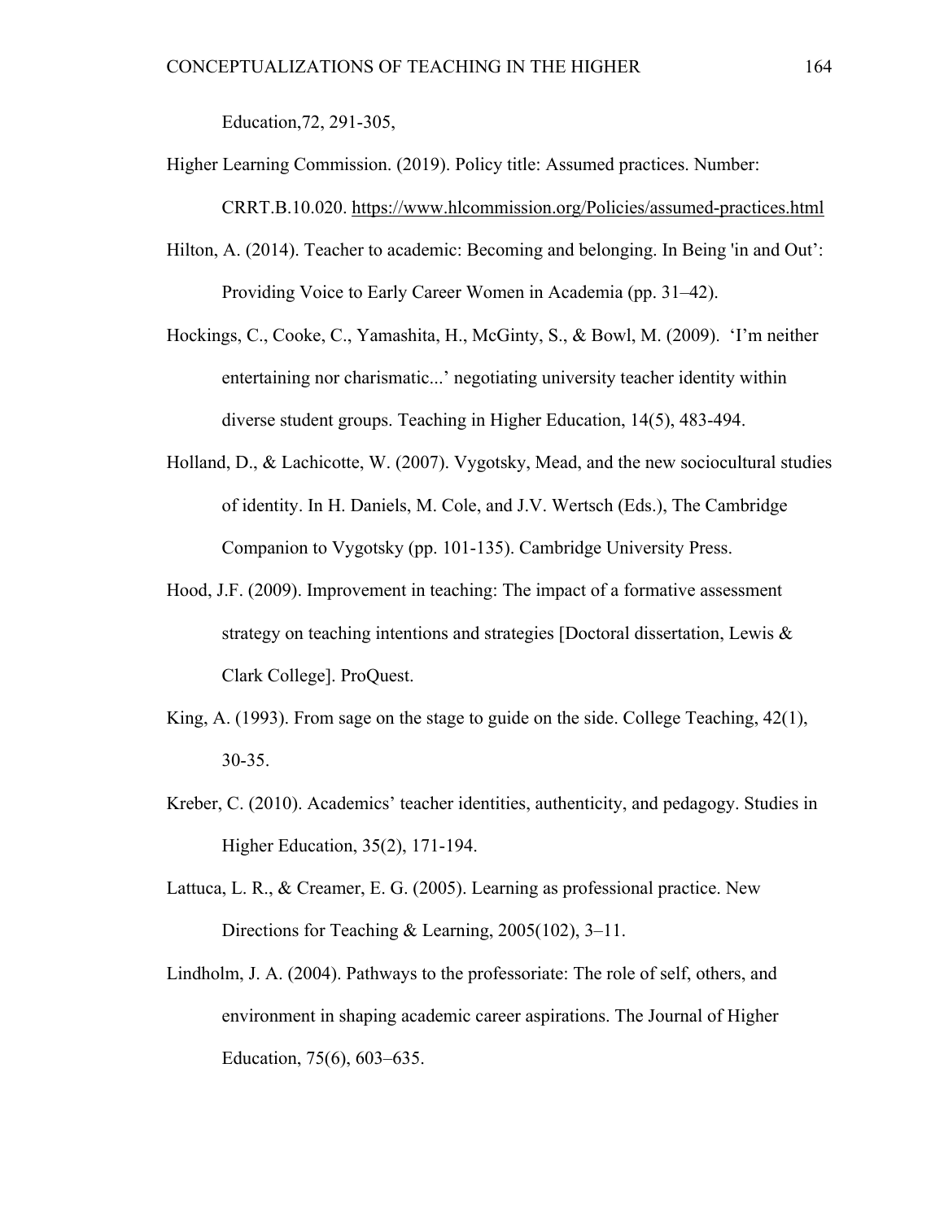Education,72, 291-305,

Higher Learning Commission. (2019). Policy title: Assumed practices. Number: CRRT.B.10.020. https://www.hlcommission.org/Policies/assumed-practices.html

Hilton, A. (2014). Teacher to academic: Becoming and belonging. In Being 'in and Out': Providing Voice to Early Career Women in Academia (pp. 31–42).

Hockings, C., Cooke, C., Yamashita, H., McGinty, S., & Bowl, M. (2009). 'I'm neither entertaining nor charismatic...' negotiating university teacher identity within diverse student groups. Teaching in Higher Education, 14(5), 483-494.

Holland, D., & Lachicotte, W. (2007). Vygotsky, Mead, and the new sociocultural studies of identity. In H. Daniels, M. Cole, and J.V. Wertsch (Eds.), The Cambridge Companion to Vygotsky (pp. 101-135). Cambridge University Press.

Hood, J.F. (2009). Improvement in teaching: The impact of a formative assessment strategy on teaching intentions and strategies [Doctoral dissertation, Lewis & Clark College]. ProQuest.

King, A. (1993). From sage on the stage to guide on the side. College Teaching, 42(1), 30-35.

Kreber, C. (2010). Academics' teacher identities, authenticity, and pedagogy. Studies in Higher Education, 35(2), 171-194.

Lattuca, L. R., & Creamer, E. G. (2005). Learning as professional practice. New Directions for Teaching & Learning, 2005(102), 3–11.

Lindholm, J. A. (2004). Pathways to the professoriate: The role of self, others, and environment in shaping academic career aspirations. The Journal of Higher Education, 75(6), 603–635.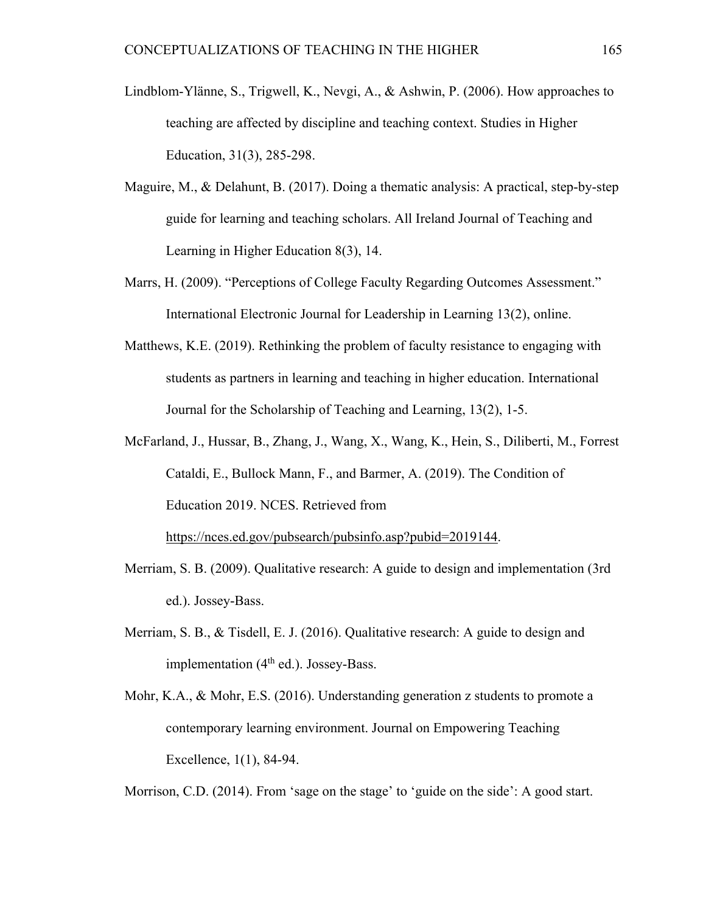Lindblom-Ylänne, S., Trigwell, K., Nevgi, A., & Ashwin, P. (2006). How approaches to teaching are affected by discipline and teaching context. Studies in Higher Education, 31(3), 285-298.

Maguire, M., & Delahunt, B. (2017). Doing a thematic analysis: A practical, step-by-step guide for learning and teaching scholars. All Ireland Journal of Teaching and Learning in Higher Education 8(3), 14.

Marrs, H. (2009). "Perceptions of College Faculty Regarding Outcomes Assessment." International Electronic Journal for Leadership in Learning 13(2), online.

Matthews, K.E. (2019). Rethinking the problem of faculty resistance to engaging with students as partners in learning and teaching in higher education. International Journal for the Scholarship of Teaching and Learning, 13(2), 1-5.

McFarland, J., Hussar, B., Zhang, J., Wang, X., Wang, K., Hein, S., Diliberti, M., Forrest Cataldi, E., Bullock Mann, F., and Barmer, A. (2019). The Condition of Education 2019. NCES. Retrieved from https://nces.ed.gov/pubsearch/pubsinfo.asp?pubid=2019144.

Merriam, S. B. (2009). Qualitative research: A guide to design and implementation (3rd ed.). Jossey-Bass.

Merriam, S. B., & Tisdell, E. J. (2016). Qualitative research: A guide to design and implementation (4th ed.). Jossey-Bass.

Mohr, K.A., & Mohr, E.S. (2016). Understanding generation z students to promote a contemporary learning environment. Journal on Empowering Teaching Excellence, 1(1), 84-94.

Morrison, C.D. (2014). From 'sage on the stage' to 'guide on the side': A good start.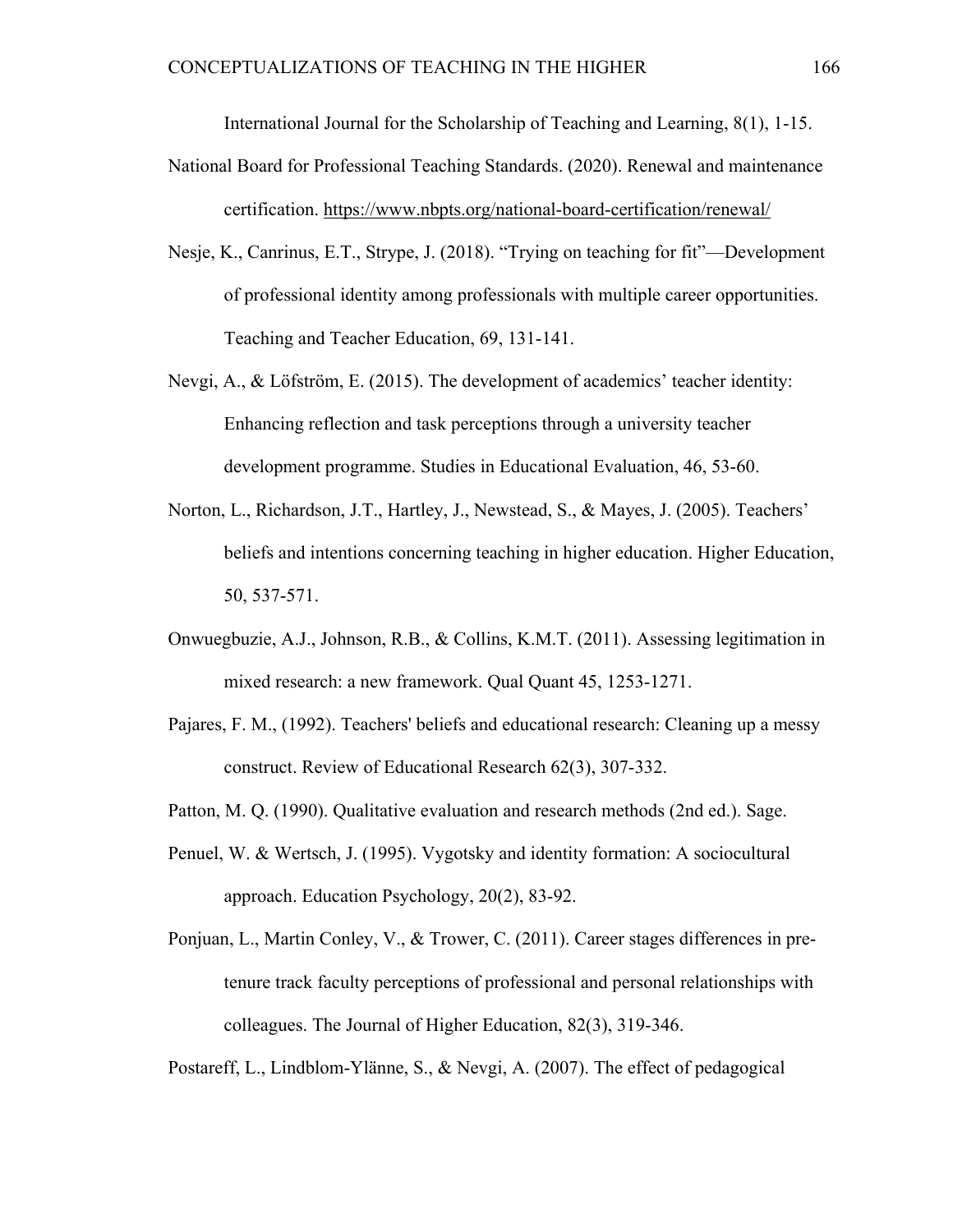International Journal for the Scholarship of Teaching and Learning, 8(1), 1-15.

National Board for Professional Teaching Standards. (2020). Renewal and maintenance certification. https://www.nbpts.org/national-board-certification/renewal/

Nesje, K., Canrinus, E.T., Strype, J. (2018). "Trying on teaching for fit"—Development of professional identity among professionals with multiple career opportunities. Teaching and Teacher Education, 69, 131-141.

Nevgi, A., & Löfström, E. (2015). The development of academics' teacher identity: Enhancing reflection and task perceptions through a university teacher development programme. Studies in Educational Evaluation, 46, 53-60.

Norton, L., Richardson, J.T., Hartley, J., Newstead, S., & Mayes, J. (2005). Teachers' beliefs and intentions concerning teaching in higher education. Higher Education, 50, 537-571.

Onwuegbuzie, A.J., Johnson, R.B., & Collins, K.M.T. (2011). Assessing legitimation in mixed research: a new framework. Qual Quant 45, 1253-1271.

Pajares, F. M., (1992). Teachers' beliefs and educational research: Cleaning up a messy construct. Review of Educational Research 62(3), 307-332.

Patton, M. Q. (1990). Qualitative evaluation and research methods (2nd ed.). Sage.

Penuel, W. & Wertsch, J. (1995). Vygotsky and identity formation: A sociocultural approach. Education Psychology, 20(2), 83-92.

Ponjuan, L., Martin Conley, V., & Trower, C. (2011). Career stages differences in pre-tenure track faculty perceptions of professional and personal relationships with colleagues. The Journal of Higher Education, 82(3), 319-346.

Postareff, L., Lindblom-Ylänne, S., & Nevgi, A. (2007). The effect of pedagogical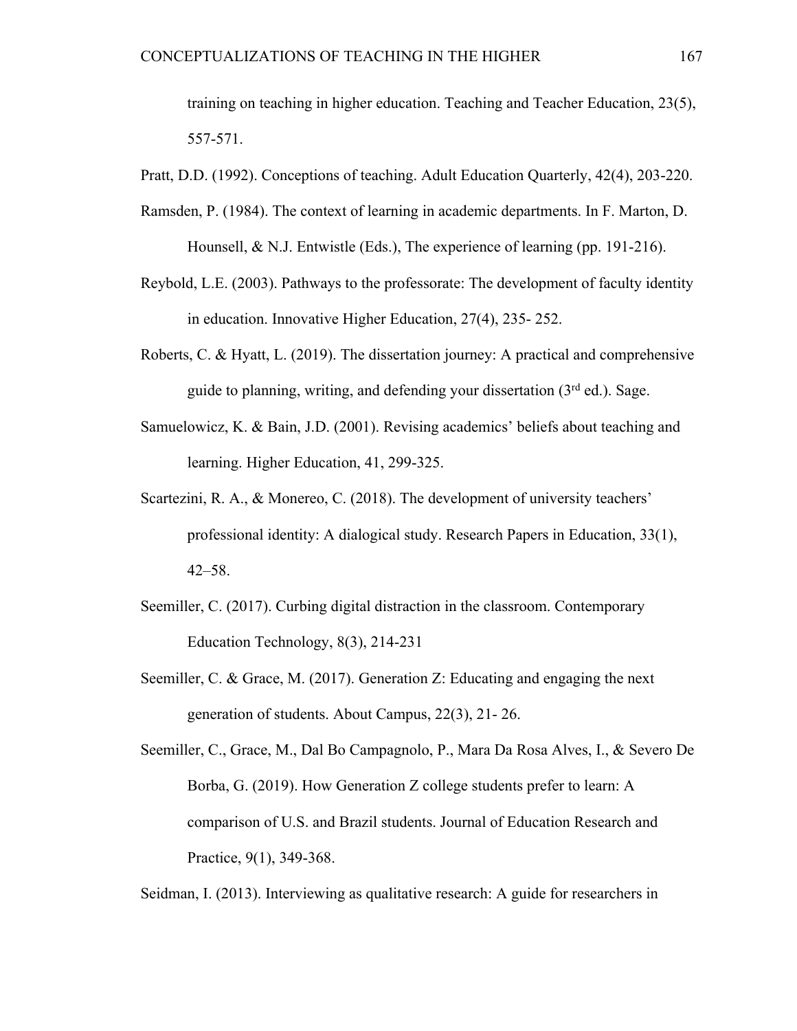training on teaching in higher education. Teaching and Teacher Education, 23(5), 557-571.

Pratt, D.D. (1992). Conceptions of teaching. Adult Education Quarterly, 42(4), 203-220.

Ramsden, P. (1984). The context of learning in academic departments. In F. Marton, D. Hounsell, & N.J. Entwistle (Eds.), The experience of learning (pp. 191-216).

Reybold, L.E. (2003). Pathways to the professorate: The development of faculty identity in education. Innovative Higher Education, 27(4), 235- 252.

Roberts, C. & Hyatt, L. (2019). The dissertation journey: A practical and comprehensive guide to planning, writing, and defending your dissertation (3rd ed.). Sage.

Samuelowicz, K. & Bain, J.D. (2001). Revising academics' beliefs about teaching and learning. Higher Education, 41, 299-325.

Scartezini, R. A., & Monereo, C. (2018). The development of university teachers' professional identity: A dialogical study. Research Papers in Education, 33(1), 42–58.

Seemiller, C. (2017). Curbing digital distraction in the classroom. Contemporary Education Technology, 8(3), 214-231

Seemiller, C. & Grace, M. (2017). Generation Z: Educating and engaging the next generation of students. About Campus, 22(3), 21- 26.

Seemiller, C., Grace, M., Dal Bo Campagnolo, P., Mara Da Rosa Alves, I., & Severo De Borba, G. (2019). How Generation Z college students prefer to learn: A comparison of U.S. and Brazil students. Journal of Education Research and Practice, 9(1), 349-368.

Seidman, I. (2013). Interviewing as qualitative research: A guide for researchers in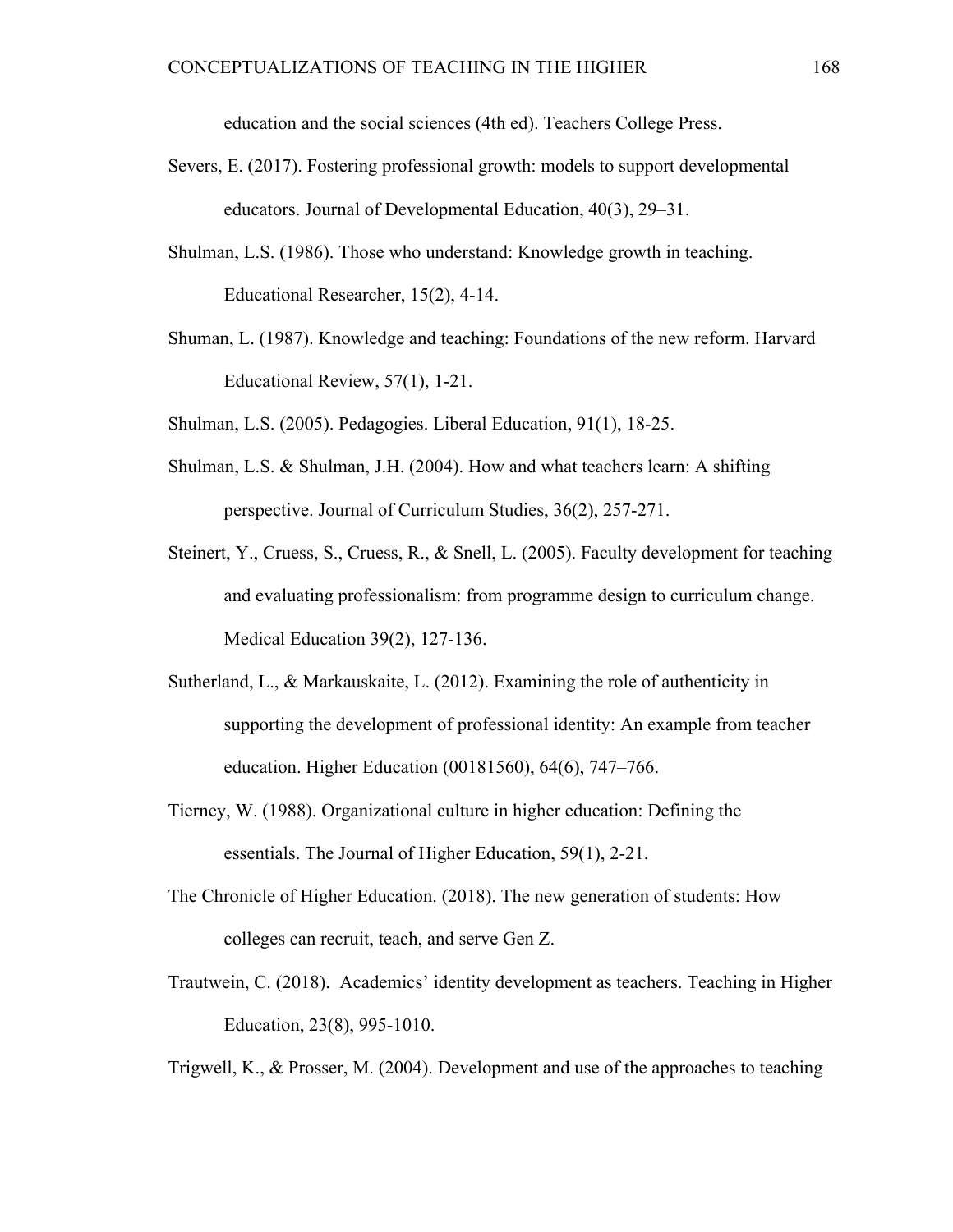education and the social sciences (4th ed). Teachers College Press.

Severs, E. (2017). Fostering professional growth: models to support developmental educators. Journal of Developmental Education, 40(3), 29–31.

Shulman, L.S. (1986). Those who understand: Knowledge growth in teaching. Educational Researcher, 15(2), 4-14.

Shuman, L. (1987). Knowledge and teaching: Foundations of the new reform. Harvard Educational Review, 57(1), 1-21.

Shulman, L.S. (2005). Pedagogies. Liberal Education, 91(1), 18-25.

Shulman, L.S. & Shulman, J.H. (2004). How and what teachers learn: A shifting perspective. Journal of Curriculum Studies, 36(2), 257-271.

Steinert, Y., Cruess, S., Cruess, R., & Snell, L. (2005). Faculty development for teaching and evaluating professionalism: from programme design to curriculum change. Medical Education 39(2), 127-136.

Sutherland, L., & Markauskaite, L. (2012). Examining the role of authenticity in supporting the development of professional identity: An example from teacher education. Higher Education (00181560), 64(6), 747–766.

Tierney, W. (1988). Organizational culture in higher education: Defining the essentials. The Journal of Higher Education, 59(1), 2-21.

The Chronicle of Higher Education. (2018). The new generation of students: How colleges can recruit, teach, and serve Gen Z.

Trautwein, C. (2018). Academics' identity development as teachers. Teaching in Higher Education, 23(8), 995-1010.

Trigwell, K., & Prosser, M. (2004). Development and use of the approaches to teaching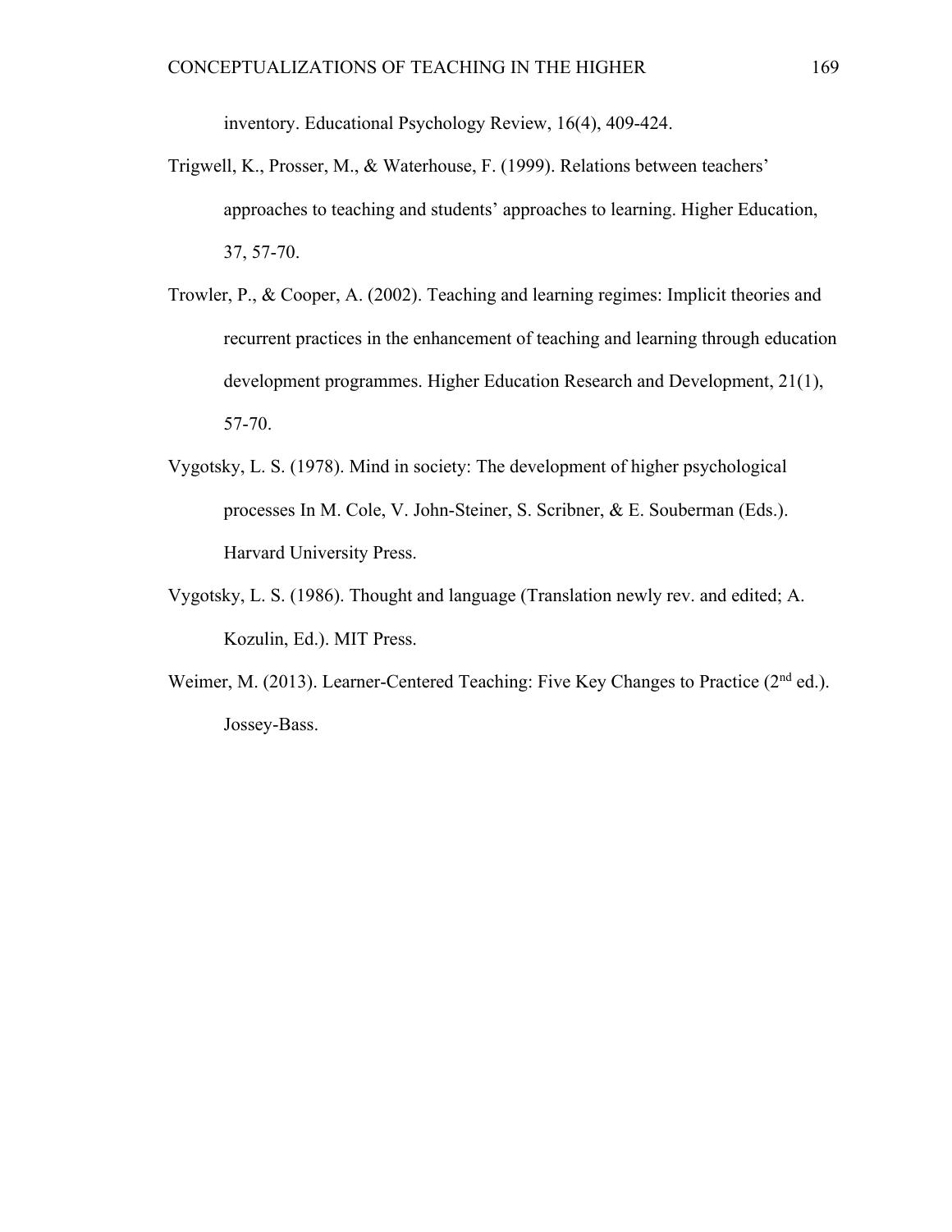inventory. Educational Psychology Review, 16(4), 409-424.

Trigwell, K., Prosser, M., & Waterhouse, F. (1999). Relations between teachers' approaches to teaching and students' approaches to learning. Higher Education, 37, 57-70.

Trowler, P., & Cooper, A. (2002). Teaching and learning regimes: Implicit theories and recurrent practices in the enhancement of teaching and learning through education development programmes. Higher Education Research and Development, 21(1), 57-70.

Vygotsky, L. S. (1978). Mind in society: The development of higher psychological processes In M. Cole, V. John-Steiner, S. Scribner, & E. Souberman (Eds.). Harvard University Press.

Vygotsky, L. S. (1986). Thought and language (Translation newly rev. and edited; A. Kozulin, Ed.). MIT Press.

Weimer, M. (2013). Learner-Centered Teaching: Five Key Changes to Practice (2nd ed.). Jossey-Bass.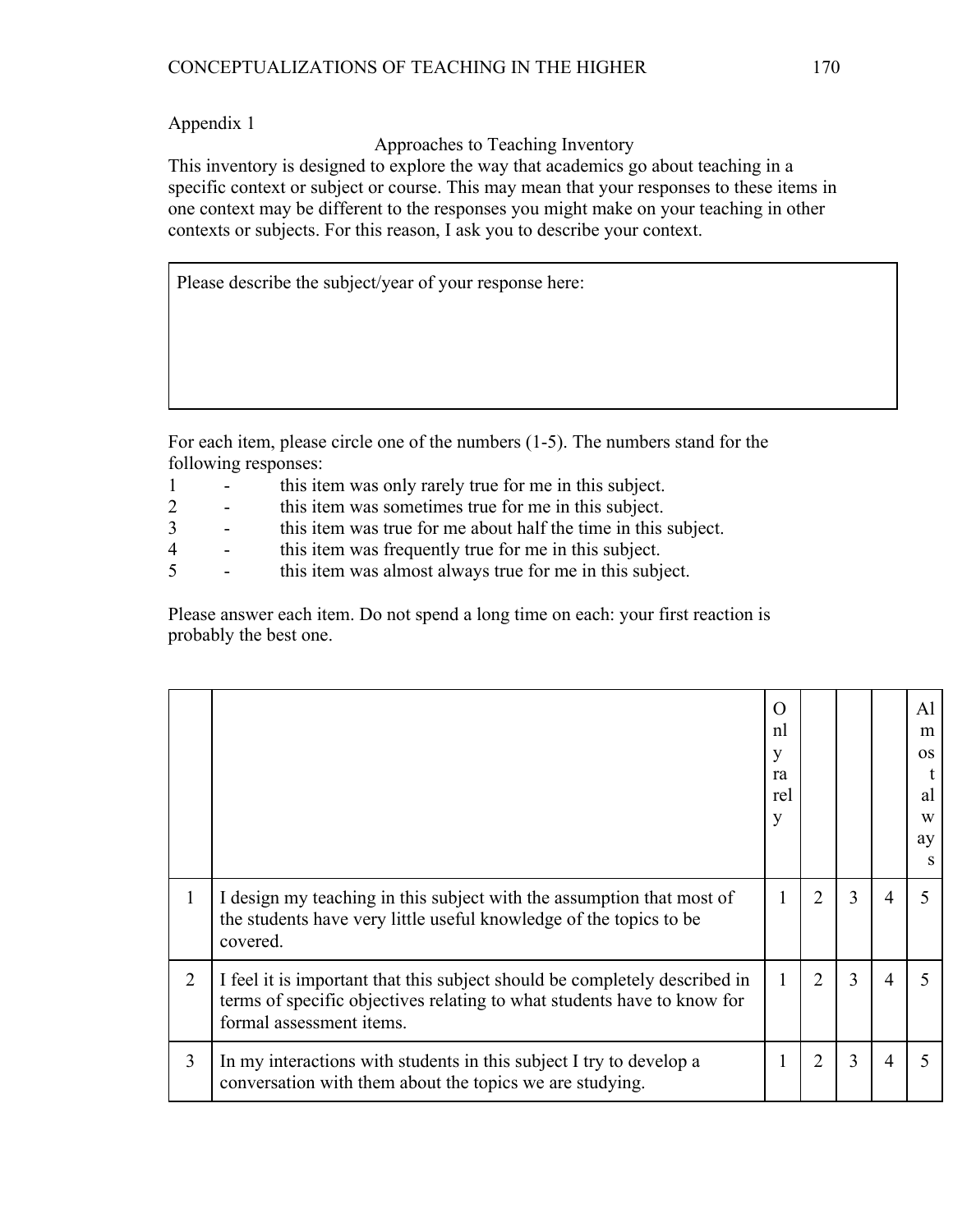Appendix 1

## Approaches to Teaching Inventory

This inventory is designed to explore the way that academics go about teaching in a specific context or subject or course. This may mean that your responses to these items in one context may be different to the responses you might make on your teaching in other contexts or subjects. For this reason, I ask you to describe your context.

| Please describe the subject/year of your response here: |
|---|
| |

For each item, please circle one of the numbers (1-5). The numbers stand for the following responses:

1 - this item was only rarely true for me in this subject.
2 - this item was sometimes true for me in this subject.
3 - this item was true for me about half the time in this subject.
4 - this item was frequently true for me in this subject.
5 - this item was almost always true for me in this subject.

Please answer each item. Do not spend a long time on each: your first reaction is probably the best one.

| | | Only rarely | | | | Almost always |
|---|---|---|---|---|---|---|
| 1 | I design my teaching in this subject with the assumption that most of the students have very little useful knowledge of the topics to be covered. | 1 | 2 | 3 | 4 | 5 |
| 2 | I feel it is important that this subject should be completely described in terms of specific objectives relating to what students have to know for formal assessment items. | 1 | 2 | 3 | 4 | 5 |
| 3 | In my interactions with students in this subject I try to develop a conversation with them about the topics we are studying. | 1 | 2 | 3 | 4 | 5 |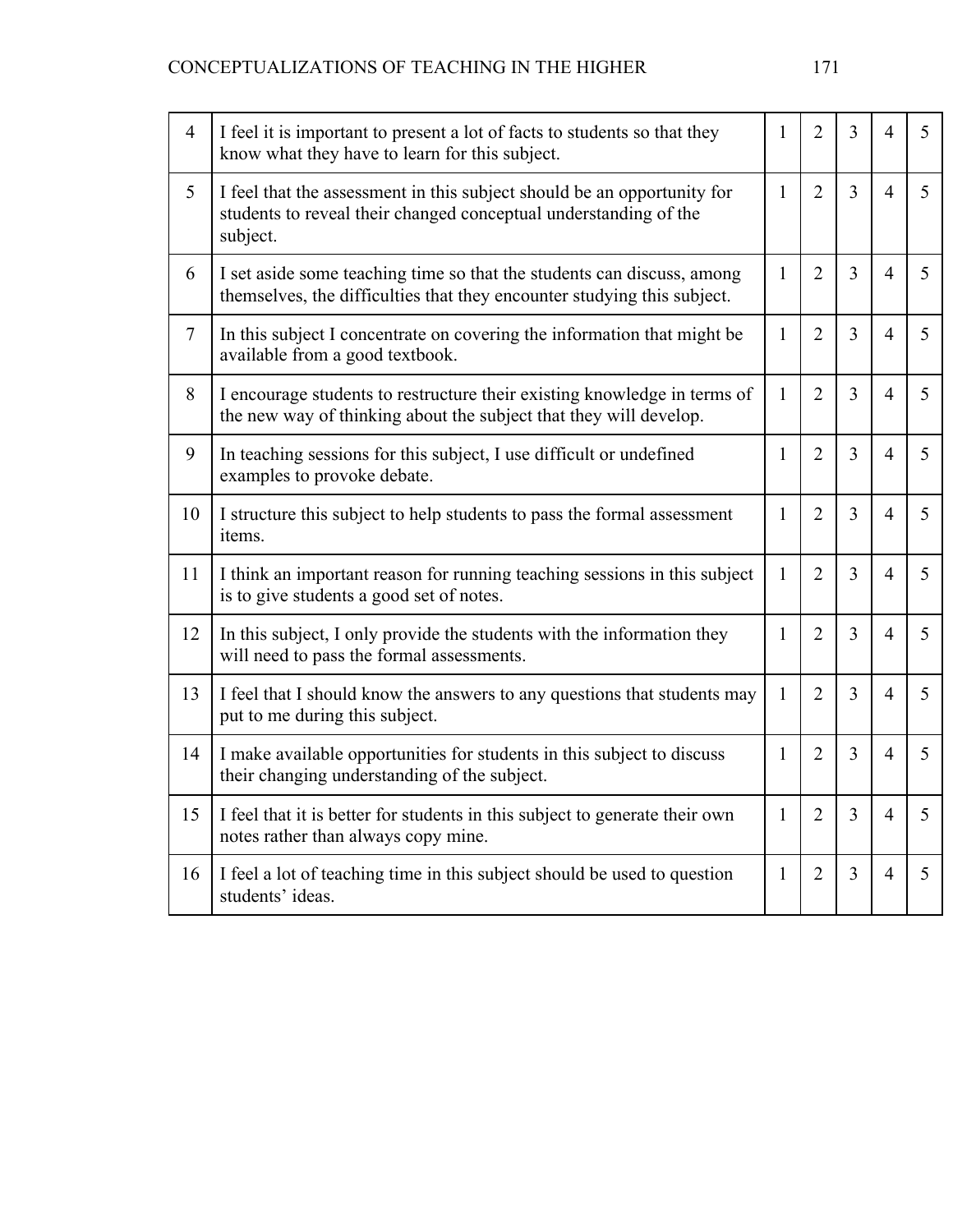| | | | | | | |
|---|---|---|---|---|---|---|
| 4 | I feel it is important to present a lot of facts to students so that they know what they have to learn for this subject. | 1 | 2 | 3 | 4 | 5 |
| 5 | I feel that the assessment in this subject should be an opportunity for students to reveal their changed conceptual understanding of the subject. | 1 | 2 | 3 | 4 | 5 |
| 6 | I set aside some teaching time so that the students can discuss, among themselves, the difficulties that they encounter studying this subject. | 1 | 2 | 3 | 4 | 5 |
| 7 | In this subject I concentrate on covering the information that might be available from a good textbook. | 1 | 2 | 3 | 4 | 5 |
| 8 | I encourage students to restructure their existing knowledge in terms of the new way of thinking about the subject that they will develop. | 1 | 2 | 3 | 4 | 5 |
| 9 | In teaching sessions for this subject, I use difficult or undefined examples to provoke debate. | 1 | 2 | 3 | 4 | 5 |
| 10 | I structure this subject to help students to pass the formal assessment items. | 1 | 2 | 3 | 4 | 5 |
| 11 | I think an important reason for running teaching sessions in this subject is to give students a good set of notes. | 1 | 2 | 3 | 4 | 5 |
| 12 | In this subject, I only provide the students with the information they will need to pass the formal assessments. | 1 | 2 | 3 | 4 | 5 |
| 13 | I feel that I should know the answers to any questions that students may put to me during this subject. | 1 | 2 | 3 | 4 | 5 |
| 14 | I make available opportunities for students in this subject to discuss their changing understanding of the subject. | 1 | 2 | 3 | 4 | 5 |
| 15 | I feel that it is better for students in this subject to generate their own notes rather than always copy mine. | 1 | 2 | 3 | 4 | 5 |
| 16 | I feel a lot of teaching time in this subject should be used to question students' ideas. | 1 | 2 | 3 | 4 | 5 |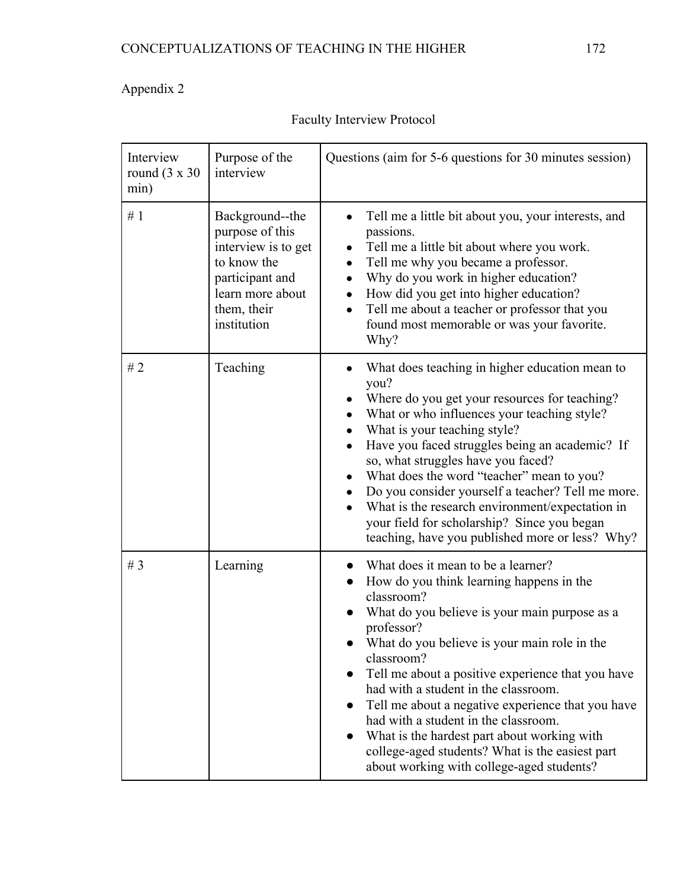Appendix 2

Faculty Interview Protocol

| Interview round (3 x 30 min) | Purpose of the interview | Questions (aim for 5-6 questions for 30 minutes session) |
|---|---|---|
| # 1 | Background--the purpose of this interview is to get to know the participant and learn more about them, their institution | • Tell me a little bit about you, your interests, and passions.<br>• Tell me a little bit about where you work.<br>• Tell me why you became a professor.<br>• Why do you work in higher education?<br>• How did you get into higher education?<br>• Tell me about a teacher or professor that you found most memorable or was your favorite. Why? |
| # 2 | Teaching | • What does teaching in higher education mean to you?<br>• Where do you get your resources for teaching?<br>• What or who influences your teaching style?<br>• What is your teaching style?<br>• Have you faced struggles being an academic? If so, what struggles have you faced?<br>• What does the word "teacher" mean to you?<br>• Do you consider yourself a teacher? Tell me more.<br>• What is the research environment/expectation in your field for scholarship? Since you began teaching, have you published more or less? Why? |
| # 3 | Learning | • What does it mean to be a learner?<br>• How do you think learning happens in the classroom?<br>• What do you believe is your main purpose as a professor?<br>• What do you believe is your main role in the classroom?<br>• Tell me about a positive experience that you have had with a student in the classroom.<br>• Tell me about a negative experience that you have had with a student in the classroom.<br>• What is the hardest part about working with college-aged students? What is the easiest part about working with college-aged students? |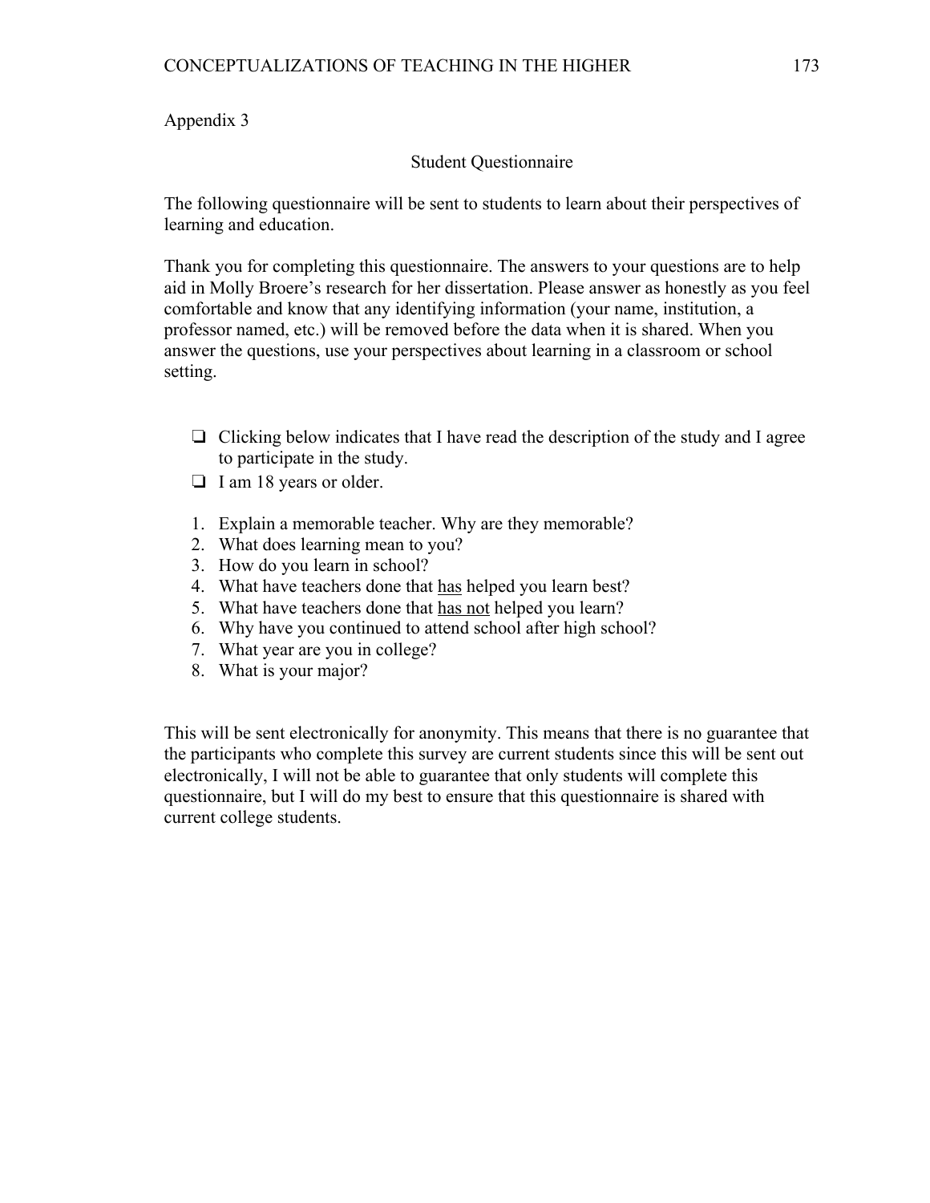Appendix 3

Student Questionnaire

The following questionnaire will be sent to students to learn about their perspectives of learning and education.

Thank you for completing this questionnaire. The answers to your questions are to help aid in Molly Broere's research for her dissertation. Please answer as honestly as you feel comfortable and know that any identifying information (your name, institution, a professor named, etc.) will be removed before the data when it is shared. When you answer the questions, use your perspectives about learning in a classroom or school setting.

- [ ] Clicking below indicates that I have read the description of the study and I agree to participate in the study.
- [ ] I am 18 years or older.

1. Explain a memorable teacher. Why are they memorable?
2. What does learning mean to you?
3. How do you learn in school?
4. What have teachers done that <u>has</u> helped you learn best?
5. What have teachers done that <u>has not</u> helped you learn?
6. Why have you continued to attend school after high school?
7. What year are you in college?
8. What is your major?

This will be sent electronically for anonymity. This means that there is no guarantee that the participants who complete this survey are current students since this will be sent out electronically, I will not be able to guarantee that only students will complete this questionnaire, but I will do my best to ensure that this questionnaire is shared with current college students.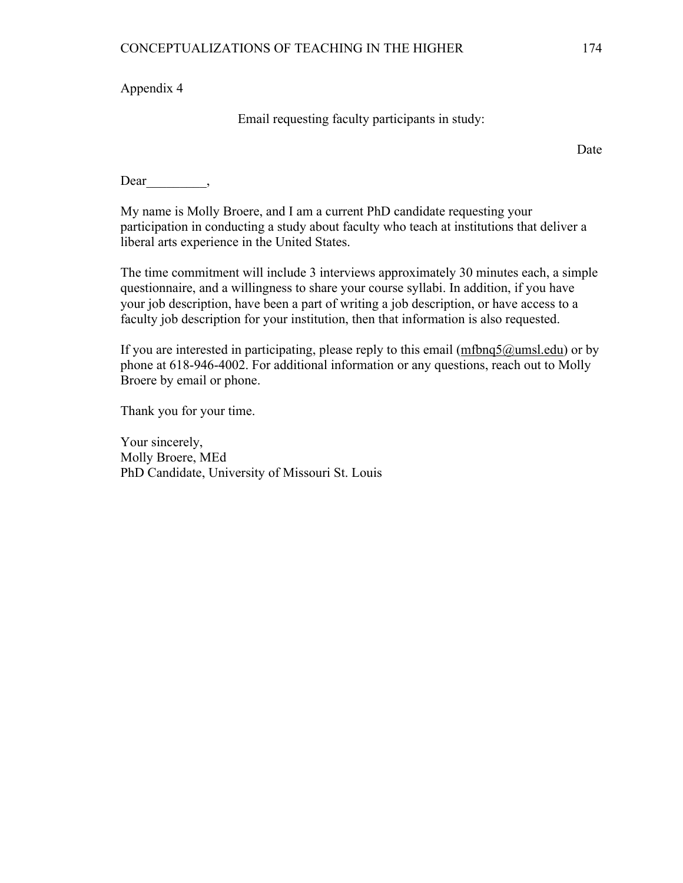Appendix 4

Email requesting faculty participants in study:

Date

Dear_________,

My name is Molly Broere, and I am a current PhD candidate requesting your participation in conducting a study about faculty who teach at institutions that deliver a liberal arts experience in the United States.

The time commitment will include 3 interviews approximately 30 minutes each, a simple questionnaire, and a willingness to share your course syllabi. In addition, if you have your job description, have been a part of writing a job description, or have access to a faculty job description for your institution, then that information is also requested.

If you are interested in participating, please reply to this email (mfbnq5@umsl.edu) or by phone at 618-946-4002. For additional information or any questions, reach out to Molly Broere by email or phone.

Thank you for your time.

Your sincerely,
Molly Broere, MEd
PhD Candidate, University of Missouri St. Louis